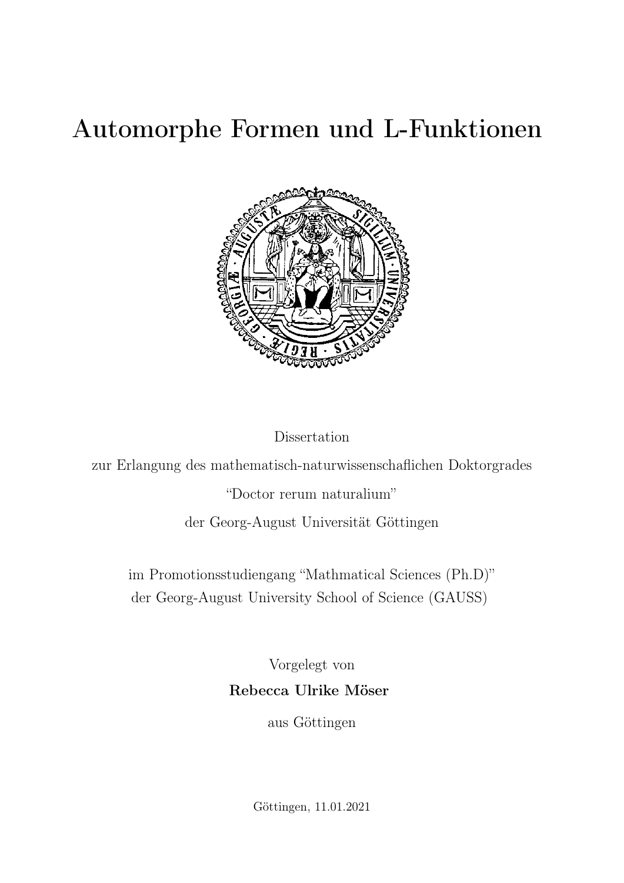# Automorphe Formen und L-Funktionen

Dissertation

zur Erlangung des mathematisch-naturwissenschaflichen Doktorgrades

"Doctor rerum naturalium"

der Georg-August Universität Göttingen

im Promotionsstudiengang "Mathmatical Sciences (Ph.D)"

der Georg-August University School of Science (GAUSS)

Vorgelegt von

**Rebecca Ulrike Möser**

aus Göttingen

Göttingen, 11.01.2021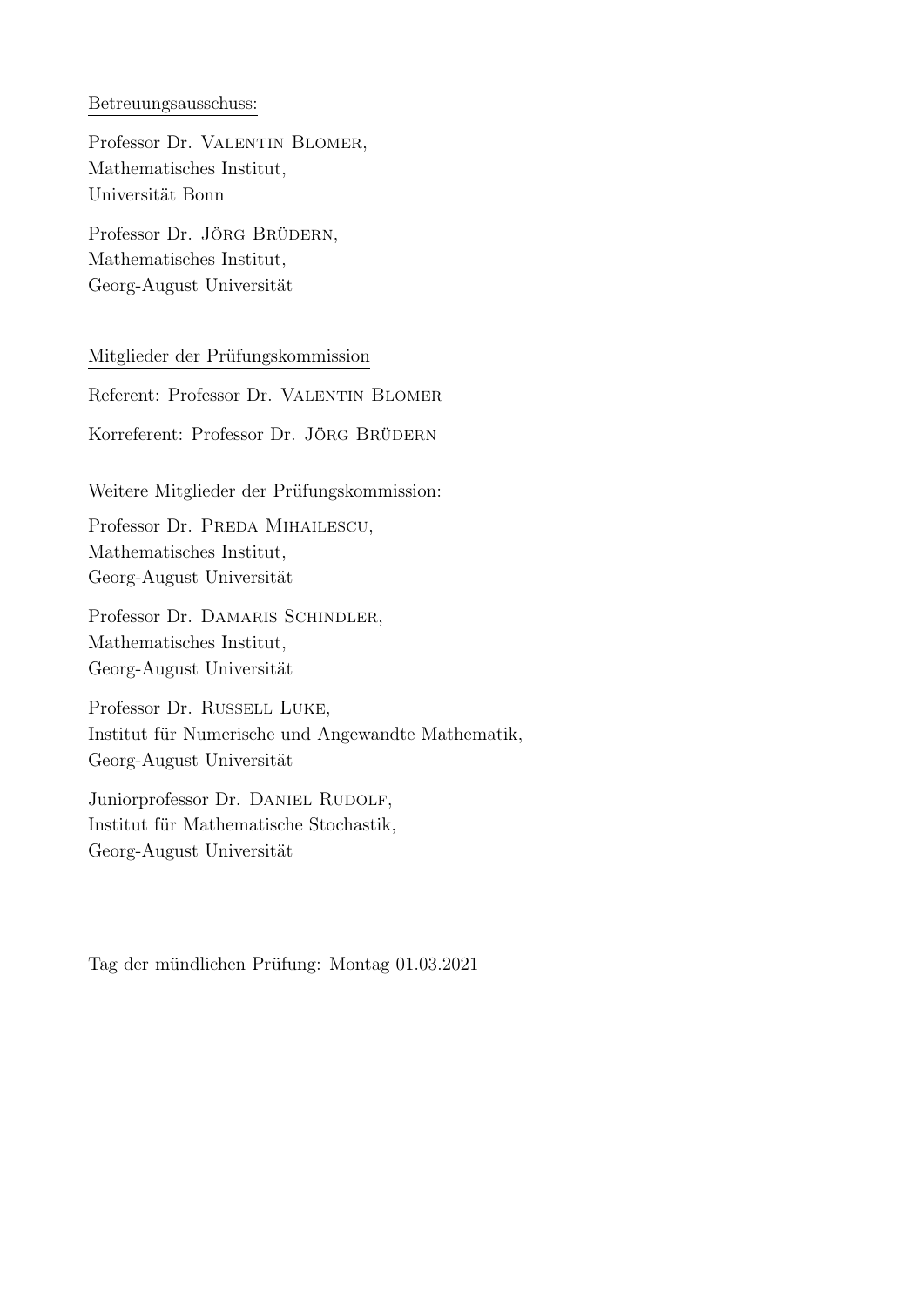Betreuungsausschuss:

Professor Dr. Valentin Blomer,
Mathematisches Institut,
Universität Bonn

Professor Dr. Jörg Brüdern,
Mathematisches Institut,
Georg-August Universität

Mitglieder der Prüfungskommission

Referent: Professor Dr. Valentin Blomer

Korreferent: Professor Dr. Jörg Brüdern

Weitere Mitglieder der Prüfungskommission:

Professor Dr. Preda Mihailescu,
Mathematisches Institut,
Georg-August Universität

Professor Dr. Damaris Schindler,
Mathematisches Institut,
Georg-August Universität

Professor Dr. Russell Luke,
Institut für Numerische und Angewandte Mathematik,
Georg-August Universität

Juniorprofessor Dr. Daniel Rudolf,
Institut für Mathematische Stochastik,
Georg-August Universität

Tag der mündlichen Prüfung: Montag 01.03.2021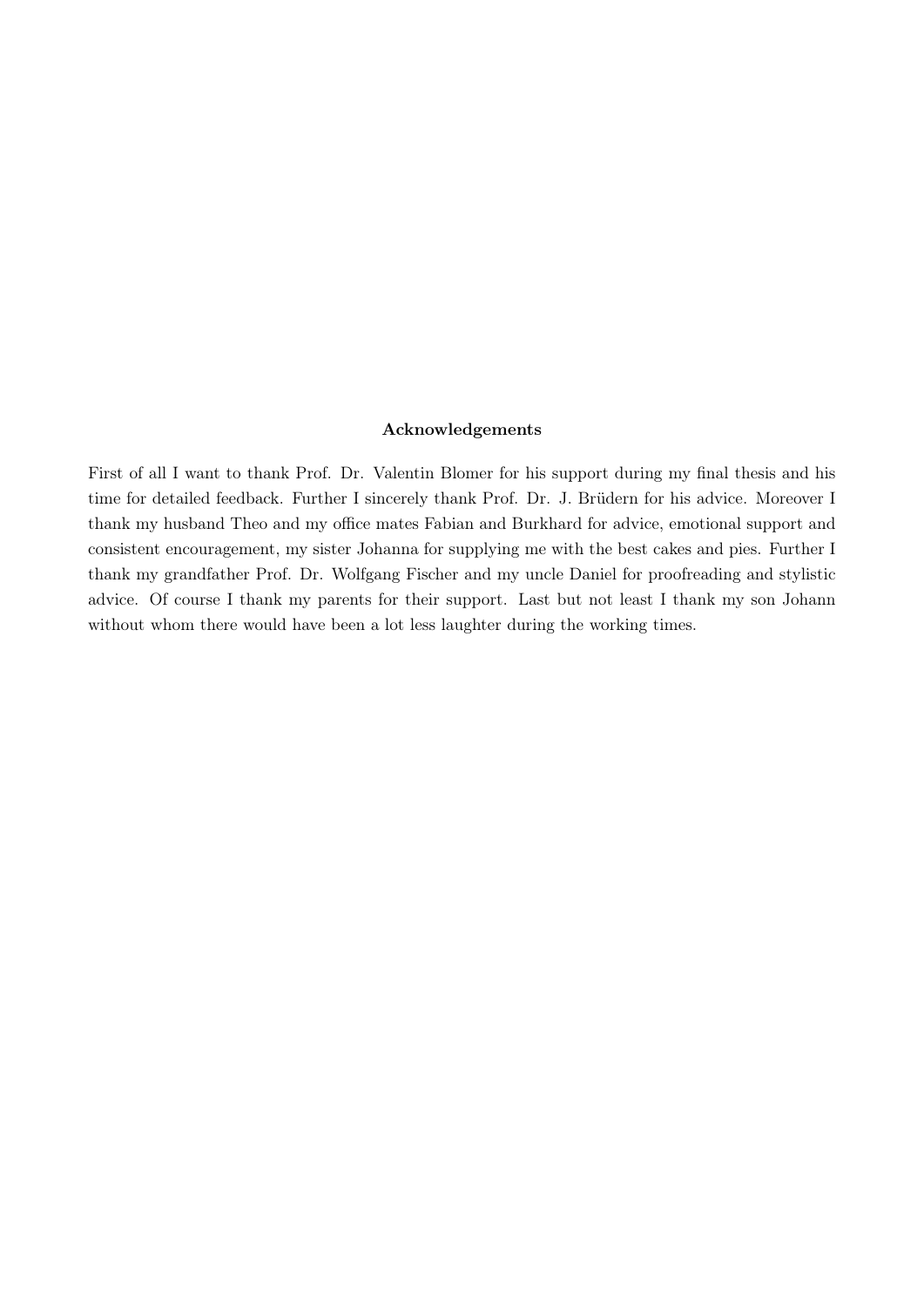**Acknowledgements**

First of all I want to thank Prof. Dr. Valentin Blomer for his support during my final thesis and his time for detailed feedback. Further I sincerely thank Prof. Dr. J. Brüdern for his advice. Moreover I thank my husband Theo and my office mates Fabian and Burkhard for advice, emotional support and consistent encouragement, my sister Johanna for supplying me with the best cakes and pies. Further I thank my grandfather Prof. Dr. Wolfgang Fischer and my uncle Daniel for proofreading and stylistic advice. Of course I thank my parents for their support. Last but not least I thank my son Johann without whom there would have been a lot less laughter during the working times.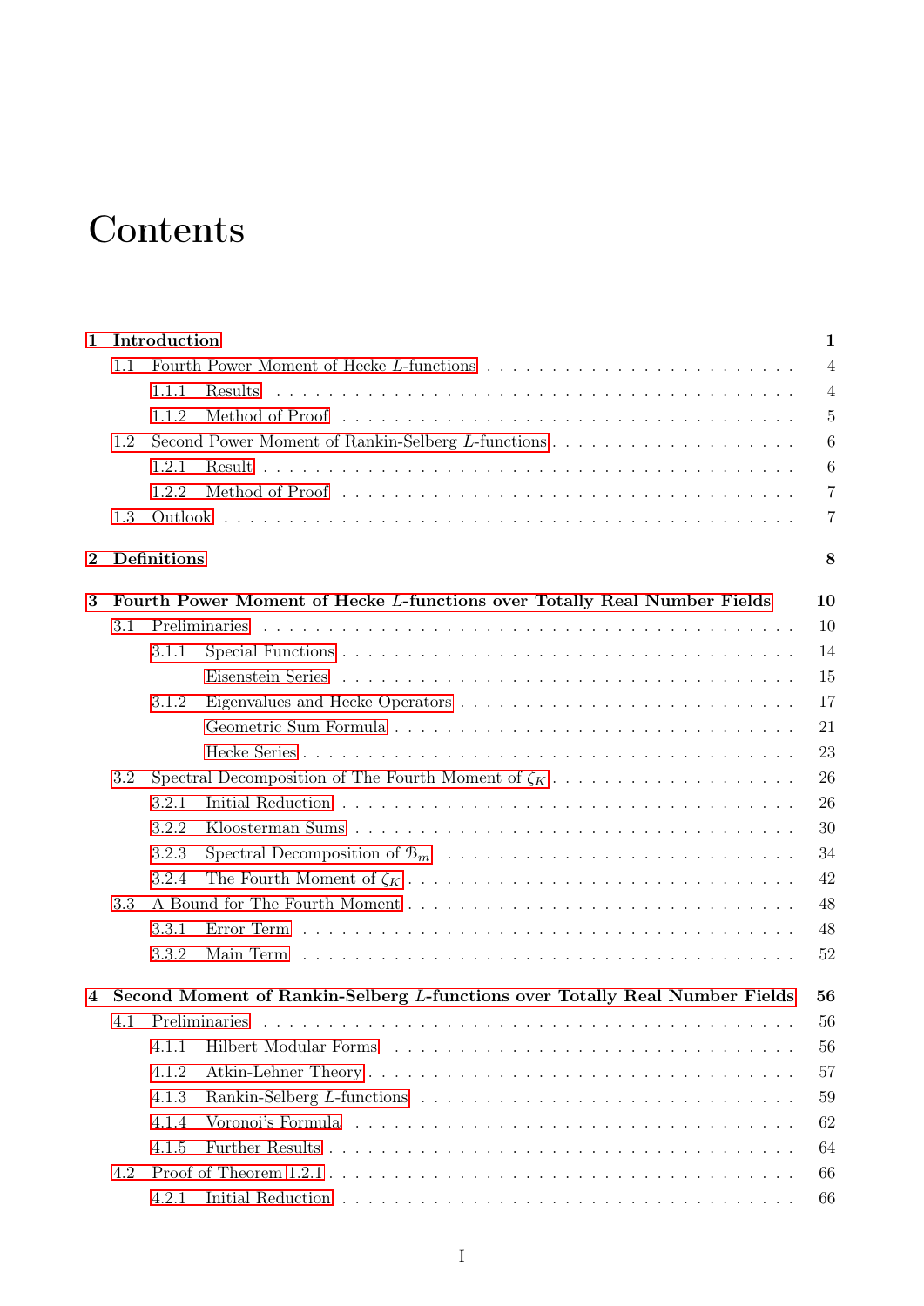# Contents

**1 Introduction** — 1
- 1.1 Fourth Power Moment of Hecke $L$-functions — 4
  - 1.1.1 Results — 4
  - 1.1.2 Method of Proof — 5
- 1.2 Second Power Moment of Rankin-Selberg $L$-functions — 6
  - 1.2.1 Result — 6
  - 1.2.2 Method of Proof — 7
- 1.3 Outlook — 7

**2 Definitions** — 8

**3 Fourth Power Moment of Hecke $L$-functions over Totally Real Number Fields** — 10
- 3.1 Preliminaries — 10
  - 3.1.1 Special Functions — 14
    - Eisenstein Series — 15
  - 3.1.2 Eigenvalues and Hecke Operators — 17
    - Geometric Sum Formula — 21
    - Hecke Series — 23
- 3.2 Spectral Decomposition of The Fourth Moment of $\zeta_K$ — 26
  - 3.2.1 Initial Reduction — 26
  - 3.2.2 Kloosterman Sums — 30
  - 3.2.3 Spectral Decomposition of $\mathcal{B}_m$ — 34
  - 3.2.4 The Fourth Moment of $\zeta_K$ — 42
- 3.3 A Bound for The Fourth Moment — 48
  - 3.3.1 Error Term — 48
  - 3.3.2 Main Term — 52

**4 Second Moment of Rankin-Selberg $L$-functions over Totally Real Number Fields** — 56
- 4.1 Preliminaries — 56
  - 4.1.1 Hilbert Modular Forms — 56
  - 4.1.2 Atkin-Lehner Theory — 57
  - 4.1.3 Rankin-Selberg $L$-functions — 59
  - 4.1.4 Voronoi's Formula — 62
  - 4.1.5 Further Results — 64
- 4.2 Proof of Theorem 1.2.1 — 66
  - 4.2.1 Initial Reduction — 66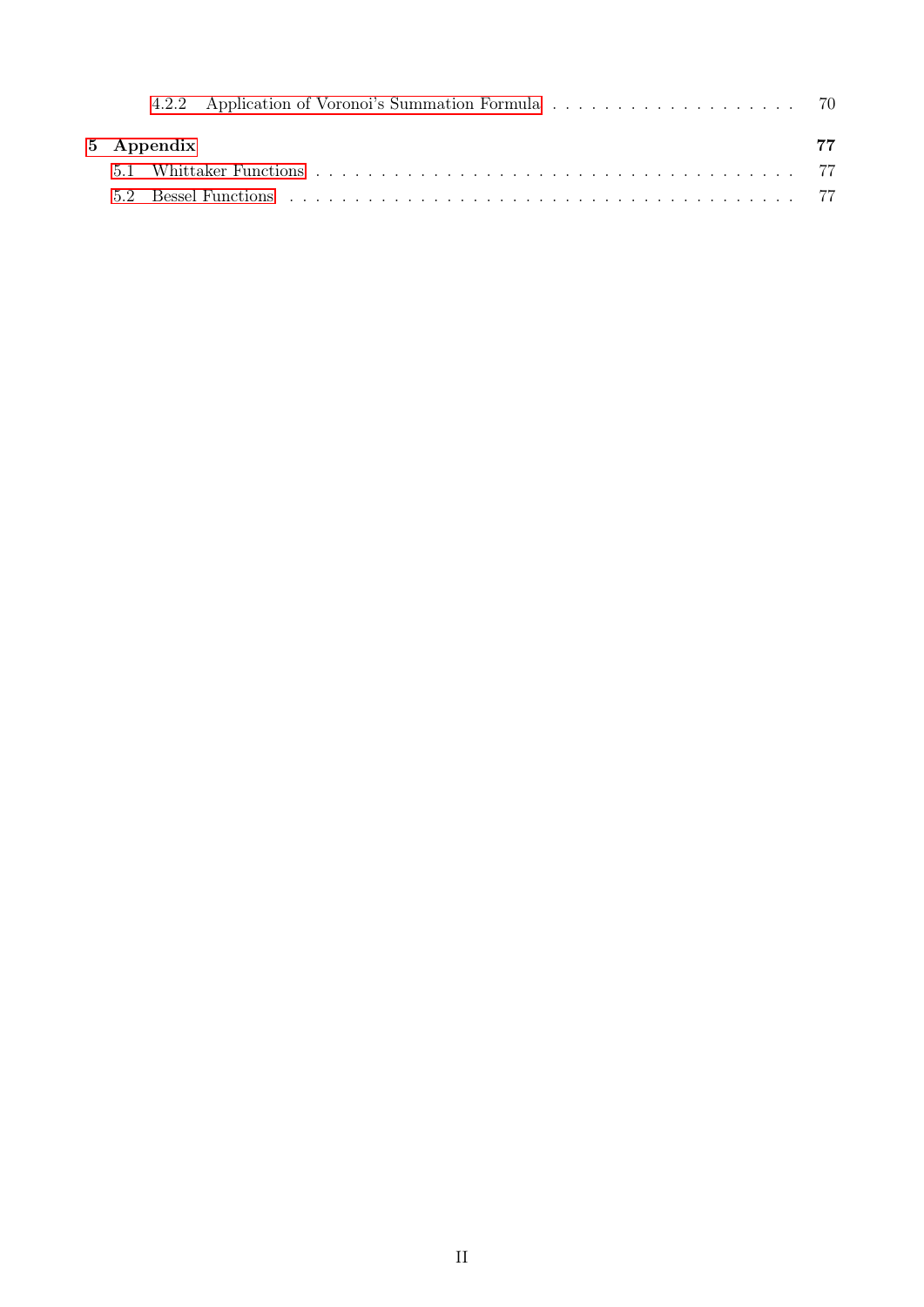4.2.2 Application of Voronoi's Summation Formula . . . . . . . . . . . . . . . . . . . . 70

**5 Appendix** **77**

5.1 Whittaker Functions . . . . . . . . . . . . . . . . . . . . . . . . . . . . . . . . . . . . 77

5.2 Bessel Functions . . . . . . . . . . . . . . . . . . . . . . . . . . . . . . . . . . . . . 77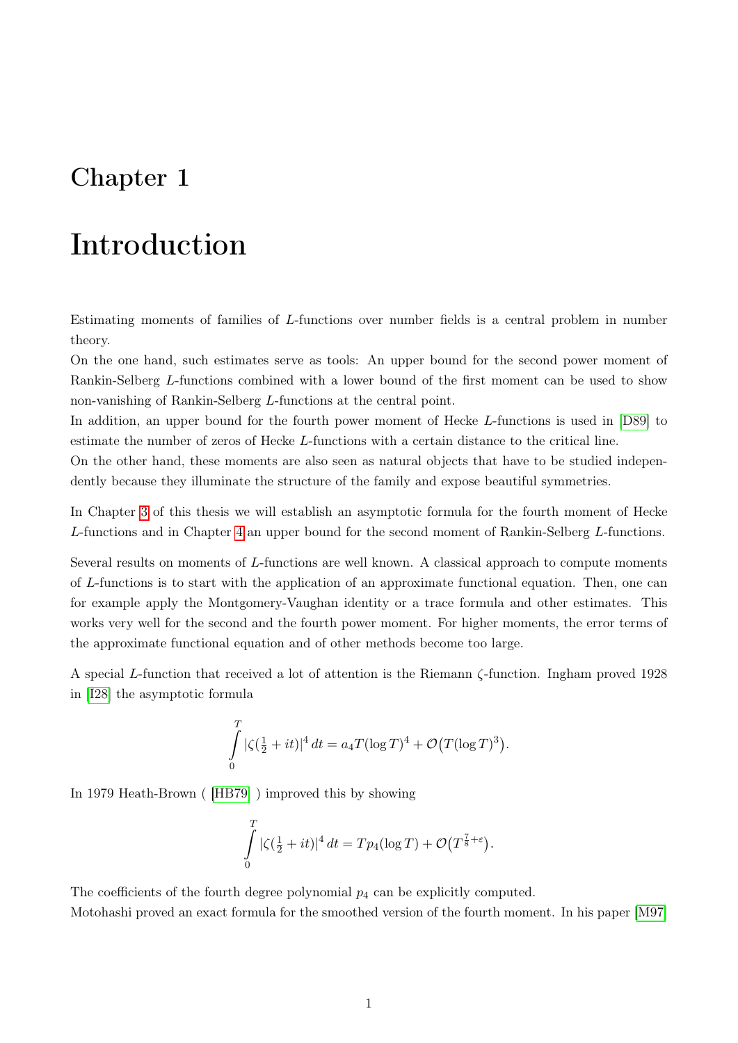# Chapter 1

# Introduction

Estimating moments of families of $L$-functions over number fields is a central problem in number theory.
On the one hand, such estimates serve as tools: An upper bound for the second power moment of Rankin-Selberg $L$-functions combined with a lower bound of the first moment can be used to show non-vanishing of Rankin-Selberg $L$-functions at the central point.
In addition, an upper bound for the fourth power moment of Hecke $L$-functions is used in [D89] to estimate the number of zeros of Hecke $L$-functions with a certain distance to the critical line.
On the other hand, these moments are also seen as natural objects that have to be studied independently because they illuminate the structure of the family and expose beautiful symmetries.

In Chapter 3 of this thesis we will establish an asymptotic formula for the fourth moment of Hecke $L$-functions and in Chapter 4 an upper bound for the second moment of Rankin-Selberg $L$-functions.

Several results on moments of $L$-functions are well known. A classical approach to compute moments of $L$-functions is to start with the application of an approximate functional equation. Then, one can for example apply the Montgomery-Vaughan identity or a trace formula and other estimates. This works very well for the second and the fourth power moment. For higher moments, the error terms of the approximate functional equation and of other methods become too large.

A special $L$-function that received a lot of attention is the Riemann $\zeta$-function. Ingham proved 1928 in [I28] the asymptotic formula

$$\int_0^T |\zeta(\tfrac{1}{2}+it)|^4\,dt = a_4 T(\log T)^4 + \mathcal{O}\big(T(\log T)^3\big).$$

In 1979 Heath-Brown ( [HB79] ) improved this by showing

$$\int_0^T |\zeta(\tfrac{1}{2}+it)|^4\,dt = Tp_4(\log T) + \mathcal{O}\big(T^{\frac{7}{8}+\varepsilon}\big).$$

The coefficients of the fourth degree polynomial $p_4$ can be explicitly computed.
Motohashi proved an exact formula for the smoothed version of the fourth moment. In his paper [M97]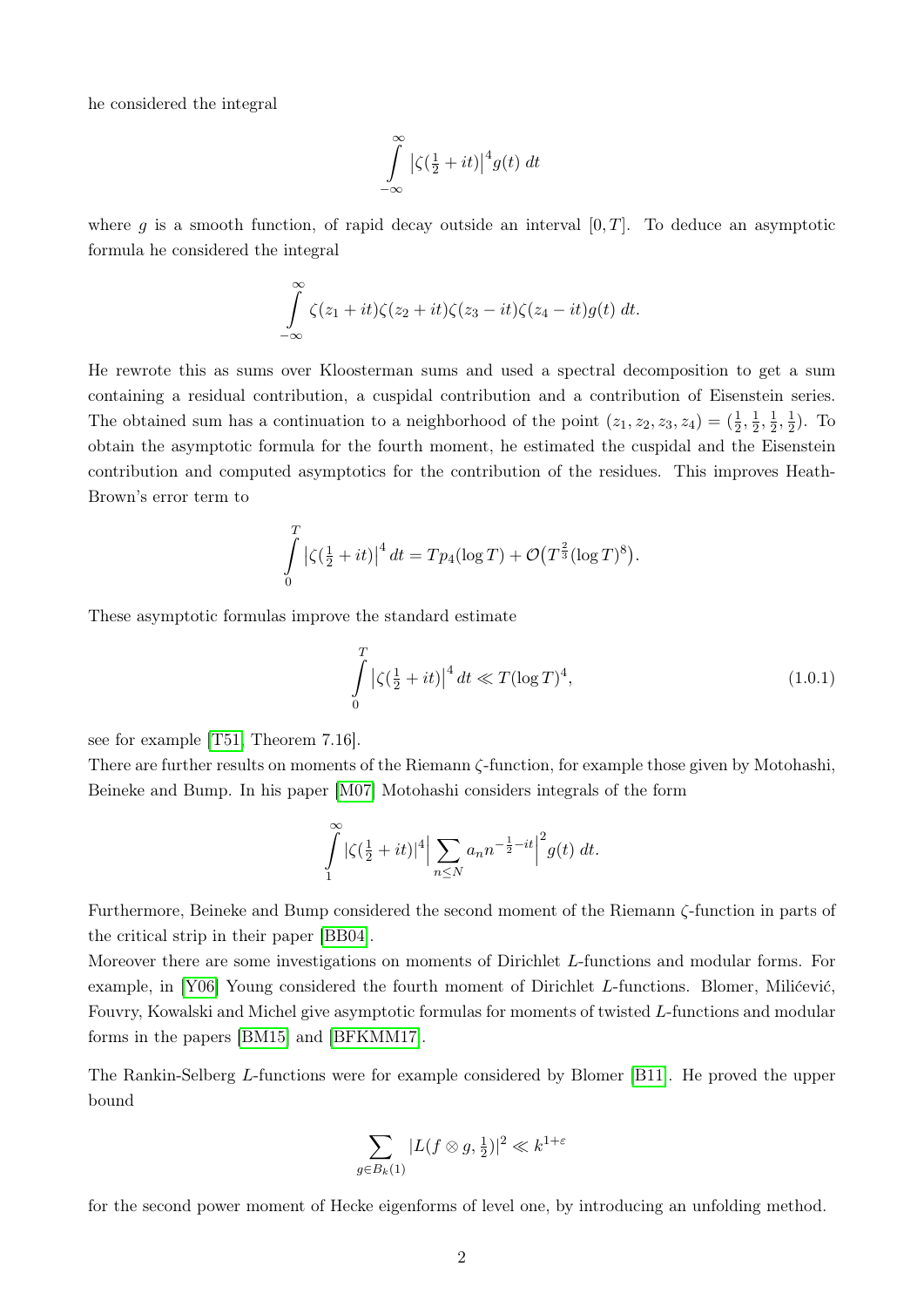he considered the integral

$$\int_{-\infty}^{\infty} \left|\zeta(\tfrac{1}{2}+it)\right|^4 g(t)\, dt$$

where $g$ is a smooth function, of rapid decay outside an interval $[0, T]$. To deduce an asymptotic formula he considered the integral

$$\int_{-\infty}^{\infty} \zeta(z_1+it)\zeta(z_2+it)\zeta(z_3-it)\zeta(z_4-it)g(t)\, dt.$$

He rewrote this as sums over Kloosterman sums and used a spectral decomposition to get a sum containing a residual contribution, a cuspidal contribution and a contribution of Eisenstein series. The obtained sum has a continuation to a neighborhood of the point $(z_1, z_2, z_3, z_4) = (\frac{1}{2}, \frac{1}{2}, \frac{1}{2}, \frac{1}{2})$. To obtain the asymptotic formula for the fourth moment, he estimated the cuspidal and the Eisenstein contribution and computed asymptotics for the contribution of the residues. This improves Heath-Brown's error term to

$$\int_{0}^{T} \left|\zeta(\tfrac{1}{2}+it)\right|^4 dt = Tp_4(\log T) + \mathcal{O}\big(T^{\frac{2}{3}}(\log T)^8\big).$$

These asymptotic formulas improve the standard estimate

$$\int_{0}^{T} \left|\zeta(\tfrac{1}{2}+it)\right|^4 dt \ll T(\log T)^4, \tag{1.0.1}$$

see for example [T51, Theorem 7.16].

There are further results on moments of the Riemann $\zeta$-function, for example those given by Motohashi, Beineke and Bump. In his paper [M07] Motohashi considers integrals of the form

$$\int_{1}^{\infty} |\zeta(\tfrac{1}{2}+it)|^4 \Big|\sum_{n\leq N} a_n n^{-\frac{1}{2}-it}\Big|^2 g(t)\, dt.$$

Furthermore, Beineke and Bump considered the second moment of the Riemann $\zeta$-function in parts of the critical strip in their paper [BB04].

Moreover there are some investigations on moments of Dirichlet $L$-functions and modular forms. For example, in [Y06] Young considered the fourth moment of Dirichlet $L$-functions. Blomer, Milićević, Fouvry, Kowalski and Michel give asymptotic formulas for moments of twisted $L$-functions and modular forms in the papers [BM15] and [BFKMM17].

The Rankin-Selberg $L$-functions were for example considered by Blomer [B11]. He proved the upper bound

$$\sum_{g\in B_k(1)} |L(f\otimes g, \tfrac{1}{2})|^2 \ll k^{1+\varepsilon}$$

for the second power moment of Hecke eigenforms of level one, by introducing an unfolding method.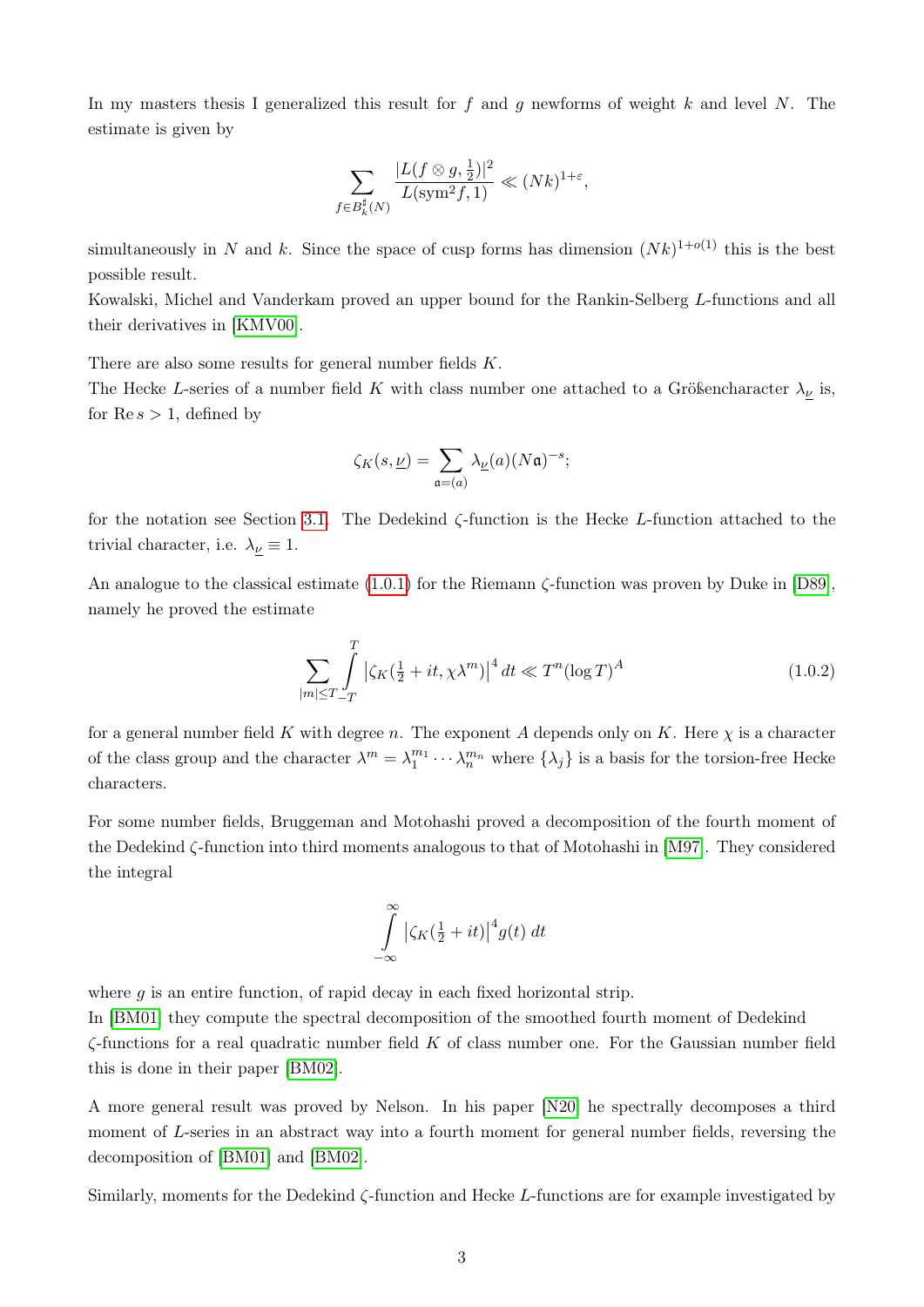In my masters thesis I generalized this result for $f$ and $g$ newforms of weight $k$ and level $N$. The estimate is given by

$$\sum_{f \in B_k^\sharp(N)} \frac{|L(f \otimes g, \frac{1}{2})|^2}{L(\mathrm{sym}^2 f, 1)} \ll (Nk)^{1+\varepsilon},$$

simultaneously in $N$ and $k$. Since the space of cusp forms has dimension $(Nk)^{1+o(1)}$ this is the best possible result.
Kowalski, Michel and Vanderkam proved an upper bound for the Rankin-Selberg $L$-functions and all their derivatives in [KMV00].

There are also some results for general number fields $K$.
The Hecke $L$-series of a number field $K$ with class number one attached to a Größencharacter $\lambda_{\underline{\nu}}$ is, for $\mathrm{Re}\, s > 1$, defined by

$$\zeta_K(s, \underline{\nu}) = \sum_{\mathfrak{a}=(a)} \lambda_{\underline{\nu}}(a)(N\mathfrak{a})^{-s};$$

for the notation see Section 3.1. The Dedekind $\zeta$-function is the Hecke $L$-function attached to the trivial character, i.e. $\lambda_{\underline{\nu}} \equiv 1$.

An analogue to the classical estimate (1.0.1) for the Riemann $\zeta$-function was proven by Duke in [D89], namely he proved the estimate

$$\sum_{|m| \leq T} \int_{-T}^{T} \left|\zeta_K(\tfrac{1}{2} + it, \chi\lambda^m)\right|^4 dt \ll T^n (\log T)^A \tag{1.0.2}$$

for a general number field $K$ with degree $n$. The exponent $A$ depends only on $K$. Here $\chi$ is a character of the class group and the character $\lambda^m = \lambda_1^{m_1} \cdots \lambda_n^{m_n}$ where $\{\lambda_j\}$ is a basis for the torsion-free Hecke characters.

For some number fields, Bruggeman and Motohashi proved a decomposition of the fourth moment of the Dedekind $\zeta$-function into third moments analogous to that of Motohashi in [M97]. They considered the integral

$$\int_{-\infty}^{\infty} \left|\zeta_K(\tfrac{1}{2} + it)\right|^4 g(t)\, dt$$

where $g$ is an entire function, of rapid decay in each fixed horizontal strip.
In [BM01] they compute the spectral decomposition of the smoothed fourth moment of Dedekind $\zeta$-functions for a real quadratic number field $K$ of class number one. For the Gaussian number field this is done in their paper [BM02].

A more general result was proved by Nelson. In his paper [N20] he spectrally decomposes a third moment of $L$-series in an abstract way into a fourth moment for general number fields, reversing the decomposition of [BM01] and [BM02].

Similarly, moments for the Dedekind $\zeta$-function and Hecke $L$-functions are for example investigated by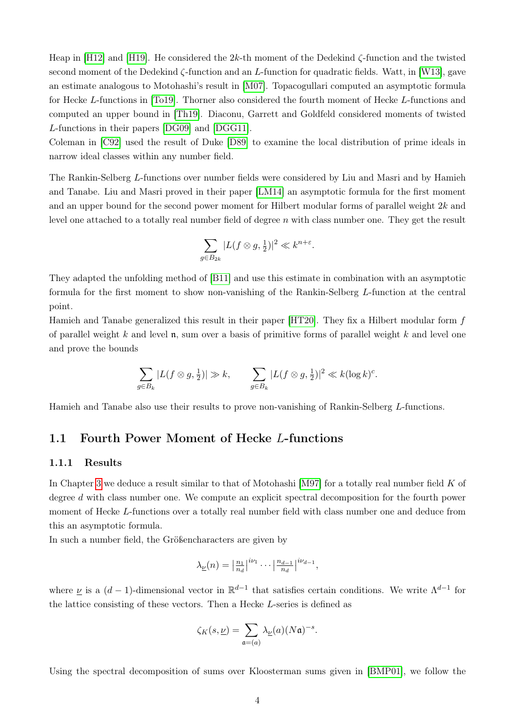Heap in [H12] and [H19]. He considered the $2k$-th moment of the Dedekind $\zeta$-function and the twisted second moment of the Dedekind $\zeta$-function and an $L$-function for quadratic fields. Watt, in [W13], gave an estimate analogous to Motohashi's result in [M07]. Topacogullari computed an asymptotic formula for Hecke $L$-functions in [To19]. Thorner also considered the fourth moment of Hecke $L$-functions and computed an upper bound in [Th19]. Diaconu, Garrett and Goldfeld considered moments of twisted $L$-functions in their papers [DG09] and [DGG11].
Coleman in [C92] used the result of Duke [D89] to examine the local distribution of prime ideals in narrow ideal classes within any number field.

The Rankin-Selberg $L$-functions over number fields were considered by Liu and Masri and by Hamieh and Tanabe. Liu and Masri proved in their paper [LM14] an asymptotic formula for the first moment and an upper bound for the second power moment for Hilbert modular forms of parallel weight $2k$ and level one attached to a totally real number field of degree $n$ with class number one. They get the result

$$\sum_{g \in B_{2k}} |L(f \otimes g, \tfrac{1}{2})|^2 \ll k^{n+\varepsilon}.$$

They adapted the unfolding method of [B11] and use this estimate in combination with an asymptotic formula for the first moment to show non-vanishing of the Rankin-Selberg $L$-function at the central point.
Hamieh and Tanabe generalized this result in their paper [HT20]. They fix a Hilbert modular form $f$ of parallel weight $k$ and level $\mathfrak{n}$, sum over a basis of primitive forms of parallel weight $k$ and level one and prove the bounds

$$\sum_{g \in B_k} |L(f \otimes g, \tfrac{1}{2})| \gg k, \qquad \sum_{g \in B_k} |L(f \otimes g, \tfrac{1}{2})|^2 \ll k(\log k)^c.$$

Hamieh and Tanabe also use their results to prove non-vanishing of Rankin-Selberg $L$-functions.

## 1.1 Fourth Power Moment of Hecke $L$-functions

### 1.1.1 Results

In Chapter 3 we deduce a result similar to that of Motohashi [M97] for a totally real number field $K$ of degree $d$ with class number one. We compute an explicit spectral decomposition for the fourth power moment of Hecke $L$-functions over a totally real number field with class number one and deduce from this an asymptotic formula.
In such a number field, the Größencharacters are given by

$$\lambda_{\underline{\nu}}(n) = \left|\tfrac{n_1}{n_d}\right|^{i\nu_1} \cdots \left|\tfrac{n_{d-1}}{n_d}\right|^{i\nu_{d-1}},$$

where $\underline{\nu}$ is a $(d-1)$-dimensional vector in $\mathbb{R}^{d-1}$ that satisfies certain conditions. We write $\Lambda^{d-1}$ for the lattice consisting of these vectors. Then a Hecke $L$-series is defined as

$$\zeta_K(s, \underline{\nu}) = \sum_{\mathfrak{a}=(a)} \lambda_{\underline{\nu}}(a)(N\mathfrak{a})^{-s}.$$

Using the spectral decomposition of sums over Kloosterman sums given in [BMP01], we follow the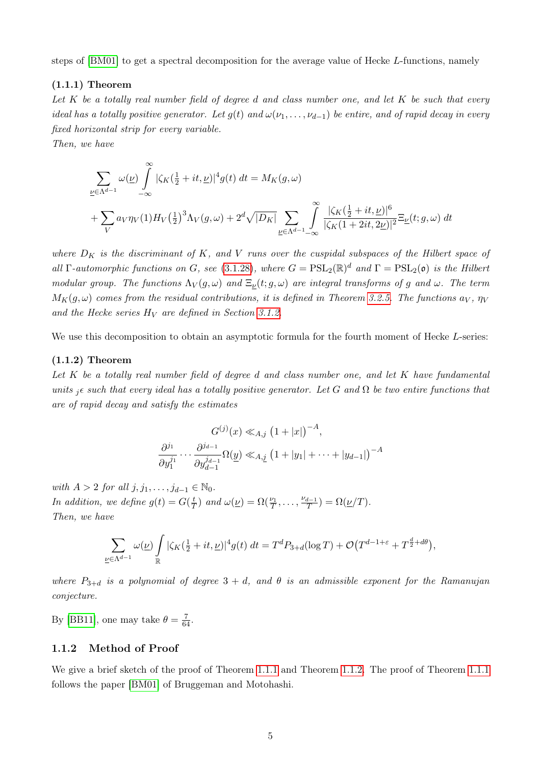steps of [BM01] to get a spectral decomposition for the average value of Hecke $L$-functions, namely

**(1.1.1) Theorem**

*Let $K$ be a totally real number field of degree $d$ and class number one, and let $K$ be such that every ideal has a totally positive generator. Let $g(t)$ and $\omega(\nu_1, \ldots, \nu_{d-1})$ be entire, and of rapid decay in every fixed horizontal strip for every variable.*

*Then, we have*

$$
\sum_{\underline{\nu}\in\Lambda^{d-1}} \omega(\underline{\nu}) \int_{-\infty}^{\infty} |\zeta_K(\tfrac{1}{2}+it,\underline{\nu})|^4 g(t)\, dt = M_K(g,\omega)
$$

$$
+ \sum_V a_V \eta_V(1) H_V\big(\tfrac{1}{2}\big)^3 \Lambda_V(g,\omega) + 2^d\sqrt{|D_K|} \sum_{\underline{\nu}\in\Lambda^{d-1}} \int_{-\infty}^{\infty} \frac{|\zeta_K(\frac{1}{2}+it,\underline{\nu})|^6}{|\zeta_K(1+2it,2\underline{\nu})|^2} \Xi_{\underline{\nu}}(t;g,\omega)\, dt
$$

*where $D_K$ is the discriminant of $K$, and $V$ runs over the cuspidal subspaces of the Hilbert space of all $\Gamma$-automorphic functions on $G$, see (3.1.28), where $G = \mathrm{PSL}_2(\mathbb{R})^d$ and $\Gamma = \mathrm{PSL}_2(\mathfrak{o})$ is the Hilbert modular group. The functions $\Lambda_V(g,\omega)$ and $\Xi_{\underline{\nu}}(t;g,\omega)$ are integral transforms of $g$ and $\omega$. The term $M_K(g,\omega)$ comes from the residual contributions, it is defined in Theorem 3.2.5. The functions $a_V$, $\eta_V$ and the Hecke series $H_V$ are defined in Section 3.1.2.*

We use this decomposition to obtain an asymptotic formula for the fourth moment of Hecke $L$-series:

**(1.1.2) Theorem**

*Let $K$ be a totally real number field of degree $d$ and class number one, and let $K$ have fundamental units ${}_j\epsilon$ such that every ideal has a totally positive generator. Let $G$ and $\Omega$ be two entire functions that are of rapid decay and satisfy the estimates*

$$
G^{(j)}(x) \ll_{A,j} \big(1+|x|\big)^{-A},
$$

$$
\frac{\partial^{j_1}}{\partial y_1^{j_1}} \cdots \frac{\partial^{j_{d-1}}}{\partial y_{d-1}^{j_{d-1}}} \Omega(\underline{y}) \ll_{A,\underline{j}} \big(1+|y_1|+\cdots+|y_{d-1}|\big)^{-A}
$$

*with $A > 2$ for all $j, j_1, \ldots, j_{d-1} \in \mathbb{N}_0$.*

*In addition, we define $g(t) = G(\frac{t}{T})$ and $\omega(\underline{\nu}) = \Omega(\frac{\nu_1}{T}, \ldots, \frac{\nu_{d-1}}{T}) = \Omega(\underline{\nu}/T)$.*

*Then, we have*

$$
\sum_{\underline{\nu}\in\Lambda^{d-1}} \omega(\underline{\nu}) \int_{\mathbb{R}} |\zeta_K(\tfrac{1}{2}+it,\underline{\nu})|^4 g(t)\, dt = T^d P_{3+d}(\log T) + \mathcal{O}\big(T^{d-1+\varepsilon} + T^{\frac{d}{2}+d\theta}\big),
$$

*where $P_{3+d}$ is a polynomial of degree $3+d$, and $\theta$ is an admissible exponent for the Ramanujan conjecture.*

By [BB11], one may take $\theta = \frac{7}{64}$.

### 1.1.2 Method of Proof

We give a brief sketch of the proof of Theorem 1.1.1 and Theorem 1.1.2. The proof of Theorem 1.1.1 follows the paper [BM01] of Bruggeman and Motohashi.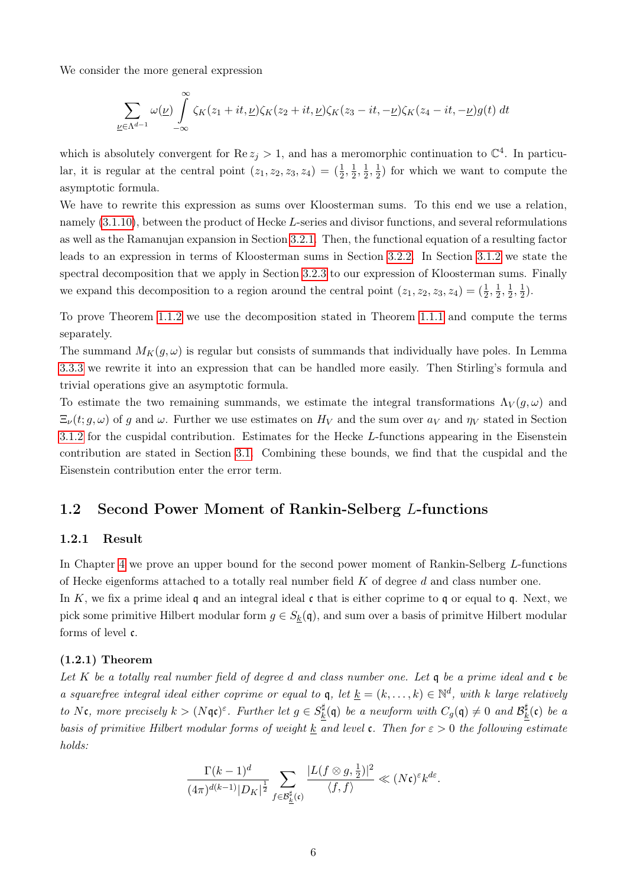We consider the more general expression

$$\sum_{\underline{\nu}\in\Lambda^{d-1}} \omega(\underline{\nu}) \int_{-\infty}^{\infty} \zeta_K(z_1+it,\underline{\nu})\zeta_K(z_2+it,\underline{\nu})\zeta_K(z_3-it,-\underline{\nu})\zeta_K(z_4-it,-\underline{\nu})g(t)\,dt$$

which is absolutely convergent for $\operatorname{Re} z_j > 1$, and has a meromorphic continuation to $\mathbb{C}^4$. In particular, it is regular at the central point $(z_1,z_2,z_3,z_4) = (\frac{1}{2},\frac{1}{2},\frac{1}{2},\frac{1}{2})$ for which we want to compute the asymptotic formula.

We have to rewrite this expression as sums over Kloosterman sums. To this end we use a relation, namely (3.1.10), between the product of Hecke $L$-series and divisor functions, and several reformulations as well as the Ramanujan expansion in Section 3.2.1. Then, the functional equation of a resulting factor leads to an expression in terms of Kloosterman sums in Section 3.2.2. In Section 3.1.2 we state the spectral decomposition that we apply in Section 3.2.3 to our expression of Kloosterman sums. Finally we expand this decomposition to a region around the central point $(z_1,z_2,z_3,z_4) = (\frac{1}{2},\frac{1}{2},\frac{1}{2},\frac{1}{2})$.

To prove Theorem 1.1.2 we use the decomposition stated in Theorem 1.1.1 and compute the terms separately.

The summand $M_K(g,\omega)$ is regular but consists of summands that individually have poles. In Lemma 3.3.3 we rewrite it into an expression that can be handled more easily. Then Stirling's formula and trivial operations give an asymptotic formula.

To estimate the two remaining summands, we estimate the integral transformations $\Lambda_V(g,\omega)$ and $\Xi_\nu(t;g,\omega)$ of $g$ and $\omega$. Further we use estimates on $H_V$ and the sum over $a_V$ and $\eta_V$ stated in Section 3.1.2 for the cuspidal contribution. Estimates for the Hecke $L$-functions appearing in the Eisenstein contribution are stated in Section 3.1. Combining these bounds, we find that the cuspidal and the Eisenstein contribution enter the error term.

## 1.2 Second Power Moment of Rankin-Selberg $L$-functions

### 1.2.1 Result

In Chapter 4 we prove an upper bound for the second power moment of Rankin-Selberg $L$-functions of Hecke eigenforms attached to a totally real number field $K$ of degree $d$ and class number one.

In $K$, we fix a prime ideal $\mathfrak{q}$ and an integral ideal $\mathfrak{c}$ that is either coprime to $\mathfrak{q}$ or equal to $\mathfrak{q}$. Next, we pick some primitive Hilbert modular form $g \in S_{\underline{k}}(\mathfrak{q})$, and sum over a basis of primitve Hilbert modular forms of level $\mathfrak{c}$.

**(1.2.1) Theorem**

*Let $K$ be a totally real number field of degree $d$ and class number one. Let $\mathfrak{q}$ be a prime ideal and $\mathfrak{c}$ be a squarefree integral ideal either coprime or equal to $\mathfrak{q}$, let $\underline{k} = (k,\ldots,k) \in \mathbb{N}^d$, with $k$ large relatively to $N\mathfrak{c}$, more precisely $k > (N\mathfrak{q}\mathfrak{c})^\varepsilon$. Further let $g \in S^\sharp_{\underline{k}}(\mathfrak{q})$ be a newform with $C_g(\mathfrak{q}) \neq 0$ and $\mathcal{B}^\sharp_{\underline{k}}(\mathfrak{c})$ be a basis of primitive Hilbert modular forms of weight $\underline{k}$ and level $\mathfrak{c}$. Then for $\varepsilon > 0$ the following estimate holds:*

$$\frac{\Gamma(k-1)^d}{(4\pi)^{d(k-1)}|D_K|^{\frac{1}{2}}} \sum_{f\in\mathcal{B}^\sharp_{\underline{k}}(\mathfrak{c})} \frac{|L(f\otimes g,\frac{1}{2})|^2}{\langle f,f\rangle} \ll (N\mathfrak{c})^\varepsilon k^{d\varepsilon}.$$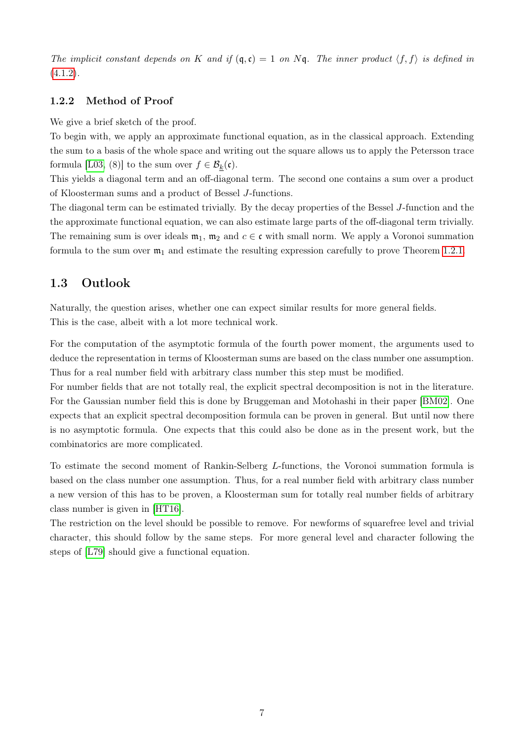*The implicit constant depends on $K$ and if $(\mathfrak{q}, \mathfrak{c}) = 1$ on $N\mathfrak{q}$. The inner product $\langle f, f \rangle$ is defined in (4.1.2).*

### 1.2.2 Method of Proof

We give a brief sketch of the proof.

To begin with, we apply an approximate functional equation, as in the classical approach. Extending the sum to a basis of the whole space and writing out the square allows us to apply the Petersson trace formula [L03, (8)] to the sum over $f \in \mathcal{B}_{\underline{k}}(\mathfrak{c})$.

This yields a diagonal term and an off-diagonal term. The second one contains a sum over a product of Kloosterman sums and a product of Bessel $J$-functions.

The diagonal term can be estimated trivially. By the decay properties of the Bessel $J$-function and the the approximate functional equation, we can also estimate large parts of the off-diagonal term trivially. The remaining sum is over ideals $\mathfrak{m}_1$, $\mathfrak{m}_2$ and $c \in \mathfrak{c}$ with small norm. We apply a Voronoi summation formula to the sum over $\mathfrak{m}_1$ and estimate the resulting expression carefully to prove Theorem 1.2.1.

## 1.3 Outlook

Naturally, the question arises, whether one can expect similar results for more general fields. This is the case, albeit with a lot more technical work.

For the computation of the asymptotic formula of the fourth power moment, the arguments used to deduce the representation in terms of Kloosterman sums are based on the class number one assumption. Thus for a real number field with arbitrary class number this step must be modified.

For number fields that are not totally real, the explicit spectral decomposition is not in the literature. For the Gaussian number field this is done by Bruggeman and Motohashi in their paper [BM02]. One expects that an explicit spectral decomposition formula can be proven in general. But until now there is no asymptotic formula. One expects that this could also be done as in the present work, but the combinatorics are more complicated.

To estimate the second moment of Rankin-Selberg $L$-functions, the Voronoi summation formula is based on the class number one assumption. Thus, for a real number field with arbitrary class number a new version of this has to be proven, a Kloosterman sum for totally real number fields of arbitrary class number is given in [HT16].

The restriction on the level should be possible to remove. For newforms of squarefree level and trivial character, this should follow by the same steps. For more general level and character following the steps of [L79] should give a functional equation.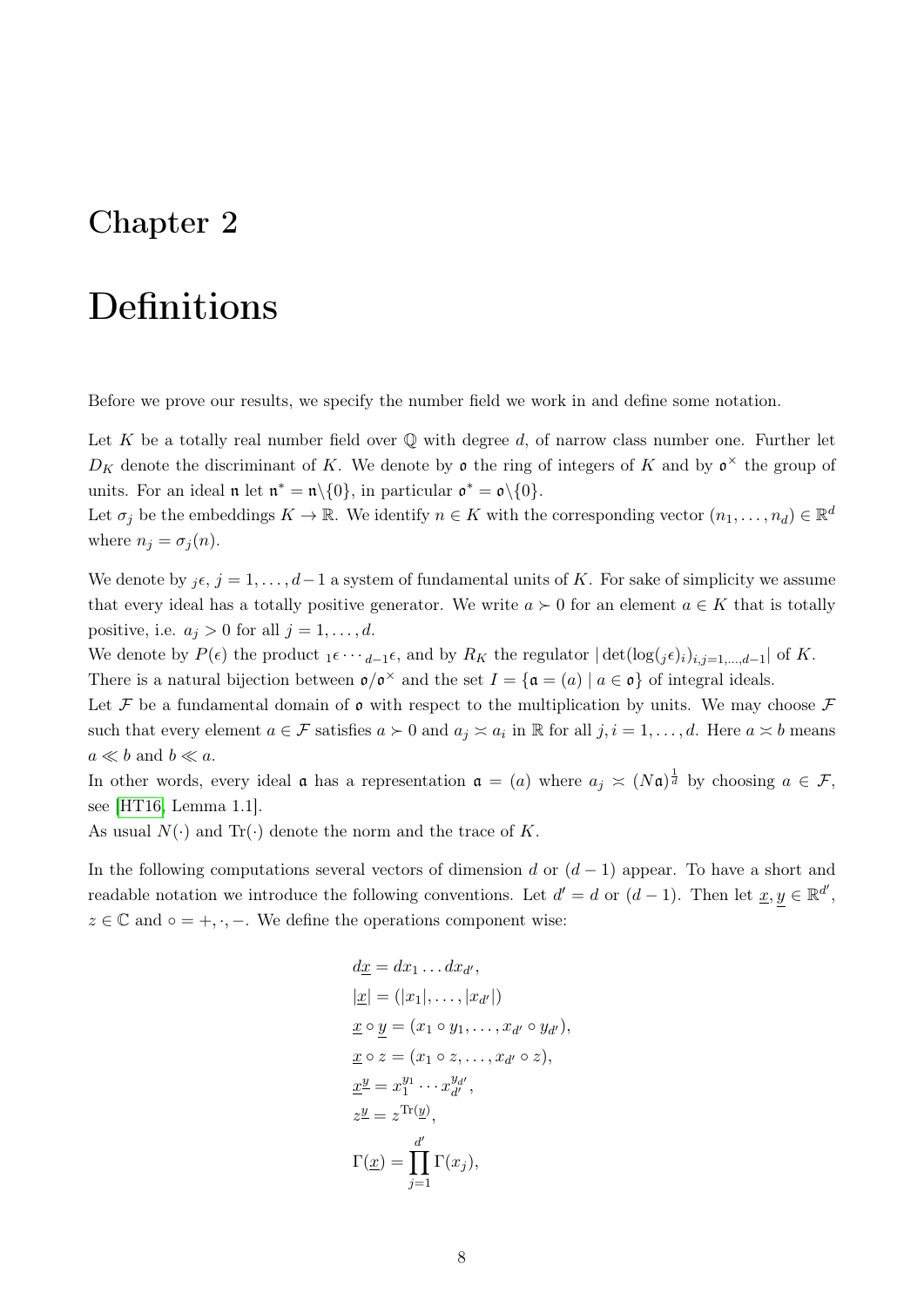# Chapter 2

# Definitions

Before we prove our results, we specify the number field we work in and define some notation.

Let $K$ be a totally real number field over $\mathbb{Q}$ with degree $d$, of narrow class number one. Further let $D_K$ denote the discriminant of $K$. We denote by $\mathfrak{o}$ the ring of integers of $K$ and by $\mathfrak{o}^\times$ the group of units. For an ideal $\mathfrak{n}$ let $\mathfrak{n}^* = \mathfrak{n}\backslash\{0\}$, in particular $\mathfrak{o}^* = \mathfrak{o}\backslash\{0\}$.
Let $\sigma_j$ be the embeddings $K \to \mathbb{R}$. We identify $n \in K$ with the corresponding vector $(n_1, \dots, n_d) \in \mathbb{R}^d$ where $n_j = \sigma_j(n)$.

We denote by ${}_j\epsilon$, $j = 1, \dots, d-1$ a system of fundamental units of $K$. For sake of simplicity we assume that every ideal has a totally positive generator. We write $a \succ 0$ for an element $a \in K$ that is totally positive, i.e. $a_j > 0$ for all $j = 1, \dots, d$.
We denote by $P(\epsilon)$ the product ${}_1\epsilon \cdots {}_{d-1}\epsilon$, and by $R_K$ the regulator $|\det(\log({}_j\epsilon)_i)_{i,j=1,\dots,d-1}|$ of $K$.
There is a natural bijection between $\mathfrak{o}/\mathfrak{o}^\times$ and the set $I = \{\mathfrak{a} = (a) \mid a \in \mathfrak{o}\}$ of integral ideals.
Let $\mathcal{F}$ be a fundamental domain of $\mathfrak{o}$ with respect to the multiplication by units. We may choose $\mathcal{F}$ such that every element $a \in \mathcal{F}$ satisfies $a \succ 0$ and $a_j \asymp a_i$ in $\mathbb{R}$ for all $j, i = 1, \dots, d$. Here $a \asymp b$ means $a \ll b$ and $b \ll a$.
In other words, every ideal $\mathfrak{a}$ has a representation $\mathfrak{a} = (a)$ where $a_j \asymp (N\mathfrak{a})^{\frac{1}{d}}$ by choosing $a \in \mathcal{F}$, see [HT16, Lemma 1.1].
As usual $N(\cdot)$ and $\mathrm{Tr}(\cdot)$ denote the norm and the trace of $K$.

In the following computations several vectors of dimension $d$ or $(d-1)$ appear. To have a short and readable notation we introduce the following conventions. Let $d' = d$ or $(d-1)$. Then let $\underline{x}, \underline{y} \in \mathbb{R}^{d'}$, $z \in \mathbb{C}$ and $\circ = +, \cdot, -$. We define the operations component wise:

$$
\begin{aligned}
d\underline{x} &= dx_1 \dots dx_{d'}, \\
|\underline{x}| &= (|x_1|, \dots, |x_{d'}|) \\
\underline{x} \circ \underline{y} &= (x_1 \circ y_1, \dots, x_{d'} \circ y_{d'}), \\
\underline{x} \circ z &= (x_1 \circ z, \dots, x_{d'} \circ z), \\
\underline{x}^{\underline{y}} &= x_1^{y_1} \cdots x_{d'}^{y_{d'}}, \\
z^{\underline{y}} &= z^{\mathrm{Tr}(\underline{y})}, \\
\Gamma(\underline{x}) &= \prod_{j=1}^{d'} \Gamma(x_j),
\end{aligned}
$$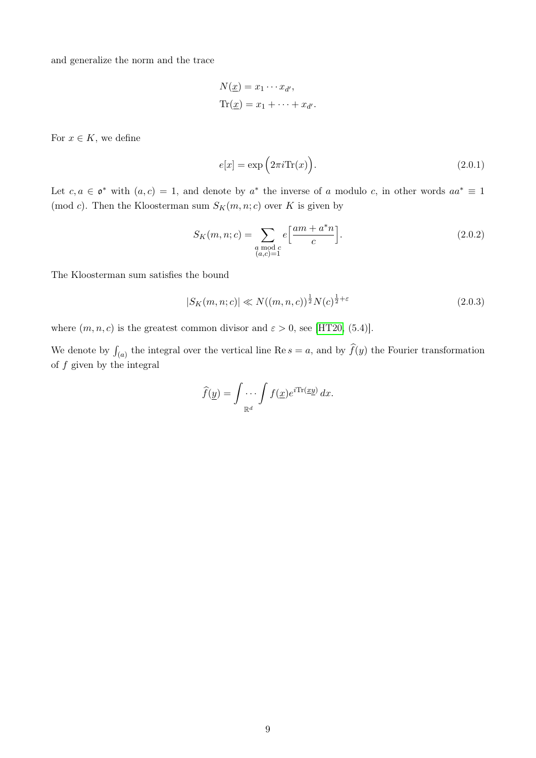and generalize the norm and the trace

$$N(\underline{x}) = x_1 \cdots x_{d'},$$
$$\mathrm{Tr}(\underline{x}) = x_1 + \cdots + x_{d'}.$$

For $x \in K$, we define

$$e[x] = \exp\Big(2\pi i \mathrm{Tr}(x)\Big). \tag{2.0.1}$$

Let $c, a \in \mathfrak{o}^*$ with $(a, c) = 1$, and denote by $a^*$ the inverse of $a$ modulo $c$, in other words $aa^* \equiv 1 \pmod{c}$. Then the Kloosterman sum $S_K(m, n; c)$ over $K$ is given by

$$S_K(m, n; c) = \sum_{\substack{a \bmod c \\ (a,c)=1}} e\Big[\frac{am + a^* n}{c}\Big]. \tag{2.0.2}$$

The Kloosterman sum satisfies the bound

$$|S_K(m, n; c)| \ll N((m, n, c))^{\frac{1}{2}} N(c)^{\frac{1}{2}+\varepsilon} \tag{2.0.3}$$

where $(m, n, c)$ is the greatest common divisor and $\varepsilon > 0$, see [HT20, (5.4)].

We denote by $\int_{(a)}$ the integral over the vertical line $\mathrm{Re}\, s = a$, and by $\widehat{f}(y)$ the Fourier transformation of $f$ given by the integral

$$\widehat{f}(\underline{y}) = \int_{\mathbb{R}^d} \cdots \int f(\underline{x}) e^{i \mathrm{Tr}(\underline{x}\underline{y})}\, dx.$$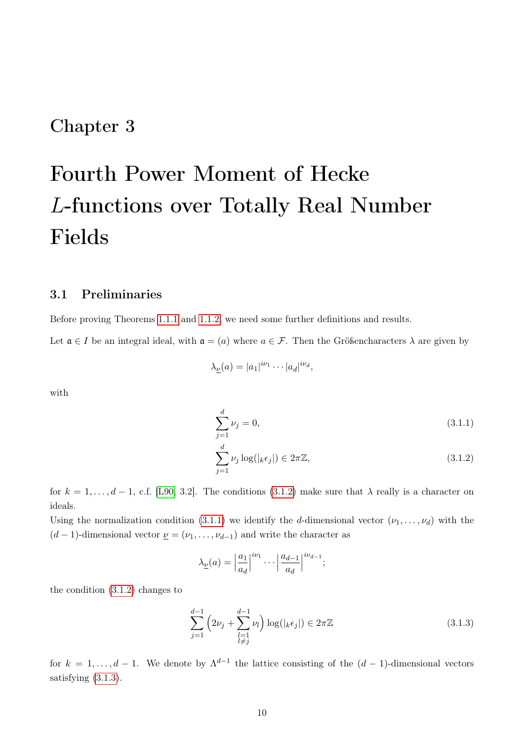# Chapter 3

# Fourth Power Moment of Hecke $L$-functions over Totally Real Number Fields

## 3.1 Preliminaries

Before proving Theorems 1.1.1 and 1.1.2, we need some further definitions and results.

Let $\mathfrak{a} \in I$ be an integral ideal, with $\mathfrak{a} = (a)$ where $a \in \mathcal{F}$. Then the Größencharacters $\lambda$ are given by

$$\lambda_{\underline{\nu}}(a) = |a_1|^{i\nu_1} \cdots |a_d|^{i\nu_d},$$

with

$$\sum_{j=1}^{d} \nu_j = 0, \tag{3.1.1}$$

$$\sum_{j=1}^{d} \nu_j \log(|{}_k\epsilon_j|) \in 2\pi\mathbb{Z}, \tag{3.1.2}$$

for $k = 1, \ldots, d-1$, c.f. [L90, 3.2]. The conditions (3.1.2) make sure that $\lambda$ really is a character on ideals.

Using the normalization condition (3.1.1) we identify the $d$-dimensional vector $(\nu_1, \ldots, \nu_d)$ with the $(d-1)$-dimensional vector $\underline{\nu} = (\nu_1, \ldots, \nu_{d-1})$ and write the character as

$$\lambda_{\underline{\nu}}(a) = \Big|\frac{a_1}{a_d}\Big|^{i\nu_1} \cdots \Big|\frac{a_{d-1}}{a_d}\Big|^{i\nu_{d-1}};$$

the condition (3.1.2) changes to

$$\sum_{j=1}^{d-1} \Big(2\nu_j + \sum_{\substack{l=1 \\ l \neq j}}^{d-1} \nu_l\Big) \log(|{}_k\epsilon_j|) \in 2\pi\mathbb{Z} \tag{3.1.3}$$

for $k = 1, \ldots, d-1$. We denote by $\Lambda^{d-1}$ the lattice consisting of the $(d-1)$-dimensional vectors satisfying (3.1.3).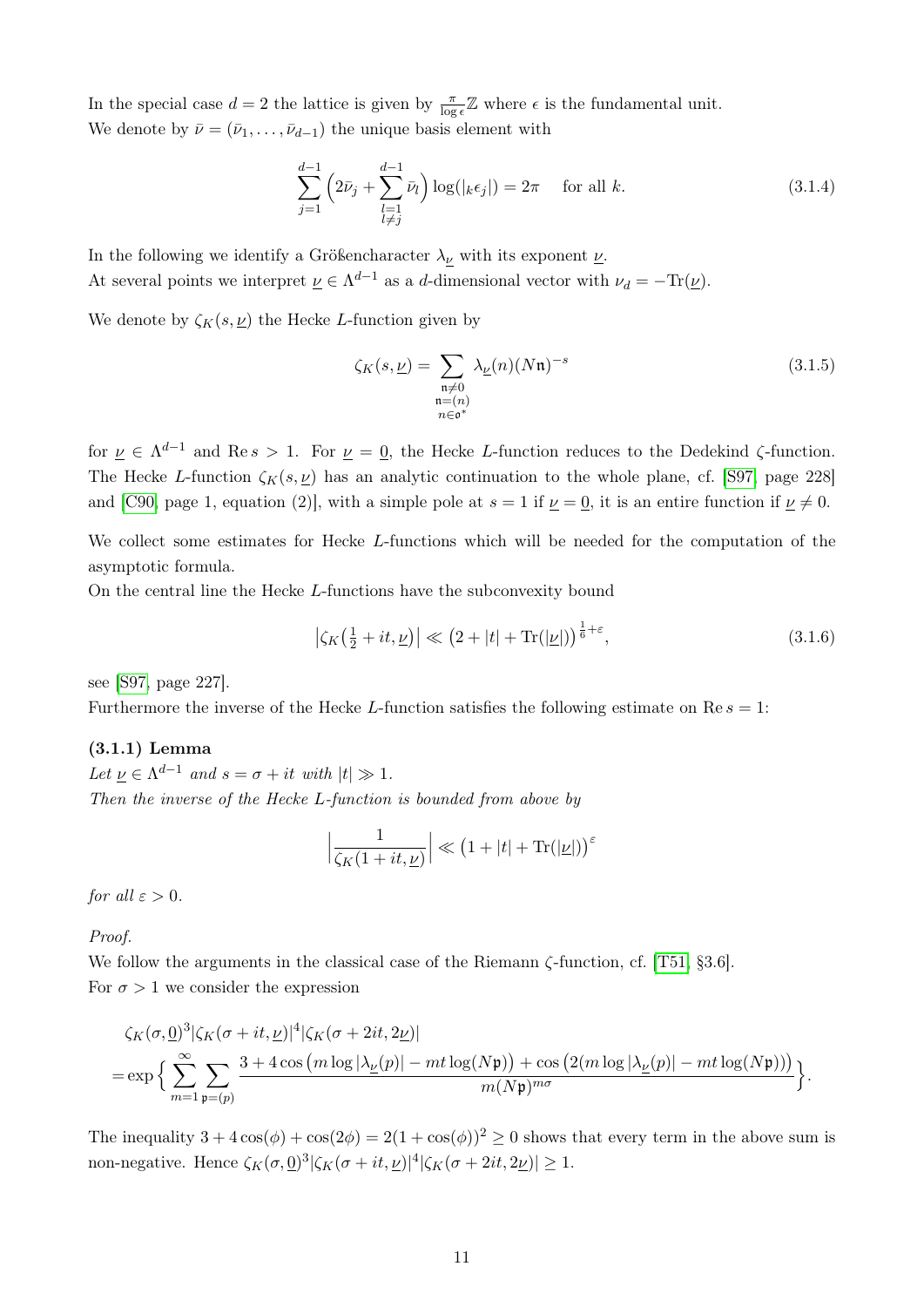In the special case $d = 2$ the lattice is given by $\frac{\pi}{\log \epsilon}\mathbb{Z}$ where $\epsilon$ is the fundamental unit.
We denote by $\bar{\nu} = (\bar{\nu}_1, \ldots, \bar{\nu}_{d-1})$ the unique basis element with

$$\sum_{j=1}^{d-1} \Big( 2\bar{\nu}_j + \sum_{\substack{l=1 \\ l\neq j}}^{d-1} \bar{\nu}_l \Big) \log(|_k\epsilon_j|) = 2\pi \quad \text{ for all } k. \tag{3.1.4}$$

In the following we identify a Größencharacter $\lambda_{\underline{\nu}}$ with its exponent $\underline{\nu}$.
At several points we interpret $\underline{\nu} \in \Lambda^{d-1}$ as a $d$-dimensional vector with $\nu_d = -\mathrm{Tr}(\underline{\nu})$.

We denote by $\zeta_K(s, \underline{\nu})$ the Hecke $L$-function given by

$$\zeta_K(s, \underline{\nu}) = \sum_{\substack{\mathfrak{n}\neq 0 \\ \mathfrak{n}=(n) \\ n\in\mathfrak{o}^*}} \lambda_{\underline{\nu}}(n)(N\mathfrak{n})^{-s} \tag{3.1.5}$$

for $\underline{\nu} \in \Lambda^{d-1}$ and $\mathrm{Re}\, s > 1$. For $\underline{\nu} = \underline{0}$, the Hecke $L$-function reduces to the Dedekind $\zeta$-function. The Hecke $L$-function $\zeta_K(s, \underline{\nu})$ has an analytic continuation to the whole plane, cf. [S97, page 228] and [C90, page 1, equation (2)], with a simple pole at $s = 1$ if $\underline{\nu} = \underline{0}$, it is an entire function if $\underline{\nu} \neq 0$.

We collect some estimates for Hecke $L$-functions which will be needed for the computation of the asymptotic formula.
On the central line the Hecke $L$-functions have the subconvexity bound

$$\big|\zeta_K\big(\tfrac{1}{2} + it, \underline{\nu}\big)\big| \ll \big(2 + |t| + \mathrm{Tr}(|\underline{\nu}|)\big)^{\frac{1}{6}+\varepsilon}, \tag{3.1.6}$$

see [S97, page 227].
Furthermore the inverse of the Hecke $L$-function satisfies the following estimate on $\mathrm{Re}\, s = 1$:

**(3.1.1) Lemma**
*Let $\underline{\nu} \in \Lambda^{d-1}$ and $s = \sigma + it$ with $|t| \gg 1$.*
*Then the inverse of the Hecke $L$-function is bounded from above by*

$$\Big|\frac{1}{\zeta_K(1 + it, \underline{\nu})}\Big| \ll \big(1 + |t| + \mathrm{Tr}(|\underline{\nu}|)\big)^{\varepsilon}$$

*for all $\varepsilon > 0$.*

*Proof.*
We follow the arguments in the classical case of the Riemann $\zeta$-function, cf. [T51, §3.6].
For $\sigma > 1$ we consider the expression

$$\begin{aligned}
&\zeta_K(\sigma, \underline{0})^3 |\zeta_K(\sigma + it, \underline{\nu})|^4 |\zeta_K(\sigma + 2it, 2\underline{\nu})| \\
&= \exp\Big\{ \sum_{m=1}^{\infty} \sum_{\mathfrak{p}=(p)} \frac{3 + 4\cos\big(m \log|\lambda_{\underline{\nu}}(p)| - mt\log(N\mathfrak{p})\big) + \cos\big(2(m\log|\lambda_{\underline{\nu}}(p)| - mt\log(N\mathfrak{p}))\big)}{m(N\mathfrak{p})^{m\sigma}} \Big\}.
\end{aligned}$$

The inequality $3 + 4\cos(\phi) + \cos(2\phi) = 2(1 + \cos(\phi))^2 \geq 0$ shows that every term in the above sum is non-negative. Hence $\zeta_K(\sigma, \underline{0})^3 |\zeta_K(\sigma + it, \underline{\nu})|^4 |\zeta_K(\sigma + 2it, 2\underline{\nu})| \geq 1$.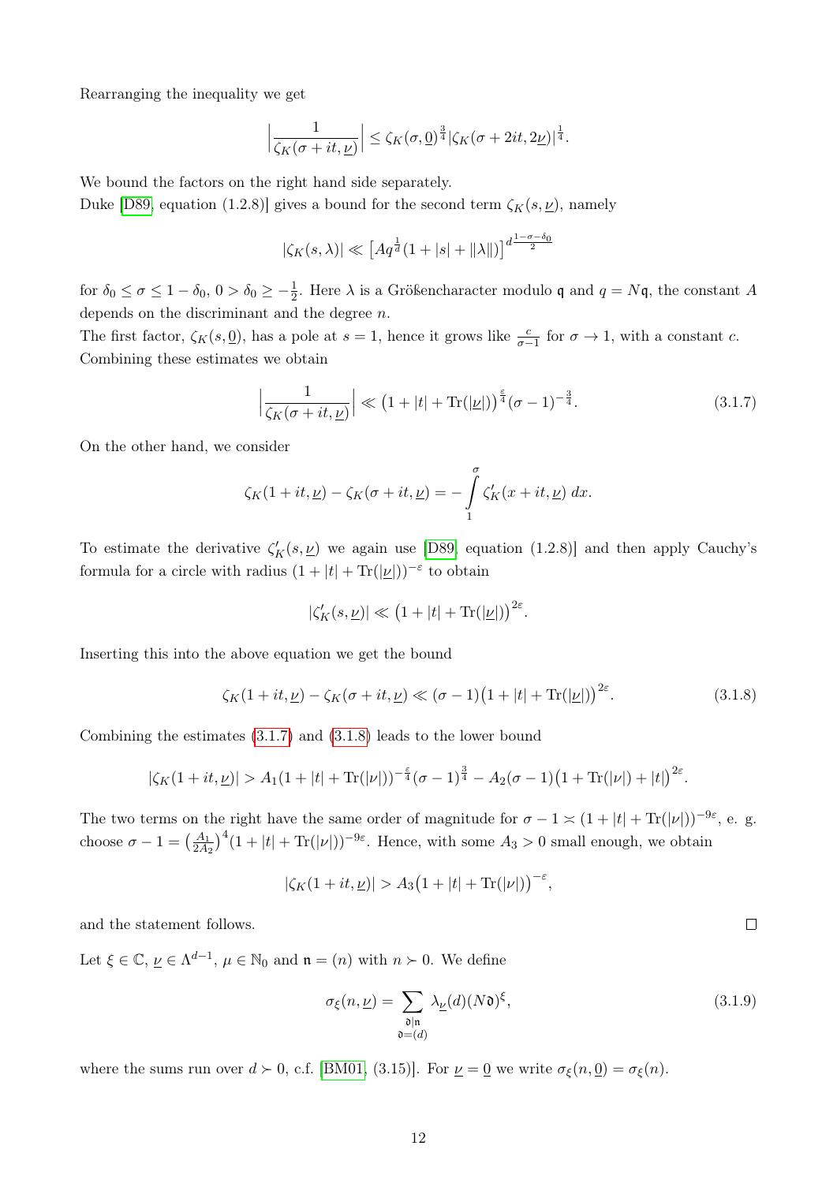Rearranging the inequality we get

$$\Big|\frac{1}{\zeta_K(\sigma+it,\underline{\nu})}\Big| \leq \zeta_K(\sigma,\underline{0})^{\frac{3}{4}}|\zeta_K(\sigma+2it,2\underline{\nu})|^{\frac{1}{4}}.$$

We bound the factors on the right hand side separately.
Duke [D89, equation (1.2.8)] gives a bound for the second term $\zeta_K(s,\underline{\nu})$, namely

$$|\zeta_K(s,\lambda)| \ll \left[Aq^{\frac{1}{d}}(1+|s|+\|\lambda\|)\right]^{d\frac{1-\sigma-\delta_0}{2}}$$

for $\delta_0 \leq \sigma \leq 1-\delta_0$, $0 > \delta_0 \geq -\frac{1}{2}$. Here $\lambda$ is a Größencharacter modulo $\mathfrak{q}$ and $q = N\mathfrak{q}$, the constant $A$ depends on the discriminant and the degree $n$.
The first factor, $\zeta_K(s,\underline{0})$, has a pole at $s=1$, hence it grows like $\frac{c}{\sigma-1}$ for $\sigma \to 1$, with a constant $c$.
Combining these estimates we obtain

$$\Big|\frac{1}{\zeta_K(\sigma+it,\underline{\nu})}\Big| \ll \big(1+|t|+\mathrm{Tr}(|\underline{\nu}|)\big)^{\frac{\varepsilon}{4}}(\sigma-1)^{-\frac{3}{4}}. \tag{3.1.7}$$

On the other hand, we consider

$$\zeta_K(1+it,\underline{\nu}) - \zeta_K(\sigma+it,\underline{\nu}) = -\int_1^{\sigma} \zeta_K'(x+it,\underline{\nu})\,dx.$$

To estimate the derivative $\zeta_K'(s,\underline{\nu})$ we again use [D89, equation (1.2.8)] and then apply Cauchy's formula for a circle with radius $(1+|t|+\mathrm{Tr}(|\underline{\nu}|))^{-\varepsilon}$ to obtain

$$|\zeta_K'(s,\underline{\nu})| \ll \big(1+|t|+\mathrm{Tr}(|\underline{\nu}|)\big)^{2\varepsilon}.$$

Inserting this into the above equation we get the bound

$$\zeta_K(1+it,\underline{\nu}) - \zeta_K(\sigma+it,\underline{\nu}) \ll (\sigma-1)\big(1+|t|+\mathrm{Tr}(|\underline{\nu}|)\big)^{2\varepsilon}. \tag{3.1.8}$$

Combining the estimates (3.1.7) and (3.1.8) leads to the lower bound

$$|\zeta_K(1+it,\underline{\nu})| > A_1(1+|t|+\mathrm{Tr}(|\nu|))^{-\frac{\varepsilon}{4}}(\sigma-1)^{\frac{3}{4}} - A_2(\sigma-1)\big(1+\mathrm{Tr}(|\nu|)+|t|\big)^{2\varepsilon}.$$

The two terms on the right have the same order of magnitude for $\sigma - 1 \asymp (1+|t|+\mathrm{Tr}(|\nu|))^{-9\varepsilon}$, e. g. choose $\sigma - 1 = \big(\frac{A_1}{2A_2}\big)^4(1+|t|+\mathrm{Tr}(|\nu|))^{-9\varepsilon}$. Hence, with some $A_3>0$ small enough, we obtain

$$|\zeta_K(1+it,\underline{\nu})| > A_3\big(1+|t|+\mathrm{Tr}(|\nu|)\big)^{-\varepsilon},$$

and the statement follows. $\square$

Let $\xi \in \mathbb{C}$, $\underline{\nu} \in \Lambda^{d-1}$, $\mu \in \mathbb{N}_0$ and $\mathfrak{n} = (n)$ with $n \succ 0$. We define

$$\sigma_\xi(n,\underline{\nu}) = \sum_{\substack{\mathfrak{d}|\mathfrak{n}\\ \mathfrak{d}=(d)}} \lambda_{\underline{\nu}}(d)(N\mathfrak{d})^\xi, \tag{3.1.9}$$

where the sums run over $d \succ 0$, c.f. [BM01, (3.15)]. For $\underline{\nu} = \underline{0}$ we write $\sigma_\xi(n,\underline{0}) = \sigma_\xi(n)$.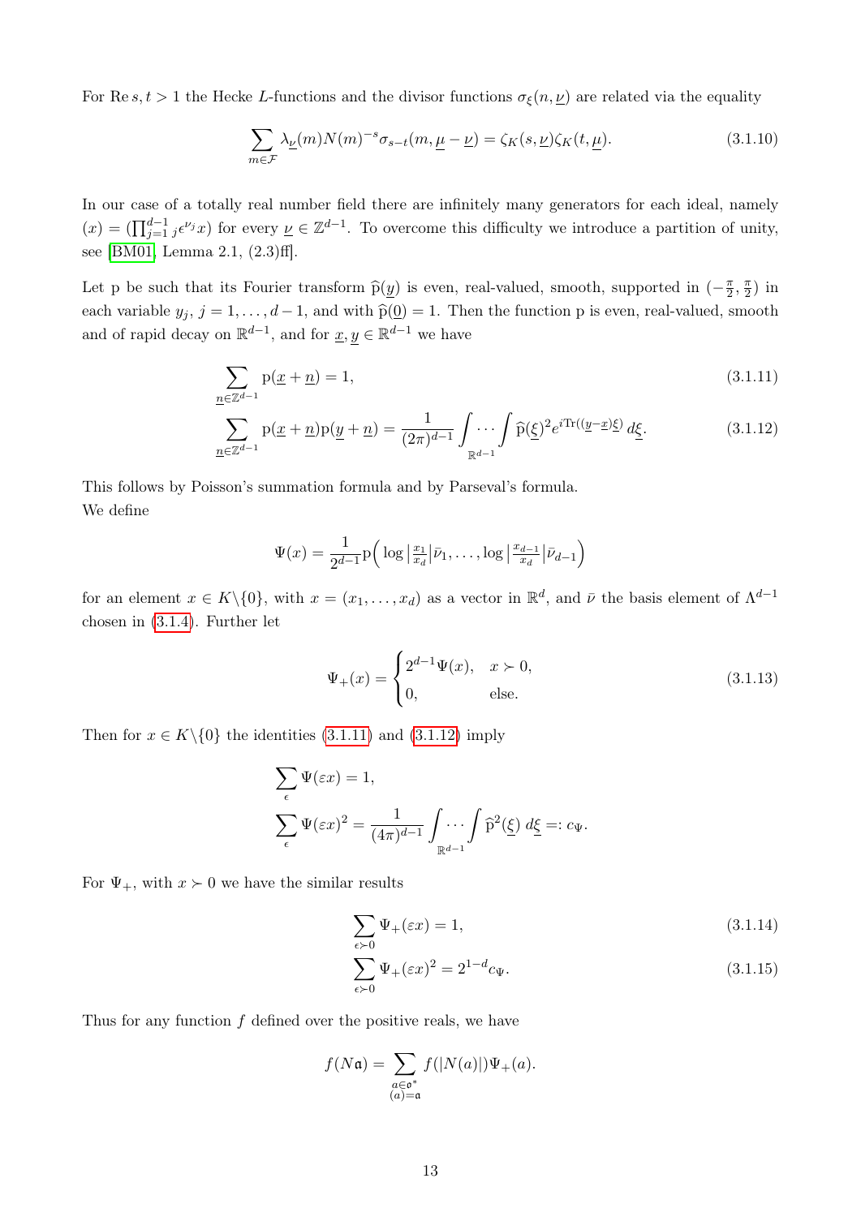For $\operatorname{Re} s, t > 1$ the Hecke $L$-functions and the divisor functions $\sigma_\xi(n, \underline{\nu})$ are related via the equality

$$\sum_{m \in \mathcal{F}} \lambda_{\underline{\nu}}(m) N(m)^{-s} \sigma_{s-t}(m, \underline{\mu} - \underline{\nu}) = \zeta_K(s, \underline{\nu}) \zeta_K(t, \underline{\mu}). \tag{3.1.10}$$

In our case of a totally real number field there are infinitely many generators for each ideal, namely $(x) = (\prod_{j=1}^{d-1} {}_j\epsilon^{\nu_j} x)$ for every $\underline{\nu} \in \mathbb{Z}^{d-1}$. To overcome this difficulty we introduce a partition of unity, see [BM01, Lemma 2.1, (2.3)ff].

Let p be such that its Fourier transform $\widehat{\mathrm{p}}(\underline{y})$ is even, real-valued, smooth, supported in $(-\frac{\pi}{2}, \frac{\pi}{2})$ in each variable $y_j$, $j = 1, \ldots, d-1$, and with $\widehat{\mathrm{p}}(\underline{0}) = 1$. Then the function p is even, real-valued, smooth and of rapid decay on $\mathbb{R}^{d-1}$, and for $\underline{x}, \underline{y} \in \mathbb{R}^{d-1}$ we have

$$\sum_{\underline{n} \in \mathbb{Z}^{d-1}} \mathrm{p}(\underline{x} + \underline{n}) = 1, \tag{3.1.11}$$

$$\sum_{\underline{n} \in \mathbb{Z}^{d-1}} \mathrm{p}(\underline{x} + \underline{n}) \mathrm{p}(\underline{y} + \underline{n}) = \frac{1}{(2\pi)^{d-1}} \int \cdots \int_{\mathbb{R}^{d-1}} \widehat{\mathrm{p}}(\underline{\xi})^2 e^{i \mathrm{Tr}((\underline{y} - \underline{x}) \underline{\xi})} \, d\underline{\xi}. \tag{3.1.12}$$

This follows by Poisson's summation formula and by Parseval's formula.
We define

$$\Psi(x) = \frac{1}{2^{d-1}} \mathrm{p}\Big( \log \big| \tfrac{x_1}{x_d} \big| \bar{\nu}_1, \ldots, \log \big| \tfrac{x_{d-1}}{x_d} \big| \bar{\nu}_{d-1} \Big)$$

for an element $x \in K \backslash \{0\}$, with $x = (x_1, \ldots, x_d)$ as a vector in $\mathbb{R}^d$, and $\bar{\nu}$ the basis element of $\Lambda^{d-1}$ chosen in (3.1.4). Further let

$$\Psi_+(x) = \begin{cases} 2^{d-1} \Psi(x), & x \succ 0, \\ 0, & \text{else.} \end{cases} \tag{3.1.13}$$

Then for $x \in K \backslash \{0\}$ the identities (3.1.11) and (3.1.12) imply

$$\sum_{\epsilon} \Psi(\varepsilon x) = 1,$$

$$\sum_{\epsilon} \Psi(\varepsilon x)^2 = \frac{1}{(4\pi)^{d-1}} \int \cdots \int_{\mathbb{R}^{d-1}} \widehat{\mathrm{p}}^2(\underline{\xi}) \, d\underline{\xi} =: c_\Psi.$$

For $\Psi_+$, with $x \succ 0$ we have the similar results

$$\sum_{\epsilon \succ 0} \Psi_+(\varepsilon x) = 1, \tag{3.1.14}$$

$$\sum_{\epsilon \succ 0} \Psi_+(\varepsilon x)^2 = 2^{1-d} c_\Psi. \tag{3.1.15}$$

Thus for any function $f$ defined over the positive reals, we have

$$f(N\mathfrak{a}) = \sum_{\substack{a \in \mathfrak{o}^* \\ (a) = \mathfrak{a}}} f(|N(a)|) \Psi_+(a).$$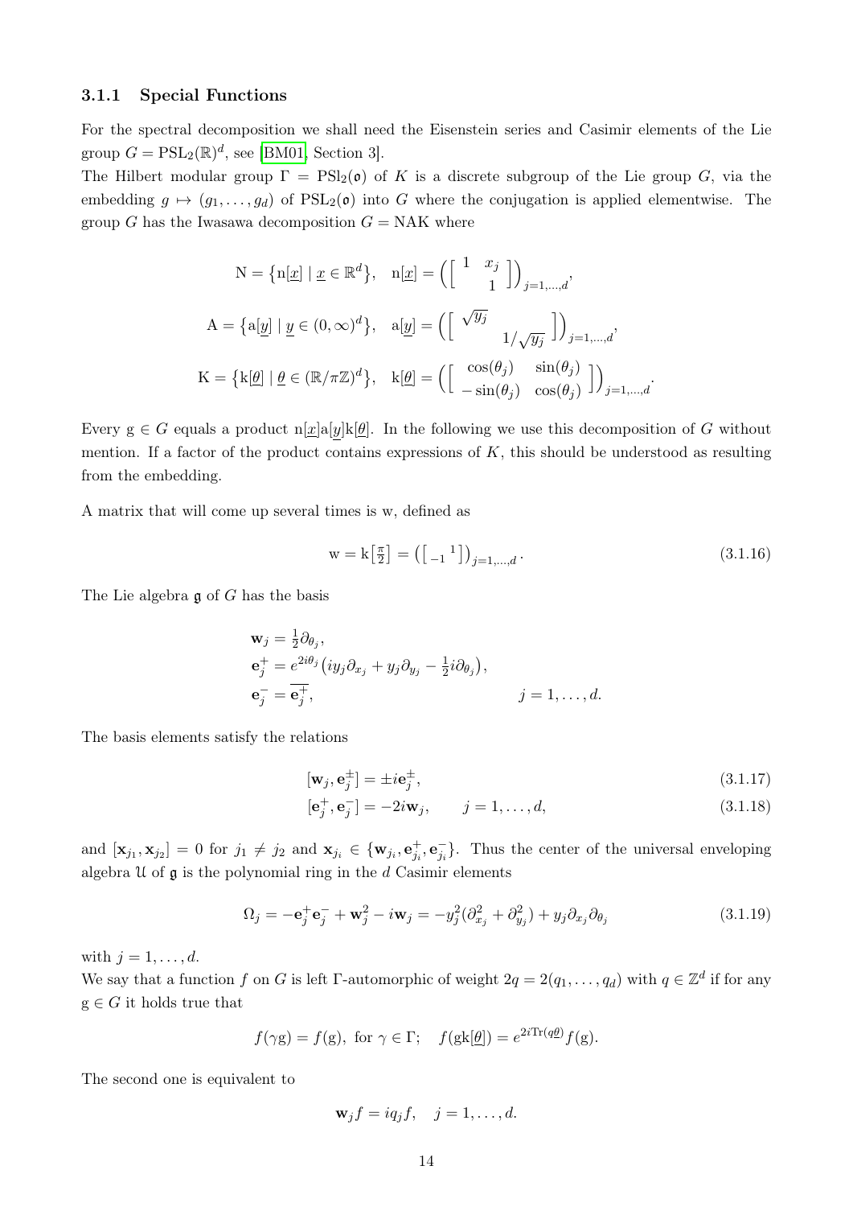### 3.1.1 Special Functions

For the spectral decomposition we shall need the Eisenstein series and Casimir elements of the Lie group $G = \mathrm{PSL}_2(\mathbb{R})^d$, see [BM01, Section 3].

The Hilbert modular group $\Gamma = \mathrm{PSl}_2(\mathfrak{o})$ of $K$ is a discrete subgroup of the Lie group $G$, via the embedding $g \mapsto (g_1, \ldots, g_d)$ of $\mathrm{PSL}_2(\mathfrak{o})$ into $G$ where the conjugation is applied elementwise. The group $G$ has the Iwasawa decomposition $G = \mathrm{NAK}$ where

$$
\begin{aligned}
\mathrm{N} &= \left\{ \mathrm{n}[\underline{x}] \mid \underline{x} \in \mathbb{R}^d \right\}, \quad \mathrm{n}[\underline{x}] = \left( \begin{bmatrix} 1 & x_j \\ & 1 \end{bmatrix} \right)_{j=1,\ldots,d}, \\
\mathrm{A} &= \left\{ \mathrm{a}[\underline{y}] \mid \underline{y} \in (0,\infty)^d \right\}, \quad \mathrm{a}[\underline{y}] = \left( \begin{bmatrix} \sqrt{y_j} & \\ & 1/\sqrt{y_j} \end{bmatrix} \right)_{j=1,\ldots,d}, \\
\mathrm{K} &= \left\{ \mathrm{k}[\underline{\theta}] \mid \underline{\theta} \in (\mathbb{R}/\pi\mathbb{Z})^d \right\}, \quad \mathrm{k}[\underline{\theta}] = \left( \begin{bmatrix} \cos(\theta_j) & \sin(\theta_j) \\ -\sin(\theta_j) & \cos(\theta_j) \end{bmatrix} \right)_{j=1,\ldots,d}.
\end{aligned}
$$

Every $\mathrm{g} \in G$ equals a product $\mathrm{n}[\underline{x}]\mathrm{a}[\underline{y}]\mathrm{k}[\underline{\theta}]$. In the following we use this decomposition of $G$ without mention. If a factor of the product contains expressions of $K$, this should be understood as resulting from the embedding.

A matrix that will come up several times is w, defined as

$$
\mathrm{w} = \mathrm{k}\left[\tfrac{\pi}{2}\right] = \left( \begin{bmatrix} & 1 \\ -1 & \end{bmatrix} \right)_{j=1,\ldots,d}. \tag{3.1.16}
$$

The Lie algebra $\mathfrak{g}$ of $G$ has the basis

$$
\begin{aligned}
\mathbf{w}_j &= \tfrac{1}{2}\partial_{\theta_j}, \\
\mathbf{e}_j^+ &= e^{2i\theta_j}\left(iy_j\partial_{x_j} + y_j\partial_{y_j} - \tfrac{1}{2}i\partial_{\theta_j}\right), \\
\mathbf{e}_j^- &= \overline{\mathbf{e}_j^+}, \qquad\qquad j = 1, \ldots, d.
\end{aligned}
$$

The basis elements satisfy the relations

$$
[\mathbf{w}_j, \mathbf{e}_j^\pm] = \pm i\mathbf{e}_j^\pm, \tag{3.1.17}
$$

$$
[\mathbf{e}_j^+, \mathbf{e}_j^-] = -2i\mathbf{w}_j, \qquad j = 1, \ldots, d, \tag{3.1.18}
$$

and $[\mathbf{x}_{j_1}, \mathbf{x}_{j_2}] = 0$ for $j_1 \neq j_2$ and $\mathbf{x}_{j_i} \in \{\mathbf{w}_{j_i}, \mathbf{e}_{j_i}^+, \mathbf{e}_{j_i}^-\}$. Thus the center of the universal enveloping algebra $\mathcal{U}$ of $\mathfrak{g}$ is the polynomial ring in the $d$ Casimir elements

$$
\Omega_j = -\mathbf{e}_j^+\mathbf{e}_j^- + \mathbf{w}_j^2 - i\mathbf{w}_j = -y_j^2(\partial_{x_j}^2 + \partial_{y_j}^2) + y_j\partial_{x_j}\partial_{\theta_j} \tag{3.1.19}
$$

with $j = 1, \ldots, d$.

We say that a function $f$ on $G$ is left $\Gamma$-automorphic of weight $2q = 2(q_1, \ldots, q_d)$ with $q \in \mathbb{Z}^d$ if for any $\mathrm{g} \in G$ it holds true that

$$
f(\gamma\mathrm{g}) = f(\mathrm{g}), \text{ for } \gamma \in \Gamma; \quad f(\mathrm{g}\mathrm{k}[\underline{\theta}]) = e^{2i\mathrm{Tr}(q\underline{\theta})}f(\mathrm{g}).
$$

The second one is equivalent to

$$
\mathbf{w}_j f = iq_j f, \quad j = 1, \ldots, d.
$$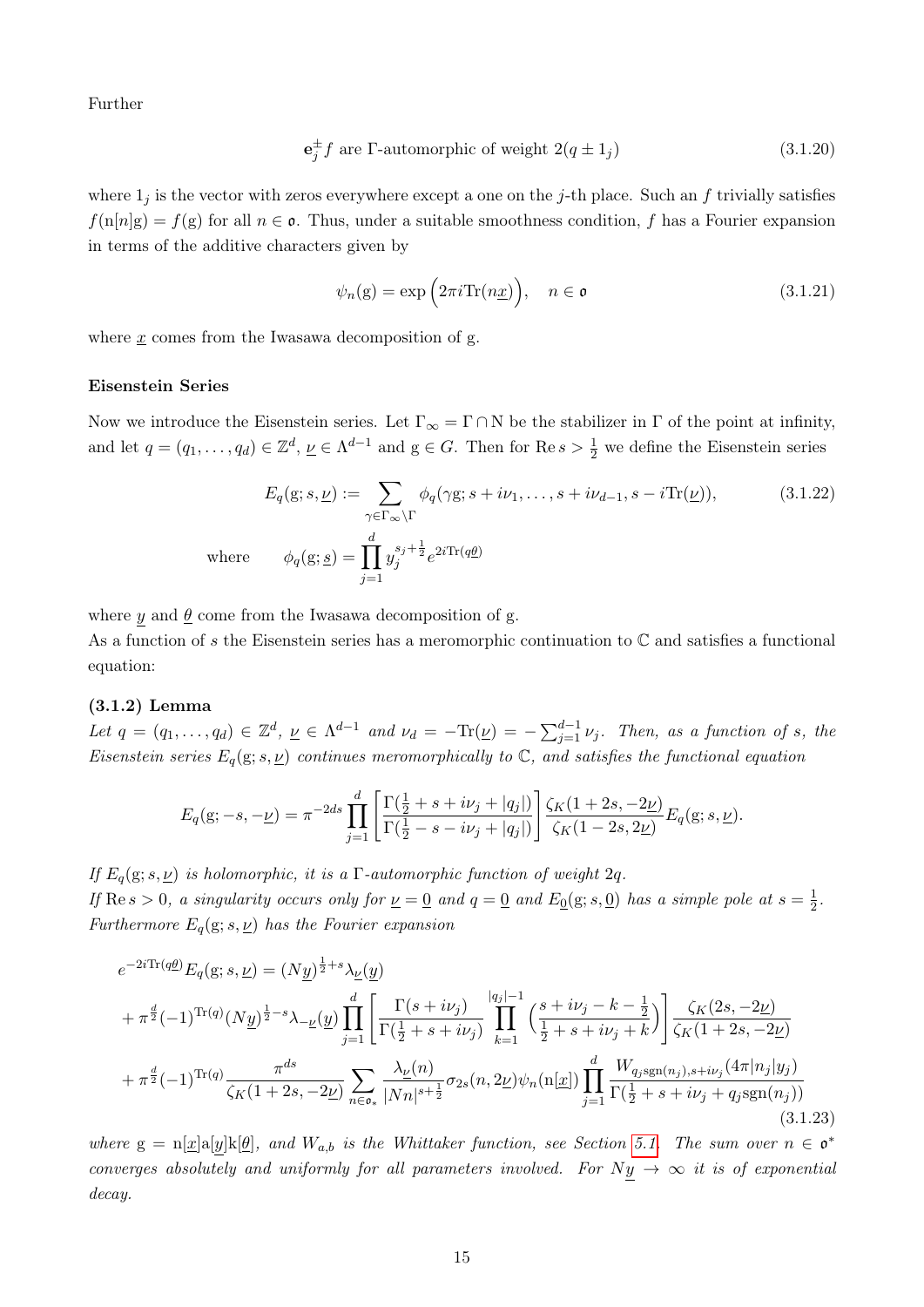Further

$$\mathbf{e}_j^{\pm} f \text{ are } \Gamma\text{-automorphic of weight } 2(q \pm 1_j) \tag{3.1.20}$$

where $1_j$ is the vector with zeros everywhere except a one on the $j$-th place. Such an $f$ trivially satisfies $f(\mathrm{n}[n]\mathrm{g}) = f(\mathrm{g})$ for all $n \in \mathfrak{o}$. Thus, under a suitable smoothness condition, $f$ has a Fourier expansion in terms of the additive characters given by

$$\psi_n(\mathrm{g}) = \exp\Big(2\pi i \mathrm{Tr}(n\underline{x})\Big), \quad n \in \mathfrak{o} \tag{3.1.21}$$

where $\underline{x}$ comes from the Iwasawa decomposition of g.

**Eisenstein Series**

Now we introduce the Eisenstein series. Let $\Gamma_\infty = \Gamma \cap \mathrm{N}$ be the stabilizer in $\Gamma$ of the point at infinity, and let $q = (q_1, \ldots, q_d) \in \mathbb{Z}^d$, $\underline{\nu} \in \Lambda^{d-1}$ and $\mathrm{g} \in G$. Then for $\operatorname{Re} s > \frac{1}{2}$ we define the Eisenstein series

$$E_q(\mathrm{g}; s, \underline{\nu}) := \sum_{\gamma \in \Gamma_\infty \backslash \Gamma} \phi_q(\gamma \mathrm{g}; s + i\nu_1, \ldots, s + i\nu_{d-1}, s - i\mathrm{Tr}(\underline{\nu})), \tag{3.1.22}$$

$$\text{where} \qquad \phi_q(\mathrm{g}; \underline{s}) = \prod_{j=1}^d y_j^{s_j + \frac{1}{2}} e^{2i\mathrm{Tr}(q\underline{\theta})}$$

where $\underline{y}$ and $\underline{\theta}$ come from the Iwasawa decomposition of g.

As a function of $s$ the Eisenstein series has a meromorphic continuation to $\mathbb{C}$ and satisfies a functional equation:

**(3.1.2) Lemma**

*Let $q = (q_1, \ldots, q_d) \in \mathbb{Z}^d$, $\underline{\nu} \in \Lambda^{d-1}$ and $\nu_d = -\mathrm{Tr}(\underline{\nu}) = -\sum_{j=1}^{d-1} \nu_j$. Then, as a function of $s$, the Eisenstein series $E_q(\mathrm{g}; s, \underline{\nu})$ continues meromorphically to $\mathbb{C}$, and satisfies the functional equation*

$$E_q(\mathrm{g}; -s, -\underline{\nu}) = \pi^{-2ds} \prod_{j=1}^d \left[ \frac{\Gamma(\frac{1}{2} + s + i\nu_j + |q_j|)}{\Gamma(\frac{1}{2} - s - i\nu_j + |q_j|)} \right] \frac{\zeta_K(1 + 2s, -2\underline{\nu})}{\zeta_K(1 - 2s, 2\underline{\nu})} E_q(\mathrm{g}; s, \underline{\nu}).$$

*If $E_q(\mathrm{g}; s, \underline{\nu})$ is holomorphic, it is a $\Gamma$-automorphic function of weight $2q$.*
*If $\operatorname{Re} s > 0$, a singularity occurs only for $\underline{\nu} = \underline{0}$ and $q = \underline{0}$ and $E_{\underline{0}}(\mathrm{g}; s, \underline{0})$ has a simple pole at $s = \frac{1}{2}$. Furthermore $E_q(\mathrm{g}; s, \underline{\nu})$ has the Fourier expansion*

$$\begin{aligned}
&e^{-2i\mathrm{Tr}(q\underline{\theta})} E_q(\mathrm{g}; s, \underline{\nu}) = (N\underline{y})^{\frac{1}{2}+s} \lambda_{\underline{\nu}}(\underline{y}) \\
&+ \pi^{\frac{d}{2}} (-1)^{\mathrm{Tr}(q)} (N\underline{y})^{\frac{1}{2}-s} \lambda_{-\underline{\nu}}(\underline{y}) \prod_{j=1}^d \left[ \frac{\Gamma(s + i\nu_j)}{\Gamma(\frac{1}{2} + s + i\nu_j)} \prod_{k=1}^{|q_j|-1} \Big( \frac{s + i\nu_j - k - \frac{1}{2}}{\frac{1}{2} + s + i\nu_j + k} \Big) \right] \frac{\zeta_K(2s, -2\underline{\nu})}{\zeta_K(1 + 2s, -2\underline{\nu})} \\
&+ \pi^{\frac{d}{2}} (-1)^{\mathrm{Tr}(q)} \frac{\pi^{ds}}{\zeta_K(1 + 2s, -2\underline{\nu})} \sum_{n \in \mathfrak{o}_*} \frac{\lambda_{\underline{\nu}}(n)}{|Nn|^{s+\frac{1}{2}}} \sigma_{2s}(n, 2\underline{\nu}) \psi_n(\mathrm{n}[\underline{x}]) \prod_{j=1}^d \frac{W_{q_j \mathrm{sgn}(n_j), s + i\nu_j}(4\pi |n_j| y_j)}{\Gamma(\frac{1}{2} + s + i\nu_j + q_j \mathrm{sgn}(n_j))}
\end{aligned} \tag{3.1.23}$$

*where $\mathrm{g} = \mathrm{n}[\underline{x}]\mathrm{a}[\underline{y}]\mathrm{k}[\underline{\theta}]$, and $W_{a,b}$ is the Whittaker function, see Section 5.1. The sum over $n \in \mathfrak{o}^*$ converges absolutely and uniformly for all parameters involved. For $N\underline{y} \to \infty$ it is of exponential decay.*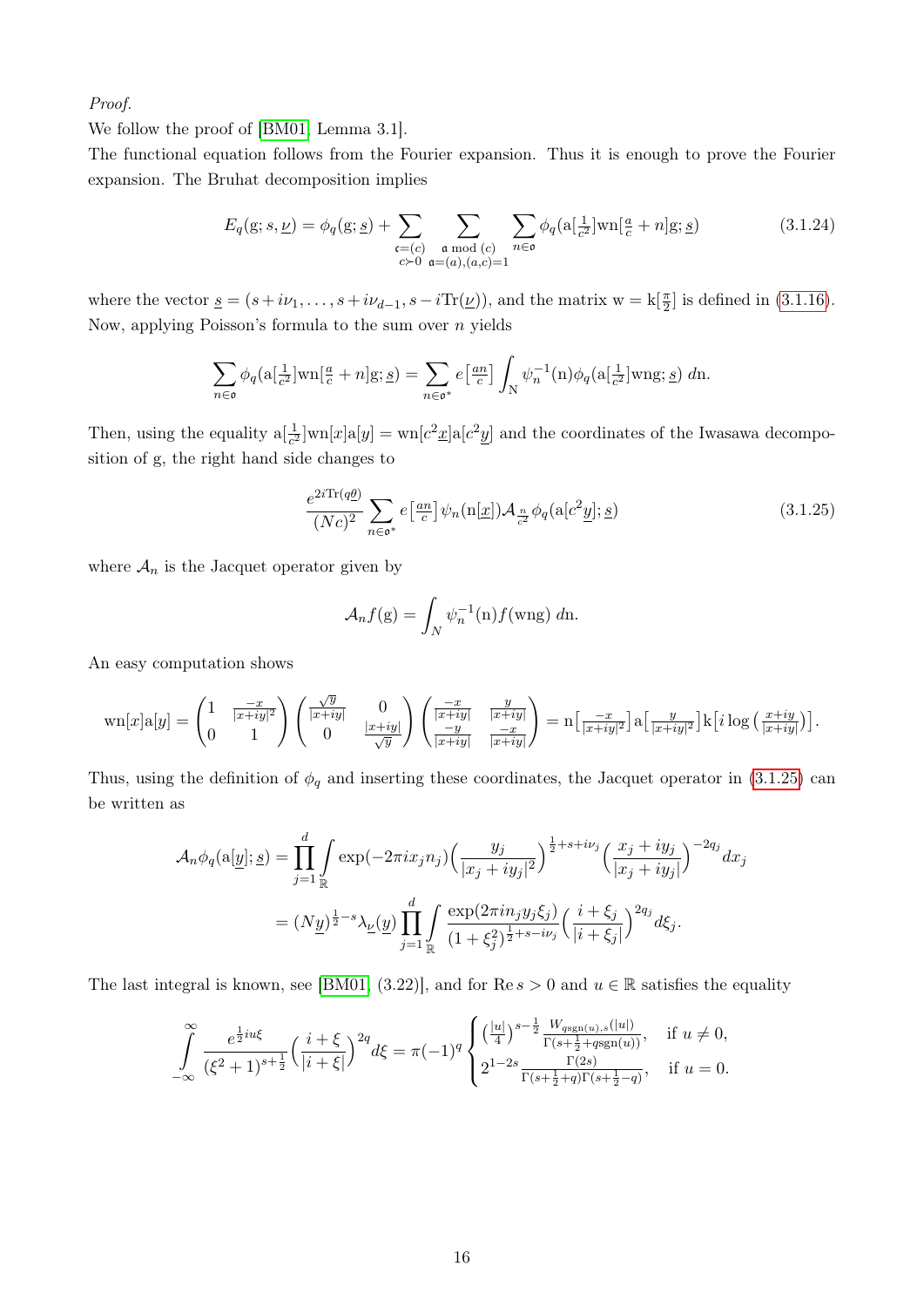*Proof.*

We follow the proof of [BM01, Lemma 3.1].

The functional equation follows from the Fourier expansion. Thus it is enough to prove the Fourier expansion. The Bruhat decomposition implies

$$E_q(\mathrm{g};s,\underline{\nu}) = \phi_q(\mathrm{g};\underline{s}) + \sum_{\substack{\mathfrak{c}=(c)\\ c\succ 0}} \sum_{\substack{\mathfrak{a} \bmod (c)\\ \mathfrak{a}=(a),(a,c)=1}} \sum_{n\in\mathfrak{o}} \phi_q(\mathrm{a}[\tfrac{1}{c^2}]\mathrm{w}\mathrm{n}[\tfrac{a}{c}+n]\mathrm{g};\underline{s}) \tag{3.1.24}$$

where the vector $\underline{s} = (s+i\nu_1,\ldots,s+i\nu_{d-1},s-i\mathrm{Tr}(\underline{\nu}))$, and the matrix $\mathrm{w} = \mathrm{k}[\frac{\pi}{2}]$ is defined in (3.1.16). Now, applying Poisson's formula to the sum over $n$ yields

$$\sum_{n\in\mathfrak{o}} \phi_q(\mathrm{a}[\tfrac{1}{c^2}]\mathrm{w}\mathrm{n}[\tfrac{a}{c}+n]\mathrm{g};\underline{s}) = \sum_{n\in\mathfrak{o}^*} e\left[\tfrac{an}{c}\right] \int_{\mathrm{N}} \psi_n^{-1}(\mathrm{n})\phi_q(\mathrm{a}[\tfrac{1}{c^2}]\mathrm{w}\mathrm{n}\mathrm{g};\underline{s})\, d\mathrm{n}.$$

Then, using the equality $\mathrm{a}[\frac{1}{c^2}]\mathrm{w}\mathrm{n}[x]\mathrm{a}[y] = \mathrm{w}\mathrm{n}[c^2\underline{x}]\mathrm{a}[c^2\underline{y}]$ and the coordinates of the Iwasawa decomposition of g, the right hand side changes to

$$\frac{e^{2i\mathrm{Tr}(q\underline{\theta})}}{(Nc)^2} \sum_{n\in\mathfrak{o}^*} e\left[\tfrac{an}{c}\right] \psi_n(\mathrm{n}[\underline{x}])\mathcal{A}_{\frac{n}{c^2}}\phi_q(\mathrm{a}[c^2\underline{y}];\underline{s}) \tag{3.1.25}$$

where $\mathcal{A}_n$ is the Jacquet operator given by

$$\mathcal{A}_n f(\mathrm{g}) = \int_N \psi_n^{-1}(\mathrm{n}) f(\mathrm{w}\mathrm{n}\mathrm{g})\, d\mathrm{n}.$$

An easy computation shows

$$\mathrm{w}\mathrm{n}[x]\mathrm{a}[y] = \begin{pmatrix} 1 & \frac{-x}{|x+iy|^2} \\ 0 & 1 \end{pmatrix} \begin{pmatrix} \frac{\sqrt{y}}{|x+iy|} & 0 \\ 0 & \frac{|x+iy|}{\sqrt{y}} \end{pmatrix} \begin{pmatrix} \frac{-x}{|x+iy|} & \frac{y}{|x+iy|} \\ \frac{-y}{|x+iy|} & \frac{-x}{|x+iy|} \end{pmatrix} = \mathrm{n}\left[\tfrac{-x}{|x+iy|^2}\right]\mathrm{a}\left[\tfrac{y}{|x+iy|^2}\right]\mathrm{k}\left[i\log\left(\tfrac{x+iy}{|x+iy|}\right)\right].$$

Thus, using the definition of $\phi_q$ and inserting these coordinates, the Jacquet operator in (3.1.25) can be written as

$$\begin{aligned}
\mathcal{A}_n\phi_q(\mathrm{a}[\underline{y}];\underline{s}) &= \prod_{j=1}^d \int_{\mathbb{R}} \exp(-2\pi i x_j n_j)\Big(\frac{y_j}{|x_j+iy_j|^2}\Big)^{\frac{1}{2}+s+i\nu_j}\Big(\frac{x_j+iy_j}{|x_j+iy_j|}\Big)^{-2q_j} dx_j \\
&= (N\underline{y})^{\frac{1}{2}-s}\lambda_{\underline{\nu}}(\underline{y}) \prod_{j=1}^d \int_{\mathbb{R}} \frac{\exp(2\pi i n_j y_j \xi_j)}{(1+\xi_j^2)^{\frac{1}{2}+s-i\nu_j}}\Big(\frac{i+\xi_j}{|i+\xi_j|}\Big)^{2q_j} d\xi_j.
\end{aligned}$$

The last integral is known, see [BM01, (3.22)], and for $\mathrm{Re}\, s > 0$ and $u \in \mathbb{R}$ satisfies the equality

$$\int_{-\infty}^{\infty} \frac{e^{\frac{1}{2}iu\xi}}{(\xi^2+1)^{s+\frac{1}{2}}}\Big(\frac{i+\xi}{|i+\xi|}\Big)^{2q} d\xi = \pi(-1)^q \begin{cases} \left(\frac{|u|}{4}\right)^{s-\frac{1}{2}} \frac{W_{q\mathrm{sgn}(u),s}(|u|)}{\Gamma(s+\frac{1}{2}+q\mathrm{sgn}(u))}, & \text{if } u \neq 0, \\ 2^{1-2s}\frac{\Gamma(2s)}{\Gamma(s+\frac{1}{2}+q)\Gamma(s+\frac{1}{2}-q)}, & \text{if } u = 0. \end{cases}$$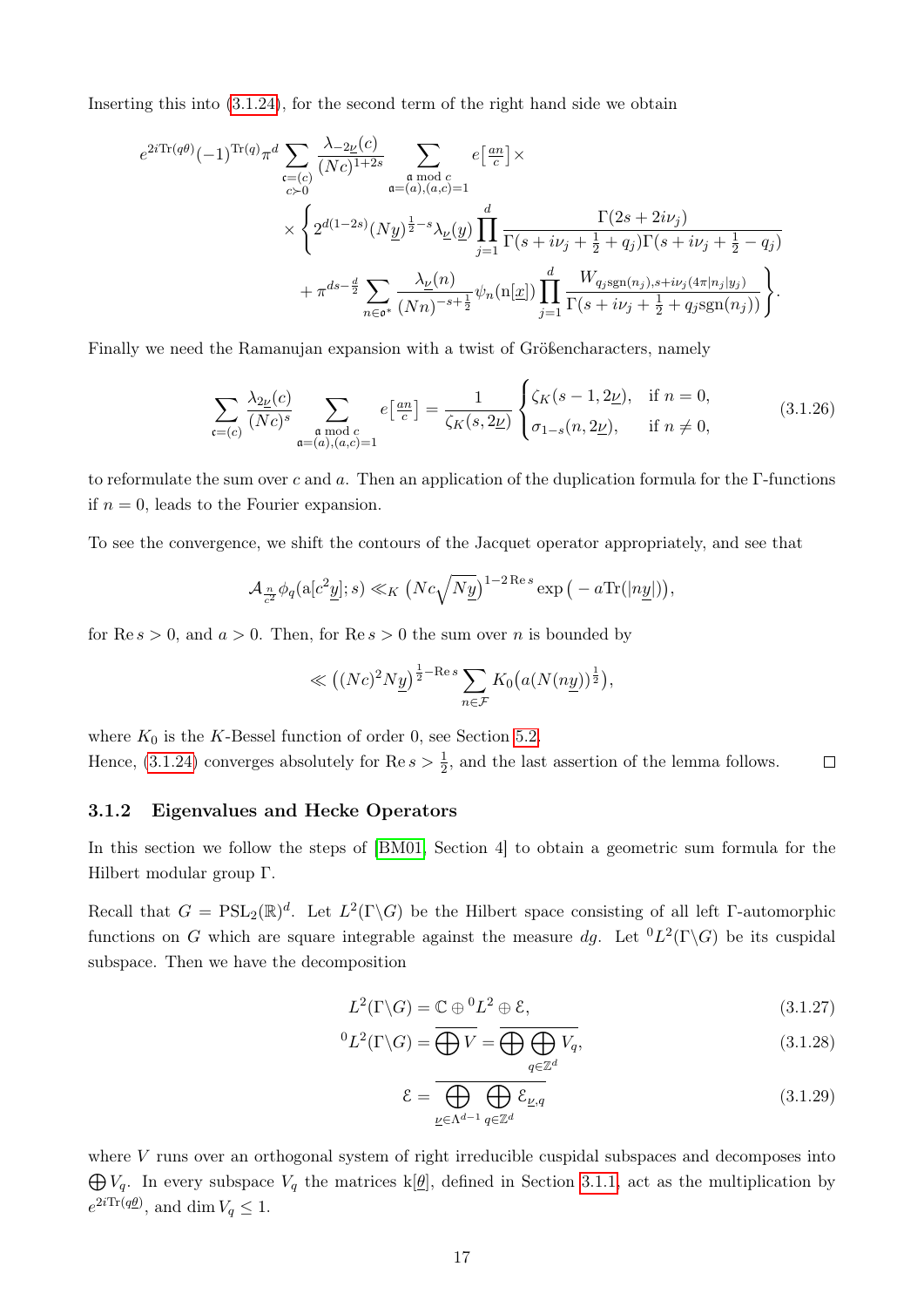Inserting this into (3.1.24), for the second term of the right hand side we obtain

$$
\begin{aligned}
e^{2i\mathrm{Tr}(q\theta)}(-1)^{\mathrm{Tr}(q)}\pi^d \sum_{\substack{\mathfrak{c}=(c)\\ c\succ 0}} \frac{\lambda_{-2\underline{\nu}}(c)}{(Nc)^{1+2s}} \sum_{\substack{\mathfrak{a} \bmod c\\ \mathfrak{a}=(a),(a,c)=1}} e\left[\tfrac{an}{c}\right] \times \\
\times \Bigg\{ 2^{d(1-2s)}(N\underline{y})^{\frac{1}{2}-s}\lambda_{\underline{\nu}}(\underline{y}) \prod_{j=1}^{d} \frac{\Gamma(2s+2i\nu_j)}{\Gamma(s+i\nu_j+\frac{1}{2}+q_j)\Gamma(s+i\nu_j+\frac{1}{2}-q_j)} \\
+ \pi^{ds-\frac{d}{2}} \sum_{n\in\mathfrak{o}^*} \frac{\lambda_{\underline{\nu}}(n)}{(Nn)^{-s+\frac{1}{2}}} \psi_n(\mathrm{n}[\underline{x}]) \prod_{j=1}^{d} \frac{W_{q_j\mathrm{sgn}(n_j),s+i\nu_j}(4\pi|n_j|y_j)}{\Gamma(s+i\nu_j+\frac{1}{2}+q_j\mathrm{sgn}(n_j))} \Bigg\}.
\end{aligned}
$$

Finally we need the Ramanujan expansion with a twist of Größencharacters, namely

$$
\sum_{\mathfrak{c}=(c)} \frac{\lambda_{2\underline{\nu}}(c)}{(Nc)^s} \sum_{\substack{\mathfrak{a} \bmod c\\ \mathfrak{a}=(a),(a,c)=1}} e\left[\tfrac{an}{c}\right] = \frac{1}{\zeta_K(s,2\underline{\nu})} \begin{cases} \zeta_K(s-1,2\underline{\nu}), & \text{if } n=0,\\ \sigma_{1-s}(n,2\underline{\nu}), & \text{if } n\neq 0, \end{cases} \tag{3.1.26}
$$

to reformulate the sum over $c$ and $a$. Then an application of the duplication formula for the Γ-functions if $n=0$, leads to the Fourier expansion.

To see the convergence, we shift the contours of the Jacquet operator appropriately, and see that

$$
\mathcal{A}_{\frac{n}{c^2}}\phi_q(\mathrm{a}[c^2\underline{y}];s) \ll_K \left(Nc\sqrt{N\underline{y}}\right)^{1-2\,\mathrm{Re}\,s} \exp\left(-a\mathrm{Tr}(|n\underline{y}|)\right),
$$

for $\mathrm{Re}\,s>0$, and $a>0$. Then, for $\mathrm{Re}\,s>0$ the sum over $n$ is bounded by

$$
\ll \left((Nc)^2N\underline{y}\right)^{\frac{1}{2}-\mathrm{Re}\,s} \sum_{n\in\mathcal{F}} K_0\left(a(N(n\underline{y}))^{\frac{1}{2}}\right),
$$

where $K_0$ is the $K$-Bessel function of order 0, see Section 5.2.
Hence, (3.1.24) converges absolutely for $\mathrm{Re}\,s>\frac{1}{2}$, and the last assertion of the lemma follows. □

### 3.1.2 Eigenvalues and Hecke Operators

In this section we follow the steps of [BM01, Section 4] to obtain a geometric sum formula for the Hilbert modular group Γ.

Recall that $G=\mathrm{PSL}_2(\mathbb{R})^d$. Let $L^2(\Gamma\backslash G)$ be the Hilbert space consisting of all left Γ-automorphic functions on $G$ which are square integrable against the measure $dg$. Let ${}^0L^2(\Gamma\backslash G)$ be its cuspidal subspace. Then we have the decomposition

$$
L^2(\Gamma\backslash G) = \mathbb{C}\oplus {}^0L^2 \oplus \mathcal{E}, \tag{3.1.27}
$$

$$
{}^0L^2(\Gamma\backslash G) = \overline{\bigoplus V} = \overline{\bigoplus \bigoplus_{q\in\mathbb{Z}^d} V_q}, \tag{3.1.28}
$$

$$
\mathcal{E} = \overline{\bigoplus_{\underline{\nu}\in\Lambda^{d-1}} \bigoplus_{q\in\mathbb{Z}^d} \mathcal{E}_{\underline{\nu},q}} \tag{3.1.29}
$$

where $V$ runs over an orthogonal system of right irreducible cuspidal subspaces and decomposes into $\bigoplus V_q$. In every subspace $V_q$ the matrices $\mathrm{k}[\underline{\theta}]$, defined in Section 3.1.1, act as the multiplication by $e^{2i\mathrm{Tr}(q\underline{\theta})}$, and $\dim V_q \leq 1$.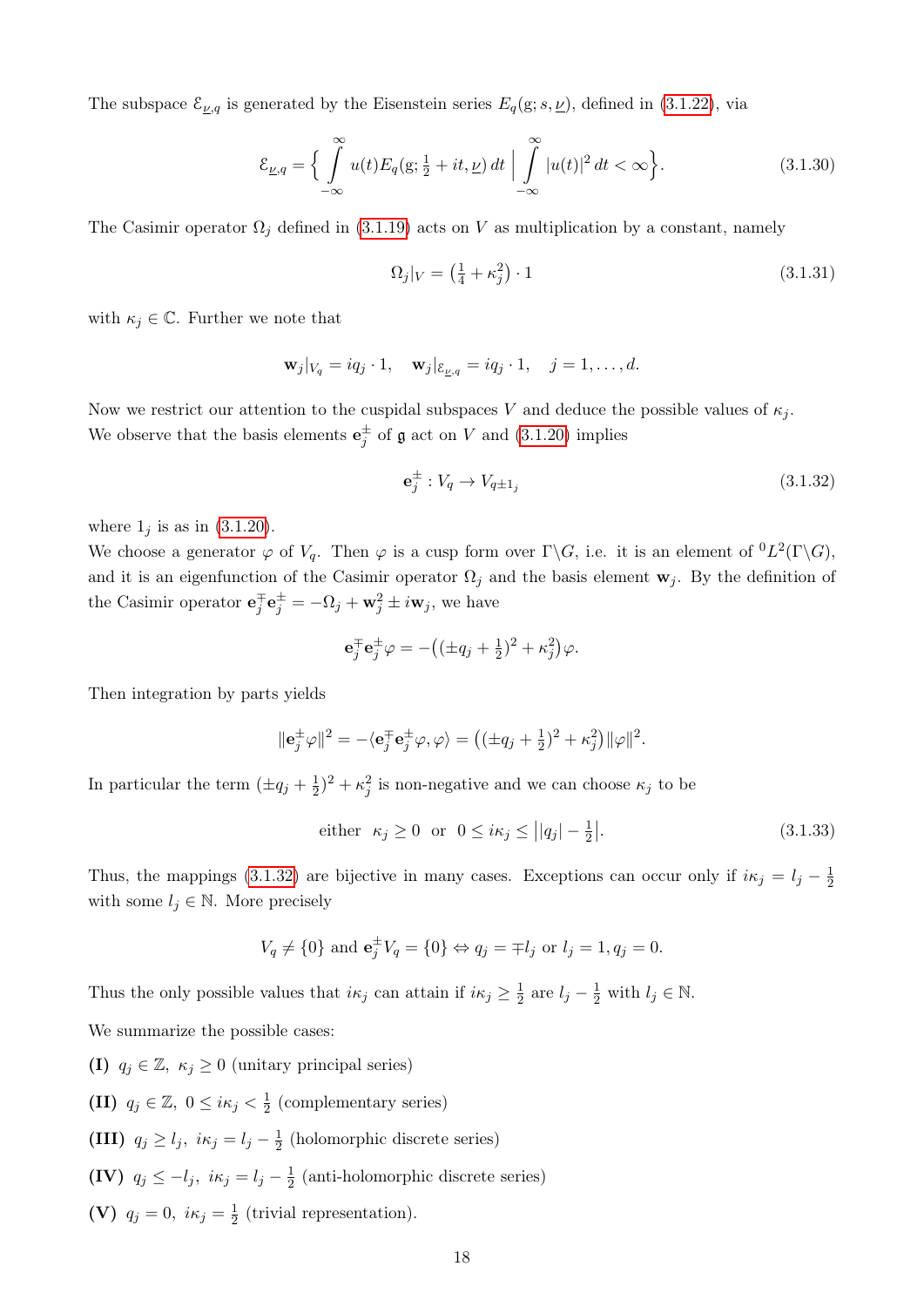The subspace $\mathcal{E}_{\underline{\nu},q}$ is generated by the Eisenstein series $E_q(\mathrm{g}; s, \underline{\nu})$, defined in (3.1.22), via

$$\mathcal{E}_{\underline{\nu},q} = \Big\{ \int_{-\infty}^{\infty} u(t) E_q(\mathrm{g}; \tfrac{1}{2} + it, \underline{\nu})\, dt \;\Big|\; \int_{-\infty}^{\infty} |u(t)|^2\, dt < \infty \Big\}. \tag{3.1.30}$$

The Casimir operator $\Omega_j$ defined in (3.1.19) acts on $V$ as multiplication by a constant, namely

$$\Omega_j|_V = \big(\tfrac{1}{4} + \kappa_j^2\big) \cdot 1 \tag{3.1.31}$$

with $\kappa_j \in \mathbb{C}$. Further we note that

$$\mathbf{w}_j|_{V_q} = iq_j \cdot 1, \quad \mathbf{w}_j|_{\mathcal{E}_{\underline{\nu},q}} = iq_j \cdot 1, \quad j = 1, \dots, d.$$

Now we restrict our attention to the cuspidal subspaces $V$ and deduce the possible values of $\kappa_j$. We observe that the basis elements $\mathbf{e}_j^{\pm}$ of $\mathfrak{g}$ act on $V$ and (3.1.20) implies

$$\mathbf{e}_j^{\pm} : V_q \to V_{q \pm 1_j} \tag{3.1.32}$$

where $1_j$ is as in (3.1.20).

We choose a generator $\varphi$ of $V_q$. Then $\varphi$ is a cusp form over $\Gamma\backslash G$, i.e. it is an element of ${}^0L^2(\Gamma\backslash G)$, and it is an eigenfunction of the Casimir operator $\Omega_j$ and the basis element $\mathbf{w}_j$. By the definition of the Casimir operator $\mathbf{e}_j^{\mp}\mathbf{e}_j^{\pm} = -\Omega_j + \mathbf{w}_j^2 \pm i\mathbf{w}_j$, we have

$$\mathbf{e}_j^{\mp}\mathbf{e}_j^{\pm}\varphi = -\big((\pm q_j + \tfrac{1}{2})^2 + \kappa_j^2\big)\varphi.$$

Then integration by parts yields

$$\|\mathbf{e}_j^{\pm}\varphi\|^2 = -\langle \mathbf{e}_j^{\mp}\mathbf{e}_j^{\pm}\varphi, \varphi\rangle = \big((\pm q_j + \tfrac{1}{2})^2 + \kappa_j^2\big)\|\varphi\|^2.$$

In particular the term $(\pm q_j + \frac{1}{2})^2 + \kappa_j^2$ is non-negative and we can choose $\kappa_j$ to be

$$\text{either } \;\kappa_j \geq 0 \;\text{ or }\; 0 \leq i\kappa_j \leq \big||q_j| - \tfrac{1}{2}\big|. \tag{3.1.33}$$

Thus, the mappings (3.1.32) are bijective in many cases. Exceptions can occur only if $i\kappa_j = l_j - \frac{1}{2}$ with some $l_j \in \mathbb{N}$. More precisely

$$V_q \neq \{0\} \text{ and } \mathbf{e}_j^{\pm}V_q = \{0\} \Leftrightarrow q_j = \mp l_j \text{ or } l_j = 1, q_j = 0.$$

Thus the only possible values that $i\kappa_j$ can attain if $i\kappa_j \geq \frac{1}{2}$ are $l_j - \frac{1}{2}$ with $l_j \in \mathbb{N}$.

We summarize the possible cases:

**(I)** $q_j \in \mathbb{Z},\ \kappa_j \geq 0$ (unitary principal series)

**(II)** $q_j \in \mathbb{Z},\ 0 \leq i\kappa_j < \frac{1}{2}$ (complementary series)

**(III)** $q_j \geq l_j,\ i\kappa_j = l_j - \frac{1}{2}$ (holomorphic discrete series)

**(IV)** $q_j \leq -l_j,\ i\kappa_j = l_j - \frac{1}{2}$ (anti-holomorphic discrete series)

**(V)** $q_j = 0,\ i\kappa_j = \frac{1}{2}$ (trivial representation).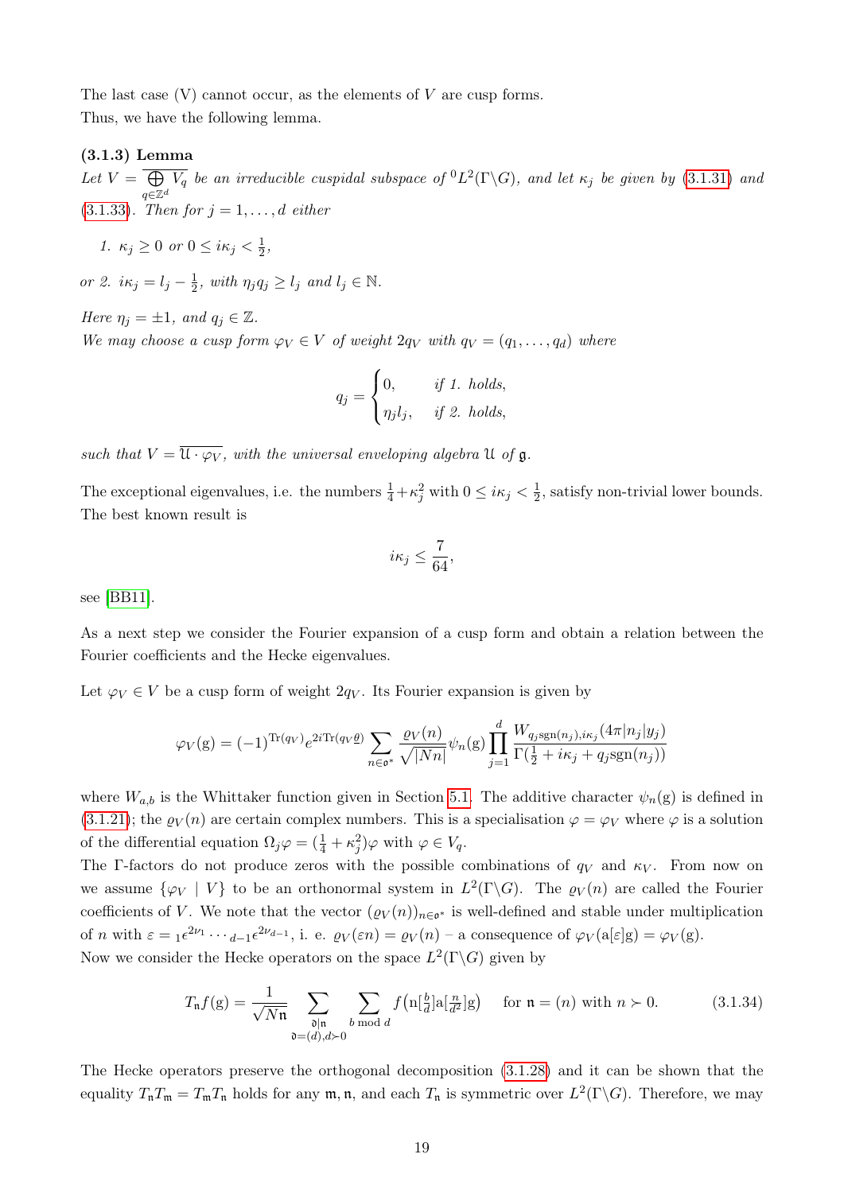The last case (V) cannot occur, as the elements of $V$ are cusp forms.
Thus, we have the following lemma.

**(3.1.3) Lemma**

*Let $V = \overline{\bigoplus_{q \in \mathbb{Z}^d} V_q}$ be an irreducible cuspidal subspace of ${}^0L^2(\Gamma \backslash G)$, and let $\kappa_j$ be given by (3.1.31) and (3.1.33). Then for $j = 1, \ldots, d$ either*

*1. $\kappa_j \geq 0$ or $0 \leq i\kappa_j < \frac{1}{2}$,*

*or 2. $i\kappa_j = l_j - \frac{1}{2}$, with $\eta_j q_j \geq l_j$ and $l_j \in \mathbb{N}$.*

*Here $\eta_j = \pm 1$, and $q_j \in \mathbb{Z}$.*
*We may choose a cusp form $\varphi_V \in V$ of weight $2q_V$ with $q_V = (q_1, \ldots, q_d)$ where*

$$q_j = \begin{cases} 0, & \text{if 1. holds,} \\ \eta_j l_j, & \text{if 2. holds,} \end{cases}$$

*such that $V = \overline{\mathfrak{U} \cdot \varphi_V}$, with the universal enveloping algebra $\mathfrak{U}$ of $\mathfrak{g}$.*

The exceptional eigenvalues, i.e. the numbers $\frac{1}{4} + \kappa_j^2$ with $0 \leq i\kappa_j < \frac{1}{2}$, satisfy non-trivial lower bounds. The best known result is

$$i\kappa_j \leq \frac{7}{64},$$

see [BB11].

As a next step we consider the Fourier expansion of a cusp form and obtain a relation between the Fourier coefficients and the Hecke eigenvalues.

Let $\varphi_V \in V$ be a cusp form of weight $2q_V$. Its Fourier expansion is given by

$$\varphi_V(\mathrm{g}) = (-1)^{\mathrm{Tr}(q_V)} e^{2i\mathrm{Tr}(q_V \underline{\theta})} \sum_{n \in \mathfrak{o}^*} \frac{\varrho_V(n)}{\sqrt{|Nn|}} \psi_n(\mathrm{g}) \prod_{j=1}^{d} \frac{W_{q_j \mathrm{sgn}(n_j), i\kappa_j}(4\pi |n_j| y_j)}{\Gamma(\frac{1}{2} + i\kappa_j + q_j \mathrm{sgn}(n_j))}$$

where $W_{a,b}$ is the Whittaker function given in Section 5.1. The additive character $\psi_n(\mathrm{g})$ is defined in (3.1.21); the $\varrho_V(n)$ are certain complex numbers. This is a specialisation $\varphi = \varphi_V$ where $\varphi$ is a solution of the differential equation $\Omega_j \varphi = (\frac{1}{4} + \kappa_j^2)\varphi$ with $\varphi \in V_q$.
The $\Gamma$-factors do not produce zeros with the possible combinations of $q_V$ and $\kappa_V$. From now on we assume $\{\varphi_V \mid V\}$ to be an orthonormal system in $L^2(\Gamma \backslash G)$. The $\varrho_V(n)$ are called the Fourier coefficients of $V$. We note that the vector $(\varrho_V(n))_{n \in \mathfrak{o}^*}$ is well-defined and stable under multiplication of $n$ with $\varepsilon = {}_1\epsilon^{2\nu_1} \cdots {}_{d-1}\epsilon^{2\nu_{d-1}}$, i. e. $\varrho_V(\varepsilon n) = \varrho_V(n)$ – a consequence of $\varphi_V(\mathrm{a}[\varepsilon]\mathrm{g}) = \varphi_V(\mathrm{g})$.
Now we consider the Hecke operators on the space $L^2(\Gamma \backslash G)$ given by

$$T_{\mathfrak{n}} f(\mathrm{g}) = \frac{1}{\sqrt{N\mathfrak{n}}} \sum_{\substack{\mathfrak{d} | \mathfrak{n} \\ \mathfrak{d} = (d), d \succ 0}} \sum_{b \bmod d} f\big(\mathrm{n}[\tfrac{b}{d}]\mathrm{a}[\tfrac{n}{d^2}]\mathrm{g}\big) \quad \text{for } \mathfrak{n} = (n) \text{ with } n \succ 0. \tag{3.1.34}$$

The Hecke operators preserve the orthogonal decomposition (3.1.28) and it can be shown that the equality $T_{\mathfrak{n}} T_{\mathfrak{m}} = T_{\mathfrak{m}} T_{\mathfrak{n}}$ holds for any $\mathfrak{m}, \mathfrak{n}$, and each $T_{\mathfrak{n}}$ is symmetric over $L^2(\Gamma \backslash G)$. Therefore, we may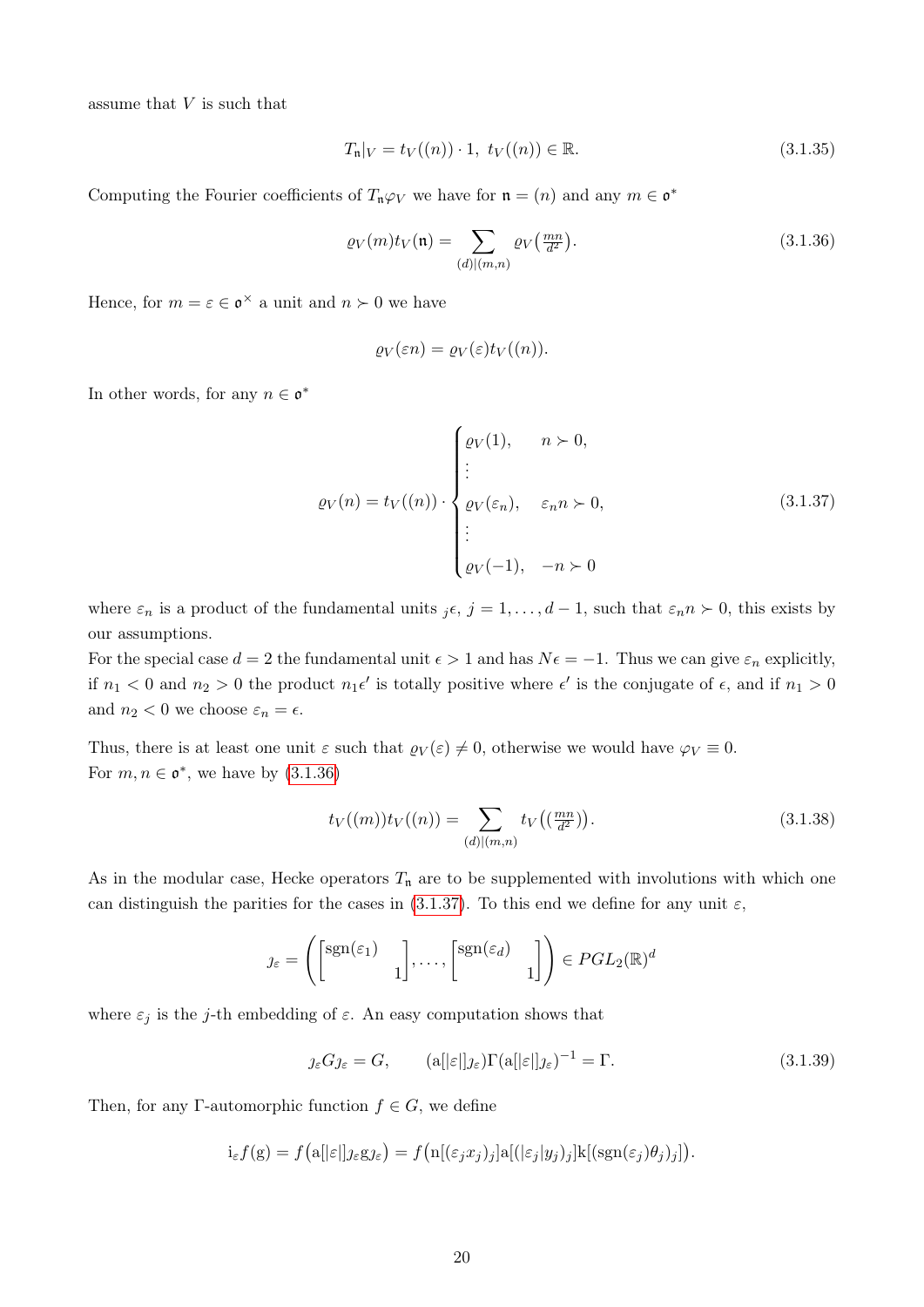assume that $V$ is such that

$$T_{\mathfrak{n}}|_V = t_V((n)) \cdot 1, \; t_V((n)) \in \mathbb{R}. \tag{3.1.35}$$

Computing the Fourier coefficients of $T_{\mathfrak{n}}\varphi_V$ we have for $\mathfrak{n} = (n)$ and any $m \in \mathfrak{o}^*$

$$\varrho_V(m) t_V(\mathfrak{n}) = \sum_{(d)|(m,n)} \varrho_V\big(\tfrac{mn}{d^2}\big). \tag{3.1.36}$$

Hence, for $m = \varepsilon \in \mathfrak{o}^\times$ a unit and $n \succ 0$ we have

$$\varrho_V(\varepsilon n) = \varrho_V(\varepsilon) t_V((n)).$$

In other words, for any $n \in \mathfrak{o}^*$

$$\varrho_V(n) = t_V((n)) \cdot \begin{cases} \varrho_V(1), & n \succ 0, \\ \vdots & \\ \varrho_V(\varepsilon_n), & \varepsilon_n n \succ 0, \\ \vdots & \\ \varrho_V(-1), & -n \succ 0 \end{cases} \tag{3.1.37}$$

where $\varepsilon_n$ is a product of the fundamental units ${}_j\epsilon$, $j = 1, \ldots, d-1$, such that $\varepsilon_n n \succ 0$, this exists by our assumptions.
For the special case $d = 2$ the fundamental unit $\epsilon > 1$ and has $N\epsilon = -1$. Thus we can give $\varepsilon_n$ explicitly, if $n_1 < 0$ and $n_2 > 0$ the product $n_1\epsilon'$ is totally positive where $\epsilon'$ is the conjugate of $\epsilon$, and if $n_1 > 0$ and $n_2 < 0$ we choose $\varepsilon_n = \epsilon$.

Thus, there is at least one unit $\varepsilon$ such that $\varrho_V(\varepsilon) \neq 0$, otherwise we would have $\varphi_V \equiv 0$.
For $m, n \in \mathfrak{o}^*$, we have by (3.1.36)

$$t_V((m)) t_V((n)) = \sum_{(d)|(m,n)} t_V\big(\big(\tfrac{mn}{d^2}\big)\big). \tag{3.1.38}$$

As in the modular case, Hecke operators $T_{\mathfrak{n}}$ are to be supplemented with involutions with which one can distinguish the parities for the cases in (3.1.37). To this end we define for any unit $\varepsilon$,

$$\jmath_\varepsilon = \left( \begin{bmatrix} \mathrm{sgn}(\varepsilon_1) & \\ & 1 \end{bmatrix}, \ldots, \begin{bmatrix} \mathrm{sgn}(\varepsilon_d) & \\ & 1 \end{bmatrix} \right) \in PGL_2(\mathbb{R})^d$$

where $\varepsilon_j$ is the $j$-th embedding of $\varepsilon$. An easy computation shows that

$$\jmath_\varepsilon G \jmath_\varepsilon = G, \qquad (\mathrm{a}[|\varepsilon|]\jmath_\varepsilon)\Gamma(\mathrm{a}[|\varepsilon|]\jmath_\varepsilon)^{-1} = \Gamma. \tag{3.1.39}$$

Then, for any $\Gamma$-automorphic function $f \in G$, we define

$$\mathrm{i}_\varepsilon f(\mathrm{g}) = f\big(\mathrm{a}[|\varepsilon|]\jmath_\varepsilon \mathrm{g} \jmath_\varepsilon\big) = f\big(\mathrm{n}[(\varepsilon_j x_j)_j]\mathrm{a}[(|\varepsilon_j| y_j)_j]\mathrm{k}[(\mathrm{sgn}(\varepsilon_j)\theta_j)_j]\big).$$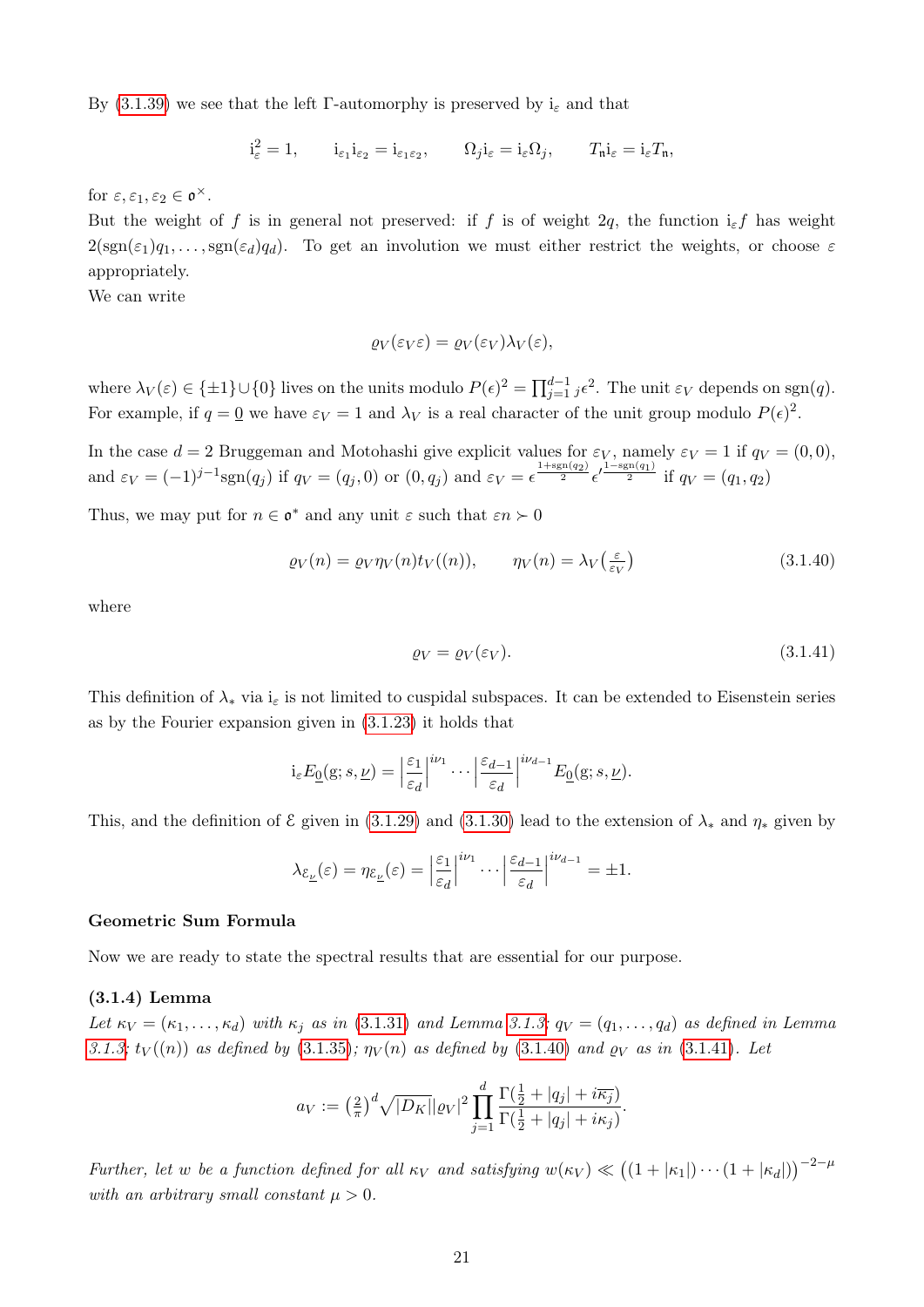By (3.1.39) we see that the left Γ-automorphy is preserved by $\mathrm{i}_\varepsilon$ and that

$$\mathrm{i}_\varepsilon^2 = 1, \qquad \mathrm{i}_{\varepsilon_1}\mathrm{i}_{\varepsilon_2} = \mathrm{i}_{\varepsilon_1\varepsilon_2}, \qquad \Omega_j \mathrm{i}_\varepsilon = \mathrm{i}_\varepsilon \Omega_j, \qquad T_{\mathfrak{n}}\mathrm{i}_\varepsilon = \mathrm{i}_\varepsilon T_{\mathfrak{n}},$$

for $\varepsilon, \varepsilon_1, \varepsilon_2 \in \mathfrak{o}^\times$.

But the weight of $f$ is in general not preserved: if $f$ is of weight $2q$, the function $\mathrm{i}_\varepsilon f$ has weight $2(\mathrm{sgn}(\varepsilon_1)q_1, \ldots, \mathrm{sgn}(\varepsilon_d)q_d)$. To get an involution we must either restrict the weights, or choose $\varepsilon$ appropriately.

We can write

$$\varrho_V(\varepsilon_V \varepsilon) = \varrho_V(\varepsilon_V)\lambda_V(\varepsilon),$$

where $\lambda_V(\varepsilon) \in \{\pm 1\} \cup \{0\}$ lives on the units modulo $P(\epsilon)^2 = \prod_{j=1}^{d-1} {}_j\epsilon^2$. The unit $\varepsilon_V$ depends on $\mathrm{sgn}(q)$. For example, if $q = \underline{0}$ we have $\varepsilon_V = 1$ and $\lambda_V$ is a real character of the unit group modulo $P(\epsilon)^2$.

In the case $d = 2$ Bruggeman and Motohashi give explicit values for $\varepsilon_V$, namely $\varepsilon_V = 1$ if $q_V = (0,0)$, and $\varepsilon_V = (-1)^{j-1}\mathrm{sgn}(q_j)$ if $q_V = (q_j, 0)$ or $(0, q_j)$ and $\varepsilon_V = \epsilon^{\frac{1+\mathrm{sgn}(q_2)}{2}} \epsilon'^{\frac{1-\mathrm{sgn}(q_1)}{2}}$ if $q_V = (q_1, q_2)$

Thus, we may put for $n \in \mathfrak{o}^*$ and any unit $\varepsilon$ such that $\varepsilon n \succ 0$

$$\varrho_V(n) = \varrho_V \eta_V(n) t_V((n)), \qquad \eta_V(n) = \lambda_V\left(\tfrac{\varepsilon}{\varepsilon_V}\right) \tag{3.1.40}$$

where

$$\varrho_V = \varrho_V(\varepsilon_V). \tag{3.1.41}$$

This definition of $\lambda_*$ via $\mathrm{i}_\varepsilon$ is not limited to cuspidal subspaces. It can be extended to Eisenstein series as by the Fourier expansion given in (3.1.23) it holds that

$$\mathrm{i}_\varepsilon E_{\underline{0}}(\mathrm{g}; s, \underline{\nu}) = \left|\frac{\varepsilon_1}{\varepsilon_d}\right|^{i\nu_1} \cdots \left|\frac{\varepsilon_{d-1}}{\varepsilon_d}\right|^{i\nu_{d-1}} E_{\underline{0}}(\mathrm{g}; s, \underline{\nu}).$$

This, and the definition of $\mathcal{E}$ given in (3.1.29) and (3.1.30) lead to the extension of $\lambda_*$ and $\eta_*$ given by

$$\lambda_{\mathcal{E}_{\underline{\nu}}}(\varepsilon) = \eta_{\mathcal{E}_{\underline{\nu}}}(\varepsilon) = \left|\frac{\varepsilon_1}{\varepsilon_d}\right|^{i\nu_1} \cdots \left|\frac{\varepsilon_{d-1}}{\varepsilon_d}\right|^{i\nu_{d-1}} = \pm 1.$$

**Geometric Sum Formula**

Now we are ready to state the spectral results that are essential for our purpose.

**(3.1.4) Lemma**

*Let $\kappa_V = (\kappa_1, \ldots, \kappa_d)$ with $\kappa_j$ as in (3.1.31) and Lemma 3.1.3; $q_V = (q_1, \ldots, q_d)$ as defined in Lemma 3.1.3; $t_V((n))$ as defined by (3.1.35); $\eta_V(n)$ as defined by (3.1.40) and $\varrho_V$ as in (3.1.41). Let*

$$a_V := \left(\tfrac{2}{\pi}\right)^d \sqrt{|D_K|} |\varrho_V|^2 \prod_{j=1}^{d} \frac{\Gamma(\frac{1}{2} + |q_j| + i\overline{\kappa_j})}{\Gamma(\frac{1}{2} + |q_j| + i\kappa_j)}.$$

*Further, let $w$ be a function defined for all $\kappa_V$ and satisfying $w(\kappa_V) \ll \big((1+|\kappa_1|)\cdots(1+|\kappa_d|)\big)^{-2-\mu}$ with an arbitrary small constant $\mu > 0$.*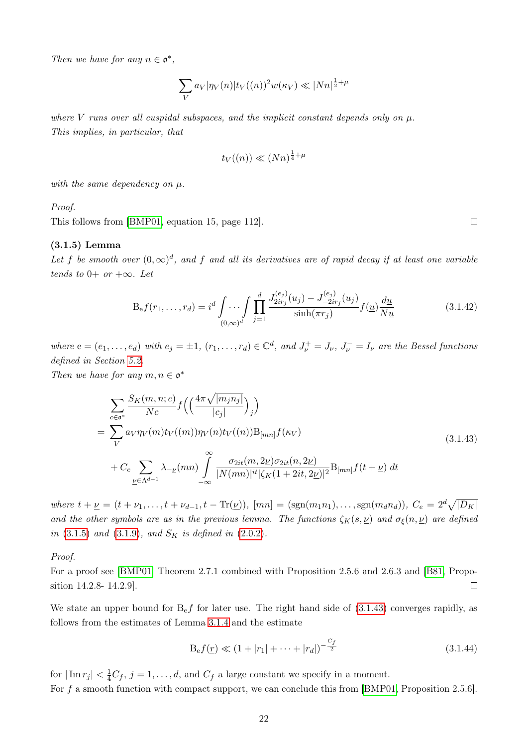*Then we have for any $n \in \mathfrak{o}^*$,*

$$\sum_V a_V |\eta_V(n)| t_V((n))^2 w(\kappa_V) \ll |Nn|^{\frac{1}{2}+\mu}$$

*where $V$ runs over all cuspidal subspaces, and the implicit constant depends only on $\mu$.*
*This implies, in particular, that*

$$t_V((n)) \ll (Nn)^{\frac{1}{4}+\mu}$$

*with the same dependency on $\mu$.*

*Proof.*
This follows from [BMP01, equation 15, page 112]. $\square$

**(3.1.5) Lemma**
*Let $f$ be smooth over $(0,\infty)^d$, and $f$ and all its derivatives are of rapid decay if at least one variable tends to $0+$ or $+\infty$. Let*

$$\mathrm{B}_{\mathrm{e}} f(r_1,\ldots,r_d) = i^d \int \cdots \int_{(0,\infty)^d} \prod_{j=1}^{d} \frac{J^{(e_j)}_{2ir_j}(u_j) - J^{(e_j)}_{-2ir_j}(u_j)}{\sinh(\pi r_j)} f(\underline{u}) \frac{d\underline{u}}{N\underline{u}} \tag{3.1.42}$$

*where $\mathrm{e} = (e_1,\ldots,e_d)$ with $e_j = \pm 1$, $(r_1,\ldots,r_d) \in \mathbb{C}^d$, and $J^+_\nu = J_\nu$, $J^-_\nu = I_\nu$ are the Bessel functions defined in Section 5.2.*
*Then we have for any $m,n \in \mathfrak{o}^*$*

$$\begin{aligned}
&\sum_{c\in\mathfrak{o}^*} \frac{S_K(m,n;c)}{Nc} f\Big(\Big(\frac{4\pi\sqrt{|m_j n_j|}}{|c_j|}\Big)_j\Big) \\
=& \sum_V a_V \eta_V(m) t_V((m)) \eta_V(n) t_V((n)) \mathrm{B}_{[mn]} f(\kappa_V) \\
&+ C_e \sum_{\underline{\nu}\in\Lambda^{d-1}} \lambda_{-\underline{\nu}}(mn) \int_{-\infty}^{\infty} \frac{\sigma_{2it}(m,2\underline{\nu})\sigma_{2it}(n,2\underline{\nu})}{|N(mn)|^{it} |\zeta_K(1+2it,2\underline{\nu})|^2} \mathrm{B}_{[mn]} f(t+\underline{\nu})\, dt
\end{aligned} \tag{3.1.43}$$

*where $t+\underline{\nu} = (t+\nu_1,\ldots,t+\nu_{d-1}, t-\mathrm{Tr}(\underline{\nu}))$, $[mn] = (\mathrm{sgn}(m_1n_1),\ldots,\mathrm{sgn}(m_dn_d))$, $C_e = 2^d\sqrt{|D_K|}$ and the other symbols are as in the previous lemma. The functions $\zeta_K(s,\underline{\nu})$ and $\sigma_\xi(n,\underline{\nu})$ are defined in (3.1.5) and (3.1.9), and $S_K$ is defined in (2.0.2).*

*Proof.*
For a proof see [BMP01] Theorem 2.7.1 combined with Proposition 2.5.6 and 2.6.3 and [B81, Proposition 14.2.8- 14.2.9]. $\square$

We state an upper bound for $\mathrm{B}_{\mathrm{e}} f$ for later use. The right hand side of (3.1.43) converges rapidly, as follows from the estimates of Lemma 3.1.4 and the estimate

$$\mathrm{B}_{\mathrm{e}} f(\underline{r}) \ll (1+|r_1|+\cdots+|r_d|)^{-\frac{C_f}{2}} \tag{3.1.44}$$

for $|\operatorname{Im} r_j| < \frac{1}{4}C_f$, $j=1,\ldots,d$, and $C_f$ a large constant we specify in a moment.
For $f$ a smooth function with compact support, we can conclude this from [BMP01, Proposition 2.5.6].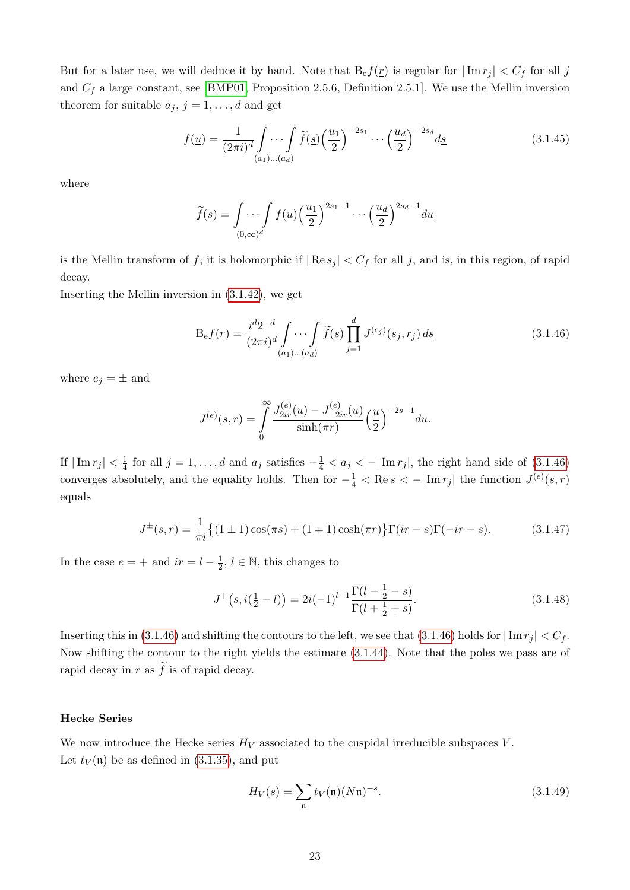But for a later use, we will deduce it by hand. Note that $\mathrm{B_e}f(\underline{r})$ is regular for $|\operatorname{Im} r_j| < C_f$ for all $j$ and $C_f$ a large constant, see [BMP01, Proposition 2.5.6, Definition 2.5.1]. We use the Mellin inversion theorem for suitable $a_j$, $j = 1, \dots, d$ and get

$$f(\underline{u}) = \frac{1}{(2\pi i)^d} \int_{(a_1)\dots(a_d)} \cdots \int \widetilde{f}(\underline{s}) \Big(\frac{u_1}{2}\Big)^{-2s_1} \cdots \Big(\frac{u_d}{2}\Big)^{-2s_d} d\underline{s} \tag{3.1.45}$$

where

$$\widetilde{f}(\underline{s}) = \int_{(0,\infty)^d} \cdots \int f(\underline{u}) \Big(\frac{u_1}{2}\Big)^{2s_1 - 1} \cdots \Big(\frac{u_d}{2}\Big)^{2s_d - 1} d\underline{u}$$

is the Mellin transform of $f$; it is holomorphic if $|\operatorname{Re} s_j| < C_f$ for all $j$, and is, in this region, of rapid decay.
Inserting the Mellin inversion in (3.1.42), we get

$$\mathrm{B_e}f(\underline{r}) = \frac{i^d 2^{-d}}{(2\pi i)^d} \int_{(a_1)\dots(a_d)} \cdots \int \widetilde{f}(\underline{s}) \prod_{j=1}^{d} J^{(e_j)}(s_j, r_j)\, d\underline{s} \tag{3.1.46}$$

where $e_j = \pm$ and

$$J^{(e)}(s,r) = \int_0^\infty \frac{J_{2ir}^{(e)}(u) - J_{-2ir}^{(e)}(u)}{\sinh(\pi r)} \Big(\frac{u}{2}\Big)^{-2s-1} du.$$

If $|\operatorname{Im} r_j| < \frac{1}{4}$ for all $j = 1, \dots, d$ and $a_j$ satisfies $-\frac{1}{4} < a_j < -|\operatorname{Im} r_j|$, the right hand side of (3.1.46) converges absolutely, and the equality holds. Then for $-\frac{1}{4} < \operatorname{Re} s < -|\operatorname{Im} r_j|$ the function $J^{(e)}(s,r)$ equals

$$J^{\pm}(s,r) = \frac{1}{\pi i} \big\{ (1 \pm 1)\cos(\pi s) + (1 \mp 1)\cosh(\pi r) \big\} \Gamma(ir - s)\Gamma(-ir - s). \tag{3.1.47}$$

In the case $e = +$ and $ir = l - \frac{1}{2}$, $l \in \mathbb{N}$, this changes to

$$J^{+}\big(s, i(\tfrac{1}{2} - l)\big) = 2i(-1)^{l-1} \frac{\Gamma(l - \frac{1}{2} - s)}{\Gamma(l + \frac{1}{2} + s)}. \tag{3.1.48}$$

Inserting this in (3.1.46) and shifting the contours to the left, we see that (3.1.46) holds for $|\operatorname{Im} r_j| < C_f$. Now shifting the contour to the right yields the estimate (3.1.44). Note that the poles we pass are of rapid decay in $r$ as $\widetilde{f}$ is of rapid decay.

**Hecke Series**

We now introduce the Hecke series $H_V$ associated to the cuspidal irreducible subspaces $V$.
Let $t_V(\mathfrak{n})$ be as defined in (3.1.35), and put

$$H_V(s) = \sum_{\mathfrak{n}} t_V(\mathfrak{n})(N\mathfrak{n})^{-s}. \tag{3.1.49}$$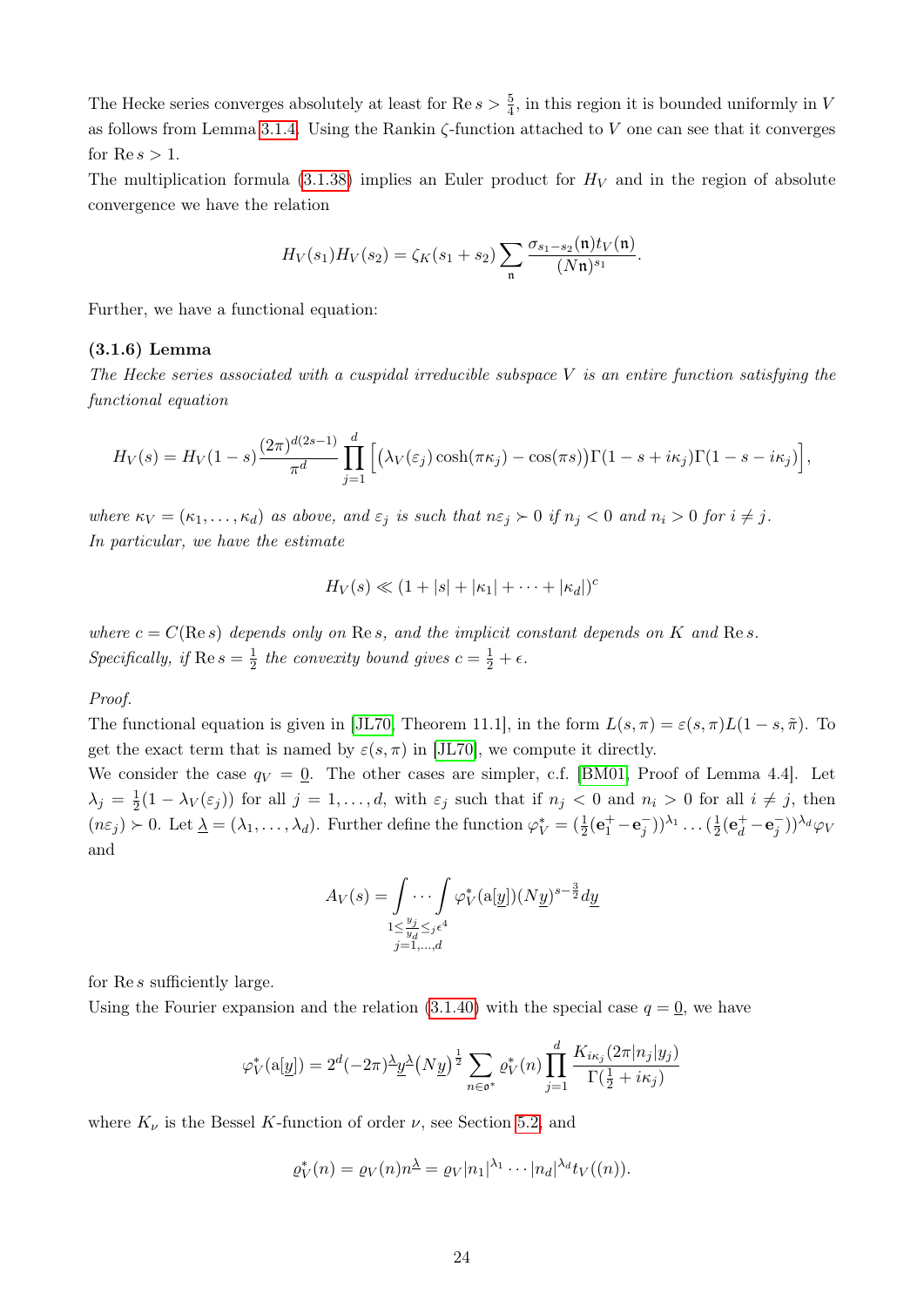The Hecke series converges absolutely at least for $\operatorname{Re} s > \frac{5}{4}$, in this region it is bounded uniformly in $V$ as follows from Lemma 3.1.4. Using the Rankin $\zeta$-function attached to $V$ one can see that it converges for $\operatorname{Re} s > 1$.

The multiplication formula (3.1.38) implies an Euler product for $H_V$ and in the region of absolute convergence we have the relation

$$H_V(s_1)H_V(s_2) = \zeta_K(s_1+s_2)\sum_{\mathfrak{n}} \frac{\sigma_{s_1-s_2}(\mathfrak{n})t_V(\mathfrak{n})}{(N\mathfrak{n})^{s_1}}.$$

Further, we have a functional equation:

**(3.1.6) Lemma**

*The Hecke series associated with a cuspidal irreducible subspace $V$ is an entire function satisfying the functional equation*

$$H_V(s) = H_V(1-s)\frac{(2\pi)^{d(2s-1)}}{\pi^d}\prod_{j=1}^{d}\Big[\big(\lambda_V(\varepsilon_j)\cosh(\pi\kappa_j) - \cos(\pi s)\big)\Gamma(1-s+i\kappa_j)\Gamma(1-s-i\kappa_j)\Big],$$

*where $\kappa_V = (\kappa_1,\ldots,\kappa_d)$ as above, and $\varepsilon_j$ is such that $n\varepsilon_j \succ 0$ if $n_j < 0$ and $n_i > 0$ for $i \neq j$.*
*In particular, we have the estimate*

$$H_V(s) \ll (1+|s|+|\kappa_1|+\cdots+|\kappa_d|)^c$$

*where $c = C(\operatorname{Re} s)$ depends only on $\operatorname{Re} s$, and the implicit constant depends on $K$ and $\operatorname{Re} s$. Specifically, if $\operatorname{Re} s = \frac{1}{2}$ the convexity bound gives $c = \frac{1}{2}+\epsilon$.*

*Proof.*
The functional equation is given in [JL70, Theorem 11.1], in the form $L(s,\pi) = \varepsilon(s,\pi)L(1-s,\tilde{\pi})$. To get the exact term that is named by $\varepsilon(s,\pi)$ in [JL70], we compute it directly.
We consider the case $q_V = \underline{0}$. The other cases are simpler, c.f. [BM01, Proof of Lemma 4.4]. Let $\lambda_j = \frac{1}{2}(1-\lambda_V(\varepsilon_j))$ for all $j = 1,\ldots,d$, with $\varepsilon_j$ such that if $n_j < 0$ and $n_i > 0$ for all $i \neq j$, then $(n\varepsilon_j) \succ 0$. Let $\underline{\lambda} = (\lambda_1,\ldots,\lambda_d)$. Further define the function $\varphi_V^* = (\frac{1}{2}(\mathbf{e}_1^+ - \mathbf{e}_j^-))^{\lambda_1}\ldots(\frac{1}{2}(\mathbf{e}_d^+ - \mathbf{e}_j^-))^{\lambda_d}\varphi_V$ and

$$A_V(s) = \underset{\substack{1\le \frac{y_j}{y_d}\le_j \epsilon^4\\ j=1,\ldots,d}}{\int\cdots\int} \varphi_V^*(\mathrm{a}[\underline{y}])(N\underline{y})^{s-\frac{3}{2}}d\underline{y}$$

for $\operatorname{Re} s$ sufficiently large.
Using the Fourier expansion and the relation (3.1.40) with the special case $q = \underline{0}$, we have

$$\varphi_V^*(\mathrm{a}[\underline{y}]) = 2^d(-2\pi)^{\underline{\lambda}}\underline{y}^{\underline{\lambda}}\big(N\underline{y}\big)^{\frac{1}{2}}\sum_{n\in\mathfrak{o}^*}\varrho_V^*(n)\prod_{j=1}^{d}\frac{K_{i\kappa_j}(2\pi|n_j|y_j)}{\Gamma(\frac{1}{2}+i\kappa_j)}$$

where $K_\nu$ is the Bessel $K$-function of order $\nu$, see Section 5.2, and

$$\varrho_V^*(n) = \varrho_V(n)n^{\underline{\lambda}} = \varrho_V|n_1|^{\lambda_1}\cdots|n_d|^{\lambda_d}t_V((n)).$$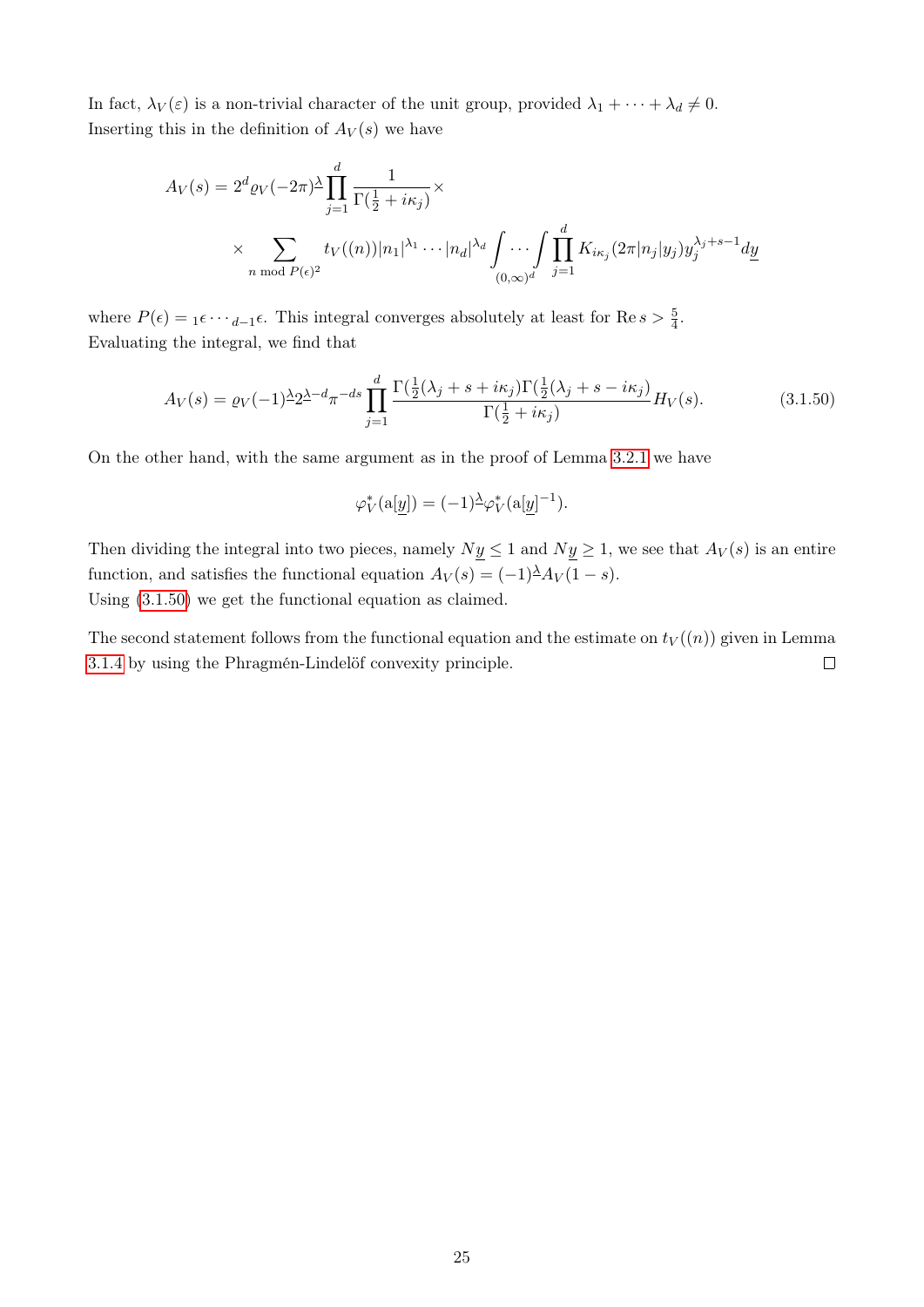In fact, $\lambda_V(\varepsilon)$ is a non-trivial character of the unit group, provided $\lambda_1 + \cdots + \lambda_d \neq 0$.
Inserting this in the definition of $A_V(s)$ we have

$$A_V(s) = 2^d \varrho_V (-2\pi)^{\underline{\lambda}} \prod_{j=1}^{d} \frac{1}{\Gamma(\frac{1}{2} + i\kappa_j)} \times$$
$$\times \sum_{n \bmod P(\epsilon)^2} t_V((n)) |n_1|^{\lambda_1} \cdots |n_d|^{\lambda_d} \int_{(0,\infty)^d} \cdots \int \prod_{j=1}^{d} K_{i\kappa_j}(2\pi |n_j| y_j) y_j^{\lambda_j + s - 1} d\underline{y}$$

where $P(\epsilon) = {}_1\epsilon \cdots {}_{d-1}\epsilon$. This integral converges absolutely at least for $\operatorname{Re} s > \frac{5}{4}$.
Evaluating the integral, we find that

$$A_V(s) = \varrho_V (-1)^{\underline{\lambda}} 2^{\underline{\lambda} - d} \pi^{-ds} \prod_{j=1}^{d} \frac{\Gamma(\frac{1}{2}(\lambda_j + s + i\kappa_j)\Gamma(\frac{1}{2}(\lambda_j + s - i\kappa_j)}{\Gamma(\frac{1}{2} + i\kappa_j)} H_V(s). \tag{3.1.50}$$

On the other hand, with the same argument as in the proof of Lemma 3.2.1 we have

$$\varphi_V^*(\mathrm{a}[\underline{y}]) = (-1)^{\underline{\lambda}} \varphi_V^*(\mathrm{a}[\underline{y}]^{-1}).$$

Then dividing the integral into two pieces, namely $N\underline{y} \leq 1$ and $N\underline{y} \geq 1$, we see that $A_V(s)$ is an entire function, and satisfies the functional equation $A_V(s) = (-1)^{\underline{\lambda}} A_V(1-s)$.
Using (3.1.50) we get the functional equation as claimed.

The second statement follows from the functional equation and the estimate on $t_V((n))$ given in Lemma 3.1.4 by using the Phragmén-Lindelöf convexity principle. $\square$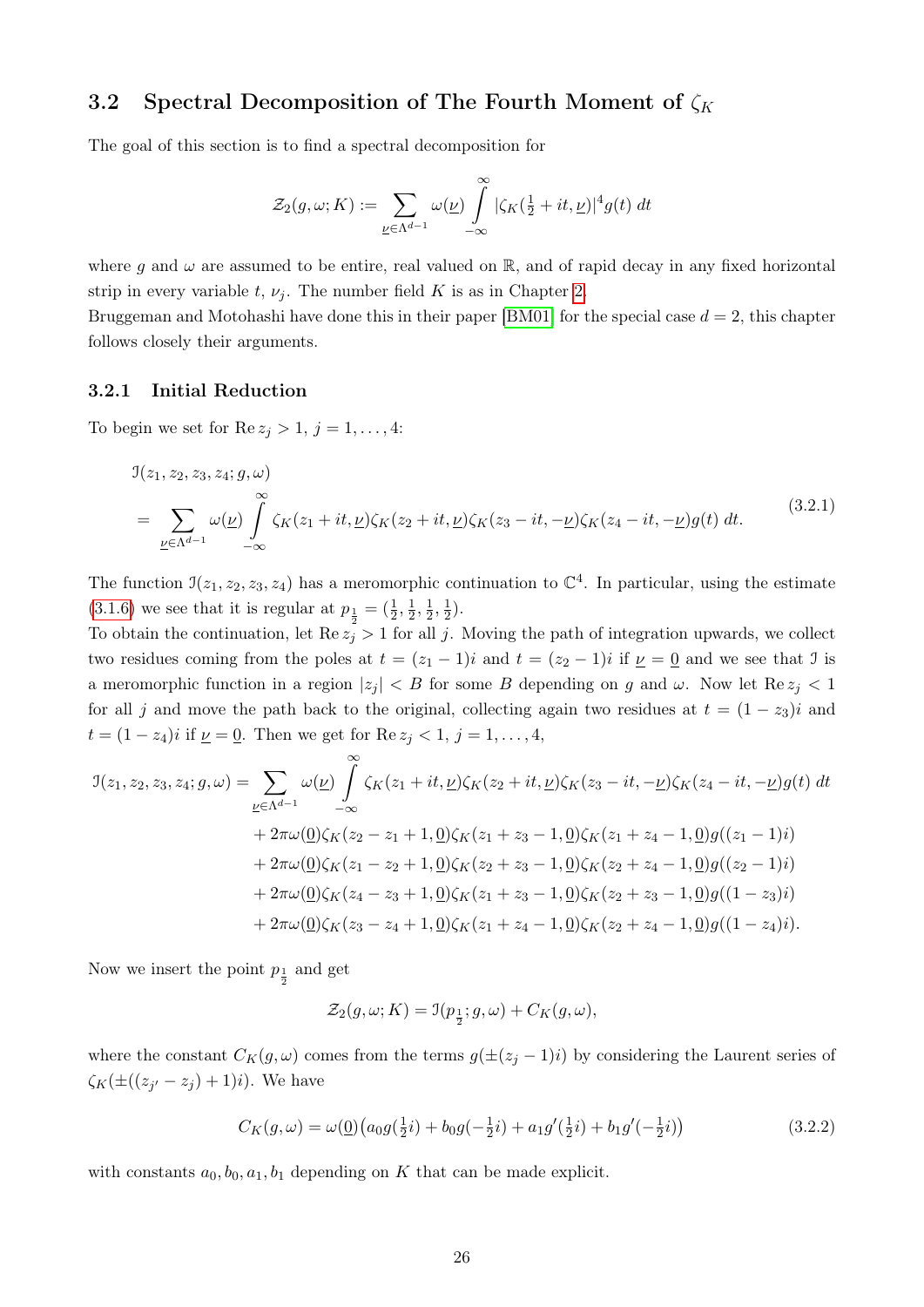## 3.2 Spectral Decomposition of The Fourth Moment of $\zeta_K$

The goal of this section is to find a spectral decomposition for

$$\mathcal{Z}_2(g,\omega;K) := \sum_{\underline{\nu}\in\Lambda^{d-1}} \omega(\underline{\nu}) \int_{-\infty}^{\infty} |\zeta_K(\tfrac{1}{2}+it,\underline{\nu})|^4 g(t)\, dt$$

where $g$ and $\omega$ are assumed to be entire, real valued on $\mathbb{R}$, and of rapid decay in any fixed horizontal strip in every variable $t$, $\nu_j$. The number field $K$ is as in Chapter 2.
Bruggeman and Motohashi have done this in their paper [BM01] for the special case $d = 2$, this chapter follows closely their arguments.

### 3.2.1 Initial Reduction

To begin we set for $\operatorname{Re} z_j > 1$, $j = 1,\ldots,4$:

$$\begin{aligned}
&\mathcal{I}(z_1,z_2,z_3,z_4;g,\omega) \\
&= \sum_{\underline{\nu}\in\Lambda^{d-1}} \omega(\underline{\nu}) \int_{-\infty}^{\infty} \zeta_K(z_1+it,\underline{\nu})\zeta_K(z_2+it,\underline{\nu})\zeta_K(z_3-it,-\underline{\nu})\zeta_K(z_4-it,-\underline{\nu})g(t)\, dt.
\end{aligned} \tag{3.2.1}$$

The function $\mathcal{I}(z_1,z_2,z_3,z_4)$ has a meromorphic continuation to $\mathbb{C}^4$. In particular, using the estimate (3.1.6) we see that it is regular at $p_{\frac{1}{2}} = (\frac{1}{2},\frac{1}{2},\frac{1}{2},\frac{1}{2})$.
To obtain the continuation, let $\operatorname{Re} z_j > 1$ for all $j$. Moving the path of integration upwards, we collect two residues coming from the poles at $t = (z_1-1)i$ and $t = (z_2-1)i$ at $\underline{\nu} = \underline{0}$ and we see that $\mathcal{I}$ is a meromorphic function in a region $|z_j| < B$ for some $B$ depending on $g$ and $\omega$. Now let $\operatorname{Re} z_j < 1$ for all $j$ and move the path back to the original, collecting again two residues at $t = (1-z_3)i$ and $t = (1-z_4)i$ if $\underline{\nu} = \underline{0}$. Then we get for $\operatorname{Re} z_j < 1$, $j = 1,\ldots,4$,

$$\begin{aligned}
\mathcal{I}(z_1,z_2,z_3,z_4;g,\omega) = &\sum_{\underline{\nu}\in\Lambda^{d-1}} \omega(\underline{\nu}) \int_{-\infty}^{\infty} \zeta_K(z_1+it,\underline{\nu})\zeta_K(z_2+it,\underline{\nu})\zeta_K(z_3-it,-\underline{\nu})\zeta_K(z_4-it,-\underline{\nu})g(t)\, dt \\
&+ 2\pi\omega(\underline{0})\zeta_K(z_2-z_1+1,\underline{0})\zeta_K(z_1+z_3-1,\underline{0})\zeta_K(z_1+z_4-1,\underline{0})g((z_1-1)i) \\
&+ 2\pi\omega(\underline{0})\zeta_K(z_1-z_2+1,\underline{0})\zeta_K(z_2+z_3-1,\underline{0})\zeta_K(z_2+z_4-1,\underline{0})g((z_2-1)i) \\
&+ 2\pi\omega(\underline{0})\zeta_K(z_4-z_3+1,\underline{0})\zeta_K(z_1+z_3-1,\underline{0})\zeta_K(z_2+z_3-1,\underline{0})g((1-z_3)i) \\
&+ 2\pi\omega(\underline{0})\zeta_K(z_3-z_4+1,\underline{0})\zeta_K(z_1+z_4-1,\underline{0})\zeta_K(z_2+z_4-1,\underline{0})g((1-z_4)i).
\end{aligned}$$

Now we insert the point $p_{\frac{1}{2}}$ and get

$$\mathcal{Z}_2(g,\omega;K) = \mathcal{I}(p_{\frac{1}{2}};g,\omega) + C_K(g,\omega),$$

where the constant $C_K(g,\omega)$ comes from the terms $g(\pm(z_j-1)i)$ by considering the Laurent series of $\zeta_K(\pm((z_{j'}-z_j)+1)i)$. We have

$$C_K(g,\omega) = \omega(\underline{0})\big(a_0 g(\tfrac{1}{2}i) + b_0 g(-\tfrac{1}{2}i) + a_1 g'(\tfrac{1}{2}i) + b_1 g'(-\tfrac{1}{2}i)\big) \tag{3.2.2}$$

with constants $a_0, b_0, a_1, b_1$ depending on $K$ that can be made explicit.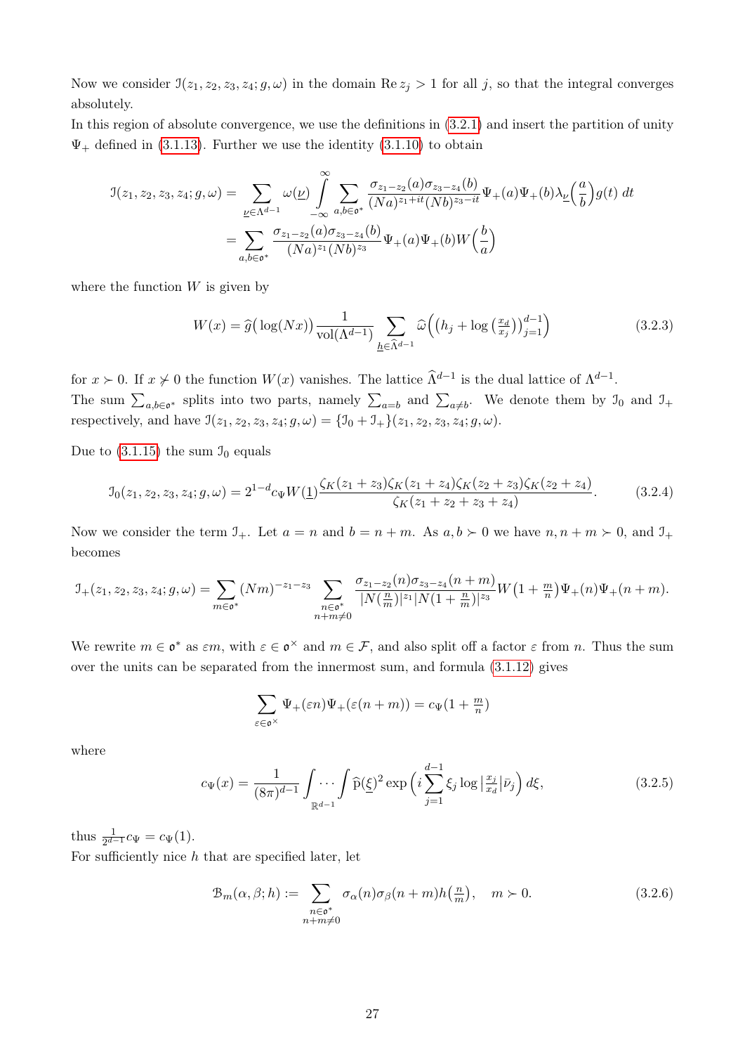Now we consider $\mathcal{I}(z_1, z_2, z_3, z_4; g, \omega)$ in the domain $\operatorname{Re} z_j > 1$ for all $j$, so that the integral converges absolutely.

In this region of absolute convergence, we use the definitions in (3.2.1) and insert the partition of unity $\Psi_+$ defined in (3.1.13). Further we use the identity (3.1.10) to obtain

$$\begin{aligned}
\mathcal{I}(z_1, z_2, z_3, z_4; g, \omega) &= \sum_{\underline{\nu} \in \Lambda^{d-1}} \omega(\underline{\nu}) \int_{-\infty}^{\infty} \sum_{a,b \in \mathfrak{o}^*} \frac{\sigma_{z_1-z_2}(a)\sigma_{z_3-z_4}(b)}{(Na)^{z_1+it}(Nb)^{z_3-it}} \Psi_+(a)\Psi_+(b)\lambda_{\underline{\nu}}\Big(\frac{a}{b}\Big) g(t)\, dt \\
&= \sum_{a,b \in \mathfrak{o}^*} \frac{\sigma_{z_1-z_2}(a)\sigma_{z_3-z_4}(b)}{(Na)^{z_1}(Nb)^{z_3}} \Psi_+(a)\Psi_+(b) W\Big(\frac{b}{a}\Big)
\end{aligned}$$

where the function $W$ is given by

$$W(x) = \widehat{g}\big(\log(Nx)\big) \frac{1}{\operatorname{vol}(\Lambda^{d-1})} \sum_{\underline{h} \in \widehat{\Lambda}^{d-1}} \widehat{\omega}\Big(\big(h_j + \log\big(\tfrac{x_d}{x_j}\big)\big)_{j=1}^{d-1}\Big) \tag{3.2.3}$$

for $x \succ 0$. If $x \not\succ 0$ the function $W(x)$ vanishes. The lattice $\widehat{\Lambda}^{d-1}$ is the dual lattice of $\Lambda^{d-1}$.

The sum $\sum_{a,b \in \mathfrak{o}^*}$ splits into two parts, namely $\sum_{a=b}$ and $\sum_{a \neq b}$. We denote them by $\mathcal{I}_0$ and $\mathcal{I}_+$ respectively, and have $\mathcal{I}(z_1, z_2, z_3, z_4; g, \omega) = \{\mathcal{I}_0 + \mathcal{I}_+\}(z_1, z_2, z_3, z_4; g, \omega)$.

Due to (3.1.15) the sum $\mathcal{I}_0$ equals

$$\mathcal{I}_0(z_1, z_2, z_3, z_4; g, \omega) = 2^{1-d} c_\Psi W(\underline{1}) \frac{\zeta_K(z_1+z_3)\zeta_K(z_1+z_4)\zeta_K(z_2+z_3)\zeta_K(z_2+z_4)}{\zeta_K(z_1+z_2+z_3+z_4)}. \tag{3.2.4}$$

Now we consider the term $\mathcal{I}_+$. Let $a = n$ and $b = n+m$. As $a, b \succ 0$ we have $n, n+m \succ 0$, and $\mathcal{I}_+$ becomes

$$\mathcal{I}_+(z_1, z_2, z_3, z_4; g, \omega) = \sum_{m \in \mathfrak{o}^*} (Nm)^{-z_1-z_3} \sum_{\substack{n \in \mathfrak{o}^* \\ n+m \neq 0}} \frac{\sigma_{z_1-z_2}(n)\sigma_{z_3-z_4}(n+m)}{|N(\frac{n}{m})|^{z_1} |N(1+\frac{n}{m})|^{z_3}} W\big(1+\tfrac{m}{n}\big)\Psi_+(n)\Psi_+(n+m).$$

We rewrite $m \in \mathfrak{o}^*$ as $\varepsilon m$, with $\varepsilon \in \mathfrak{o}^\times$ and $m \in \mathcal{F}$, and also split off a factor $\varepsilon$ from $n$. Thus the sum over the units can be separated from the innermost sum, and formula (3.1.12) gives

$$\sum_{\varepsilon \in \mathfrak{o}^\times} \Psi_+(\varepsilon n)\Psi_+(\varepsilon(n+m)) = c_\Psi(1+\tfrac{m}{n})$$

where

$$c_\Psi(x) = \frac{1}{(8\pi)^{d-1}} \int \cdots \int_{\mathbb{R}^{d-1}} \widehat{\mathrm{p}}(\underline{\xi})^2 \exp\Big(i \sum_{j=1}^{d-1} \xi_j \log\big|\tfrac{x_j}{x_d}\big| \bar{\nu}_j\Big)\, d\xi, \tag{3.2.5}$$

thus $\frac{1}{2^{d-1}} c_\Psi = c_\Psi(1)$.

For sufficiently nice $h$ that are specified later, let

$$\mathcal{B}_m(\alpha, \beta; h) := \sum_{\substack{n \in \mathfrak{o}^* \\ n+m \neq 0}} \sigma_\alpha(n)\sigma_\beta(n+m) h\big(\tfrac{n}{m}\big), \quad m \succ 0. \tag{3.2.6}$$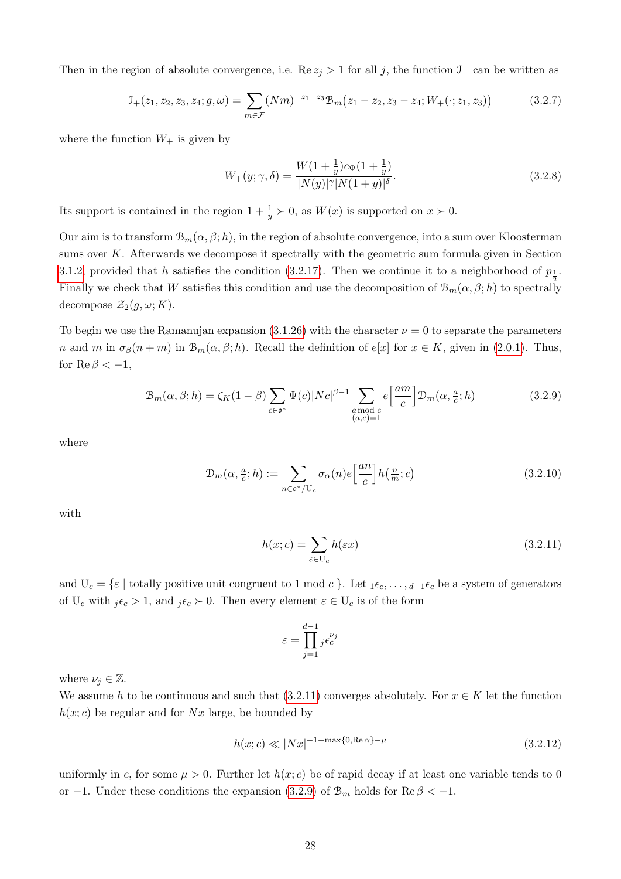Then in the region of absolute convergence, i.e. $\operatorname{Re} z_j > 1$ for all $j$, the function $\mathcal{I}_+$ can be written as

$$\mathcal{I}_+(z_1, z_2, z_3, z_4; g, \omega) = \sum_{m \in \mathcal{F}} (Nm)^{-z_1 - z_3} \mathcal{B}_m\big(z_1 - z_2, z_3 - z_4; W_+(\cdot; z_1, z_3)\big) \tag{3.2.7}$$

where the function $W_+$ is given by

$$W_+(y; \gamma, \delta) = \frac{W(1 + \frac{1}{y}) c_\Psi(1 + \frac{1}{y})}{|N(y)|^\gamma |N(1 + y)|^\delta}. \tag{3.2.8}$$

Its support is contained in the region $1 + \frac{1}{y} \succ 0$, as $W(x)$ is supported on $x \succ 0$.

Our aim is to transform $\mathcal{B}_m(\alpha, \beta; h)$, in the region of absolute convergence, into a sum over Kloosterman sums over $K$. Afterwards we decompose it spectrally with the geometric sum formula given in Section 3.1.2, provided that $h$ satisfies the condition (3.2.17). Then we continue it to a neighborhood of $p_{\frac{1}{2}}$. Finally we check that $W$ satisfies this condition and use the decomposition of $\mathcal{B}_m(\alpha, \beta; h)$ to spectrally decompose $\mathcal{Z}_2(g, \omega; K)$.

To begin we use the Ramanujan expansion (3.1.26) with the character $\underline{\nu} = \underline{0}$ to separate the parameters $n$ and $m$ in $\sigma_\beta(n + m)$ in $\mathcal{B}_m(\alpha, \beta; h)$. Recall the definition of $e[x]$ for $x \in K$, given in (2.0.1). Thus, for $\operatorname{Re} \beta < -1$,

$$\mathcal{B}_m(\alpha, \beta; h) = \zeta_K(1 - \beta) \sum_{c \in \mathfrak{o}^*} \Psi(c) |Nc|^{\beta - 1} \sum_{\substack{a \bmod c \\ (a,c) = 1}} e\Big[\frac{am}{c}\Big] \mathcal{D}_m(\alpha, \tfrac{a}{c}; h) \tag{3.2.9}$$

where

$$\mathcal{D}_m(\alpha, \tfrac{a}{c}; h) := \sum_{n \in \mathfrak{o}^* / \mathrm{U}_c} \sigma_\alpha(n) e\Big[\frac{an}{c}\Big] h\big(\tfrac{n}{m}; c\big) \tag{3.2.10}$$

with

$$h(x; c) = \sum_{\varepsilon \in \mathrm{U}_c} h(\varepsilon x) \tag{3.2.11}$$

and $\mathrm{U}_c = \{\varepsilon \mid \text{totally positive unit congruent to 1 mod } c\}$. Let ${}_1\epsilon_c, \ldots, {}_{d-1}\epsilon_c$ be a system of generators of $\mathrm{U}_c$ with ${}_j\epsilon_c > 1$, and ${}_j\epsilon_c \succ 0$. Then every element $\varepsilon \in \mathrm{U}_c$ is of the form

$$\varepsilon = \prod_{j=1}^{d-1} {}_j\epsilon_c^{\nu_j}$$

where $\nu_j \in \mathbb{Z}$.

We assume $h$ to be continuous and such that (3.2.11) converges absolutely. For $x \in K$ let the function $h(x; c)$ be regular and for $Nx$ large, be bounded by

$$h(x; c) \ll |Nx|^{-1 - \max\{0, \operatorname{Re} \alpha\} - \mu} \tag{3.2.12}$$

uniformly in $c$, for some $\mu > 0$. Further let $h(x; c)$ be of rapid decay if at least one variable tends to 0 or $-1$. Under these conditions the expansion (3.2.9) of $\mathcal{B}_m$ holds for $\operatorname{Re} \beta < -1$.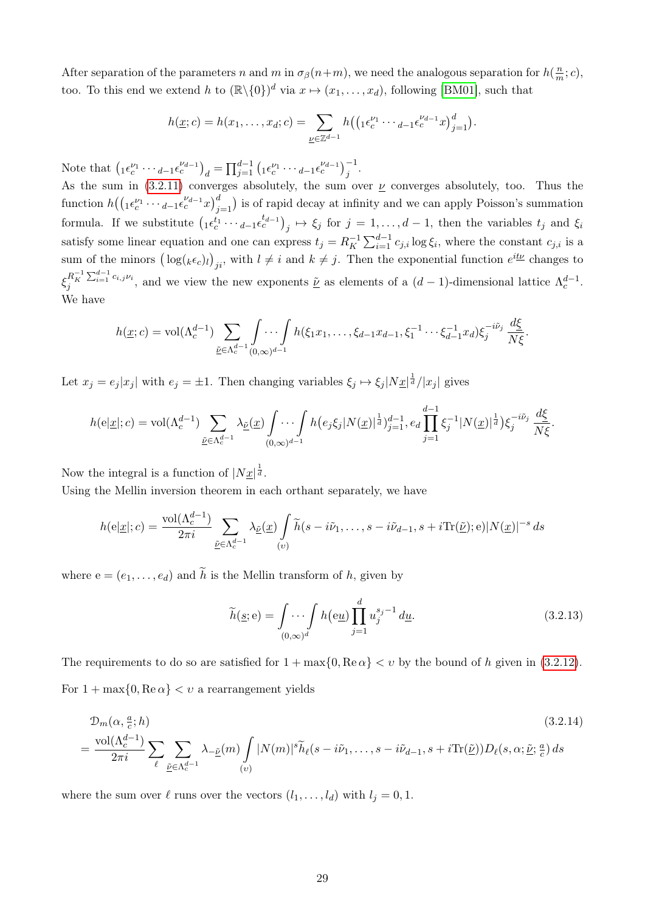After separation of the parameters $n$ and $m$ in $\sigma_\beta(n+m)$, we need the analogous separation for $h(\frac{n}{m};c)$, too. To this end we extend $h$ to $(\mathbb{R}\backslash\{0\})^d$ via $x \mapsto (x_1,\ldots,x_d)$, following [BM01], such that

$$h(\underline{x};c) = h(x_1,\ldots,x_d;c) = \sum_{\underline{\nu}\in\mathbb{Z}^{d-1}} h\big(\big({}_1\epsilon_c^{\nu_1}\cdots{}_{d-1}\epsilon_c^{\nu_{d-1}}x\big)_{j=1}^d\big).$$

Note that $\big({}_1\epsilon_c^{\nu_1}\cdots{}_{d-1}\epsilon_c^{\nu_{d-1}}\big)_d = \prod_{j=1}^{d-1}\big({}_1\epsilon_c^{\nu_1}\cdots{}_{d-1}\epsilon_c^{\nu_{d-1}}\big)_j^{-1}$.

As the sum in (3.2.11) converges absolutely, the sum over $\underline{\nu}$ converges absolutely, too. Thus the function $h\big(\big({}_1\epsilon_c^{\nu_1}\cdots{}_{d-1}\epsilon_c^{\nu_{d-1}}x\big)_{j=1}^d\big)$ is of rapid decay at infinity and we can apply Poisson's summation formula. If we substitute $\big({}_1\epsilon_c^{t_1}\cdots{}_{d-1}\epsilon_c^{t_{d-1}}\big)_j \mapsto \xi_j$ for $j=1,\ldots,d-1$, then the variables $t_j$ and $\xi_i$ satisfy some linear equation and one can express $t_j = R_K^{-1}\sum_{i=1}^{d-1} c_{j,i}\log\xi_i$, where the constant $c_{j,i}$ is a sum of the minors $\big(\log({}_k\epsilon_c)_l\big)_{ji}$, with $l\neq i$ and $k\neq j$. Then the exponential function $e^{i\underline{\nu}}$ changes to $\xi_j^{R_K^{-1}\sum_{i=1}^{d-1}c_{i,j}\nu_i}$, and we view the new exponents $\tilde{\underline{\nu}}$ as elements of a $(d-1)$-dimensional lattice $\Lambda_c^{d-1}$. We have

$$h(\underline{x};c) = \mathrm{vol}(\Lambda_c^{d-1})\sum_{\tilde{\underline{\nu}}\in\Lambda_c^{d-1}}\int\cdots\int_{(0,\infty)^{d-1}} h(\xi_1x_1,\ldots,\xi_{d-1}x_{d-1},\xi_1^{-1}\cdots\xi_{d-1}^{-1}x_d)\xi_j^{-i\tilde{\nu}_j}\,\frac{d\underline{\xi}}{N\underline{\xi}}.$$

Let $x_j = e_j|x_j|$ with $e_j=\pm1$. Then changing variables $\xi_j\mapsto \xi_j|N\underline{x}|^{\frac{1}{d}}/|x_j|$ gives

$$h(\mathrm{e}|\underline{x}|;c) = \mathrm{vol}(\Lambda_c^{d-1})\sum_{\tilde{\underline{\nu}}\in\Lambda_c^{d-1}}\lambda_{\tilde{\underline{\nu}}}(\underline{x})\int\cdots\int_{(0,\infty)^{d-1}} h\big(e_j\xi_j|N(\underline{x})|^{\frac{1}{d}}\big)_{j=1}^{d-1}, e_d\prod_{j=1}^{d-1}\xi_j^{-1}|N(\underline{x})|^{\frac{1}{d}}\big)\xi_j^{-i\tilde{\nu}_j}\,\frac{d\underline{\xi}}{N\underline{\xi}}.$$

Now the integral is a function of $|N\underline{x}|^{\frac{1}{d}}$.

Using the Mellin inversion theorem in each orthant separately, we have

$$h(\mathrm{e}|\underline{x}|;c) = \frac{\mathrm{vol}(\Lambda_c^{d-1})}{2\pi i}\sum_{\tilde{\underline{\nu}}\in\Lambda_c^{d-1}}\lambda_{\tilde{\underline{\nu}}}(\underline{x})\int_{(\upsilon)}\widetilde{h}(s-i\tilde{\nu}_1,\ldots,s-i\tilde{\nu}_{d-1},s+i\mathrm{Tr}(\tilde{\underline{\nu}});\mathrm{e})|N(\underline{x})|^{-s}\,ds$$

where $\mathrm{e}=(e_1,\ldots,e_d)$ and $\widetilde{h}$ is the Mellin transform of $h$, given by

$$\widetilde{h}(\underline{s};\mathrm{e}) = \int\cdots\int_{(0,\infty)^d} h\big(\mathrm{e}\underline{u}\big)\prod_{j=1}^d u_j^{s_j-1}\,d\underline{u}. \tag{3.2.13}$$

The requirements to do so are satisfied for $1+\max\{0,\mathrm{Re}\,\alpha\}<\upsilon$ by the bound of $h$ given in (3.2.12).

For $1+\max\{0,\mathrm{Re}\,\alpha\}<\upsilon$ a rearrangement yields

$$\begin{aligned}&\mathcal{D}_m(\alpha,\tfrac{a}{c};h) \\ &= \frac{\mathrm{vol}(\Lambda_c^{d-1})}{2\pi i}\sum_{\ell}\sum_{\tilde{\underline{\nu}}\in\Lambda_c^{d-1}}\lambda_{-\tilde{\underline{\nu}}}(m)\int_{(\upsilon)}|N(m)|^s\widetilde{h}_\ell(s-i\tilde{\nu}_1,\ldots,s-i\tilde{\nu}_{d-1},s+i\mathrm{Tr}(\tilde{\underline{\nu}}))D_\ell(s,\alpha;\tilde{\underline{\nu}};\tfrac{a}{c})\,ds\end{aligned} \tag{3.2.14}$$

where the sum over $\ell$ runs over the vectors $(l_1,\ldots,l_d)$ with $l_j=0,1$.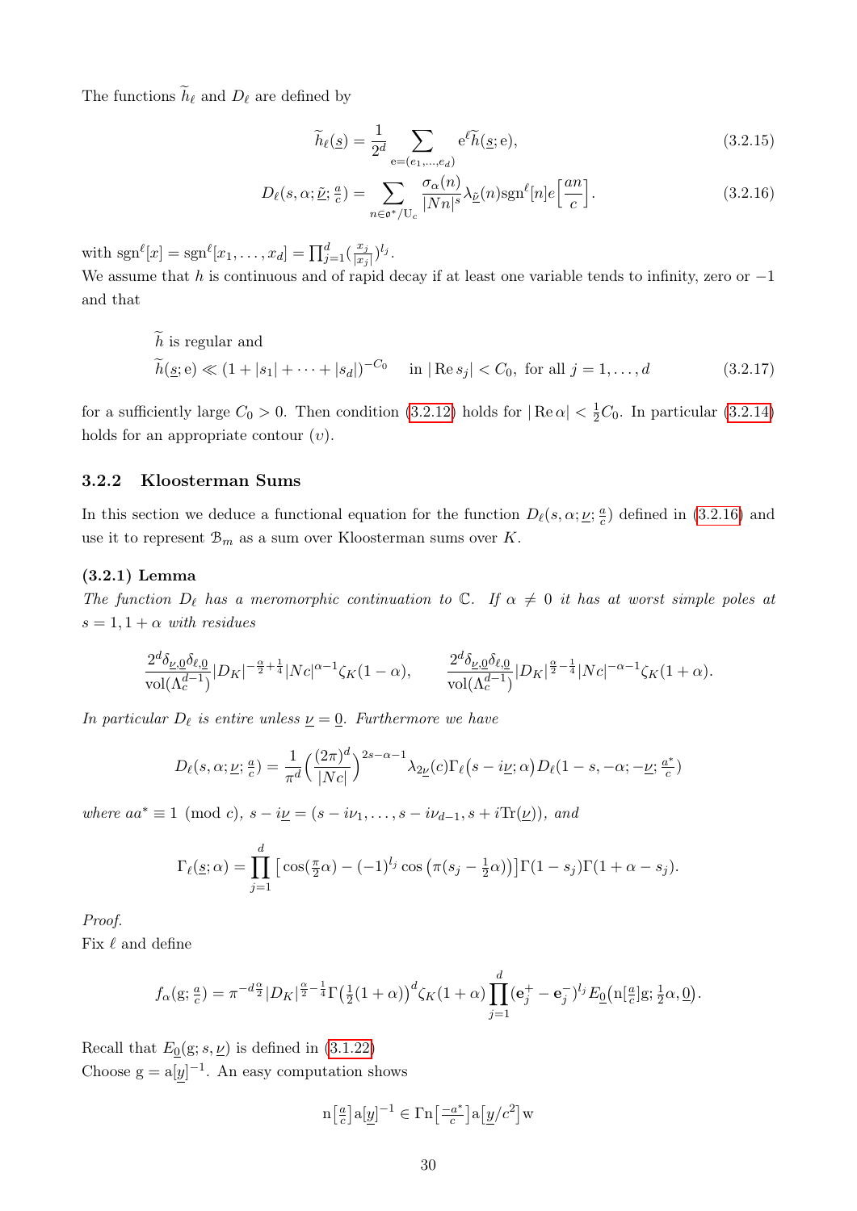The functions $\widetilde{h}_\ell$ and $D_\ell$ are defined by

$$\widetilde{h}_\ell(\underline{s}) = \frac{1}{2^d} \sum_{\mathrm{e}=(e_1,\ldots,e_d)} \mathrm{e}^\ell \widetilde{h}(\underline{s}; \mathrm{e}), \tag{3.2.15}$$

$$D_\ell(s, \alpha; \underline{\tilde{\nu}}; \tfrac{a}{c}) = \sum_{n \in \mathfrak{o}^*/\mathrm{U}_c} \frac{\sigma_\alpha(n)}{|Nn|^s} \lambda_{\underline{\tilde{\nu}}}(n) \mathrm{sgn}^\ell[n] e\Big[\frac{an}{c}\Big]. \tag{3.2.16}$$

with $\mathrm{sgn}^\ell[x] = \mathrm{sgn}^\ell[x_1, \ldots, x_d] = \prod_{j=1}^d (\frac{x_j}{|x_j|})^{l_j}$.
We assume that $h$ is continuous and of rapid decay if at least one variable tends to infinity, zero or $-1$ and that

$$\begin{aligned}&\widetilde{h} \text{ is regular and} \\ &\widetilde{h}(\underline{s}; \mathrm{e}) \ll (1 + |s_1| + \cdots + |s_d|)^{-C_0} \quad \text{in } |\operatorname{Re} s_j| < C_0, \text{ for all } j = 1, \ldots, d\end{aligned} \tag{3.2.17}$$

for a sufficiently large $C_0 > 0$. Then condition (3.2.12) holds for $|\operatorname{Re} \alpha| < \frac{1}{2}C_0$. In particular (3.2.14) holds for an appropriate contour $(\upsilon)$.

### 3.2.2 Kloosterman Sums

In this section we deduce a functional equation for the function $D_\ell(s, \alpha; \underline{\nu}; \frac{a}{c})$ defined in (3.2.16) and use it to represent $\mathcal{B}_m$ as a sum over Kloosterman sums over $K$.

**(3.2.1) Lemma**

*The function $D_\ell$ has a meromorphic continuation to $\mathbb{C}$. If $\alpha \neq 0$ it has at worst simple poles at $s = 1, 1 + \alpha$ with residues*

$$\frac{2^d \delta_{\underline{\nu},\underline{0}} \delta_{\ell,\underline{0}}}{\mathrm{vol}(\Lambda_c^{d-1})} |D_K|^{-\frac{\alpha}{2}+\frac{1}{4}} |Nc|^{\alpha-1} \zeta_K(1-\alpha), \qquad \frac{2^d \delta_{\underline{\nu},\underline{0}} \delta_{\ell,\underline{0}}}{\mathrm{vol}(\Lambda_c^{d-1})} |D_K|^{\frac{\alpha}{2}-\frac{1}{4}} |Nc|^{-\alpha-1} \zeta_K(1+\alpha).$$

*In particular $D_\ell$ is entire unless $\underline{\nu} = \underline{0}$. Furthermore we have*

$$D_\ell(s, \alpha; \underline{\nu}; \tfrac{a}{c}) = \frac{1}{\pi^d} \Big(\frac{(2\pi)^d}{|Nc|}\Big)^{2s-\alpha-1} \lambda_{2\underline{\nu}}(c) \Gamma_\ell\big(s - i\underline{\nu}; \alpha\big) D_\ell(1 - s, -\alpha; -\underline{\nu}; \tfrac{a^*}{c})$$

*where $aa^* \equiv 1 \pmod{c}$, $s - i\underline{\nu} = (s - i\nu_1, \ldots, s - i\nu_{d-1}, s + i\mathrm{Tr}(\underline{\nu}))$, and*

$$\Gamma_\ell(\underline{s}; \alpha) = \prod_{j=1}^d \big[\cos(\tfrac{\pi}{2}\alpha) - (-1)^{l_j} \cos\big(\pi(s_j - \tfrac{1}{2}\alpha)\big)\big] \Gamma(1 - s_j) \Gamma(1 + \alpha - s_j).$$

*Proof.*
Fix $\ell$ and define

$$f_\alpha(\mathrm{g}; \tfrac{a}{c}) = \pi^{-d\frac{\alpha}{2}} |D_K|^{\frac{\alpha}{2}-\frac{1}{4}} \Gamma\big(\tfrac{1}{2}(1+\alpha)\big)^d \zeta_K(1+\alpha) \prod_{j=1}^d (\mathrm{e}_j^+ - \mathrm{e}_j^-)^{l_j} E_{\underline{0}}\big(\mathrm{n}[\tfrac{a}{c}]\mathrm{g}; \tfrac{1}{2}\alpha, \underline{0}\big).$$

Recall that $E_{\underline{0}}(\mathrm{g}; s, \underline{\nu})$ is defined in (3.1.22)
Choose $\mathrm{g} = \mathrm{a}[\underline{y}]^{-1}$. An easy computation shows

$$\mathrm{n}\big[\tfrac{a}{c}\big] \mathrm{a}[\underline{y}]^{-1} \in \Gamma \mathrm{n}\big[\tfrac{-a^*}{c}\big] \mathrm{a}\big[\underline{y}/c^2\big] \mathrm{w}$$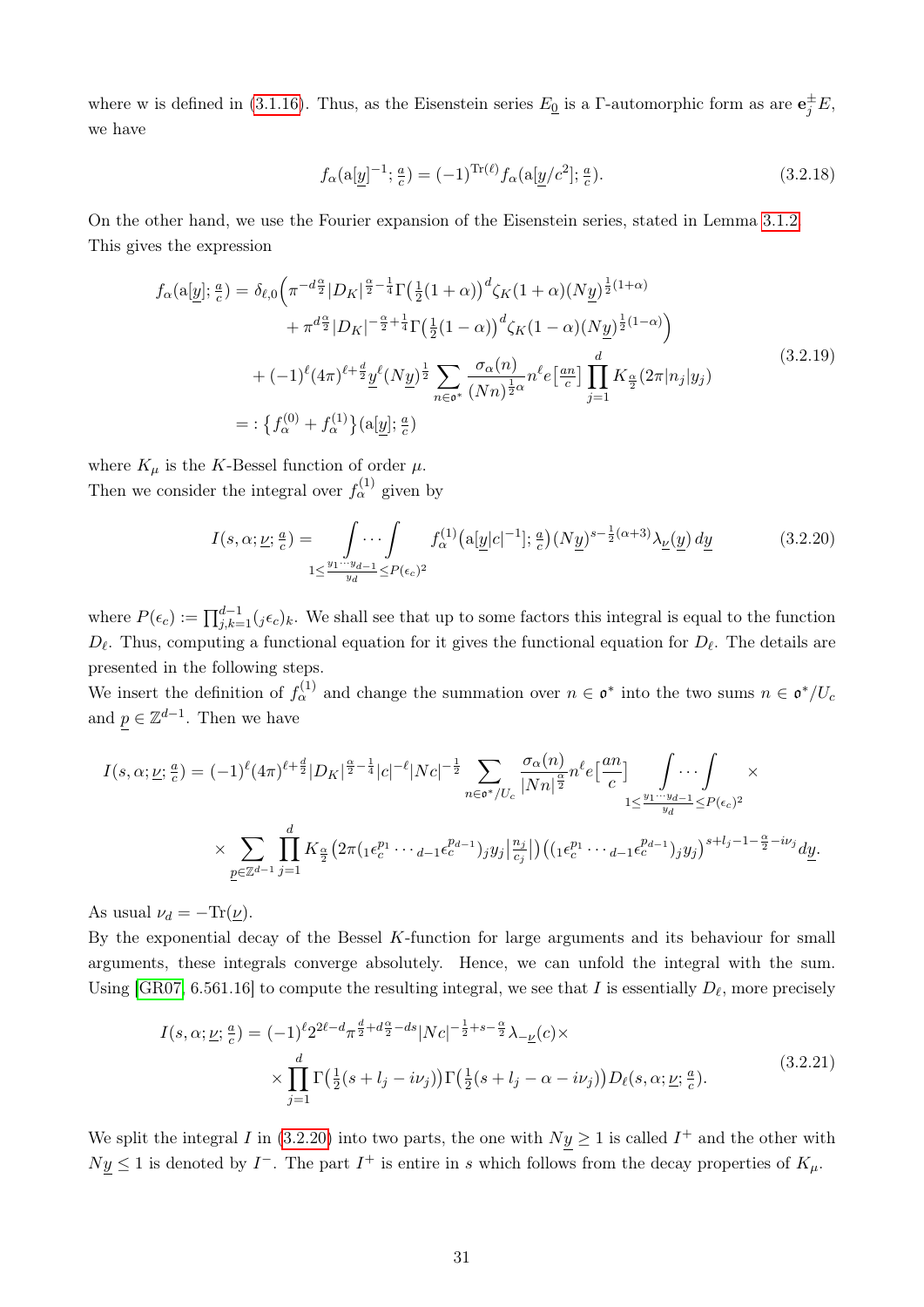where w is defined in (3.1.16). Thus, as the Eisenstein series $E_{\underline{0}}$ is a $\Gamma$-automorphic form as are $\mathbf{e}_j^{\pm}E$, we have

$$f_\alpha(\mathrm{a}[\underline{y}]^{-1}; \tfrac{a}{c}) = (-1)^{\mathrm{Tr}(\ell)} f_\alpha(\mathrm{a}[\underline{y}/c^2]; \tfrac{a}{c}). \tag{3.2.18}$$

On the other hand, we use the Fourier expansion of the Eisenstein series, stated in Lemma 3.1.2. This gives the expression

$$\begin{aligned} f_\alpha(\mathrm{a}[\underline{y}]; \tfrac{a}{c}) &= \delta_{\ell,0}\Big(\pi^{-d\frac{\alpha}{2}}|D_K|^{\frac{\alpha}{2}-\frac{1}{4}}\Gamma\big(\tfrac{1}{2}(1+\alpha)\big)^d\zeta_K(1+\alpha)(N\underline{y})^{\frac{1}{2}(1+\alpha)} \\ &\quad + \pi^{d\frac{\alpha}{2}}|D_K|^{-\frac{\alpha}{2}+\frac{1}{4}}\Gamma\big(\tfrac{1}{2}(1-\alpha)\big)^d\zeta_K(1-\alpha)(N\underline{y})^{\frac{1}{2}(1-\alpha)}\Big) \\ &\quad + (-1)^\ell(4\pi)^{\ell+\frac{d}{2}}\underline{y}^\ell(N\underline{y})^{\frac{1}{2}}\sum_{n\in\mathfrak{o}^*}\frac{\sigma_\alpha(n)}{(Nn)^{\frac{1}{2}\alpha}}n^\ell e\big[\tfrac{an}{c}\big]\prod_{j=1}^d K_{\frac{\alpha}{2}}(2\pi|n_j|y_j) \\ &=: \big\{f_\alpha^{(0)} + f_\alpha^{(1)}\big\}(\mathrm{a}[\underline{y}]; \tfrac{a}{c}) \end{aligned} \tag{3.2.19}$$

where $K_\mu$ is the $K$-Bessel function of order $\mu$.
Then we consider the integral over $f_\alpha^{(1)}$ given by

$$I(s,\alpha;\underline{\nu};\tfrac{a}{c}) = \underset{1\le\frac{y_1\cdots y_{d-1}}{y_d}\le P(\epsilon_c)^2}{\int\cdots\int} f_\alpha^{(1)}\big(\mathrm{a}[\underline{y}|c|^{-1}];\tfrac{a}{c}\big)(N\underline{y})^{s-\frac{1}{2}(\alpha+3)}\lambda_{\underline{\nu}}(\underline{y})\,d\underline{y} \tag{3.2.20}$$

where $P(\epsilon_c) := \prod_{j,k=1}^{d-1}({}_j\epsilon_c)_k$. We shall see that up to some factors this integral is equal to the function $D_\ell$. Thus, computing a functional equation for it gives the functional equation for $D_\ell$. The details are presented in the following steps.
We insert the definition of $f_\alpha^{(1)}$ and change the summation over $n\in\mathfrak{o}^*$ into the two sums $n\in\mathfrak{o}^*/U_c$ and $\underline{p}\in\mathbb{Z}^{d-1}$. Then we have

$$\begin{aligned} I(s,\alpha;\underline{\nu};\tfrac{a}{c}) &= (-1)^\ell(4\pi)^{\ell+\frac{d}{2}}|D_K|^{\frac{\alpha}{2}-\frac{1}{4}}|c|^{-\ell}|Nc|^{-\frac{1}{2}}\sum_{n\in\mathfrak{o}^*/U_c}\frac{\sigma_\alpha(n)}{|Nn|^{\frac{\alpha}{2}}}n^\ell e\big[\frac{an}{c}\big]\underset{1\le\frac{y_1\cdots y_{d-1}}{y_d}\le P(\epsilon_c)^2}{\int\cdots\int}\times \\ &\times\sum_{\underline{p}\in\mathbb{Z}^{d-1}}\prod_{j=1}^d K_{\frac{\alpha}{2}}\big(2\pi({}_1\epsilon_c^{p_1}\cdots{}_{d-1}\epsilon_c^{p_{d-1}})_jy_j\big|\tfrac{n_j}{c_j}\big|\big)\big(({}_1\epsilon_c^{p_1}\cdots{}_{d-1}\epsilon_c^{p_{d-1}})_jy_j\big)^{s+l_j-1-\frac{\alpha}{2}-i\nu_j}d\underline{y}. \end{aligned}$$

As usual $\nu_d = -\mathrm{Tr}(\underline{\nu})$.
By the exponential decay of the Bessel $K$-function for large arguments and its behaviour for small arguments, these integrals converge absolutely. Hence, we can unfold the integral with the sum. Using [GR07, 6.561.16] to compute the resulting integral, we see that $I$ is essentially $D_\ell$, more precisely

$$\begin{aligned} I(s,\alpha;\underline{\nu};\tfrac{a}{c}) &= (-1)^\ell 2^{2\ell-d}\pi^{\frac{d}{2}+d\frac{\alpha}{2}-ds}|Nc|^{-\frac{1}{2}+s-\frac{\alpha}{2}}\lambda_{-\underline{\nu}}(c)\times \\ &\times\prod_{j=1}^d\Gamma\big(\tfrac{1}{2}(s+l_j-i\nu_j)\big)\Gamma\big(\tfrac{1}{2}(s+l_j-\alpha-i\nu_j)\big)D_\ell(s,\alpha;\underline{\nu};\tfrac{a}{c}). \end{aligned} \tag{3.2.21}$$

We split the integral $I$ in (3.2.20) into two parts, the one with $N\underline{y}\ge 1$ is called $I^+$ and the other with $N\underline{y}\le 1$ is denoted by $I^-$. The part $I^+$ is entire in $s$ which follows from the decay properties of $K_\mu$.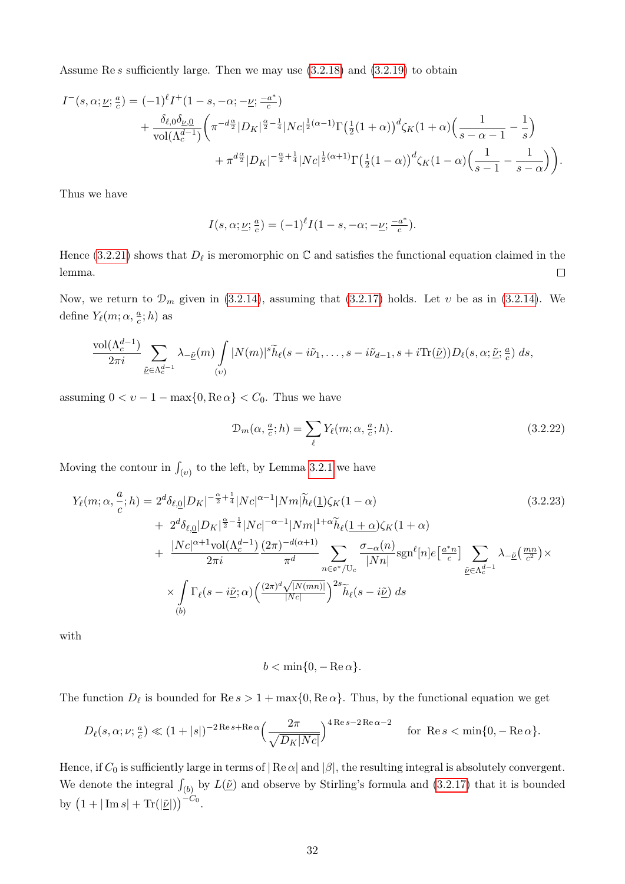Assume $\operatorname{Re} s$ sufficiently large. Then we may use (3.2.18) and (3.2.19) to obtain

$$
\begin{aligned}
I^-(s,\alpha;\underline{\nu};\tfrac{a}{c}) &= (-1)^\ell I^+(1-s,-\alpha;-\underline{\nu};\tfrac{-a^*}{c}) \\
&+ \frac{\delta_{\ell,0}\delta_{\underline{\nu},\underline{0}}}{\operatorname{vol}(\Lambda_c^{d-1})}\Big(\pi^{-d\frac{\alpha}{2}}|D_K|^{\frac{\alpha}{2}-\frac14}|Nc|^{\frac12(\alpha-1)}\Gamma\big(\tfrac12(1+\alpha)\big)^d\zeta_K(1+\alpha)\Big(\frac{1}{s-\alpha-1}-\frac1s\Big) \\
&\qquad + \pi^{d\frac{\alpha}{2}}|D_K|^{-\frac{\alpha}{2}+\frac14}|Nc|^{\frac12(\alpha+1)}\Gamma\big(\tfrac12(1-\alpha)\big)^d\zeta_K(1-\alpha)\Big(\frac{1}{s-1}-\frac{1}{s-\alpha}\Big)\Big).
\end{aligned}
$$

Thus we have

$$
I(s,\alpha;\underline{\nu};\tfrac{a}{c}) = (-1)^\ell I(1-s,-\alpha;-\underline{\nu};\tfrac{-a^*}{c}).
$$

Hence (3.2.21) shows that $D_\ell$ is meromorphic on $\mathbb{C}$ and satisfies the functional equation claimed in the lemma. □

Now, we return to $\mathcal{D}_m$ given in (3.2.14), assuming that (3.2.17) holds. Let $\upsilon$ be as in (3.2.14). We define $Y_\ell(m;\alpha,\frac{a}{c};h)$ as

$$
\frac{\operatorname{vol}(\Lambda_c^{d-1})}{2\pi i}\sum_{\underline{\tilde\nu}\in\Lambda_c^{d-1}}\lambda_{-\underline{\tilde\nu}}(m)\int_{(\upsilon)}|N(m)|^s\widetilde{h}_\ell(s-i\tilde\nu_1,\ldots,s-i\tilde\nu_{d-1},s+i\operatorname{Tr}(\underline{\tilde\nu}))D_\ell(s,\alpha;\underline{\tilde\nu};\tfrac{a}{c})\,ds,
$$

assuming $0<\upsilon-1-\max\{0,\operatorname{Re}\alpha\}<C_0$. Thus we have

$$
\mathcal{D}_m(\alpha,\tfrac{a}{c};h) = \sum_\ell Y_\ell(m;\alpha,\tfrac{a}{c};h). \tag{3.2.22}
$$

Moving the contour in $\int_{(\upsilon)}$ to the left, by Lemma 3.2.1 we have

$$
\begin{aligned}
Y_\ell(m;\alpha,\frac{a}{c};h) &= 2^d\delta_{\ell,\underline{0}}|D_K|^{-\frac{\alpha}{2}+\frac14}|Nc|^{\alpha-1}|Nm|\widetilde{h}_\ell(\underline{1})\zeta_K(1-\alpha) \\
&+\ 2^d\delta_{\ell,\underline{0}}|D_K|^{\frac{\alpha}{2}-\frac14}|Nc|^{-\alpha-1}|Nm|^{1+\alpha}\widetilde{h}_\ell(\underline{1+\alpha})\zeta_K(1+\alpha) \\
&+\ \frac{|Nc|^{\alpha+1}\operatorname{vol}(\Lambda_c^{d-1})}{2\pi i}\frac{(2\pi)^{-d(\alpha+1)}}{\pi^d}\sum_{n\in\mathfrak{o}^*/\mathrm{U}_c}\frac{\sigma_{-\alpha}(n)}{|Nn|}\operatorname{sgn}^\ell[n]e\big[\tfrac{a^*n}{c}\big]\sum_{\underline{\tilde\nu}\in\Lambda_c^{d-1}}\lambda_{-\underline{\tilde\nu}}\big(\tfrac{mn}{c^2}\big)\times \\
&\times\int_{(b)}\Gamma_\ell(s-i\underline{\tilde\nu};\alpha)\Big(\tfrac{(2\pi)^d\sqrt{|N(mn)|}}{|Nc|}\Big)^{2s}\widetilde{h}_\ell(s-i\underline{\tilde\nu})\,ds
\end{aligned}
\tag{3.2.23}
$$

with

$$
b<\min\{0,-\operatorname{Re}\alpha\}.
$$

The function $D_\ell$ is bounded for $\operatorname{Re}s>1+\max\{0,\operatorname{Re}\alpha\}$. Thus, by the functional equation we get

$$
D_\ell(s,\alpha;\nu;\tfrac{a}{c}) \ll (1+|s|)^{-2\operatorname{Re}s+\operatorname{Re}\alpha}\Big(\frac{2\pi}{\sqrt{D_K|Nc|}}\Big)^{4\operatorname{Re}s-2\operatorname{Re}\alpha-2}\qquad\text{for }\operatorname{Re}s<\min\{0,-\operatorname{Re}\alpha\}.
$$

Hence, if $C_0$ is sufficiently large in terms of $|\operatorname{Re}\alpha|$ and $|\beta|$, the resulting integral is absolutely convergent. We denote the integral $\int_{(b)}$ by $L(\underline{\tilde\nu})$ and observe by Stirling's formula and (3.2.17) that it is bounded by $\big(1+|\operatorname{Im}s|+\operatorname{Tr}(|\underline{\tilde\nu}|)\big)^{-C_0}$.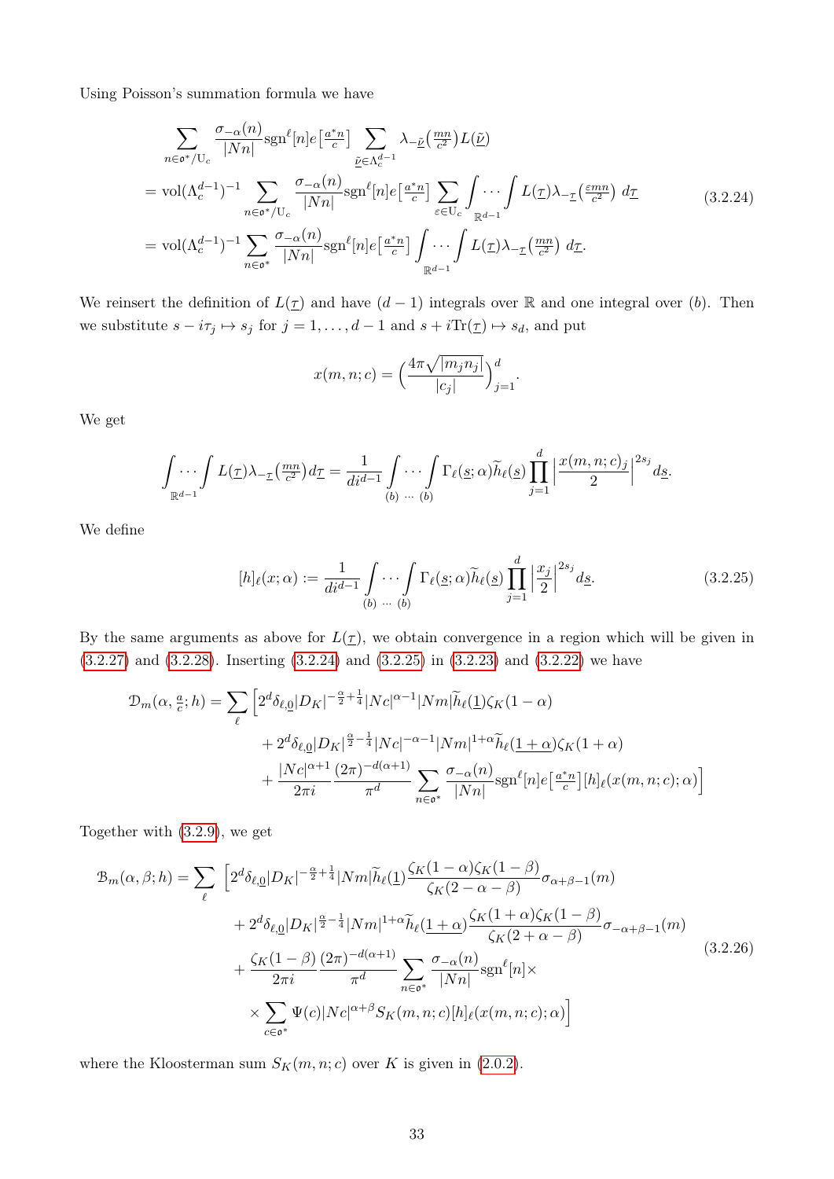Using Poisson's summation formula we have

$$
\begin{aligned}
&\sum_{n\in\mathfrak{o}^*/\mathrm{U}_c} \frac{\sigma_{-\alpha}(n)}{|Nn|}\mathrm{sgn}^\ell[n]e\big[\tfrac{a^*n}{c}\big] \sum_{\underline{\tilde\nu}\in\Lambda_c^{d-1}} \lambda_{-\underline{\tilde\nu}}\big(\tfrac{mn}{c^2}\big)L(\underline{\tilde\nu})\\
&= \mathrm{vol}(\Lambda_c^{d-1})^{-1}\sum_{n\in\mathfrak{o}^*/\mathrm{U}_c} \frac{\sigma_{-\alpha}(n)}{|Nn|}\mathrm{sgn}^\ell[n]e\big[\tfrac{a^*n}{c}\big]\sum_{\varepsilon\in\mathrm{U}_c}\int\cdots\int_{\mathbb{R}^{d-1}} L(\underline{\tau})\lambda_{-\underline{\tau}}\big(\tfrac{\varepsilon mn}{c^2}\big)\,d\underline{\tau} \qquad (3.2.24)\\
&= \mathrm{vol}(\Lambda_c^{d-1})^{-1}\sum_{n\in\mathfrak{o}^*} \frac{\sigma_{-\alpha}(n)}{|Nn|}\mathrm{sgn}^\ell[n]e\big[\tfrac{a^*n}{c}\big]\int\cdots\int_{\mathbb{R}^{d-1}} L(\underline{\tau})\lambda_{-\underline{\tau}}\big(\tfrac{mn}{c^2}\big)\,d\underline{\tau}.
\end{aligned}
$$

We reinsert the definition of $L(\underline{\tau})$ and have $(d-1)$ integrals over $\mathbb{R}$ and one integral over $(b)$. Then we substitute $s-i\tau_j\mapsto s_j$ for $j=1,\dots,d-1$ and $s+i\mathrm{Tr}(\underline{\tau})\mapsto s_d$, and put

$$
x(m,n;c)=\Big(\frac{4\pi\sqrt{|m_jn_j|}}{|c_j|}\Big)_{j=1}^{d}.
$$

We get

$$
\int\cdots\int_{\mathbb{R}^{d-1}} L(\underline{\tau})\lambda_{-\underline{\tau}}\big(\tfrac{mn}{c^2}\big)d\underline{\tau} = \frac{1}{di^{d-1}}\int_{(b)}\cdots\int_{(b)} \Gamma_\ell(\underline{s};\alpha)\widetilde{h}_\ell(\underline{s})\prod_{j=1}^{d}\Big|\frac{x(m,n;c)_j}{2}\Big|^{2s_j}d\underline{s}.
$$

We define

$$
[h]_\ell(x;\alpha):=\frac{1}{di^{d-1}}\int_{(b)}\cdots\int_{(b)} \Gamma_\ell(\underline{s};\alpha)\widetilde{h}_\ell(\underline{s})\prod_{j=1}^{d}\Big|\frac{x_j}{2}\Big|^{2s_j}d\underline{s}. \qquad (3.2.25)
$$

By the same arguments as above for $L(\underline{\tau})$, we obtain convergence in a region which will be given in (3.2.27) and (3.2.28). Inserting (3.2.24) and (3.2.25) in (3.2.23) and (3.2.22) we have

$$
\begin{aligned}
\mathcal{D}_m(\alpha,\tfrac{a}{c};h)=\sum_\ell\Big[&2^d\delta_{\ell,\underline{0}}|D_K|^{-\frac{\alpha}{2}+\frac14}|Nc|^{\alpha-1}|Nm|\widetilde{h}_\ell(\underline{1})\zeta_K(1-\alpha)\\
&+2^d\delta_{\ell,\underline{0}}|D_K|^{\frac{\alpha}{2}-\frac14}|Nc|^{-\alpha-1}|Nm|^{1+\alpha}\widetilde{h}_\ell(\underline{1+\alpha})\zeta_K(1+\alpha)\\
&+\frac{|Nc|^{\alpha+1}}{2\pi i}\frac{(2\pi)^{-d(\alpha+1)}}{\pi^d}\sum_{n\in\mathfrak{o}^*}\frac{\sigma_{-\alpha}(n)}{|Nn|}\mathrm{sgn}^\ell[n]e\big[\tfrac{a^*n}{c}\big][h]_\ell(x(m,n;c);\alpha)\Big]
\end{aligned}
$$

Together with (3.2.9), we get

$$
\begin{aligned}
\mathcal{B}_m(\alpha,\beta;h)=\sum_\ell\ \Big[&2^d\delta_{\ell,\underline{0}}|D_K|^{-\frac{\alpha}{2}+\frac14}|Nm|\widetilde{h}_\ell(\underline{1})\frac{\zeta_K(1-\alpha)\zeta_K(1-\beta)}{\zeta_K(2-\alpha-\beta)}\sigma_{\alpha+\beta-1}(m)\\
&+2^d\delta_{\ell,\underline{0}}|D_K|^{\frac{\alpha}{2}-\frac14}|Nm|^{1+\alpha}\widetilde{h}_\ell(\underline{1+\alpha})\frac{\zeta_K(1+\alpha)\zeta_K(1-\beta)}{\zeta_K(2+\alpha-\beta)}\sigma_{-\alpha+\beta-1}(m)\\
&+\frac{\zeta_K(1-\beta)}{2\pi i}\frac{(2\pi)^{-d(\alpha+1)}}{\pi^d}\sum_{n\in\mathfrak{o}^*}\frac{\sigma_{-\alpha}(n)}{|Nn|}\mathrm{sgn}^\ell[n]\times\\
&\times\sum_{c\in\mathfrak{o}^*}\Psi(c)|Nc|^{\alpha+\beta}S_K(m,n;c)[h]_\ell(x(m,n;c);\alpha)\Big]
\end{aligned} \qquad (3.2.26)
$$

where the Kloosterman sum $S_K(m,n;c)$ over $K$ is given in (2.0.2).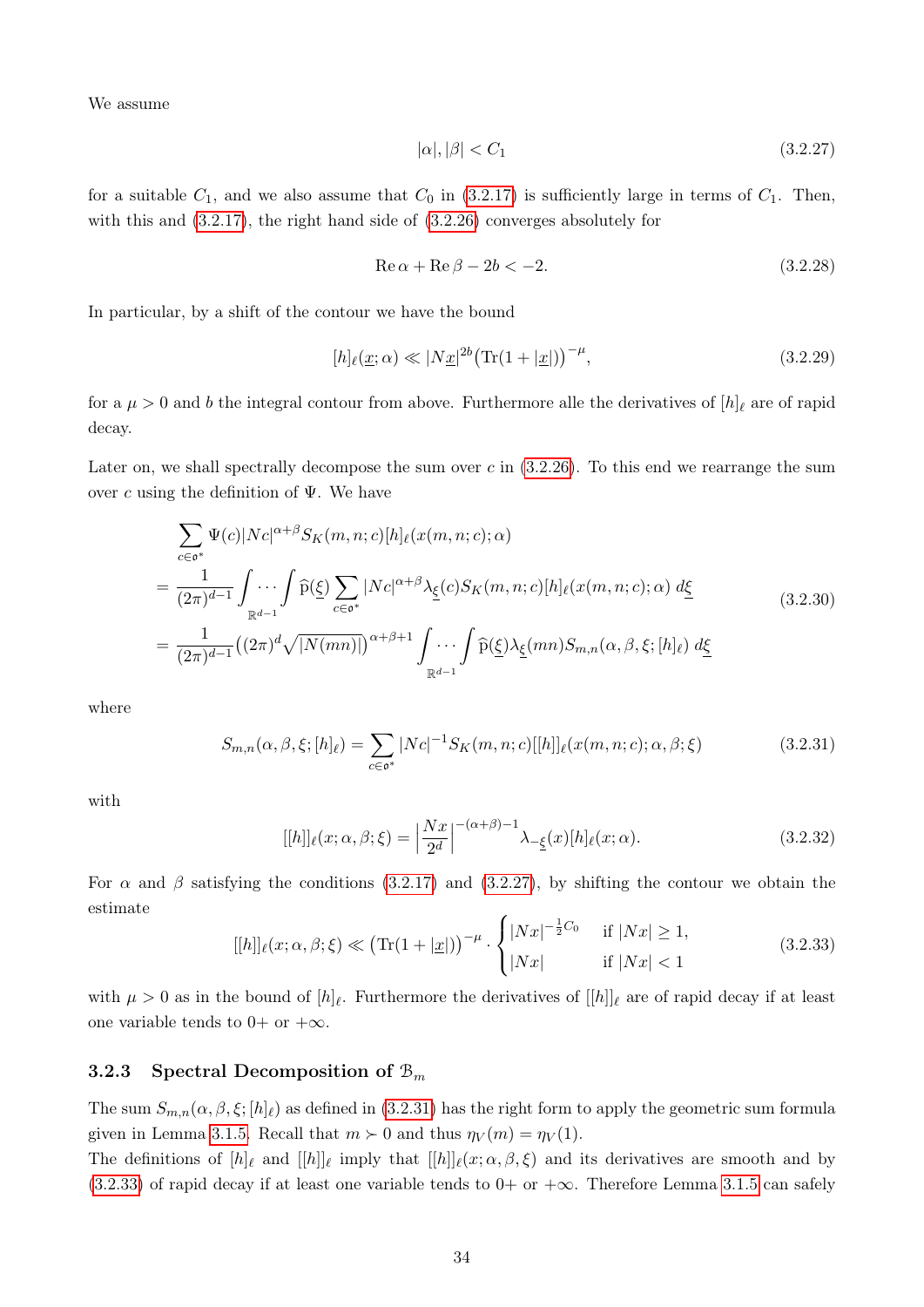We assume

$$|\alpha|, |\beta| < C_1 \tag{3.2.27}$$

for a suitable $C_1$, and we also assume that $C_0$ in (3.2.17) is sufficiently large in terms of $C_1$. Then, with this and (3.2.17), the right hand side of (3.2.26) converges absolutely for

$$\operatorname{Re}\alpha + \operatorname{Re}\beta - 2b < -2. \tag{3.2.28}$$

In particular, by a shift of the contour we have the bound

$$[h]_\ell(\underline{x};\alpha) \ll |N\underline{x}|^{2b}\big(\operatorname{Tr}(1+|\underline{x}|)\big)^{-\mu}, \tag{3.2.29}$$

for a $\mu > 0$ and $b$ the integral contour from above. Furthermore alle the derivatives of $[h]_\ell$ are of rapid decay.

Later on, we shall spectrally decompose the sum over $c$ in (3.2.26). To this end we rearrange the sum over $c$ using the definition of $\Psi$. We have

$$\begin{aligned}
&\sum_{c\in\mathfrak{o}^*} \Psi(c)|Nc|^{\alpha+\beta} S_K(m,n;c)[h]_\ell(x(m,n;c);\alpha) \\
&= \frac{1}{(2\pi)^{d-1}} \int\cdots\int_{\mathbb{R}^{d-1}} \widehat{\mathrm{p}}(\underline{\xi}) \sum_{c\in\mathfrak{o}^*} |Nc|^{\alpha+\beta}\lambda_{\underline{\xi}}(c) S_K(m,n;c)[h]_\ell(x(m,n;c);\alpha)\; d\underline{\xi} \\
&= \frac{1}{(2\pi)^{d-1}} \big((2\pi)^d\sqrt{|N(mn)|}\big)^{\alpha+\beta+1} \int\cdots\int_{\mathbb{R}^{d-1}} \widehat{\mathrm{p}}(\underline{\xi})\lambda_{\underline{\xi}}(mn) S_{m,n}(\alpha,\beta,\xi;[h]_\ell)\; d\underline{\xi}
\end{aligned} \tag{3.2.30}$$

where

$$S_{m,n}(\alpha,\beta,\xi;[h]_\ell) = \sum_{c\in\mathfrak{o}^*} |Nc|^{-1} S_K(m,n;c)[[h]]_\ell(x(m,n;c);\alpha,\beta;\xi) \tag{3.2.31}$$

with

$$[[h]]_\ell(x;\alpha,\beta;\xi) = \Big|\frac{Nx}{2^d}\Big|^{-(\alpha+\beta)-1} \lambda_{-\underline{\xi}}(x)[h]_\ell(x;\alpha). \tag{3.2.32}$$

For $\alpha$ and $\beta$ satisfying the conditions (3.2.17) and (3.2.27), by shifting the contour we obtain the estimate

$$[[h]]_\ell(x;\alpha,\beta;\xi) \ll \big(\operatorname{Tr}(1+|\underline{x}|)\big)^{-\mu} \cdot \begin{cases} |Nx|^{-\frac{1}{2}C_0} & \text{if } |Nx| \geq 1, \\ |Nx| & \text{if } |Nx| < 1 \end{cases} \tag{3.2.33}$$

with $\mu > 0$ as in the bound of $[h]_\ell$. Furthermore the derivatives of $[[h]]_\ell$ are of rapid decay if at least one variable tends to $0+$ or $+\infty$.

### 3.2.3 Spectral Decomposition of $\mathcal{B}_m$

The sum $S_{m,n}(\alpha,\beta,\xi;[h]_\ell)$ as defined in (3.2.31) has the right form to apply the geometric sum formula given in Lemma 3.1.5. Recall that $m \succ 0$ and thus $\eta_V(m) = \eta_V(1)$.

The definitions of $[h]_\ell$ and $[[h]]_\ell$ imply that $[[h]]_\ell(x;\alpha,\beta,\xi)$ and its derivatives are smooth and by (3.2.33) of rapid decay if at least one variable tends to $0+$ or $+\infty$. Therefore Lemma 3.1.5 can safely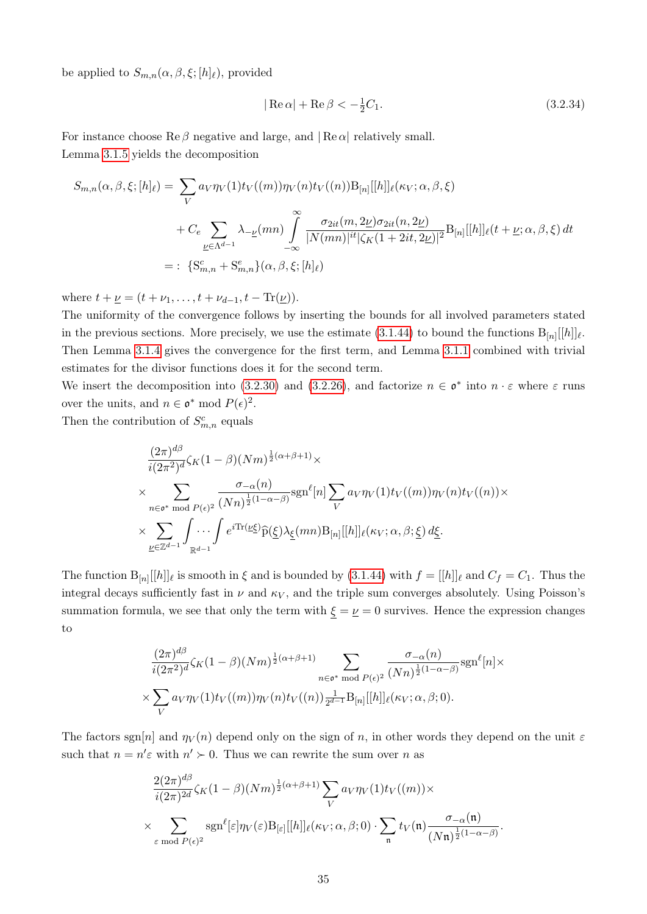be applied to $S_{m,n}(\alpha,\beta,\xi;[h]_\ell)$, provided

$$
|\operatorname{Re}\alpha| + \operatorname{Re}\beta < -\tfrac{1}{2}C_1. \tag{3.2.34}
$$

For instance choose $\operatorname{Re}\beta$ negative and large, and $|\operatorname{Re}\alpha|$ relatively small.
Lemma 3.1.5 yields the decomposition

$$
\begin{aligned}
S_{m,n}(\alpha,\beta,\xi;[h]_\ell) &= \sum_V a_V \eta_V(1) t_V((m)) \eta_V(n) t_V((n)) \mathrm{B}_{[n]}[[h]]_\ell(\kappa_V;\alpha,\beta,\xi) \\
&\quad + C_e \sum_{\underline{\nu}\in\Lambda^{d-1}} \lambda_{-\underline{\nu}}(mn) \int\limits_{-\infty}^{\infty} \frac{\sigma_{2it}(m,2\underline{\nu})\sigma_{2it}(n,2\underline{\nu})}{|N(mn)|^{it}|\zeta_K(1+2it,2\underline{\nu})|^2} \mathrm{B}_{[n]}[[h]]_\ell(t+\underline{\nu};\alpha,\beta,\xi)\,dt \\
&=: \{\mathrm{S}^c_{m,n} + \mathrm{S}^e_{m,n}\}(\alpha,\beta,\xi;[h]_\ell)
\end{aligned}
$$

where $t+\underline{\nu} = (t+\nu_1,\dots,t+\nu_{d-1},t-\operatorname{Tr}(\underline{\nu}))$.
The uniformity of the convergence follows by inserting the bounds for all involved parameters stated in the previous sections. More precisely, we use the estimate (3.1.44) to bound the functions $\mathrm{B}_{[n]}[[h]]_\ell$. Then Lemma 3.1.4 gives the convergence for the first term, and Lemma 3.1.1 combined with trivial estimates for the divisor functions does it for the second term.
We insert the decomposition into (3.2.30) and (3.2.26), and factorize $n \in \mathfrak{o}^*$ into $n\cdot\varepsilon$ where $\varepsilon$ runs over the units, and $n \in \mathfrak{o}^* \bmod P(\epsilon)^2$.
Then the contribution of $S^c_{m,n}$ equals

$$
\begin{aligned}
&\frac{(2\pi)^{d\beta}}{i(2\pi^2)^d}\zeta_K(1-\beta)(Nm)^{\frac{1}{2}(\alpha+\beta+1)}\times \\
&\times \sum_{n\in\mathfrak{o}^* \bmod P(\epsilon)^2} \frac{\sigma_{-\alpha}(n)}{(Nn)^{\frac{1}{2}(1-\alpha-\beta)}} \operatorname{sgn}^\ell[n] \sum_V a_V \eta_V(1) t_V((m)) \eta_V(n) t_V((n))\times \\
&\times \sum_{\underline{\nu}\in\mathbb{Z}^{d-1}} \int\!\!\cdots\!\!\int\limits_{\mathbb{R}^{d-1}} e^{i\operatorname{Tr}(\underline{\nu}\underline{\xi})}\widehat{\mathrm{p}}(\underline{\xi})\lambda_{\underline{\xi}}(mn)\mathrm{B}_{[n]}[[h]]_\ell(\kappa_V;\alpha,\beta;\underline{\xi})\,d\underline{\xi}.
\end{aligned}
$$

The function $\mathrm{B}_{[n]}[[h]]_\ell$ is smooth in $\xi$ and is bounded by (3.1.44) with $f=[[h]]_\ell$ and $C_f = C_1$. Thus the integral decays sufficiently fast in $\nu$ and $\kappa_V$, and the triple sum converges absolutely. Using Poisson's summation formula, we see that only the term with $\underline{\xi}=\underline{\nu}=0$ survives. Hence the expression changes to

$$
\begin{aligned}
&\frac{(2\pi)^{d\beta}}{i(2\pi^2)^d}\zeta_K(1-\beta)(Nm)^{\frac{1}{2}(\alpha+\beta+1)} \sum_{n\in\mathfrak{o}^* \bmod P(\epsilon)^2} \frac{\sigma_{-\alpha}(n)}{(Nn)^{\frac{1}{2}(1-\alpha-\beta)}} \operatorname{sgn}^\ell[n]\times \\
&\times \sum_V a_V \eta_V(1) t_V((m)) \eta_V(n) t_V((n)) \tfrac{1}{2^{d-1}} \mathrm{B}_{[n]}[[h]]_\ell(\kappa_V;\alpha,\beta;0).
\end{aligned}
$$

The factors $\operatorname{sgn}[n]$ and $\eta_V(n)$ depend only on the sign of $n$, in other words they depend on the unit $\varepsilon$ such that $n = n'\varepsilon$ with $n' \succ 0$. Thus we can rewrite the sum over $n$ as

$$
\begin{aligned}
&\frac{2(2\pi)^{d\beta}}{i(2\pi)^{2d}}\zeta_K(1-\beta)(Nm)^{\frac{1}{2}(\alpha+\beta+1)} \sum_V a_V \eta_V(1) t_V((m))\times \\
&\times \sum_{\varepsilon \bmod P(\epsilon)^2} \operatorname{sgn}^\ell[\varepsilon]\eta_V(\varepsilon)\mathrm{B}_{[\varepsilon]}[[h]]_\ell(\kappa_V;\alpha,\beta;0)\cdot \sum_{\mathfrak{n}} t_V(\mathfrak{n}) \frac{\sigma_{-\alpha}(\mathfrak{n})}{(N\mathfrak{n})^{\frac{1}{2}(1-\alpha-\beta)}}.
\end{aligned}
$$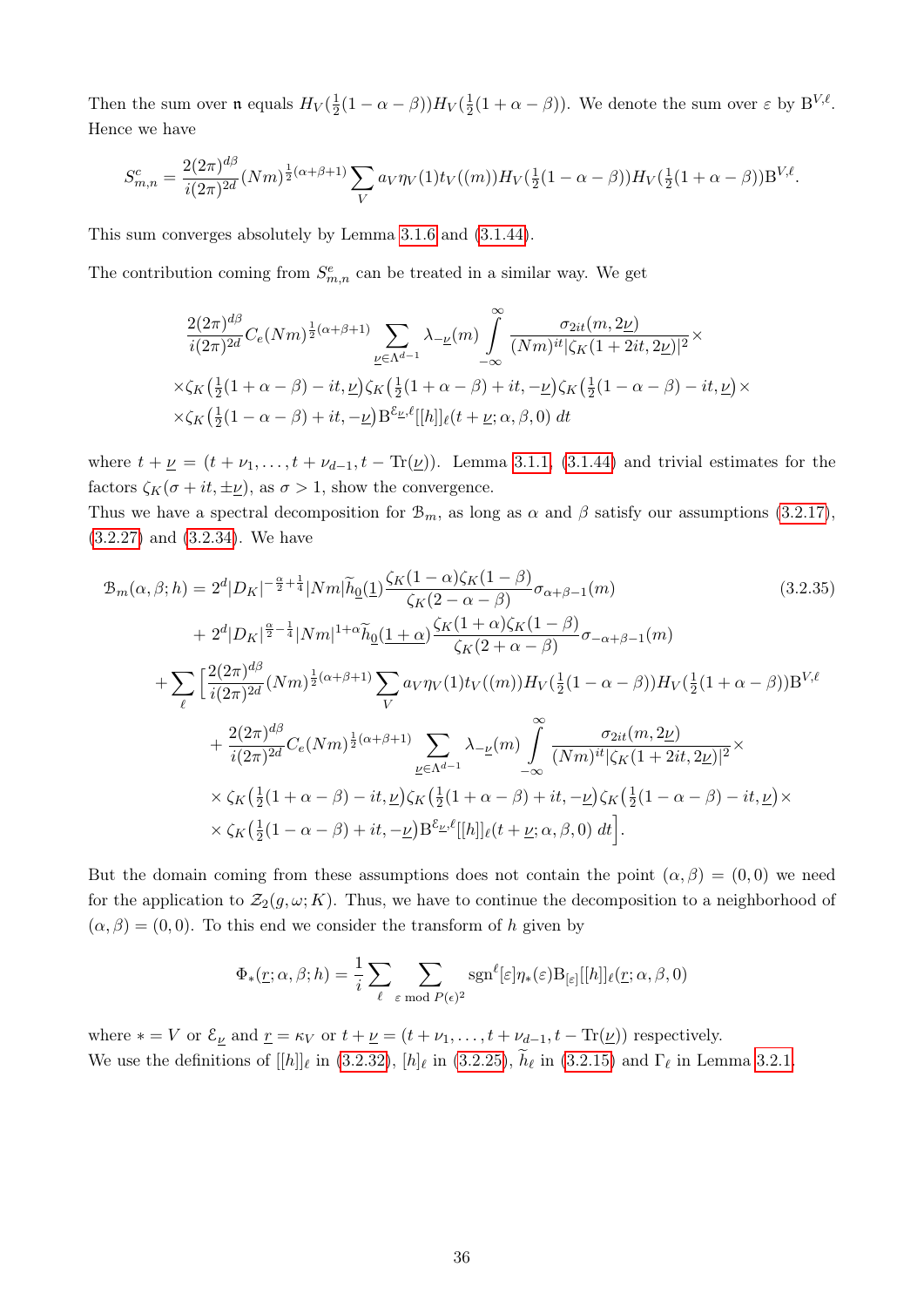Then the sum over $\mathfrak{n}$ equals $H_V(\frac{1}{2}(1-\alpha-\beta))H_V(\frac{1}{2}(1+\alpha-\beta))$. We denote the sum over $\varepsilon$ by $\mathrm{B}^{V,\ell}$. Hence we have

$$S^c_{m,n} = \frac{2(2\pi)^{d\beta}}{i(2\pi)^{2d}}(Nm)^{\frac{1}{2}(\alpha+\beta+1)}\sum_V a_V\eta_V(1)t_V((m))H_V(\tfrac{1}{2}(1-\alpha-\beta))H_V(\tfrac{1}{2}(1+\alpha-\beta))\mathrm{B}^{V,\ell}.$$

This sum converges absolutely by Lemma 3.1.6 and (3.1.44).

The contribution coming from $S^e_{m,n}$ can be treated in a similar way. We get

$$\begin{aligned}
&\frac{2(2\pi)^{d\beta}}{i(2\pi)^{2d}}C_e(Nm)^{\frac{1}{2}(\alpha+\beta+1)}\sum_{\underline{\nu}\in\Lambda^{d-1}}\lambda_{-\underline{\nu}}(m)\int_{-\infty}^{\infty}\frac{\sigma_{2it}(m,2\underline{\nu})}{(Nm)^{it}|\zeta_K(1+2it,2\underline{\nu})|^2}\times\\
&\times\zeta_K\big(\tfrac{1}{2}(1+\alpha-\beta)-it,\underline{\nu}\big)\zeta_K\big(\tfrac{1}{2}(1+\alpha-\beta)+it,-\underline{\nu}\big)\zeta_K\big(\tfrac{1}{2}(1-\alpha-\beta)-it,\underline{\nu}\big)\times\\
&\times\zeta_K\big(\tfrac{1}{2}(1-\alpha-\beta)+it,-\underline{\nu}\big)\mathrm{B}^{\mathcal{E}_{\underline{\nu}},\ell}[[h]]_\ell(t+\underline{\nu};\alpha,\beta,0)\,dt
\end{aligned}$$

where $t+\underline{\nu}=(t+\nu_1,\ldots,t+\nu_{d-1},t-\mathrm{Tr}(\underline{\nu}))$. Lemma 3.1.1, (3.1.44) and trivial estimates for the factors $\zeta_K(\sigma+it,\pm\underline{\nu})$, as $\sigma>1$, show the convergence.
Thus we have a spectral decomposition for $\mathcal{B}_m$, as long as $\alpha$ and $\beta$ satisfy our assumptions (3.2.17), (3.2.27) and (3.2.34). We have

$$\begin{aligned}
\mathcal{B}_m(\alpha,\beta;h) &= 2^d|D_K|^{-\frac{\alpha}{2}+\frac{1}{4}}|Nm|\widetilde{h}_{\underline{0}}(\underline{1})\frac{\zeta_K(1-\alpha)\zeta_K(1-\beta)}{\zeta_K(2-\alpha-\beta)}\sigma_{\alpha+\beta-1}(m) &(3.2.35)\\
&\quad+2^d|D_K|^{\frac{\alpha}{2}-\frac{1}{4}}|Nm|^{1+\alpha}\widetilde{h}_{\underline{0}}(\underline{1+\alpha})\frac{\zeta_K(1+\alpha)\zeta_K(1-\beta)}{\zeta_K(2+\alpha-\beta)}\sigma_{-\alpha+\beta-1}(m)\\
&+\sum_\ell\Big[\frac{2(2\pi)^{d\beta}}{i(2\pi)^{2d}}(Nm)^{\frac{1}{2}(\alpha+\beta+1)}\sum_V a_V\eta_V(1)t_V((m))H_V(\tfrac{1}{2}(1-\alpha-\beta))H_V(\tfrac{1}{2}(1+\alpha-\beta))\mathrm{B}^{V,\ell}\\
&\quad+\frac{2(2\pi)^{d\beta}}{i(2\pi)^{2d}}C_e(Nm)^{\frac{1}{2}(\alpha+\beta+1)}\sum_{\underline{\nu}\in\Lambda^{d-1}}\lambda_{-\underline{\nu}}(m)\int_{-\infty}^{\infty}\frac{\sigma_{2it}(m,2\underline{\nu})}{(Nm)^{it}|\zeta_K(1+2it,2\underline{\nu})|^2}\times\\
&\quad\times\zeta_K\big(\tfrac{1}{2}(1+\alpha-\beta)-it,\underline{\nu}\big)\zeta_K\big(\tfrac{1}{2}(1+\alpha-\beta)+it,-\underline{\nu}\big)\zeta_K\big(\tfrac{1}{2}(1-\alpha-\beta)-it,\underline{\nu}\big)\times\\
&\quad\times\zeta_K\big(\tfrac{1}{2}(1-\alpha-\beta)+it,-\underline{\nu}\big)\mathrm{B}^{\mathcal{E}_{\underline{\nu}},\ell}[[h]]_\ell(t+\underline{\nu};\alpha,\beta,0)\,dt\Big].
\end{aligned}$$

But the domain coming from these assumptions does not contain the point $(\alpha,\beta)=(0,0)$ we need for the application to $\mathcal{Z}_2(g,\omega;K)$. Thus, we have to continue the decomposition to a neighborhood of $(\alpha,\beta)=(0,0)$. To this end we consider the transform of $h$ given by

$$\Phi_*(\underline{r};\alpha,\beta;h)=\frac{1}{i}\sum_\ell\sum_{\varepsilon \bmod P(\epsilon)^2}\mathrm{sgn}^\ell[\varepsilon]\eta_*(\varepsilon)\mathrm{B}_{[\varepsilon]}[[h]]_\ell(\underline{r};\alpha,\beta,0)$$

where $*=V$ or $\mathcal{E}_{\underline{\nu}}$ and $\underline{r}=\kappa_V$ or $t+\underline{\nu}=(t+\nu_1,\ldots,t+\nu_{d-1},t-\mathrm{Tr}(\underline{\nu}))$ respectively.
We use the definitions of $[[h]]_\ell$ in (3.2.32), $[h]_\ell$ in (3.2.25), $\widetilde{h}_\ell$ in (3.2.15) and $\Gamma_\ell$ in Lemma 3.2.1.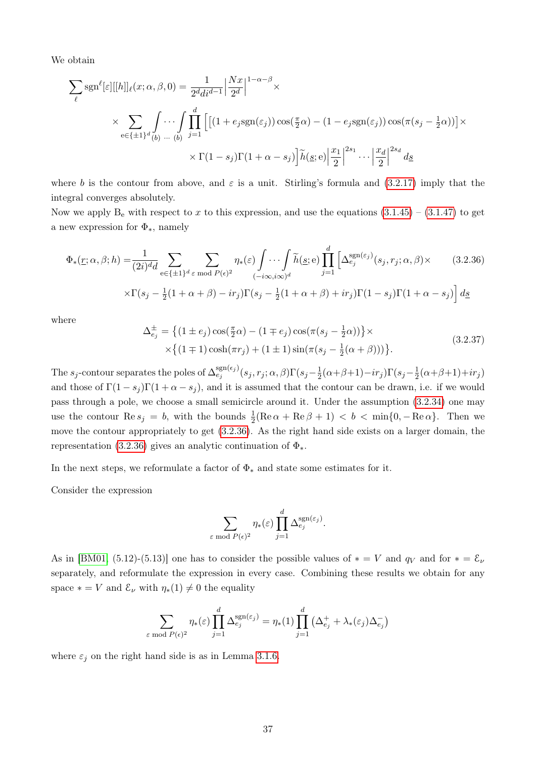We obtain

$$\sum_{\ell} \operatorname{sgn}^{\ell}[\varepsilon][[h]]_{\ell}(x;\alpha,\beta,0) = \frac{1}{2^d d i^{d-1}} \Big|\frac{Nx}{2^d}\Big|^{1-\alpha-\beta} \times$$

$$\times \sum_{\mathrm{e}\in\{\pm1\}^d} \int_{(b)} \cdots \int_{(b)} \prod_{j=1}^{d} \Big[\big[(1+e_j \operatorname{sgn}(\varepsilon_j))\cos(\tfrac{\pi}{2}\alpha) - (1-e_j\operatorname{sgn}(\varepsilon_j))\cos(\pi(s_j - \tfrac{1}{2}\alpha))\big]\times$$

$$\times \Gamma(1-s_j)\Gamma(1+\alpha-s_j)\Big] \widetilde{h}(\underline{s};\mathrm{e}) \Big|\frac{x_1}{2}\Big|^{2s_1} \cdots \Big|\frac{x_d}{2}\Big|^{2s_d} \, d\underline{s}$$

where $b$ is the contour from above, and $\varepsilon$ is a unit. Stirling's formula and (3.2.17) imply that the integral converges absolutely.

Now we apply $\mathrm{B}_{\mathrm{e}}$ with respect to $x$ to this expression, and use the equations (3.1.45) – (3.1.47) to get a new expression for $\Phi_*$, namely

$$\Phi_*(\underline{r};\alpha,\beta;h) = \frac{1}{(2i)^d d} \sum_{\mathrm{e}\in\{\pm1\}^d} \sum_{\varepsilon \bmod P(\epsilon)^2} \eta_*(\varepsilon) \int \cdots \int_{(-i\infty,i\infty)^d} \widetilde{h}(\underline{s};\mathrm{e}) \prod_{j=1}^{d} \Big[\Delta_{e_j}^{\operatorname{sgn}(\varepsilon_j)}(s_j,r_j;\alpha,\beta)\times \tag{3.2.36}$$

$$\times\Gamma(s_j - \tfrac{1}{2}(1+\alpha+\beta) - ir_j)\Gamma(s_j - \tfrac{1}{2}(1+\alpha+\beta)+ir_j)\Gamma(1-s_j)\Gamma(1+\alpha-s_j)\Big] \, d\underline{s}$$

where

$$\begin{aligned} \Delta_{e_j}^{\pm} &= \big\{(1\pm e_j)\cos(\tfrac{\pi}{2}\alpha) - (1\mp e_j)\cos(\pi(s_j - \tfrac{1}{2}\alpha))\big\}\times \\ &\times\big\{(1\mp 1)\cosh(\pi r_j) + (1\pm 1)\sin(\pi(s_j - \tfrac{1}{2}(\alpha+\beta)))\big\}. \end{aligned} \tag{3.2.37}$$

The $s_j$-contour separates the poles of $\Delta_{e_j}^{\operatorname{sgn}(\epsilon_j)}(s_j,r_j;\alpha,\beta)\Gamma(s_j - \frac{1}{2}(\alpha+\beta+1) - ir_j)\Gamma(s_j - \frac{1}{2}(\alpha+\beta+1)+ir_j)$ and those of $\Gamma(1-s_j)\Gamma(1+\alpha-s_j)$, and it is assumed that the contour can be drawn, i.e. if we would pass through a pole, we choose a small semicircle around it. Under the assumption (3.2.34) one may use the contour $\operatorname{Re} s_j = b$, with the bounds $\frac{1}{2}(\operatorname{Re}\alpha + \operatorname{Re}\beta + 1) < b < \min\{0, -\operatorname{Re}\alpha\}$. Then we move the contour appropriately to get (3.2.36). As the right hand side exists on a larger domain, the representation (3.2.36) gives an analytic continuation of $\Phi_*$.

In the next steps, we reformulate a factor of $\Phi_*$ and state some estimates for it.

Consider the expression

$$\sum_{\varepsilon \bmod P(\epsilon)^2} \eta_*(\varepsilon) \prod_{j=1}^{d} \Delta_{e_j}^{\operatorname{sgn}(\varepsilon_j)}.$$

As in [BM01, (5.12)-(5.13)] one has to consider the possible values of $* = V$ and $q_V$ and for $* = \mathcal{E}_\nu$ separately, and reformulate the expression in every case. Combining these results we obtain for any space $* = V$ and $\mathcal{E}_\nu$ with $\eta_*(1) \neq 0$ the equality

$$\sum_{\varepsilon \bmod P(\epsilon)^2} \eta_*(\varepsilon) \prod_{j=1}^{d} \Delta_{e_j}^{\operatorname{sgn}(\varepsilon_j)} = \eta_*(1) \prod_{j=1}^{d} \big(\Delta_{e_j}^{+} + \lambda_*(\varepsilon_j)\Delta_{e_j}^{-}\big)$$

where $\varepsilon_j$ on the right hand side is as in Lemma 3.1.6.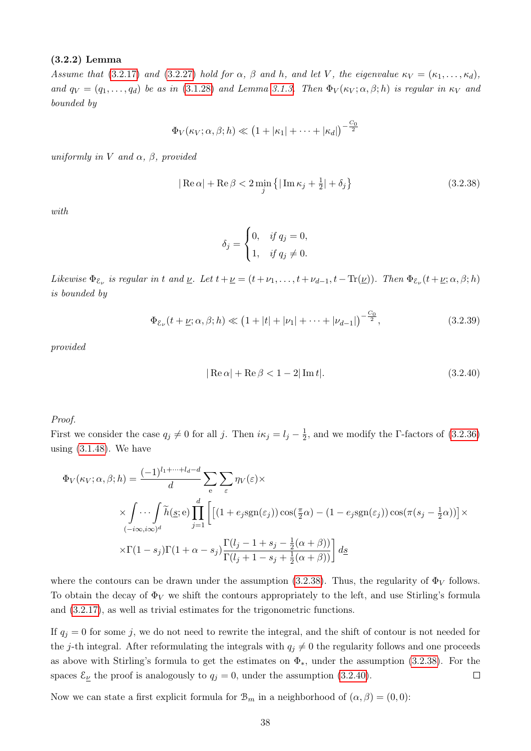**(3.2.2) Lemma**

*Assume that (3.2.17) and (3.2.27) hold for $\alpha$, $\beta$ and $h$, and let $V$, the eigenvalue $\kappa_V = (\kappa_1, \dots, \kappa_d)$, and $q_V = (q_1, \dots, q_d)$ be as in (3.1.28) and Lemma 3.1.3. Then $\Phi_V(\kappa_V; \alpha, \beta; h)$ is regular in $\kappa_V$ and bounded by*

$$\Phi_V(\kappa_V; \alpha, \beta; h) \ll \left(1 + |\kappa_1| + \dots + |\kappa_d|\right)^{-\frac{C_0}{2}}$$

*uniformly in $V$ and $\alpha$, $\beta$, provided*

$$|\operatorname{Re}\alpha| + \operatorname{Re}\beta < 2 \min_j \left\{ |\operatorname{Im}\kappa_j + \tfrac{1}{2}| + \delta_j \right\} \tag{3.2.38}$$

*with*

$$\delta_j = \begin{cases} 0, & \text{if } q_j = 0, \\ 1, & \text{if } q_j \neq 0. \end{cases}$$

*Likewise $\Phi_{\mathcal{E}_\nu}$ is regular in $t$ and $\underline{\nu}$. Let $t + \underline{\nu} = (t + \nu_1, \dots, t + \nu_{d-1}, t - \operatorname{Tr}(\underline{\nu}))$. Then $\Phi_{\mathcal{E}_\nu}(t + \underline{\nu}; \alpha, \beta; h)$ is bounded by*

$$\Phi_{\mathcal{E}_\nu}(t + \underline{\nu}; \alpha, \beta; h) \ll \left(1 + |t| + |\nu_1| + \dots + |\nu_{d-1}|\right)^{-\frac{C_0}{2}}, \tag{3.2.39}$$

*provided*

$$|\operatorname{Re}\alpha| + \operatorname{Re}\beta < 1 - 2|\operatorname{Im} t|. \tag{3.2.40}$$

*Proof.*
First we consider the case $q_j \neq 0$ for all $j$. Then $i\kappa_j = l_j - \frac{1}{2}$, and we modify the $\Gamma$-factors of (3.2.36) using (3.1.48). We have

$$\begin{aligned}
\Phi_V(\kappa_V; \alpha, \beta; h) = &\frac{(-1)^{l_1 + \dots + l_d - d}}{d} \sum_{\mathrm{e}} \sum_{\varepsilon} \eta_V(\varepsilon) \times \\
&\times \int_{(-i\infty, i\infty)^d} \cdots \int \widetilde{h}(\underline{s}; \mathrm{e}) \prod_{j=1}^{d} \Bigg[ \left[ (1 + e_j \operatorname{sgn}(\varepsilon_j)) \cos(\tfrac{\pi}{2}\alpha) - (1 - e_j \operatorname{sgn}(\varepsilon_j)) \cos(\pi(s_j - \tfrac{1}{2}\alpha)) \right] \times \\
&\times \Gamma(1 - s_j) \Gamma(1 + \alpha - s_j) \frac{\Gamma(l_j - 1 + s_j - \frac{1}{2}(\alpha + \beta))}{\Gamma(l_j + 1 - s_j + \frac{1}{2}(\alpha + \beta))} \Bigg] \, d\underline{s}
\end{aligned}$$

where the contours can be drawn under the assumption (3.2.38). Thus, the regularity of $\Phi_V$ follows. To obtain the decay of $\Phi_V$ we shift the contours appropriately to the left, and use Stirling's formula and (3.2.17), as well as trivial estimates for the trigonometric functions.

If $q_j = 0$ for some $j$, we do not need to rewrite the integral, and the shift of contour is not needed for the $j$-th integral. After reformulating the integrals with $q_j \neq 0$ the regularity follows and one proceeds as above with Stirling's formula to get the estimates on $\Phi_*$, under the assumption (3.2.38). For the spaces $\mathcal{E}_{\underline{\nu}}$ the proof is analogously to $q_j = 0$, under the assumption (3.2.40). $\square$

Now we can state a first explicit formula for $\mathcal{B}_m$ in a neighborhood of $(\alpha, \beta) = (0, 0)$: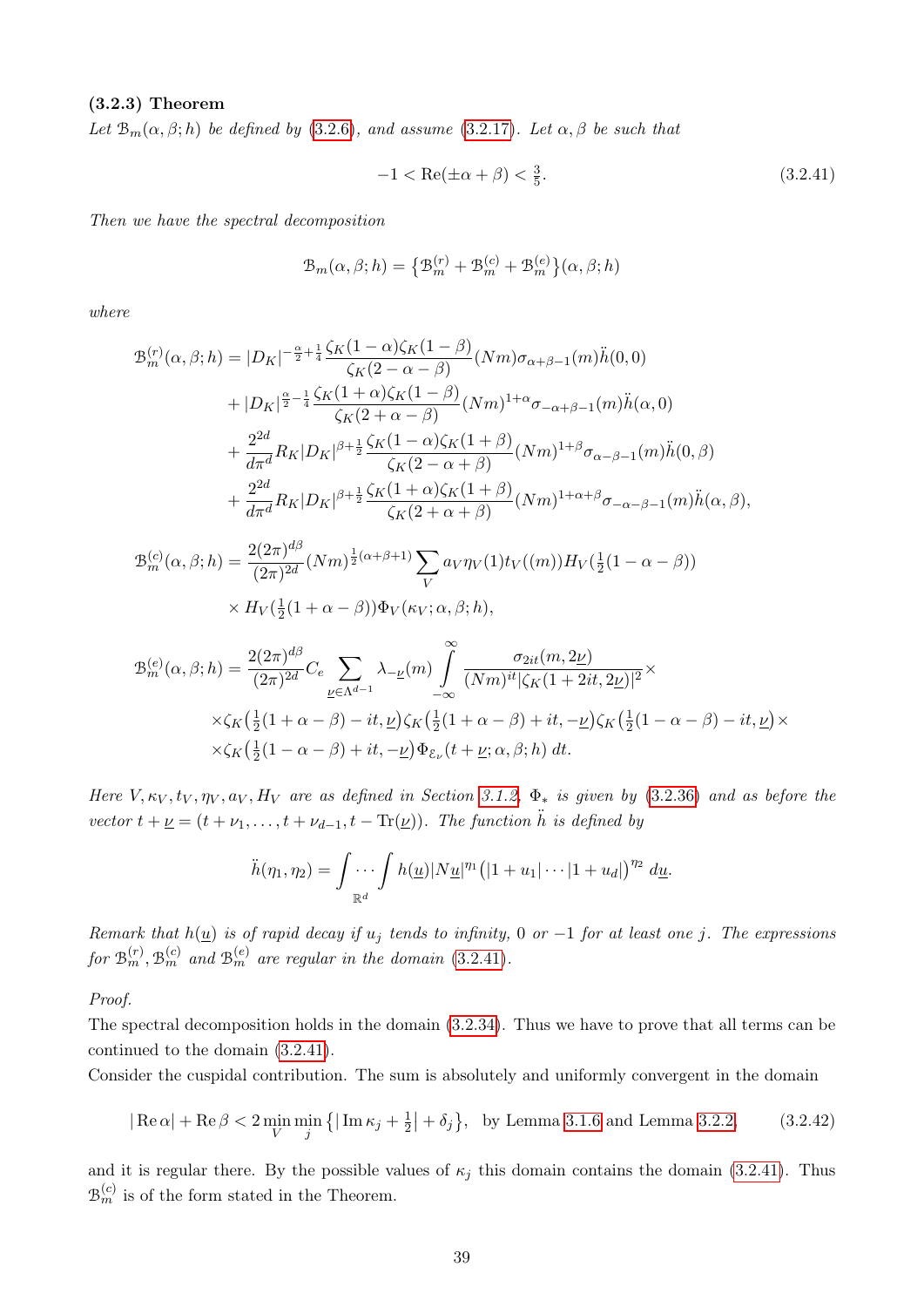**(3.2.3) Theorem**

*Let $\mathcal{B}_m(\alpha, \beta; h)$ be defined by (3.2.6), and assume (3.2.17). Let $\alpha, \beta$ be such that*

$$-1 < \operatorname{Re}(\pm\alpha + \beta) < \tfrac{3}{5}. \tag{3.2.41}$$

*Then we have the spectral decomposition*

$$\mathcal{B}_m(\alpha, \beta; h) = \left\{\mathcal{B}_m^{(r)} + \mathcal{B}_m^{(c)} + \mathcal{B}_m^{(e)}\right\}(\alpha, \beta; h)$$

*where*

$$\begin{aligned}
\mathcal{B}_m^{(r)}(\alpha, \beta; h) &= |D_K|^{-\frac{\alpha}{2}+\frac{1}{4}} \frac{\zeta_K(1-\alpha)\zeta_K(1-\beta)}{\zeta_K(2-\alpha-\beta)} (Nm)\sigma_{\alpha+\beta-1}(m)\ddot{h}(0,0) \\
&+ |D_K|^{\frac{\alpha}{2}-\frac{1}{4}} \frac{\zeta_K(1+\alpha)\zeta_K(1-\beta)}{\zeta_K(2+\alpha-\beta)} (Nm)^{1+\alpha}\sigma_{-\alpha+\beta-1}(m)\ddot{h}(\alpha,0) \\
&+ \frac{2^{2d}}{d\pi^d} R_K |D_K|^{\beta+\frac{1}{2}} \frac{\zeta_K(1-\alpha)\zeta_K(1+\beta)}{\zeta_K(2-\alpha+\beta)} (Nm)^{1+\beta}\sigma_{\alpha-\beta-1}(m)\ddot{h}(0,\beta) \\
&+ \frac{2^{2d}}{d\pi^d} R_K |D_K|^{\beta+\frac{1}{2}} \frac{\zeta_K(1+\alpha)\zeta_K(1+\beta)}{\zeta_K(2+\alpha+\beta)} (Nm)^{1+\alpha+\beta}\sigma_{-\alpha-\beta-1}(m)\ddot{h}(\alpha,\beta),
\end{aligned}$$

$$\begin{aligned}
\mathcal{B}_m^{(c)}(\alpha, \beta; h) &= \frac{2(2\pi)^{d\beta}}{(2\pi)^{2d}} (Nm)^{\frac{1}{2}(\alpha+\beta+1)} \sum_V a_V \eta_V(1) t_V((m)) H_V(\tfrac{1}{2}(1-\alpha-\beta)) \\
&\times H_V(\tfrac{1}{2}(1+\alpha-\beta))\Phi_V(\kappa_V; \alpha, \beta; h),
\end{aligned}$$

$$\begin{aligned}
\mathcal{B}_m^{(e)}(\alpha, \beta; h) &= \frac{2(2\pi)^{d\beta}}{(2\pi)^{2d}} C_e \sum_{\underline{\nu}\in\Lambda^{d-1}} \lambda_{-\underline{\nu}}(m) \int_{-\infty}^{\infty} \frac{\sigma_{2it}(m, 2\underline{\nu})}{(Nm)^{it}|\zeta_K(1+2it, 2\underline{\nu})|^2} \times \\
&\times \zeta_K\big(\tfrac{1}{2}(1+\alpha-\beta) - it, \underline{\nu}\big)\zeta_K\big(\tfrac{1}{2}(1+\alpha-\beta) + it, -\underline{\nu}\big)\zeta_K\big(\tfrac{1}{2}(1-\alpha-\beta) - it, \underline{\nu}\big) \times \\
&\times \zeta_K\big(\tfrac{1}{2}(1-\alpha-\beta) + it, -\underline{\nu}\big)\Phi_{\mathcal{E}_\nu}(t+\underline{\nu}; \alpha, \beta; h)\, dt.
\end{aligned}$$

*Here $V, \kappa_V, t_V, \eta_V, a_V, H_V$ are as defined in Section 3.1.2, $\Phi_*$ is given by (3.2.36) and as before the vector $t + \underline{\nu} = (t+\nu_1, \ldots, t+\nu_{d-1}, t - \operatorname{Tr}(\underline{\nu}))$. The function $\ddot{h}$ is defined by*

$$\ddot{h}(\eta_1, \eta_2) = \int_{\mathbb{R}^d}\!\!\cdots\!\int h(\underline{u})|N\underline{u}|^{\eta_1}\big(|1+u_1|\cdots|1+u_d|\big)^{\eta_2}\, d\underline{u}.$$

*Remark that $h(\underline{u})$ is of rapid decay if $u_j$ tends to infinity, $0$ or $-1$ for at least one $j$. The expressions for $\mathcal{B}_m^{(r)}, \mathcal{B}_m^{(c)}$ and $\mathcal{B}_m^{(e)}$ are regular in the domain (3.2.41).*

*Proof.*

The spectral decomposition holds in the domain (3.2.34). Thus we have to prove that all terms can be continued to the domain (3.2.41).

Consider the cuspidal contribution. The sum is absolutely and uniformly convergent in the domain

$$|\operatorname{Re}\alpha| + \operatorname{Re}\beta < 2\min_V \min_j \left\{|\operatorname{Im}\kappa_j + \tfrac{1}{2}| + \delta_j\right\}, \quad \text{by Lemma 3.1.6 and Lemma 3.2.2,} \tag{3.2.42}$$

and it is regular there. By the possible values of $\kappa_j$ this domain contains the domain (3.2.41). Thus $\mathcal{B}_m^{(c)}$ is of the form stated in the Theorem.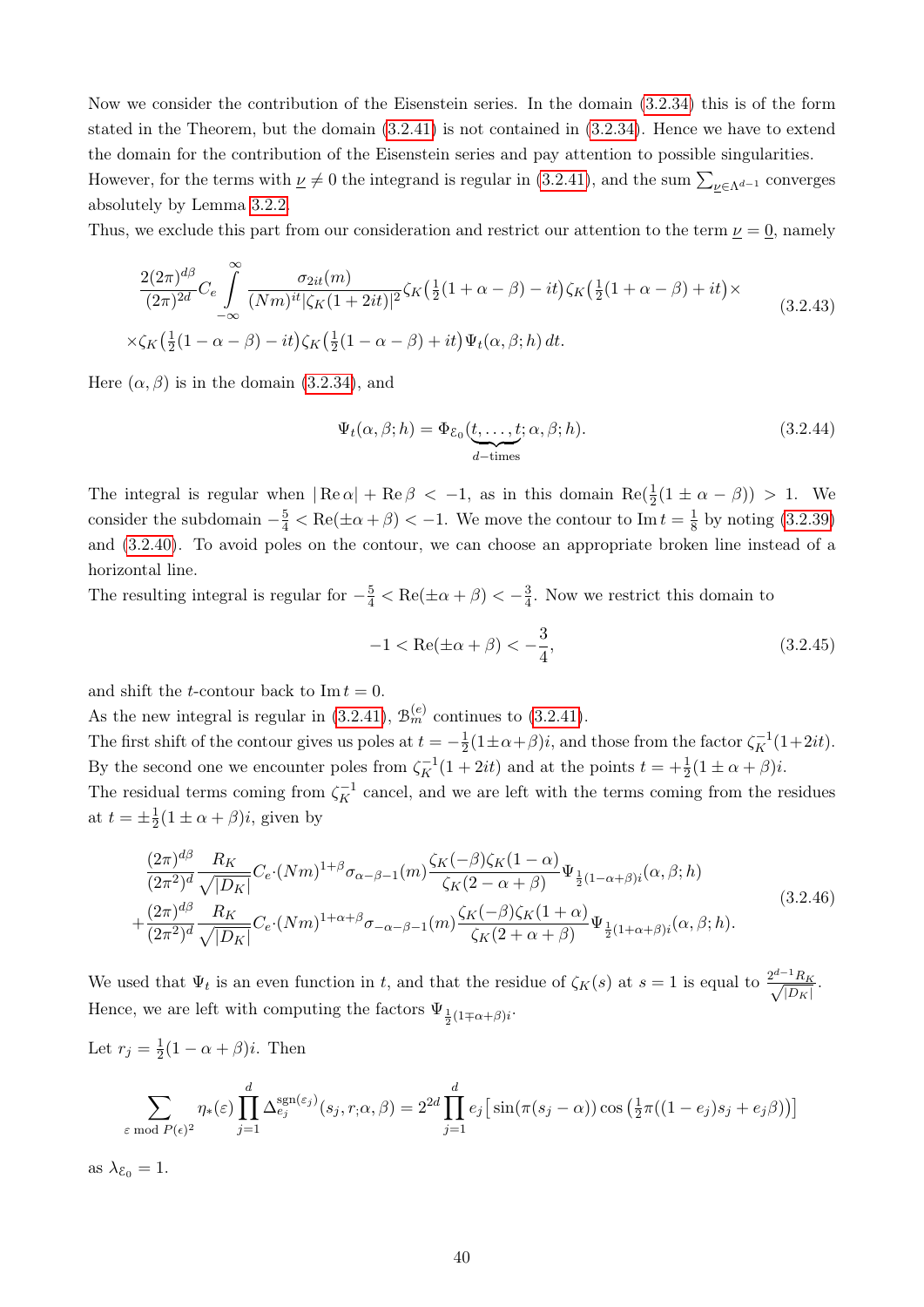Now we consider the contribution of the Eisenstein series. In the domain (3.2.34) this is of the form stated in the Theorem, but the domain (3.2.41) is not contained in (3.2.34). Hence we have to extend the domain for the contribution of the Eisenstein series and pay attention to possible singularities. However, for the terms with $\underline{\nu} \neq 0$ the integrand is regular in (3.2.41), and the sum $\sum_{\underline{\nu}\in\Lambda^{d-1}}$ converges absolutely by Lemma 3.2.2.

Thus, we exclude this part from our consideration and restrict our attention to the term $\underline{\nu} = \underline{0}$, namely

$$\frac{2(2\pi)^{d\beta}}{(2\pi)^{2d}} C_e \int_{-\infty}^{\infty} \frac{\sigma_{2it}(m)}{(Nm)^{it}|\zeta_K(1+2it)|^2} \zeta_K\big(\tfrac{1}{2}(1+\alpha-\beta)-it\big)\zeta_K\big(\tfrac{1}{2}(1+\alpha-\beta)+it\big)\times$$
$$\times\zeta_K\big(\tfrac{1}{2}(1-\alpha-\beta)-it\big)\zeta_K\big(\tfrac{1}{2}(1-\alpha-\beta)+it\big)\Psi_t(\alpha,\beta;h)\,dt. \tag{3.2.43}$$

Here $(\alpha,\beta)$ is in the domain (3.2.34), and

$$\Psi_t(\alpha,\beta;h) = \Phi_{\mathcal{E}_0}(\underbrace{t,\ldots,t}_{d-\text{times}};\alpha,\beta;h). \tag{3.2.44}$$

The integral is regular when $|\operatorname{Re}\alpha| + \operatorname{Re}\beta < -1$, as in this domain $\operatorname{Re}(\frac{1}{2}(1\pm\alpha-\beta)) > 1$. We consider the subdomain $-\frac{5}{4} < \operatorname{Re}(\pm\alpha+\beta) < -1$. We move the contour to $\operatorname{Im} t = \frac{1}{8}$ by noting (3.2.39) and (3.2.40). To avoid poles on the contour, we can choose an appropriate broken line instead of a horizontal line.

The resulting integral is regular for $-\frac{5}{4} < \operatorname{Re}(\pm\alpha+\beta) < -\frac{3}{4}$. Now we restrict this domain to

$$-1 < \operatorname{Re}(\pm\alpha+\beta) < -\frac{3}{4}, \tag{3.2.45}$$

and shift the $t$-contour back to $\operatorname{Im} t = 0$.

As the new integral is regular in (3.2.41), $\mathcal{B}_m^{(e)}$ continues to (3.2.41).

The first shift of the contour gives us poles at $t = -\frac{1}{2}(1\pm\alpha+\beta)i$, and those from the factor $\zeta_K^{-1}(1+2it)$. By the second one we encounter poles from $\zeta_K^{-1}(1+2it)$ and at the points $t = +\frac{1}{2}(1\pm\alpha+\beta)i$.

The residual terms coming from $\zeta_K^{-1}$ cancel, and we are left with the terms coming from the residues at $t = \pm\frac{1}{2}(1\pm\alpha+\beta)i$, given by

$$\frac{(2\pi)^{d\beta}}{(2\pi^2)^d}\frac{R_K}{\sqrt{|D_K|}} C_e\cdot(Nm)^{1+\beta}\sigma_{\alpha-\beta-1}(m)\frac{\zeta_K(-\beta)\zeta_K(1-\alpha)}{\zeta_K(2-\alpha+\beta)}\Psi_{\frac{1}{2}(1-\alpha+\beta)i}(\alpha,\beta;h)$$
$$+\frac{(2\pi)^{d\beta}}{(2\pi^2)^d}\frac{R_K}{\sqrt{|D_K|}} C_e\cdot(Nm)^{1+\alpha+\beta}\sigma_{-\alpha-\beta-1}(m)\frac{\zeta_K(-\beta)\zeta_K(1+\alpha)}{\zeta_K(2+\alpha+\beta)}\Psi_{\frac{1}{2}(1+\alpha+\beta)i}(\alpha,\beta;h). \tag{3.2.46}$$

We used that $\Psi_t$ is an even function in $t$, and that the residue of $\zeta_K(s)$ at $s=1$ is equal to $\frac{2^{d-1}R_K}{\sqrt{|D_K|}}$. Hence, we are left with computing the factors $\Psi_{\frac{1}{2}(1\mp\alpha+\beta)i}$.

Let $r_j = \frac{1}{2}(1-\alpha+\beta)i$. Then

$$\sum_{\varepsilon \bmod P(\epsilon)^2} \eta_*(\varepsilon)\prod_{j=1}^{d}\Delta_{e_j}^{\operatorname{sgn}(\varepsilon_j)}(s_j, r_j\alpha,\beta) = 2^{2d}\prod_{j=1}^{d} e_j\big[\sin(\pi(s_j-\alpha))\cos\big(\tfrac{1}{2}\pi((1-e_j)s_j+e_j\beta)\big)\big]$$

as $\lambda_{\mathcal{E}_0} = 1$.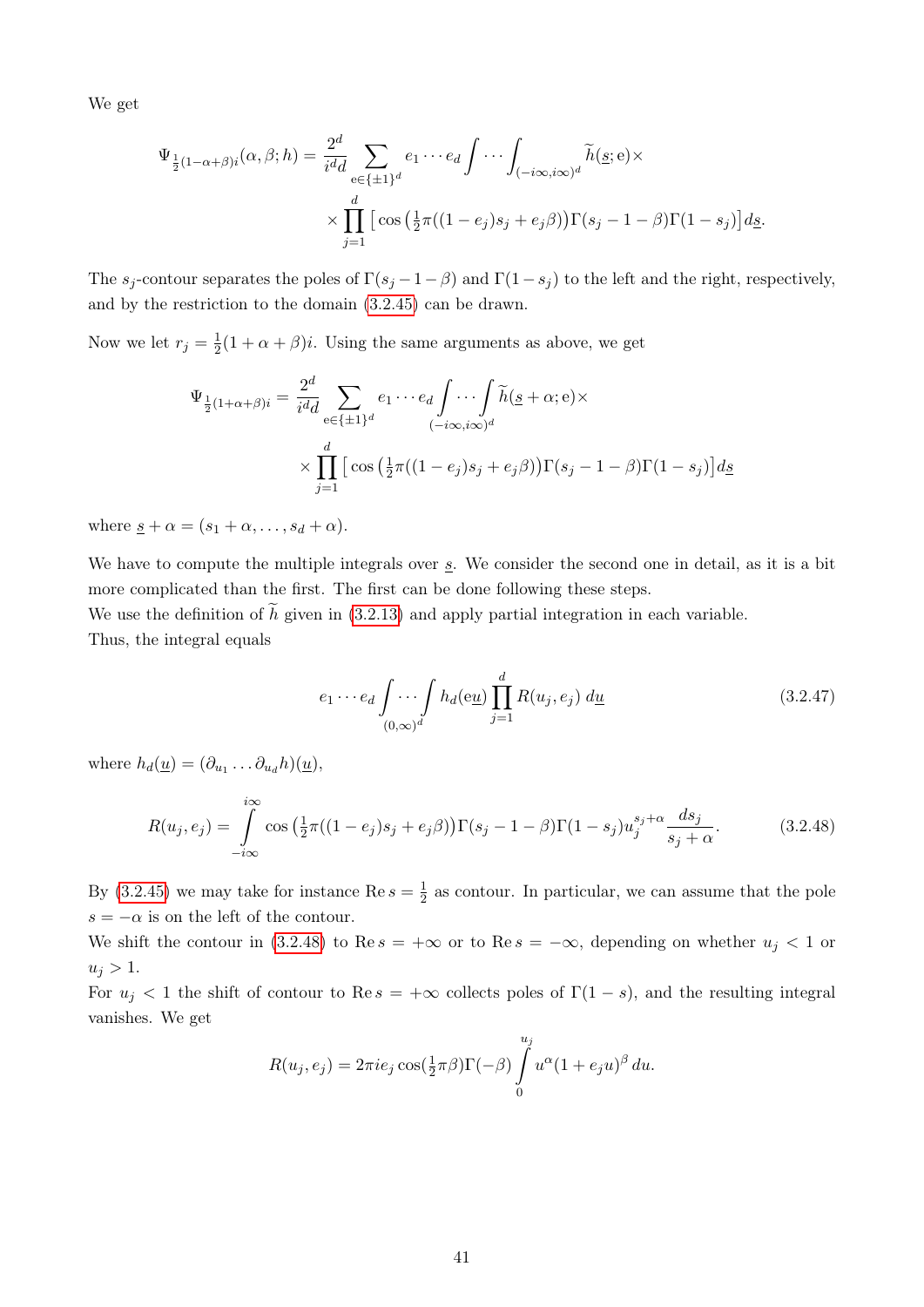We get

$$\Psi_{\frac{1}{2}(1-\alpha+\beta)i}(\alpha,\beta;h) = \frac{2^d}{i^d d} \sum_{\mathrm{e}\in\{\pm 1\}^d} e_1\cdots e_d \int\cdots\int_{(-i\infty,i\infty)^d} \widetilde{h}(\underline{s};\mathrm{e})\times$$
$$\times \prod_{j=1}^{d} \left[ \cos\left(\tfrac{1}{2}\pi((1-e_j)s_j + e_j\beta)\right)\Gamma(s_j-1-\beta)\Gamma(1-s_j)\right] d\underline{s}.$$

The $s_j$-contour separates the poles of $\Gamma(s_j-1-\beta)$ and $\Gamma(1-s_j)$ to the left and the right, respectively, and by the restriction to the domain (3.2.45) can be drawn.

Now we let $r_j = \frac{1}{2}(1+\alpha+\beta)i$. Using the same arguments as above, we get

$$\Psi_{\frac{1}{2}(1+\alpha+\beta)i} = \frac{2^d}{i^d d} \sum_{\mathrm{e}\in\{\pm 1\}^d} e_1\cdots e_d \int\cdots\int_{(-i\infty,i\infty)^d} \widetilde{h}(\underline{s}+\alpha;\mathrm{e})\times$$
$$\times \prod_{j=1}^{d} \left[ \cos\left(\tfrac{1}{2}\pi((1-e_j)s_j + e_j\beta)\right)\Gamma(s_j-1-\beta)\Gamma(1-s_j)\right] d\underline{s}$$

where $\underline{s}+\alpha = (s_1+\alpha,\ldots,s_d+\alpha)$.

We have to compute the multiple integrals over $\underline{s}$. We consider the second one in detail, as it is a bit more complicated than the first. The first can be done following these steps.
We use the definition of $\widetilde{h}$ given in (3.2.13) and apply partial integration in each variable.
Thus, the integral equals

$$e_1\cdots e_d \int\cdots\int_{(0,\infty)^d} h_d(\mathrm{e}\underline{u}) \prod_{j=1}^{d} R(u_j,e_j)\, d\underline{u} \tag{3.2.47}$$

where $h_d(\underline{u}) = (\partial_{u_1}\ldots\partial_{u_d}h)(\underline{u})$,

$$R(u_j,e_j) = \int_{-i\infty}^{i\infty} \cos\left(\tfrac{1}{2}\pi((1-e_j)s_j+e_j\beta)\right)\Gamma(s_j-1-\beta)\Gamma(1-s_j)u_j^{s_j+\alpha}\frac{ds_j}{s_j+\alpha}. \tag{3.2.48}$$

By (3.2.45) we may take for instance $\mathrm{Re}\, s = \frac{1}{2}$ as contour. In particular, we can assume that the pole $s=-\alpha$ is on the left of the contour.
We shift the contour in (3.2.48) to $\mathrm{Re}\, s = +\infty$ or to $\mathrm{Re}\, s = -\infty$, depending on whether $u_j < 1$ or $u_j > 1$.
For $u_j < 1$ the shift of contour to $\mathrm{Re}\, s = +\infty$ collects poles of $\Gamma(1-s)$, and the resulting integral vanishes. We get

$$R(u_j,e_j) = 2\pi i e_j \cos(\tfrac{1}{2}\pi\beta)\Gamma(-\beta) \int_0^{u_j} u^{\alpha}(1+e_j u)^{\beta}\, du.$$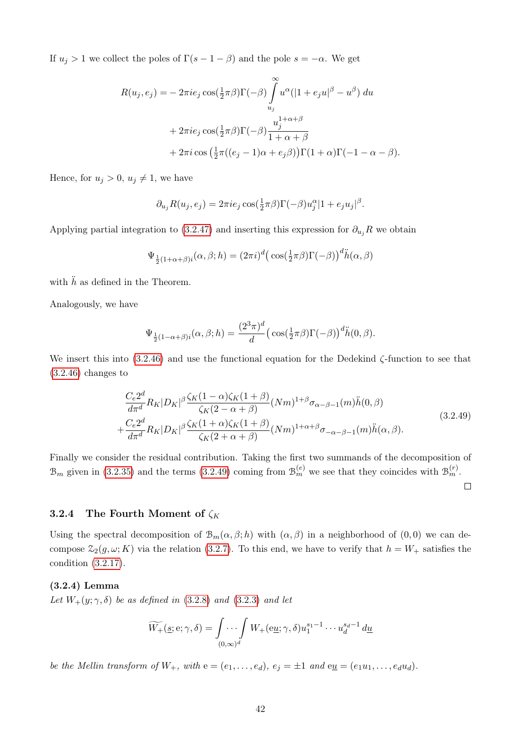If $u_j > 1$ we collect the poles of $\Gamma(s-1-\beta)$ and the pole $s=-\alpha$. We get

$$
\begin{aligned}
R(u_j,e_j) = &-2\pi i e_j \cos(\tfrac{1}{2}\pi\beta)\Gamma(-\beta)\int\limits_{u_j}^{\infty} u^{\alpha}(|1+e_j u|^{\beta}-u^{\beta})\,du \\
&+ 2\pi i e_j \cos(\tfrac{1}{2}\pi\beta)\Gamma(-\beta)\frac{u_j^{1+\alpha+\beta}}{1+\alpha+\beta} \\
&+ 2\pi i \cos\big(\tfrac{1}{2}\pi((e_j-1)\alpha+e_j\beta)\big)\Gamma(1+\alpha)\Gamma(-1-\alpha-\beta).
\end{aligned}
$$

Hence, for $u_j > 0$, $u_j \neq 1$, we have

$$
\partial_{u_j} R(u_j,e_j) = 2\pi i e_j \cos(\tfrac{1}{2}\pi\beta)\Gamma(-\beta) u_j^{\alpha}|1+e_j u_j|^{\beta}.
$$

Applying partial integration to (3.2.47) and inserting this expression for $\partial_{u_j}R$ we obtain

$$
\Psi_{\frac{1}{2}(1+\alpha+\beta)i}(\alpha,\beta;h) = (2\pi i)^d \big(\cos(\tfrac{1}{2}\pi\beta)\Gamma(-\beta)\big)^d \ddot{h}(\alpha,\beta)
$$

with $\ddot{h}$ as defined in the Theorem.

Analogously, we have

$$
\Psi_{\frac{1}{2}(1-\alpha+\beta)i}(\alpha,\beta;h) = \frac{(2^3\pi)^d}{d}\big(\cos(\tfrac{1}{2}\pi\beta)\Gamma(-\beta)\big)^d \ddot{h}(0,\beta).
$$

We insert this into (3.2.46) and use the functional equation for the Dedekind $\zeta$-function to see that (3.2.46) changes to

$$
\begin{aligned}
&\frac{C_e 2^d}{d\pi^d} R_K |D_K|^{\beta} \frac{\zeta_K(1-\alpha)\zeta_K(1+\beta)}{\zeta_K(2-\alpha+\beta)} (Nm)^{1+\beta}\sigma_{\alpha-\beta-1}(m)\ddot{h}(0,\beta) \\
+&\frac{C_e 2^d}{d\pi^d} R_K |D_K|^{\beta} \frac{\zeta_K(1+\alpha)\zeta_K(1+\beta)}{\zeta_K(2+\alpha+\beta)} (Nm)^{1+\alpha+\beta}\sigma_{-\alpha-\beta-1}(m)\ddot{h}(\alpha,\beta).
\end{aligned}
\tag{3.2.49}
$$

Finally we consider the residual contribution. Taking the first two summands of the decomposition of $\mathcal{B}_m$ given in (3.2.35) and the terms (3.2.49) coming from $\mathcal{B}_m^{(e)}$ we see that they coincides with $\mathcal{B}_m^{(r)}$.

□

### 3.2.4 The Fourth Moment of $\zeta_K$

Using the spectral decomposition of $\mathcal{B}_m(\alpha,\beta;h)$ with $(\alpha,\beta)$ in a neighborhood of $(0,0)$ we can decompose $\mathcal{Z}_2(g,\omega;K)$ via the relation (3.2.7). To this end, we have to verify that $h=W_+$ satisfies the condition (3.2.17).

**(3.2.4) Lemma**

*Let $W_+(y;\gamma,\delta)$ be as defined in (3.2.8) and (3.2.3) and let*

$$
\widetilde{W_+}(\underline{s};\mathrm{e};\gamma,\delta) = \int\limits_{(0,\infty)^d}\!\!\cdots\!\int W_+(\mathrm{e}\underline{u};\gamma,\delta) u_1^{s_1-1}\cdots u_d^{s_d-1}\,d\underline{u}
$$

*be the Mellin transform of $W_+$, with $\mathrm{e}=(e_1,\dots,e_d)$, $e_j=\pm 1$ and $\mathrm{e}\underline{u}=(e_1u_1,\dots,e_du_d)$.*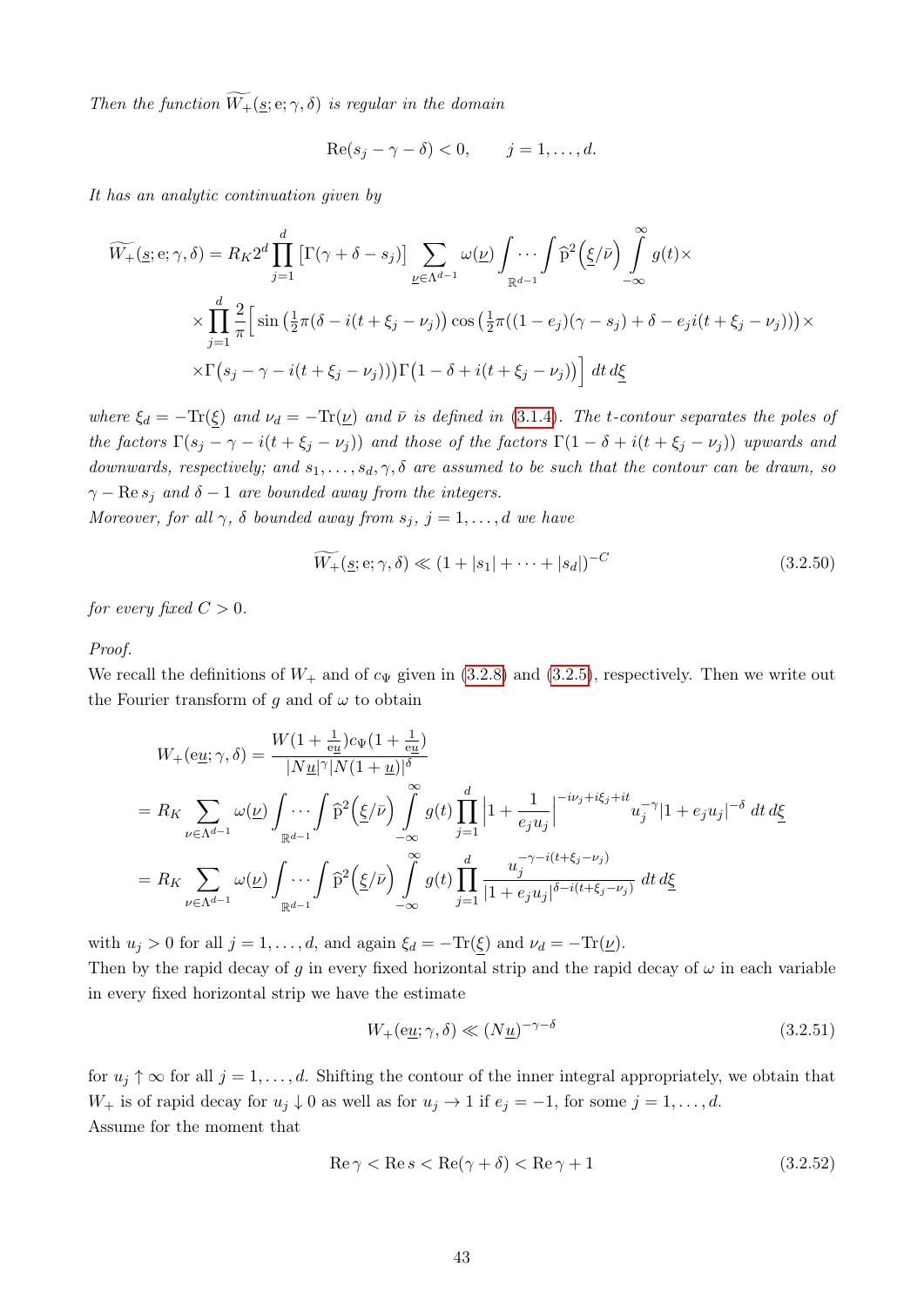*Then the function $\widetilde{W_+}(\underline{s};\mathrm{e};\gamma,\delta)$ is regular in the domain*

$$\mathrm{Re}(s_j-\gamma-\delta)<0, \qquad j=1,\ldots,d.$$

*It has an analytic continuation given by*

$$\widetilde{W_+}(\underline{s};\mathrm{e};\gamma,\delta)=R_K 2^d\prod_{j=1}^{d}\left[\Gamma(\gamma+\delta-s_j)\right]\sum_{\underline{\nu}\in\Lambda^{d-1}}\omega(\underline{\nu})\int\cdots\int_{\mathbb{R}^{d-1}}\widehat{\mathrm{p}}^2\Big(\underline{\xi}/\bar{\nu}\Big)\int_{-\infty}^{\infty}g(t)\times$$
$$\times\prod_{j=1}^{d}\frac{2}{\pi}\Big[\sin\left(\tfrac{1}{2}\pi(\delta-i(t+\xi_j-\nu_j)\right)\cos\left(\tfrac{1}{2}\pi((1-e_j)(\gamma-s_j)+\delta-e_ji(t+\xi_j-\nu_j))\right)\times$$
$$\times\Gamma\big(s_j-\gamma-i(t+\xi_j-\nu_j)\big)\big)\Gamma\big(1-\delta+i(t+\xi_j-\nu_j)\big)\Big]\,dt\,d\underline{\xi}$$

*where $\xi_d=-\mathrm{Tr}(\underline{\xi})$ and $\nu_d=-\mathrm{Tr}(\underline{\nu})$ and $\bar{\nu}$ is defined in (3.1.4). The $t$-contour separates the poles of the factors $\Gamma(s_j-\gamma-i(t+\xi_j-\nu_j))$ and those of the factors $\Gamma(1-\delta+i(t+\xi_j-\nu_j))$ upwards and downwards, respectively; and $s_1,\ldots,s_d,\gamma,\delta$ are assumed to be such that the contour can be drawn, so $\gamma-\mathrm{Re}\,s_j$ and $\delta-1$ are bounded away from the integers.*
*Moreover, for all $\gamma$, $\delta$ bounded away from $s_j$, $j=1,\ldots,d$ we have*

$$\widetilde{W_+}(\underline{s};\mathrm{e};\gamma,\delta)\ll(1+|s_1|+\cdots+|s_d|)^{-C} \tag{3.2.50}$$

*for every fixed $C>0$.*

*Proof.*
We recall the definitions of $W_+$ and of $c_\Psi$ given in (3.2.8) and (3.2.5), respectively. Then we write out the Fourier transform of $g$ and of $\omega$ to obtain

$$W_+(\mathrm{e}\underline{u};\gamma,\delta)=\frac{W(1+\frac{1}{\mathrm{e}\underline{u}})c_\Psi(1+\frac{1}{\mathrm{e}\underline{u}})}{|N\underline{u}|^\gamma|N(1+\underline{u})|^\delta}$$
$$=R_K\sum_{\nu\in\Lambda^{d-1}}\omega(\underline{\nu})\int\cdots\int_{\mathbb{R}^{d-1}}\widehat{\mathrm{p}}^2\Big(\underline{\xi}/\bar{\nu}\Big)\int_{-\infty}^{\infty}g(t)\prod_{j=1}^{d}\Big|1+\frac{1}{e_ju_j}\Big|^{-i\nu_j+i\xi_j+it}u_j^{-\gamma}|1+e_ju_j|^{-\delta}\,dt\,d\underline{\xi}$$
$$=R_K\sum_{\nu\in\Lambda^{d-1}}\omega(\underline{\nu})\int\cdots\int_{\mathbb{R}^{d-1}}\widehat{\mathrm{p}}^2\Big(\underline{\xi}/\bar{\nu}\Big)\int_{-\infty}^{\infty}g(t)\prod_{j=1}^{d}\frac{u_j^{-\gamma-i(t+\xi_j-\nu_j)}}{|1+e_ju_j|^{\delta-i(t+\xi_j-\nu_j)}}\,dt\,d\underline{\xi}$$

with $u_j>0$ for all $j=1,\ldots,d$, and again $\xi_d=-\mathrm{Tr}(\underline{\xi})$ and $\nu_d=-\mathrm{Tr}(\underline{\nu})$.
Then by the rapid decay of $g$ in every fixed horizontal strip and the rapid decay of $\omega$ in each variable in every fixed horizontal strip we have the estimate

$$W_+(\mathrm{e}\underline{u};\gamma,\delta)\ll(N\underline{u})^{-\gamma-\delta} \tag{3.2.51}$$

for $u_j\uparrow\infty$ for all $j=1,\ldots,d$. Shifting the contour of the inner integral appropriately, we obtain that $W_+$ is of rapid decay for $u_j\downarrow 0$ as well as for $u_j\to 1$ if $e_j=-1$, for some $j=1,\ldots,d$.
Assume for the moment that

$$\mathrm{Re}\,\gamma<\mathrm{Re}\,s<\mathrm{Re}(\gamma+\delta)<\mathrm{Re}\,\gamma+1 \tag{3.2.52}$$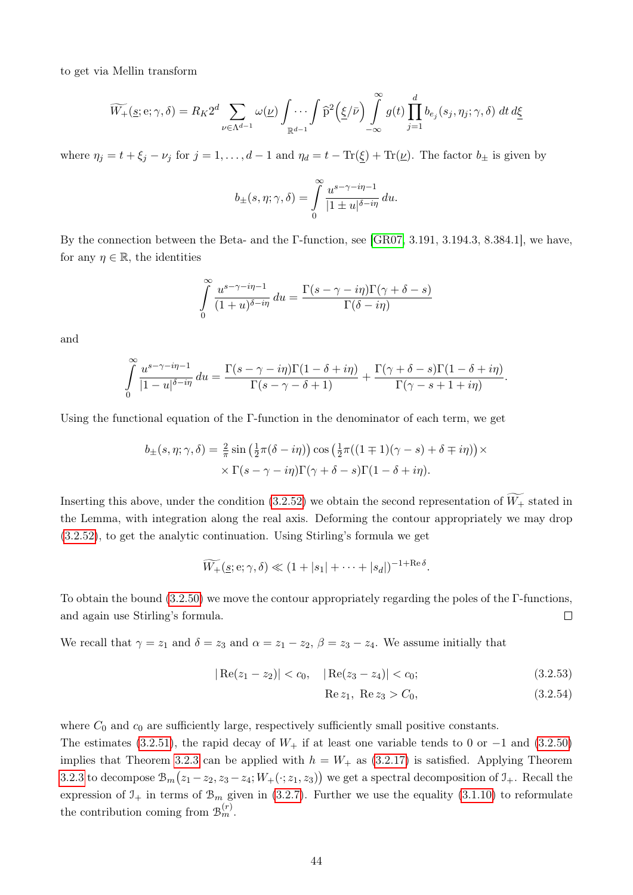to get via Mellin transform

$$\widetilde{W_+}(\underline{s};\mathrm{e};\gamma,\delta) = R_K 2^d \sum_{\nu\in\Lambda^{d-1}} \omega(\underline{\nu}) \int\cdots\int_{\mathbb{R}^{d-1}} \widehat{\mathrm{p}}^2\Big(\underline{\xi}/\bar{\nu}\Big) \int_{-\infty}^{\infty} g(t) \prod_{j=1}^{d} b_{e_j}(s_j,\eta_j;\gamma,\delta)\,dt\,d\underline{\xi}$$

where $\eta_j = t+\xi_j-\nu_j$ for $j=1,\ldots,d-1$ and $\eta_d = t-\mathrm{Tr}(\underline{\xi})+\mathrm{Tr}(\underline{\nu})$. The factor $b_\pm$ is given by

$$b_\pm(s,\eta;\gamma,\delta) = \int_0^\infty \frac{u^{s-\gamma-i\eta-1}}{|1\pm u|^{\delta-i\eta}}\,du.$$

By the connection between the Beta- and the Γ-function, see [GR07, 3.191, 3.194.3, 8.384.1], we have, for any $\eta\in\mathbb{R}$, the identities

$$\int_0^\infty \frac{u^{s-\gamma-i\eta-1}}{(1+u)^{\delta-i\eta}}\,du = \frac{\Gamma(s-\gamma-i\eta)\Gamma(\gamma+\delta-s)}{\Gamma(\delta-i\eta)}$$

and

$$\int_0^\infty \frac{u^{s-\gamma-i\eta-1}}{|1-u|^{\delta-i\eta}}\,du = \frac{\Gamma(s-\gamma-i\eta)\Gamma(1-\delta+i\eta)}{\Gamma(s-\gamma-\delta+1)} + \frac{\Gamma(\gamma+\delta-s)\Gamma(1-\delta+i\eta)}{\Gamma(\gamma-s+1+i\eta)}.$$

Using the functional equation of the Γ-function in the denominator of each term, we get

$$\begin{aligned}b_\pm(s,\eta;\gamma,\delta) = \tfrac{2}{\pi}\sin\left(\tfrac{1}{2}\pi(\delta-i\eta)\right)\cos\left(\tfrac{1}{2}\pi((1\mp1)(\gamma-s)+\delta\mp i\eta)\right)\times\\ \times\Gamma(s-\gamma-i\eta)\Gamma(\gamma+\delta-s)\Gamma(1-\delta+i\eta).\end{aligned}$$

Inserting this above, under the condition (3.2.52) we obtain the second representation of $\widetilde{W_+}$ stated in the Lemma, with integration along the real axis. Deforming the contour appropriately we may drop (3.2.52), to get the analytic continuation. Using Stirling's formula we get

$$\widetilde{W_+}(\underline{s};\mathrm{e};\gamma,\delta) \ll (1+|s_1|+\cdots+|s_d|)^{-1+\mathrm{Re}\,\delta}.$$

To obtain the bound (3.2.50) we move the contour appropriately regarding the poles of the Γ-functions, and again use Stirling's formula. □

We recall that $\gamma=z_1$ and $\delta=z_3$ and $\alpha=z_1-z_2$, $\beta=z_3-z_4$. We assume initially that

$$|\mathrm{Re}(z_1-z_2)|<c_0,\quad |\mathrm{Re}(z_3-z_4)|<c_0; \tag{3.2.53}$$

$$\mathrm{Re}\,z_1,\ \mathrm{Re}\,z_3 > C_0, \tag{3.2.54}$$

where $C_0$ and $c_0$ are sufficiently large, respectively sufficiently small positive constants.
The estimates (3.2.51), the rapid decay of $W_+$ if at least one variable tends to 0 or $-1$ and (3.2.50) implies that Theorem 3.2.3 can be applied with $h=W_+$ as (3.2.17) is satisfied. Applying Theorem 3.2.3 to decompose $\mathcal{B}_m\big(z_1-z_2,z_3-z_4;W_+(\cdot;z_1,z_3)\big)$ we get a spectral decomposition of $\mathcal{I}_+$. Recall the expression of $\mathcal{I}_+$ in terms of $\mathcal{B}_m$ given in (3.2.7). Further we use the equality (3.1.10) to reformulate the contribution coming from $\mathcal{B}_m^{(r)}$.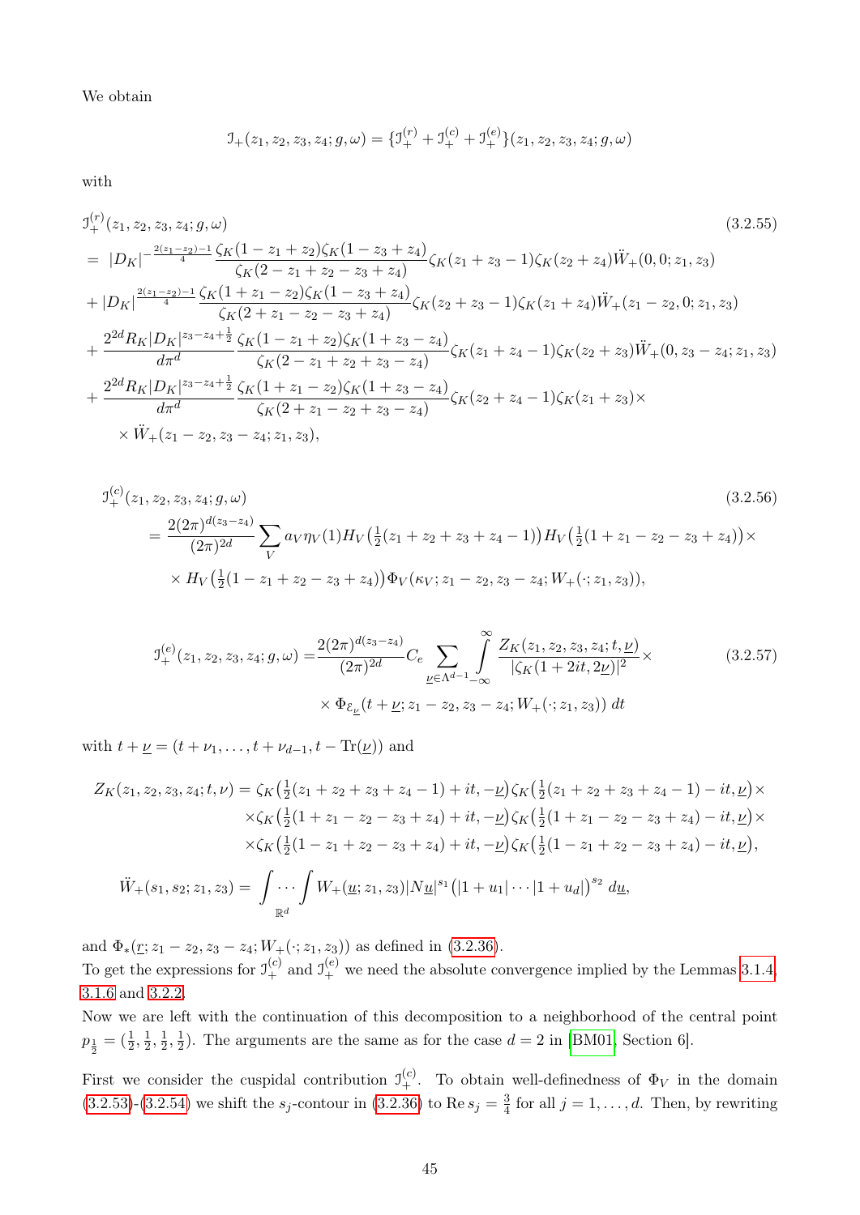We obtain

$$\mathcal{I}_+(z_1,z_2,z_3,z_4;g,\omega) = \{\mathcal{I}_+^{(r)} + \mathcal{I}_+^{(c)} + \mathcal{I}_+^{(e)}\}(z_1,z_2,z_3,z_4;g,\omega)$$

with

$$
\begin{aligned}
&\mathcal{I}_+^{(r)}(z_1,z_2,z_3,z_4;g,\omega) && (3.2.55)\\
&= |D_K|^{-\frac{2(z_1-z_2)-1}{4}} \frac{\zeta_K(1-z_1+z_2)\zeta_K(1-z_3+z_4)}{\zeta_K(2-z_1+z_2-z_3+z_4)}\zeta_K(z_1+z_3-1)\zeta_K(z_2+z_4)\ddot{W}_+(0,0;z_1,z_3)\\
&+ |D_K|^{\frac{2(z_1-z_2)-1}{4}} \frac{\zeta_K(1+z_1-z_2)\zeta_K(1-z_3+z_4)}{\zeta_K(2+z_1-z_2-z_3+z_4)}\zeta_K(z_2+z_3-1)\zeta_K(z_1+z_4)\ddot{W}_+(z_1-z_2,0;z_1,z_3)\\
&+ \frac{2^{2d}R_K|D_K|^{z_3-z_4+\frac{1}{2}}}{d\pi^d} \frac{\zeta_K(1-z_1+z_2)\zeta_K(1+z_3-z_4)}{\zeta_K(2-z_1+z_2+z_3-z_4)}\zeta_K(z_1+z_4-1)\zeta_K(z_2+z_3)\ddot{W}_+(0,z_3-z_4;z_1,z_3)\\
&+ \frac{2^{2d}R_K|D_K|^{z_3-z_4+\frac{1}{2}}}{d\pi^d} \frac{\zeta_K(1+z_1-z_2)\zeta_K(1+z_3-z_4)}{\zeta_K(2+z_1-z_2+z_3-z_4)}\zeta_K(z_2+z_4-1)\zeta_K(z_1+z_3)\times\\
&\quad\times \ddot{W}_+(z_1-z_2,z_3-z_4;z_1,z_3),
\end{aligned}
$$

$$
\begin{aligned}
&\mathcal{I}_+^{(c)}(z_1,z_2,z_3,z_4;g,\omega) && (3.2.56)\\
&\quad= \frac{2(2\pi)^{d(z_3-z_4)}}{(2\pi)^{2d}} \sum_V a_V \eta_V(1) H_V\big(\tfrac{1}{2}(z_1+z_2+z_3+z_4-1)\big) H_V\big(\tfrac{1}{2}(1+z_1-z_2-z_3+z_4)\big)\times\\
&\quad\times H_V\big(\tfrac{1}{2}(1-z_1+z_2-z_3+z_4)\big)\Phi_V(\kappa_V;z_1-z_2,z_3-z_4;W_+(\cdot;z_1,z_3)),
\end{aligned}
$$

$$
\begin{aligned}
\mathcal{I}_+^{(e)}(z_1,z_2,z_3,z_4;g,\omega) =& \frac{2(2\pi)^{d(z_3-z_4)}}{(2\pi)^{2d}} C_e \sum_{\underline{\nu}\in\Lambda^{d-1}} \int_{-\infty}^{\infty} \frac{Z_K(z_1,z_2,z_3,z_4;t,\underline{\nu})}{|\zeta_K(1+2it,2\underline{\nu})|^2}\times && (3.2.57)\\
&\times \Phi_{\mathcal{E}_{\underline{\nu}}}(t+\underline{\nu};z_1-z_2,z_3-z_4;W_+(\cdot;z_1,z_3))\,dt
\end{aligned}
$$

with $t+\underline{\nu} = (t+\nu_1,\dots,t+\nu_{d-1},t-\mathrm{Tr}(\underline{\nu}))$ and

$$
\begin{aligned}
Z_K(z_1,z_2,z_3,z_4;t,\nu) =& \zeta_K\big(\tfrac{1}{2}(z_1+z_2+z_3+z_4-1)+it,-\underline{\nu}\big)\zeta_K\big(\tfrac{1}{2}(z_1+z_2+z_3+z_4-1)-it,\underline{\nu}\big)\times\\
&\times\zeta_K\big(\tfrac{1}{2}(1+z_1-z_2-z_3+z_4)+it,-\underline{\nu}\big)\zeta_K\big(\tfrac{1}{2}(1+z_1-z_2-z_3+z_4)-it,\underline{\nu}\big)\times\\
&\times\zeta_K\big(\tfrac{1}{2}(1-z_1+z_2-z_3+z_4)+it,-\underline{\nu}\big)\zeta_K\big(\tfrac{1}{2}(1-z_1+z_2-z_3+z_4)-it,\underline{\nu}\big),\\
\ddot{W}_+(s_1,s_2;z_1,z_3) =& \int\cdots\int_{\mathbb{R}^d} W_+(\underline{u};z_1,z_3)|N\underline{u}|^{s_1}\big(|1+u_1|\cdots|1+u_d|\big)^{s_2}\,d\underline{u},
\end{aligned}
$$

and $\Phi_*(\underline{r};z_1-z_2,z_3-z_4;W_+(\cdot;z_1,z_3))$ as defined in (3.2.36).
To get the expressions for $\mathcal{I}_+^{(c)}$ and $\mathcal{I}_+^{(e)}$ we need the absolute convergence implied by the Lemmas 3.1.4, 3.1.6 and 3.2.2.
Now we are left with the continuation of this decomposition to a neighborhood of the central point $p_{\frac{1}{2}} = (\frac{1}{2},\frac{1}{2},\frac{1}{2},\frac{1}{2})$. The arguments are the same as for the case $d=2$ in [BM01, Section 6].

First we consider the cuspidal contribution $\mathcal{I}_+^{(c)}$. To obtain well-definedness of $\Phi_V$ in the domain (3.2.53)-(3.2.54) we shift the $s_j$-contour in (3.2.36) to $\mathrm{Re}\, s_j = \frac{3}{4}$ for all $j=1,\dots,d$. Then, by rewriting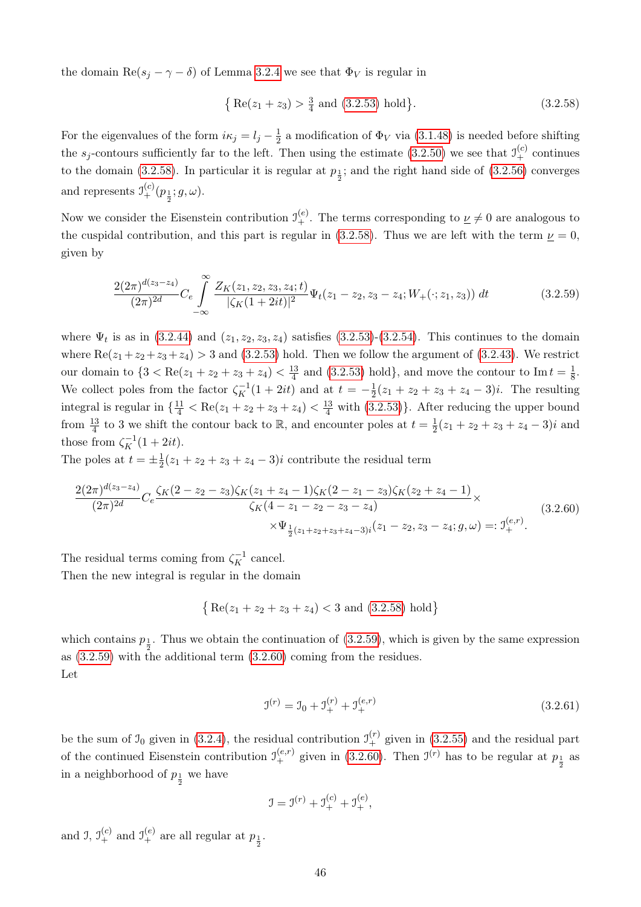the domain $\mathrm{Re}(s_j - \gamma - \delta)$ of Lemma 3.2.4 we see that $\Phi_V$ is regular in

$$\left\{ \mathrm{Re}(z_1 + z_3) > \tfrac{3}{4} \text{ and (3.2.53) hold} \right\}. \tag{3.2.58}$$

For the eigenvalues of the form $i\kappa_j = l_j - \frac{1}{2}$ a modification of $\Phi_V$ via (3.1.48) is needed before shifting the $s_j$-contours sufficiently far to the left. Then using the estimate (3.2.50) we see that $\mathcal{I}_+^{(c)}$ continues to the domain (3.2.58). In particular it is regular at $p_{\frac{1}{2}}$; and the right hand side of (3.2.56) converges and represents $\mathcal{I}_+^{(c)}(p_{\frac{1}{2}}; g, \omega)$.

Now we consider the Eisenstein contribution $\mathcal{I}_+^{(e)}$. The terms corresponding to $\underline{\nu} \neq 0$ are analogous to the cuspidal contribution, and this part is regular in (3.2.58). Thus we are left with the term $\underline{\nu} = 0$, given by

$$\frac{2(2\pi)^{d(z_3 - z_4)}}{(2\pi)^{2d}} C_e \int_{-\infty}^{\infty} \frac{Z_K(z_1, z_2, z_3, z_4; t)}{|\zeta_K(1 + 2it)|^2} \Psi_t(z_1 - z_2, z_3 - z_4; W_+(\cdot; z_1, z_3))\, dt \tag{3.2.59}$$

where $\Psi_t$ is as in (3.2.44) and $(z_1, z_2, z_3, z_4)$ satisfies (3.2.53)-(3.2.54). This continues to the domain where $\mathrm{Re}(z_1 + z_2 + z_3 + z_4) > 3$ and (3.2.53) hold. Then we follow the argument of (3.2.43). We restrict our domain to $\{3 < \mathrm{Re}(z_1 + z_2 + z_3 + z_4) < \frac{13}{4}$ and (3.2.53) hold$\}$, and move the contour to $\mathrm{Im}\, t = \frac{1}{8}$. We collect poles from the factor $\zeta_K^{-1}(1 + 2it)$ and at $t = -\frac{1}{2}(z_1 + z_2 + z_3 + z_4 - 3)i$. The resulting integral is regular in $\{\frac{11}{4} < \mathrm{Re}(z_1 + z_2 + z_3 + z_4) < \frac{13}{4}$ with (3.2.53)$\}$. After reducing the upper bound from $\frac{13}{4}$ to 3 we shift the contour back to $\mathbb{R}$, and encounter poles at $t = \frac{1}{2}(z_1 + z_2 + z_3 + z_4 - 3)i$ and those from $\zeta_K^{-1}(1 + 2it)$.

The poles at $t = \pm\frac{1}{2}(z_1 + z_2 + z_3 + z_4 - 3)i$ contribute the residual term

$$\begin{aligned} \frac{2(2\pi)^{d(z_3 - z_4)}}{(2\pi)^{2d}} C_e \frac{\zeta_K(2 - z_2 - z_3)\zeta_K(z_1 + z_4 - 1)\zeta_K(2 - z_1 - z_3)\zeta_K(z_2 + z_4 - 1)}{\zeta_K(4 - z_1 - z_2 - z_3 - z_4)} \times \\ \times \Psi_{\frac{1}{2}(z_1 + z_2 + z_3 + z_4 - 3)i}(z_1 - z_2, z_3 - z_4; g, \omega) =: \mathcal{I}_+^{(e,r)}. \end{aligned} \tag{3.2.60}$$

The residual terms coming from $\zeta_K^{-1}$ cancel.

Then the new integral is regular in the domain

$$\left\{ \mathrm{Re}(z_1 + z_2 + z_3 + z_4) < 3 \text{ and (3.2.58) hold} \right\}$$

which contains $p_{\frac{1}{2}}$. Thus we obtain the continuation of (3.2.59), which is given by the same expression as (3.2.59) with the additional term (3.2.60) coming from the residues.

Let

$$\mathcal{I}^{(r)} = \mathcal{I}_0 + \mathcal{I}_+^{(r)} + \mathcal{I}_+^{(e,r)} \tag{3.2.61}$$

be the sum of $\mathcal{I}_0$ given in (3.2.4), the residual contribution $\mathcal{I}_+^{(r)}$ given in (3.2.55) and the residual part of the continued Eisenstein contribution $\mathcal{I}_+^{(e,r)}$ given in (3.2.60). Then $\mathcal{I}^{(r)}$ has to be regular at $p_{\frac{1}{2}}$ as in a neighborhood of $p_{\frac{1}{2}}$ we have

$$\mathcal{I} = \mathcal{I}^{(r)} + \mathcal{I}_+^{(c)} + \mathcal{I}_+^{(e)},$$

and $\mathcal{I}$, $\mathcal{I}_+^{(c)}$ and $\mathcal{I}_+^{(e)}$ are all regular at $p_{\frac{1}{2}}$.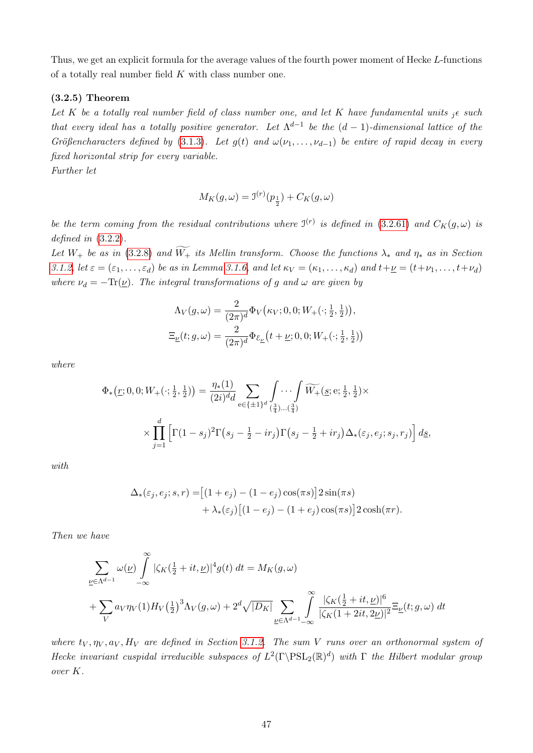Thus, we get an explicit formula for the average values of the fourth power moment of Hecke $L$-functions of a totally real number field $K$ with class number one.

**(3.2.5) Theorem**

*Let $K$ be a totally real number field of class number one, and let $K$ have fundamental units ${}_j\epsilon$ such that every ideal has a totally positive generator. Let $\Lambda^{d-1}$ be the $(d-1)$-dimensional lattice of the Größencharacters defined by (3.1.3). Let $g(t)$ and $\omega(\nu_1, \dots, \nu_{d-1})$ be entire of rapid decay in every fixed horizontal strip for every variable.*
*Further let*

$$M_K(g, \omega) = \mathfrak{I}^{(r)}(p_{\frac{1}{2}}) + C_K(g, \omega)$$

*be the term coming from the residual contributions where $\mathfrak{I}^{(r)}$ is defined in (3.2.61) and $C_K(g, \omega)$ is defined in (3.2.2).*
*Let $W_+$ be as in (3.2.8) and $\widetilde{W_+}$ its Mellin transform. Choose the functions $\lambda_*$ and $\eta_*$ as in Section 3.1.2, let $\varepsilon = (\varepsilon_1, \dots, \varepsilon_d)$ be as in Lemma 3.1.6, and let $\kappa_V = (\kappa_1, \dots, \kappa_d)$ and $t+\underline{\nu} = (t+\nu_1, \dots, t+\nu_d)$ where $\nu_d = -\mathrm{Tr}(\underline{\nu})$. The integral transformations of $g$ and $\omega$ are given by*

$$\Lambda_V(g, \omega) = \frac{2}{(2\pi)^d} \Phi_V\big(\kappa_V; 0, 0; W_+(\cdot; \tfrac{1}{2}, \tfrac{1}{2})\big),$$
$$\Xi_{\underline{\nu}}(t; g, \omega) = \frac{2}{(2\pi)^d} \Phi_{\varepsilon_{\underline{\nu}}}\big(t + \underline{\nu}; 0, 0; W_+(\cdot; \tfrac{1}{2}, \tfrac{1}{2})\big)$$

*where*

$$\Phi_*\big(\underline{r}; 0, 0; W_+(\cdot; \tfrac{1}{2}, \tfrac{1}{2})\big) = \frac{\eta_*(1)}{(2i)^d d} \sum_{\mathrm{e} \in \{\pm 1\}^d} \int_{(\frac{3}{4})} \cdots \int_{(\frac{3}{4})} \widetilde{W_+}(\underline{s}; \mathrm{e}; \tfrac{1}{2}, \tfrac{1}{2}) \times$$
$$\times \prod_{j=1}^{d} \Big[ \Gamma(1 - s_j)^2 \Gamma\big(s_j - \tfrac{1}{2} - ir_j\big) \Gamma\big(s_j - \tfrac{1}{2} + ir_j\big) \Delta_*(\varepsilon_j, e_j; s_j, r_j) \Big] \, d\underline{s},$$

*with*

$$\begin{aligned} \Delta_*(\varepsilon_j, e_j; s, r) = & \big[(1 + e_j) - (1 - e_j) \cos(\pi s)\big] 2 \sin(\pi s) \\ & + \lambda_*(\varepsilon_j) \big[(1 - e_j) - (1 + e_j) \cos(\pi s)\big] 2 \cosh(\pi r). \end{aligned}$$

*Then we have*

$$\sum_{\underline{\nu} \in \Lambda^{d-1}} \omega(\underline{\nu}) \int_{-\infty}^{\infty} |\zeta_K(\tfrac{1}{2} + it, \underline{\nu})|^4 g(t) \, dt = M_K(g, \omega)$$
$$+ \sum_V a_V \eta_V(1) H_V\big(\tfrac{1}{2}\big)^3 \Lambda_V(g, \omega) + 2^d \sqrt{|D_K|} \sum_{\underline{\nu} \in \Lambda^{d-1}} \int_{-\infty}^{\infty} \frac{|\zeta_K(\frac{1}{2} + it, \underline{\nu})|^6}{|\zeta_K(1 + 2it, 2\underline{\nu})|^2} \Xi_{\underline{\nu}}(t; g, \omega) \, dt$$

*where $t_V, \eta_V, a_V, H_V$ are defined in Section 3.1.2. The sum $V$ runs over an orthonormal system of Hecke invariant cuspidal irreducible subspaces of $L^2(\Gamma \backslash \mathrm{PSL}_2(\mathbb{R})^d)$ with $\Gamma$ the Hilbert modular group over $K$.*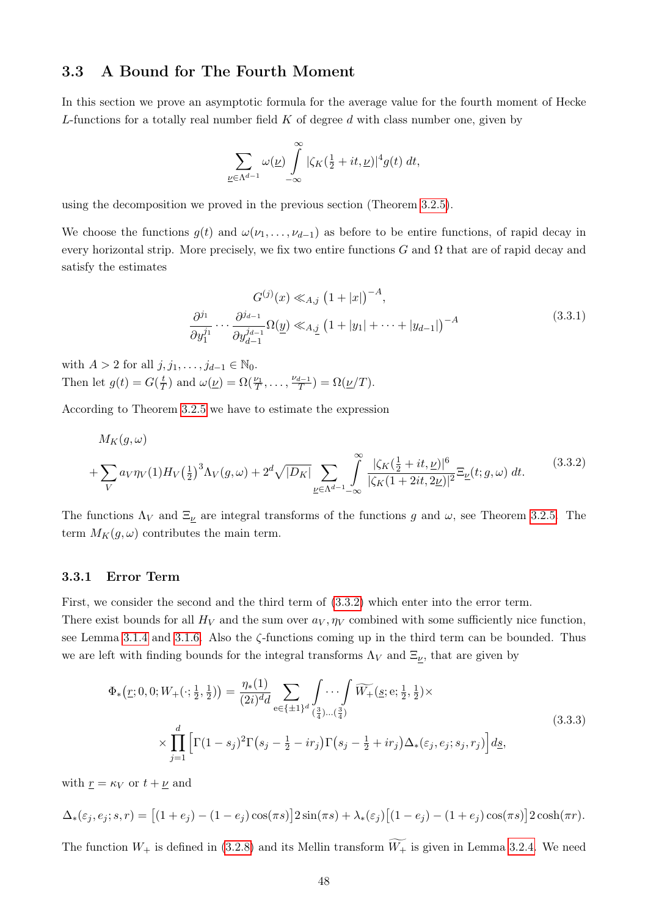## 3.3 A Bound for The Fourth Moment

In this section we prove an asymptotic formula for the average value for the fourth moment of Hecke $L$-functions for a totally real number field $K$ of degree $d$ with class number one, given by

$$\sum_{\underline{\nu}\in\Lambda^{d-1}} \omega(\underline{\nu}) \int_{-\infty}^{\infty} |\zeta_K(\tfrac{1}{2}+it,\underline{\nu})|^4 g(t)\, dt,$$

using the decomposition we proved in the previous section (Theorem 3.2.5).

We choose the functions $g(t)$ and $\omega(\nu_1,\dots,\nu_{d-1})$ as before to be entire functions, of rapid decay in every horizontal strip. More precisely, we fix two entire functions $G$ and $\Omega$ that are of rapid decay and satisfy the estimates

$$\begin{aligned} G^{(j)}(x) &\ll_{A,j} \big(1+|x|\big)^{-A}, \\ \frac{\partial^{j_1}}{\partial y_1^{j_1}}\cdots\frac{\partial^{j_{d-1}}}{\partial y_{d-1}^{j_{d-1}}}\Omega(\underline{y}) &\ll_{A,\underline{j}} \big(1+|y_1|+\cdots+|y_{d-1}|\big)^{-A} \end{aligned} \tag{3.3.1}$$

with $A>2$ for all $j,j_1,\dots,j_{d-1}\in\mathbb{N}_0$.
Then let $g(t)=G(\frac{t}{T})$ and $\omega(\underline{\nu})=\Omega(\frac{\nu_1}{T},\dots,\frac{\nu_{d-1}}{T})=\Omega(\underline{\nu}/T)$.

According to Theorem 3.2.5 we have to estimate the expression

$$\begin{aligned} &M_K(g,\omega) \\ &+\sum_V a_V\eta_V(1)H_V\big(\tfrac{1}{2}\big)^3\Lambda_V(g,\omega)+2^d\sqrt{|D_K|}\sum_{\underline{\nu}\in\Lambda^{d-1}}\int_{-\infty}^{\infty}\frac{|\zeta_K(\frac{1}{2}+it,\underline{\nu})|^6}{|\zeta_K(1+2it,2\underline{\nu})|^2}\Xi_{\underline{\nu}}(t;g,\omega)\,dt. \end{aligned} \tag{3.3.2}$$

The functions $\Lambda_V$ and $\Xi_{\underline{\nu}}$ are integral transforms of the functions $g$ and $\omega$, see Theorem 3.2.5. The term $M_K(g,\omega)$ contributes the main term.

### 3.3.1 Error Term

First, we consider the second and the third term of (3.3.2) which enter into the error term.
There exist bounds for all $H_V$ and the sum over $a_V,\eta_V$ combined with some sufficiently nice function, see Lemma 3.1.4 and 3.1.6. Also the $\zeta$-functions coming up in the third term can be bounded. Thus we are left with finding bounds for the integral transforms $\Lambda_V$ and $\Xi_{\underline{\nu}}$, that are given by

$$\begin{aligned} \Phi_*\big(\underline{r};0,0;W_+(\cdot;\tfrac{1}{2},\tfrac{1}{2})\big) &= \frac{\eta_*(1)}{(2i)^d d}\sum_{\mathrm{e}\in\{\pm1\}^d}\int_{(\frac{3}{4})}\cdots\int_{(\frac{3}{4})}\widetilde{W_+}(\underline{s};\mathrm{e};\tfrac{1}{2},\tfrac{1}{2})\times \\ &\times\prod_{j=1}^{d}\Big[\Gamma(1-s_j)^2\Gamma\big(s_j-\tfrac{1}{2}-ir_j\big)\Gamma\big(s_j-\tfrac{1}{2}+ir_j\big)\Delta_*(\varepsilon_j,e_j;s_j,r_j)\Big]\,d\underline{s}, \end{aligned} \tag{3.3.3}$$

with $\underline{r}=\kappa_V$ or $t+\underline{\nu}$ and

$$\Delta_*(\varepsilon_j,e_j;s,r)=\big[(1+e_j)-(1-e_j)\cos(\pi s)\big]2\sin(\pi s)+\lambda_*(\varepsilon_j)\big[(1-e_j)-(1+e_j)\cos(\pi s)\big]2\cosh(\pi r).$$

The function $W_+$ is defined in (3.2.8) and its Mellin transform $\widetilde{W_+}$ is given in Lemma 3.2.4. We need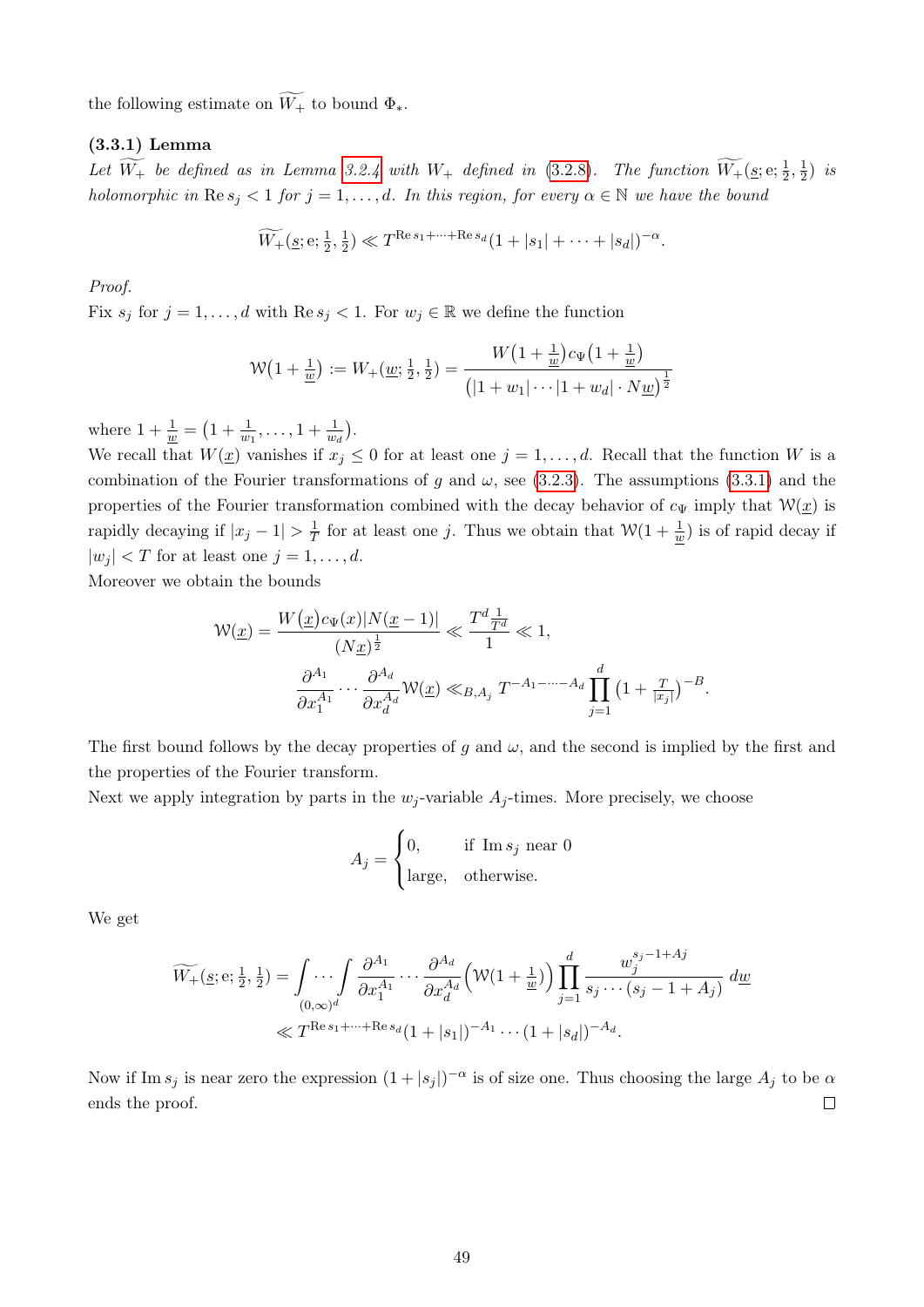the following estimate on $\widetilde{W_+}$ to bound $\Phi_*$.

**(3.3.1) Lemma**

*Let $\widetilde{W_+}$ be defined as in Lemma 3.2.4 with $W_+$ defined in (3.2.8). The function $\widetilde{W_+}(\underline{s}; \mathrm{e}; \frac{1}{2}, \frac{1}{2})$ is holomorphic in $\operatorname{Re} s_j < 1$ for $j = 1, \ldots, d$. In this region, for every $\alpha \in \mathbb{N}$ we have the bound*

$$\widetilde{W_+}(\underline{s}; \mathrm{e}; \tfrac{1}{2}, \tfrac{1}{2}) \ll T^{\operatorname{Re} s_1 + \cdots + \operatorname{Re} s_d}(1 + |s_1| + \cdots + |s_d|)^{-\alpha}.$$

*Proof.*

Fix $s_j$ for $j = 1, \ldots, d$ with $\operatorname{Re} s_j < 1$. For $w_j \in \mathbb{R}$ we define the function

$$\mathcal{W}\big(1 + \tfrac{1}{\underline{w}}\big) := W_+(\underline{w}; \tfrac{1}{2}, \tfrac{1}{2}) = \frac{W\big(1 + \frac{1}{\underline{w}}\big) c_\Psi\big(1 + \frac{1}{\underline{w}}\big)}{\big(|1 + w_1| \cdots |1 + w_d| \cdot N\underline{w}\big)^{\frac{1}{2}}}$$

where $1 + \frac{1}{\underline{w}} = \big(1 + \frac{1}{w_1}, \ldots, 1 + \frac{1}{w_d}\big)$.

We recall that $W(\underline{x})$ vanishes if $x_j \leq 0$ for at least one $j = 1, \ldots, d$. Recall that the function $W$ is a combination of the Fourier transformations of $g$ and $\omega$, see (3.2.3). The assumptions (3.3.1) and the properties of the Fourier transformation combined with the decay behavior of $c_\Psi$ imply that $\mathcal{W}(\underline{x})$ is rapidly decaying if $|x_j - 1| > \frac{1}{T}$ for at least one $j$. Thus we obtain that $\mathcal{W}(1 + \frac{1}{\underline{w}})$ is of rapid decay if $|w_j| < T$ for at least one $j = 1, \ldots, d$.

Moreover we obtain the bounds

$$\mathcal{W}(\underline{x}) = \frac{W\big(\underline{x}\big) c_\Psi(x) |N(\underline{x} - 1)|}{(N\underline{x})^{\frac{1}{2}}} \ll \frac{T^d \frac{1}{T^d}}{1} \ll 1,$$

$$\frac{\partial^{A_1}}{\partial x_1^{A_1}} \cdots \frac{\partial^{A_d}}{\partial x_d^{A_d}} \mathcal{W}(\underline{x}) \ll_{B, A_j} T^{-A_1 - \cdots - A_d} \prod_{j=1}^{d} \big(1 + \tfrac{T}{|x_j|}\big)^{-B}.$$

The first bound follows by the decay properties of $g$ and $\omega$, and the second is implied by the first and the properties of the Fourier transform.

Next we apply integration by parts in the $w_j$-variable $A_j$-times. More precisely, we choose

$$A_j = \begin{cases} 0, & \text{if } \operatorname{Im} s_j \text{ near } 0 \\ \text{large}, & \text{otherwise.} \end{cases}$$

We get

$$\begin{aligned} \widetilde{W_+}(\underline{s}; \mathrm{e}; \tfrac{1}{2}, \tfrac{1}{2}) &= \int \cdots \int_{(0,\infty)^d} \frac{\partial^{A_1}}{\partial x_1^{A_1}} \cdots \frac{\partial^{A_d}}{\partial x_d^{A_d}} \Big(\mathcal{W}\big(1 + \tfrac{1}{\underline{w}}\big)\Big) \prod_{j=1}^{d} \frac{w_j^{s_j - 1 + Aj}}{s_j \cdots (s_j - 1 + A_j)} \, d\underline{w} \\ &\ll T^{\operatorname{Re} s_1 + \cdots + \operatorname{Re} s_d}(1 + |s_1|)^{-A_1} \cdots (1 + |s_d|)^{-A_d}. \end{aligned}$$

Now if $\operatorname{Im} s_j$ is near zero the expression $(1 + |s_j|)^{-\alpha}$ is of size one. Thus choosing the large $A_j$ to be $\alpha$ ends the proof. $\square$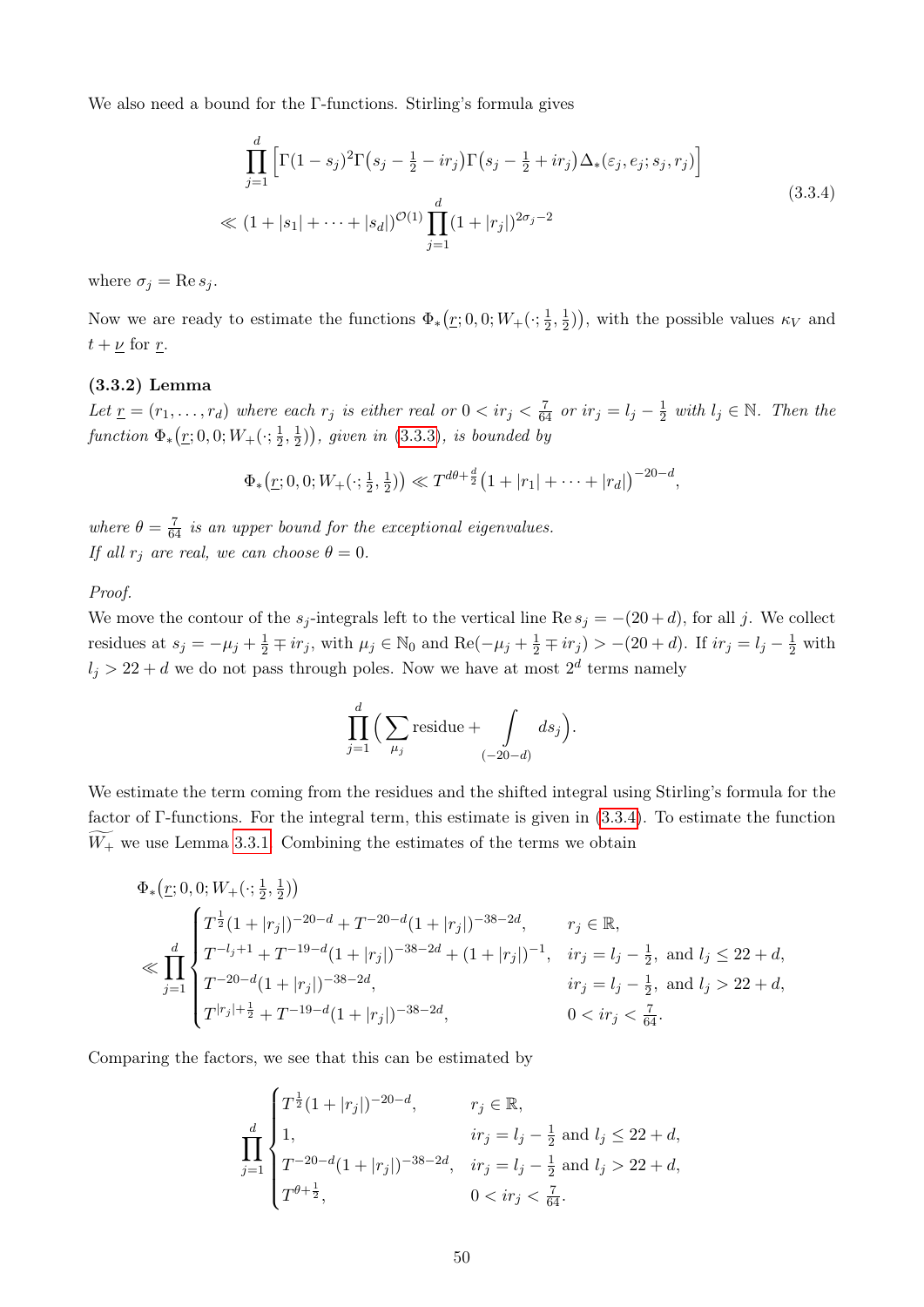We also need a bound for the Γ-functions. Stirling's formula gives

$$
\begin{aligned}
&\prod_{j=1}^{d} \Big[\Gamma(1-s_j)^2 \Gamma\big(s_j - \tfrac12 - ir_j\big)\Gamma\big(s_j - \tfrac12 + ir_j\big)\Delta_*(\varepsilon_j, e_j; s_j, r_j)\Big] \\
&\ll (1+|s_1|+\cdots+|s_d|)^{\mathcal{O}(1)} \prod_{j=1}^{d} (1+|r_j|)^{2\sigma_j - 2}
\end{aligned}
\tag{3.3.4}
$$

where $\sigma_j = \operatorname{Re} s_j$.

Now we are ready to estimate the functions $\Phi_*\big(\underline{r}; 0, 0; W_+(\cdot; \tfrac12, \tfrac12)\big)$, with the possible values $\kappa_V$ and $t + \underline{\nu}$ for $\underline{r}$.

**(3.3.2) Lemma**

*Let $\underline{r} = (r_1, \ldots, r_d)$ where each $r_j$ is either real or $0 < ir_j < \frac{7}{64}$ or $ir_j = l_j - \frac12$ with $l_j \in \mathbb{N}$. Then the function $\Phi_*\big(\underline{r}; 0, 0; W_+(\cdot; \tfrac12, \tfrac12)\big)$, given in (3.3.3), is bounded by*

$$
\Phi_*\big(\underline{r}; 0, 0; W_+(\cdot; \tfrac12, \tfrac12)\big) \ll T^{d\theta + \frac{d}{2}} \big(1 + |r_1| + \cdots + |r_d|\big)^{-20-d},
$$

*where $\theta = \frac{7}{64}$ is an upper bound for the exceptional eigenvalues.*
*If all $r_j$ are real, we can choose $\theta = 0$.*

*Proof.*
We move the contour of the $s_j$-integrals left to the vertical line $\operatorname{Re} s_j = -(20+d)$, for all $j$. We collect residues at $s_j = -\mu_j + \frac12 \mp ir_j$, with $\mu_j \in \mathbb{N}_0$ and $\operatorname{Re}(-\mu_j + \frac12 \mp ir_j) > -(20+d)$. If $ir_j = l_j - \frac12$ with $l_j > 22 + d$ we do not pass through poles. Now we have at most $2^d$ terms namely

$$
\prod_{j=1}^{d} \Big( \sum_{\mu_j} \text{residue} + \int_{(-20-d)} ds_j \Big).
$$

We estimate the term coming from the residues and the shifted integral using Stirling's formula for the factor of Γ-functions. For the integral term, this estimate is given in (3.3.4). To estimate the function $\widetilde{W_+}$ we use Lemma 3.3.1. Combining the estimates of the terms we obtain

$$
\begin{aligned}
&\Phi_*\big(\underline{r}; 0, 0; W_+(\cdot; \tfrac12, \tfrac12)\big) \\
&\ll \prod_{j=1}^{d} \begin{cases}
T^{\frac12}(1+|r_j|)^{-20-d} + T^{-20-d}(1+|r_j|)^{-38-2d}, & r_j \in \mathbb{R}, \\
T^{-l_j+1} + T^{-19-d}(1+|r_j|)^{-38-2d} + (1+|r_j|)^{-1}, & ir_j = l_j - \frac12, \text{ and } l_j \le 22+d, \\
T^{-20-d}(1+|r_j|)^{-38-2d}, & ir_j = l_j - \frac12, \text{ and } l_j > 22+d, \\
T^{|r_j| + \frac12} + T^{-19-d}(1+|r_j|)^{-38-2d}, & 0 < ir_j < \frac{7}{64}.
\end{cases}
\end{aligned}
$$

Comparing the factors, we see that this can be estimated by

$$
\prod_{j=1}^{d} \begin{cases}
T^{\frac12}(1+|r_j|)^{-20-d}, & r_j \in \mathbb{R}, \\
1, & ir_j = l_j - \frac12 \text{ and } l_j \le 22+d, \\
T^{-20-d}(1+|r_j|)^{-38-2d}, & ir_j = l_j - \frac12 \text{ and } l_j > 22+d, \\
T^{\theta + \frac12}, & 0 < ir_j < \frac{7}{64}.
\end{cases}
$$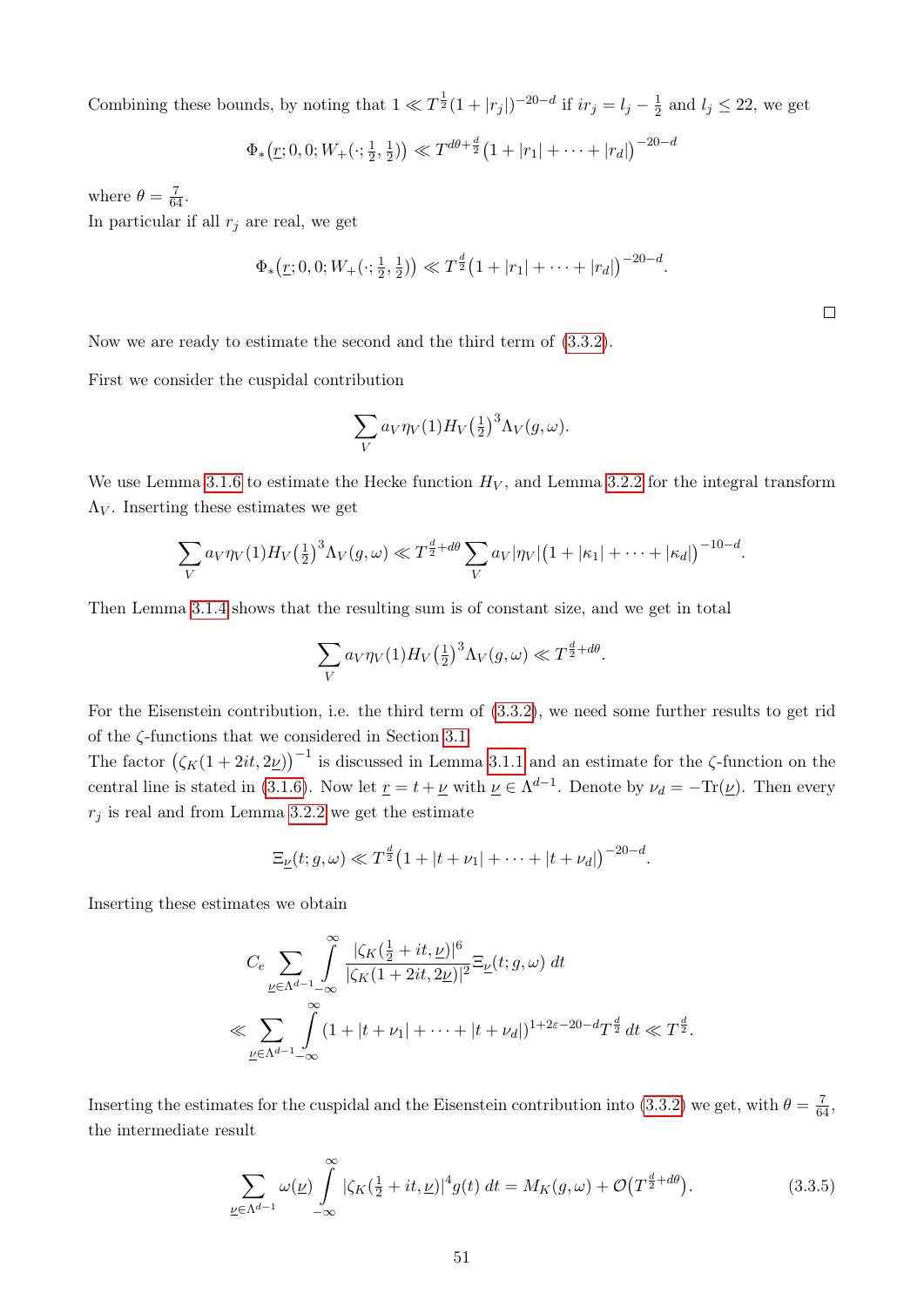Combining these bounds, by noting that $1 \ll T^{\frac{1}{2}}(1+|r_j|)^{-20-d}$ if $ir_j = l_j - \frac{1}{2}$ and $l_j \leq 22$, we get

$$\Phi_*\big(\underline{r}; 0, 0; W_+(\cdot; \tfrac{1}{2}, \tfrac{1}{2})\big) \ll T^{d\theta + \frac{d}{2}}\big(1 + |r_1| + \cdots + |r_d|\big)^{-20-d}$$

where $\theta = \frac{7}{64}$.

In particular if all $r_j$ are real, we get

$$\Phi_*\big(\underline{r}; 0, 0; W_+(\cdot; \tfrac{1}{2}, \tfrac{1}{2})\big) \ll T^{\frac{d}{2}}\big(1 + |r_1| + \cdots + |r_d|\big)^{-20-d}.$$

□

Now we are ready to estimate the second and the third term of (3.3.2).

First we consider the cuspidal contribution

$$\sum_V a_V \eta_V(1) H_V\big(\tfrac{1}{2}\big)^3 \Lambda_V(g, \omega).$$

We use Lemma 3.1.6 to estimate the Hecke function $H_V$, and Lemma 3.2.2 for the integral transform $\Lambda_V$. Inserting these estimates we get

$$\sum_V a_V \eta_V(1) H_V\big(\tfrac{1}{2}\big)^3 \Lambda_V(g, \omega) \ll T^{\frac{d}{2} + d\theta} \sum_V a_V |\eta_V| \big(1 + |\kappa_1| + \cdots + |\kappa_d|\big)^{-10-d}.$$

Then Lemma 3.1.4 shows that the resulting sum is of constant size, and we get in total

$$\sum_V a_V \eta_V(1) H_V\big(\tfrac{1}{2}\big)^3 \Lambda_V(g, \omega) \ll T^{\frac{d}{2} + d\theta}.$$

For the Eisenstein contribution, i.e. the third term of (3.3.2), we need some further results to get rid of the $\zeta$-functions that we considered in Section 3.1.

The factor $\big(\zeta_K(1 + 2it, 2\underline{\nu})\big)^{-1}$ is discussed in Lemma 3.1.1 and an estimate for the $\zeta$-function on the central line is stated in (3.1.6). Now let $\underline{r} = t + \underline{\nu}$ with $\underline{\nu} \in \Lambda^{d-1}$. Denote by $\nu_d = -\mathrm{Tr}(\underline{\nu})$. Then every $r_j$ is real and from Lemma 3.2.2 we get the estimate

$$\Xi_{\underline{\nu}}(t; g, \omega) \ll T^{\frac{d}{2}}\big(1 + |t + \nu_1| + \cdots + |t + \nu_d|\big)^{-20-d}.$$

Inserting these estimates we obtain

$$\begin{aligned}
&C_e \sum_{\underline{\nu} \in \Lambda^{d-1}} \int_{-\infty}^{\infty} \frac{|\zeta_K(\frac{1}{2} + it, \underline{\nu})|^6}{|\zeta_K(1 + 2it, 2\underline{\nu})|^2} \Xi_{\underline{\nu}}(t; g, \omega)\, dt \\
&\ll \sum_{\underline{\nu} \in \Lambda^{d-1}} \int_{-\infty}^{\infty} (1 + |t + \nu_1| + \cdots + |t + \nu_d|)^{1 + 2\varepsilon - 20 - d} T^{\frac{d}{2}}\, dt \ll T^{\frac{d}{2}}.
\end{aligned}$$

Inserting the estimates for the cuspidal and the Eisenstein contribution into (3.3.2) we get, with $\theta = \frac{7}{64}$, the intermediate result

$$\sum_{\underline{\nu} \in \Lambda^{d-1}} \omega(\underline{\nu}) \int_{-\infty}^{\infty} |\zeta_K(\tfrac{1}{2} + it, \underline{\nu})|^4 g(t)\, dt = M_K(g, \omega) + \mathcal{O}\big(T^{\frac{d}{2} + d\theta}\big). \tag{3.3.5}$$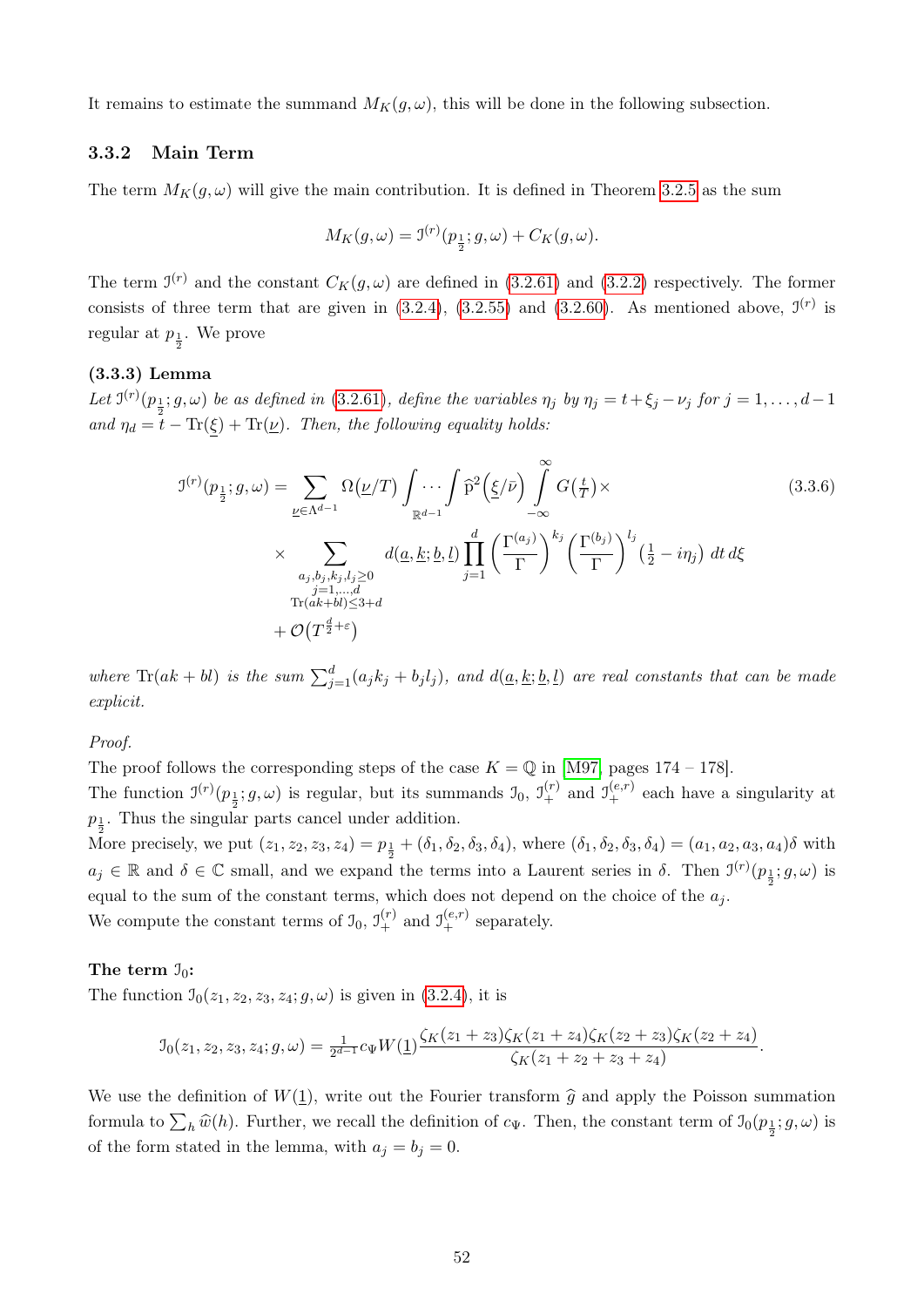It remains to estimate the summand $M_K(g,\omega)$, this will be done in the following subsection.

### 3.3.2 Main Term

The term $M_K(g,\omega)$ will give the main contribution. It is defined in Theorem 3.2.5 as the sum

$$M_K(g,\omega) = \mathcal{I}^{(r)}(p_{\frac{1}{2}}; g,\omega) + C_K(g,\omega).$$

The term $\mathcal{I}^{(r)}$ and the constant $C_K(g,\omega)$ are defined in (3.2.61) and (3.2.2) respectively. The former consists of three term that are given in (3.2.4), (3.2.55) and (3.2.60). As mentioned above, $\mathcal{I}^{(r)}$ is regular at $p_{\frac{1}{2}}$. We prove

**(3.3.3) Lemma**
*Let $\mathcal{I}^{(r)}(p_{\frac{1}{2}}; g,\omega)$ be as defined in (3.2.61), define the variables $\eta_j$ by $\eta_j = t + \xi_j - \nu_j$ for $j = 1,\ldots,d-1$ and $\eta_d = t - \mathrm{Tr}(\underline{\xi}) + \mathrm{Tr}(\underline{\nu})$. Then, the following equality holds:*

$$\begin{aligned}
\mathcal{I}^{(r)}(p_{\frac{1}{2}}; g,\omega) = & \sum_{\underline{\nu}\in\Lambda^{d-1}} \Omega\big(\underline{\nu}/T\big) \int\cdots\int_{\mathbb{R}^{d-1}} \widehat{\mathrm{p}}^2\Big(\underline{\xi}/\bar{\nu}\Big) \int_{-\infty}^{\infty} G\big(\tfrac{t}{T}\big)\times \\
& \times \sum_{\substack{a_j,b_j,k_j,l_j\geq 0\\ j=1,\ldots,d\\ \mathrm{Tr}(ak+bl)\leq 3+d}} d(\underline{a},\underline{k};\underline{b},\underline{l}) \prod_{j=1}^{d} \left(\frac{\Gamma^{(a_j)}}{\Gamma}\right)^{k_j} \left(\frac{\Gamma^{(b_j)}}{\Gamma}\right)^{l_j} \big(\tfrac{1}{2} - i\eta_j\big)\, dt\, d\xi \\
& + \mathcal{O}\big(T^{\frac{d}{2}+\varepsilon}\big)
\end{aligned} \tag{3.3.6}$$

*where $\mathrm{Tr}(ak+bl)$ is the sum $\sum_{j=1}^{d}(a_jk_j + b_jl_j)$, and $d(\underline{a},\underline{k};\underline{b},\underline{l})$ are real constants that can be made explicit.*

*Proof.*
The proof follows the corresponding steps of the case $K = \mathbb{Q}$ in [M97, pages 174 – 178].
The function $\mathcal{I}^{(r)}(p_{\frac{1}{2}}; g,\omega)$ is regular, but its summands $\mathcal{I}_0$, $\mathcal{I}_+^{(r)}$ and $\mathcal{I}_+^{(e,r)}$ each have a singularity at $p_{\frac{1}{2}}$. Thus the singular parts cancel under addition.
More precisely, we put $(z_1,z_2,z_3,z_4) = p_{\frac{1}{2}} + (\delta_1,\delta_2,\delta_3,\delta_4)$, where $(\delta_1,\delta_2,\delta_3,\delta_4) = (a_1,a_2,a_3,a_4)\delta$ with $a_j \in \mathbb{R}$ and $\delta \in \mathbb{C}$ small, and we expand the terms into a Laurent series in $\delta$. Then $\mathcal{I}^{(r)}(p_{\frac{1}{2}}; g,\omega)$ is equal to the sum of the constant terms, which does not depend on the choice of the $a_j$.
We compute the constant terms of $\mathcal{I}_0$, $\mathcal{I}_+^{(r)}$ and $\mathcal{I}_+^{(e,r)}$ separately.

**The term $\mathcal{I}_0$:**
The function $\mathcal{I}_0(z_1,z_2,z_3,z_4; g,\omega)$ is given in (3.2.4), it is

$$\mathcal{I}_0(z_1,z_2,z_3,z_4; g,\omega) = \tfrac{1}{2^{d-1}} c_\Psi W(\underline{1}) \frac{\zeta_K(z_1+z_3)\zeta_K(z_1+z_4)\zeta_K(z_2+z_3)\zeta_K(z_2+z_4)}{\zeta_K(z_1+z_2+z_3+z_4)}.$$

We use the definition of $W(\underline{1})$, write out the Fourier transform $\widehat{g}$ and apply the Poisson summation formula to $\sum_h \widehat{w}(h)$. Further, we recall the definition of $c_\Psi$. Then, the constant term of $\mathcal{I}_0(p_{\frac{1}{2}}; g,\omega)$ is of the form stated in the lemma, with $a_j = b_j = 0$.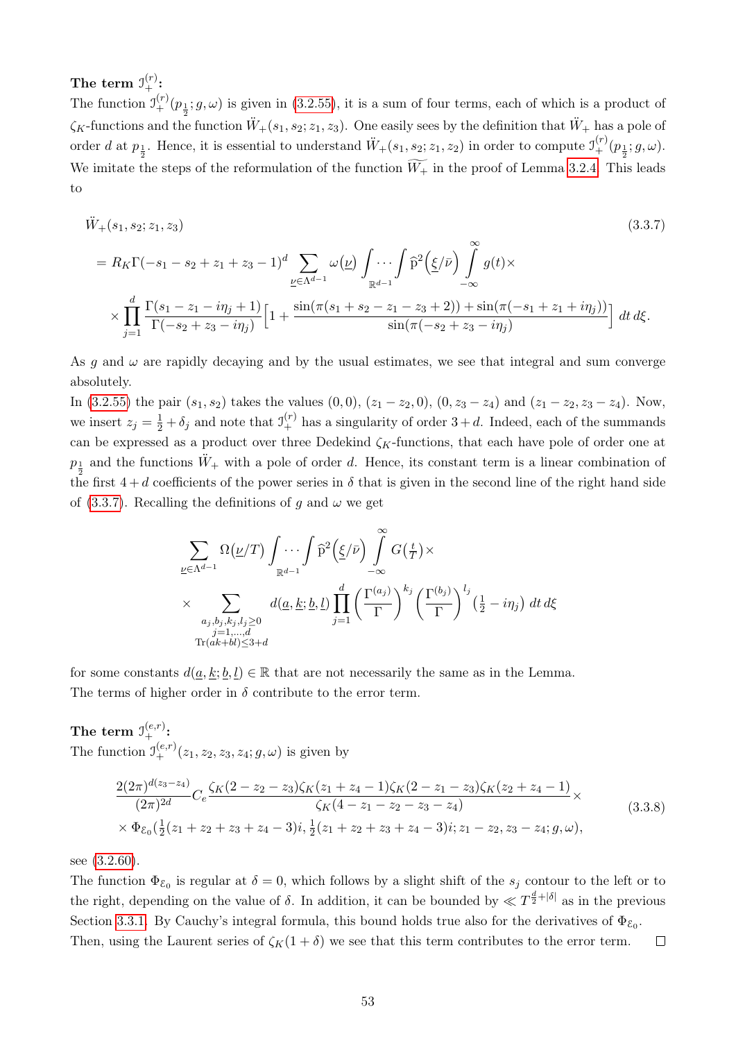**The term $\mathcal{I}_+^{(r)}$:**

The function $\mathcal{I}_+^{(r)}(p_{\frac{1}{2}}; g, \omega)$ is given in (3.2.55), it is a sum of four terms, each of which is a product of $\zeta_K$-functions and the function $\ddot{W}_+(s_1, s_2; z_1, z_3)$. One easily sees by the definition that $\ddot{W}_+$ has a pole of order $d$ at $p_{\frac{1}{2}}$. Hence, it is essential to understand $\ddot{W}_+(s_1, s_2; z_1, z_2)$ in order to compute $\mathcal{I}_+^{(r)}(p_{\frac{1}{2}}; g, \omega)$. We imitate the steps of the reformulation of the function $\widetilde{W_+}$ in the proof of Lemma 3.2.4. This leads to

$$
\begin{aligned}
&\ddot{W}_+(s_1, s_2; z_1, z_3) \qquad (3.3.7)\\
&= R_K \Gamma(-s_1 - s_2 + z_1 + z_3 - 1)^d \sum_{\underline{\nu} \in \Lambda^{d-1}} \omega(\underline{\nu}) \int \cdots \int_{\mathbb{R}^{d-1}} \widehat{\mathrm{p}}^2\big(\underline{\xi}/\bar{\nu}\big) \int_{-\infty}^{\infty} g(t) \times \\
&\times \prod_{j=1}^{d} \frac{\Gamma(s_1 - z_1 - i\eta_j + 1)}{\Gamma(-s_2 + z_3 - i\eta_j)} \Big[ 1 + \frac{\sin(\pi(s_1 + s_2 - z_1 - z_3 + 2)) + \sin(\pi(-s_1 + z_1 + i\eta_j))}{\sin(\pi(-s_2 + z_3 - i\eta_j)} \Big] \, dt \, d\xi.
\end{aligned}
$$

As $g$ and $\omega$ are rapidly decaying and by the usual estimates, we see that integral and sum converge absolutely.

In (3.2.55) the pair $(s_1, s_2)$ takes the values $(0,0)$, $(z_1 - z_2, 0)$, $(0, z_3 - z_4)$ and $(z_1 - z_2, z_3 - z_4)$. Now, we insert $z_j = \frac{1}{2} + \delta_j$ and note that $\mathcal{I}_+^{(r)}$ has a singularity of order $3 + d$. Indeed, each of the summands can be expressed as a product over three Dedekind $\zeta_K$-functions, that each have pole of order one at $p_{\frac{1}{2}}$ and the functions $\ddot{W}_+$ with a pole of order $d$. Hence, its constant term is a linear combination of the first $4 + d$ coefficients of the power series in $\delta$ that is given in the second line of the right hand side of (3.3.7). Recalling the definitions of $g$ and $\omega$ we get

$$
\begin{aligned}
&\sum_{\underline{\nu} \in \Lambda^{d-1}} \Omega\big(\underline{\nu}/T\big) \int \cdots \int_{\mathbb{R}^{d-1}} \widehat{\mathrm{p}}^2\big(\underline{\xi}/\bar{\nu}\big) \int_{-\infty}^{\infty} G\big(\tfrac{t}{T}\big) \times \\
&\times \sum_{\substack{a_j, b_j, k_j, l_j \geq 0 \\ j = 1, \ldots, d \\ \mathrm{Tr}(ak + bl) \leq 3 + d}} d(\underline{a}, \underline{k}; \underline{b}, \underline{l}) \prod_{j=1}^{d} \Big( \frac{\Gamma^{(a_j)}}{\Gamma} \Big)^{k_j} \Big( \frac{\Gamma^{(b_j)}}{\Gamma} \Big)^{l_j} \big( \tfrac{1}{2} - i\eta_j \big) \, dt \, d\xi
\end{aligned}
$$

for some constants $d(\underline{a}, \underline{k}; \underline{b}, \underline{l}) \in \mathbb{R}$ that are not necessarily the same as in the Lemma.

The terms of higher order in $\delta$ contribute to the error term.

**The term $\mathcal{I}_+^{(e,r)}$:**

The function $\mathcal{I}_+^{(e,r)}(z_1, z_2, z_3, z_4; g, \omega)$ is given by

$$
\begin{aligned}
&\frac{2(2\pi)^{d(z_3 - z_4)}}{(2\pi)^{2d}} C_e \frac{\zeta_K(2 - z_2 - z_3)\zeta_K(z_1 + z_4 - 1)\zeta_K(2 - z_1 - z_3)\zeta_K(z_2 + z_4 - 1)}{\zeta_K(4 - z_1 - z_2 - z_3 - z_4)} \times \\
&\times \Phi_{\mathcal{E}_0}\big(\tfrac{1}{2}(z_1 + z_2 + z_3 + z_4 - 3)i, \tfrac{1}{2}(z_1 + z_2 + z_3 + z_4 - 3)i; z_1 - z_2, z_3 - z_4; g, \omega\big),
\end{aligned}
\qquad (3.3.8)
$$

see (3.2.60).

The function $\Phi_{\mathcal{E}_0}$ is regular at $\delta = 0$, which follows by a slight shift of the $s_j$ contour to the left or to the right, depending on the value of $\delta$. In addition, it can be bounded by $\ll T^{\frac{d}{2} + |\delta|}$ as in the previous Section 3.3.1. By Cauchy's integral formula, this bound holds true also for the derivatives of $\Phi_{\mathcal{E}_0}$. Then, using the Laurent series of $\zeta_K(1 + \delta)$ we see that this term contributes to the error term. $\square$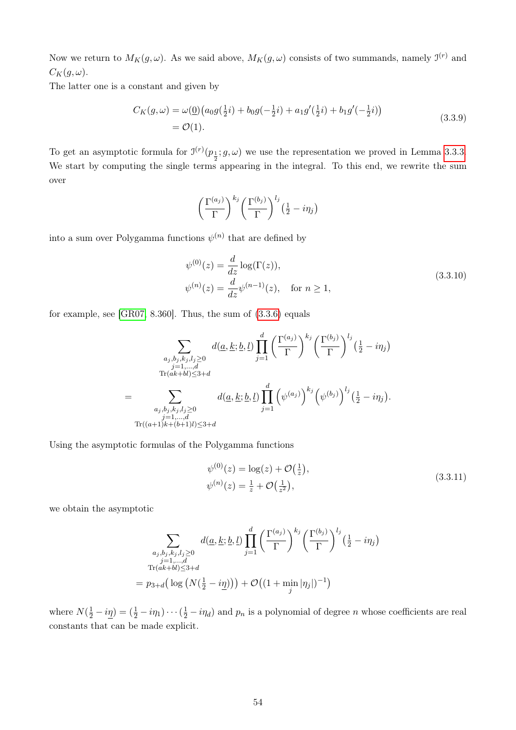Now we return to $M_K(g,\omega)$. As we said above, $M_K(g,\omega)$ consists of two summands, namely $\mathcal{I}^{(r)}$ and $C_K(g,\omega)$.

The latter one is a constant and given by

$$
\begin{aligned}
C_K(g,\omega) &= \omega(\underline{0})\big(a_0 g(\tfrac{1}{2}i) + b_0 g(-\tfrac{1}{2}i) + a_1 g'(\tfrac{1}{2}i) + b_1 g'(-\tfrac{1}{2}i)\big) \\
&= \mathcal{O}(1).
\end{aligned}
\tag{3.3.9}
$$

To get an asymptotic formula for $\mathcal{I}^{(r)}(p_{\frac{1}{2}}; g, \omega)$ we use the representation we proved in Lemma 3.3.3. We start by computing the single terms appearing in the integral. To this end, we rewrite the sum over

$$
\Big(\frac{\Gamma^{(a_j)}}{\Gamma}\Big)^{k_j}\Big(\frac{\Gamma^{(b_j)}}{\Gamma}\Big)^{l_j}\big(\tfrac{1}{2} - i\eta_j\big)
$$

into a sum over Polygamma functions $\psi^{(n)}$ that are defined by

$$
\begin{aligned}
\psi^{(0)}(z) &= \frac{d}{dz}\log(\Gamma(z)), \\
\psi^{(n)}(z) &= \frac{d}{dz}\psi^{(n-1)}(z), \quad \text{for } n \geq 1,
\end{aligned}
\tag{3.3.10}
$$

for example, see [GR07, 8.360]. Thus, the sum of (3.3.6) equals

$$
\begin{aligned}
&\sum_{\substack{a_j,b_j,k_j,l_j \geq 0 \\ j=1,\dots,d \\ \mathrm{Tr}(ak+bl) \leq 3+d}} d(\underline{a},\underline{k};\underline{b},\underline{l}) \prod_{j=1}^{d} \Big(\frac{\Gamma^{(a_j)}}{\Gamma}\Big)^{k_j}\Big(\frac{\Gamma^{(b_j)}}{\Gamma}\Big)^{l_j}\big(\tfrac{1}{2} - i\eta_j\big) \\
= &\sum_{\substack{a_j,b_j,k_j,l_j \geq 0 \\ j=1,\dots,d \\ \mathrm{Tr}((a+1)k+(b+1)l) \leq 3+d}} d(\underline{a},\underline{k};\underline{b},\underline{l}) \prod_{j=1}^{d} \Big(\psi^{(a_j)}\Big)^{k_j}\Big(\psi^{(b_j)}\Big)^{l_j}\big(\tfrac{1}{2} - i\eta_j\big).
\end{aligned}
$$

Using the asymptotic formulas of the Polygamma functions

$$
\begin{aligned}
\psi^{(0)}(z) &= \log(z) + \mathcal{O}\big(\tfrac{1}{z}\big), \\
\psi^{(n)}(z) &= \tfrac{1}{z} + \mathcal{O}\big(\tfrac{1}{z^2}\big),
\end{aligned}
\tag{3.3.11}
$$

we obtain the asymptotic

$$
\begin{aligned}
&\sum_{\substack{a_j,b_j,k_j,l_j \geq 0 \\ j=1,\dots,d \\ \mathrm{Tr}(ak+bl) \leq 3+d}} d(\underline{a},\underline{k};\underline{b},\underline{l}) \prod_{j=1}^{d} \Big(\frac{\Gamma^{(a_j)}}{\Gamma}\Big)^{k_j}\Big(\frac{\Gamma^{(b_j)}}{\Gamma}\Big)^{l_j}\big(\tfrac{1}{2} - i\eta_j\big) \\
&= p_{3+d}\big(\log\big(N(\tfrac{1}{2} - i\underline{\eta})\big)\big) + \mathcal{O}\big((1 + \min_j |\eta_j|)^{-1}\big)
\end{aligned}
$$

where $N(\frac{1}{2} - i\underline{\eta}) = (\frac{1}{2} - i\eta_1)\cdots(\frac{1}{2} - i\eta_d)$ and $p_n$ is a polynomial of degree $n$ whose coefficients are real constants that can be made explicit.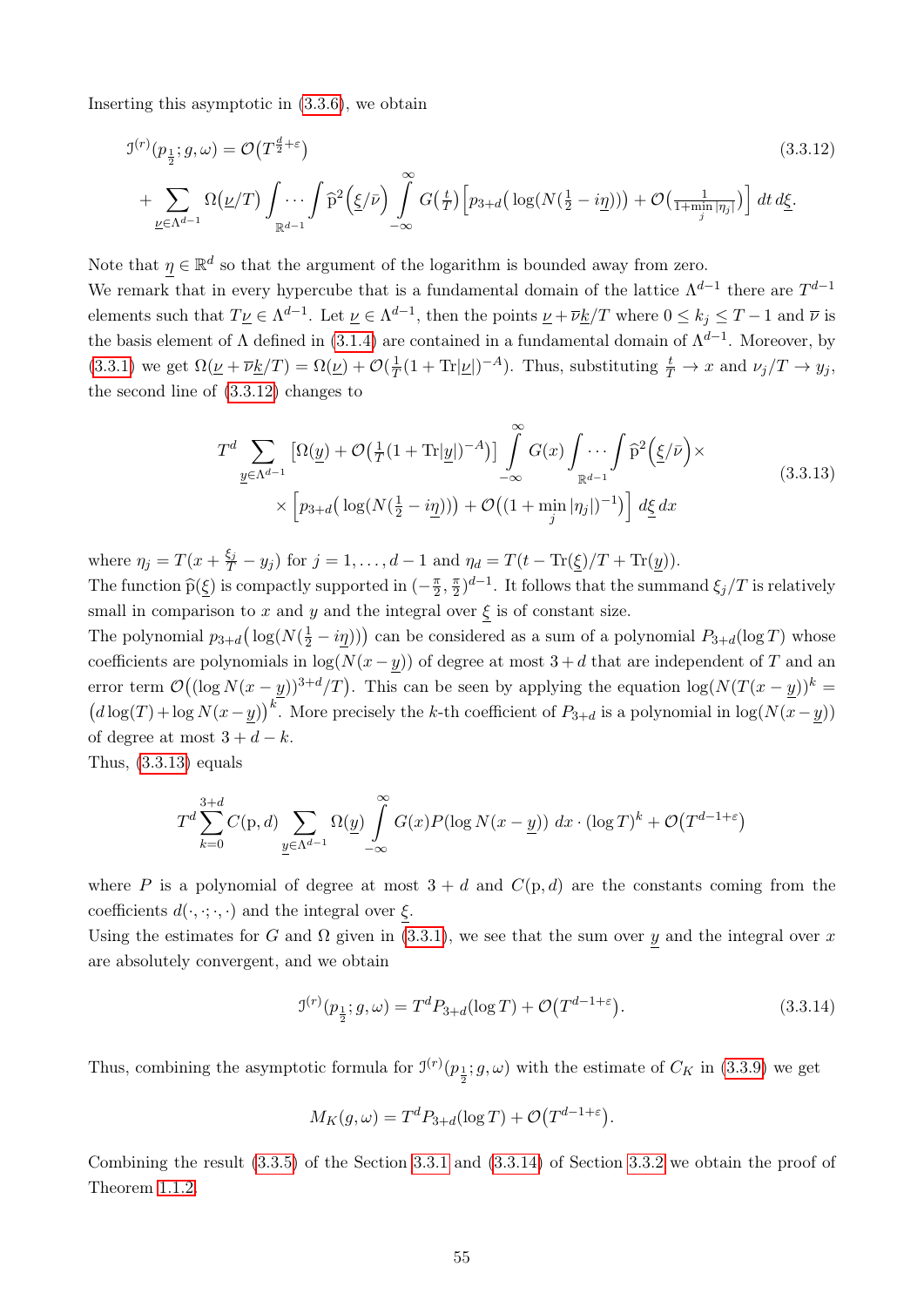Inserting this asymptotic in (3.3.6), we obtain

$$\mathcal{I}^{(r)}(p_{\frac{1}{2}};g,\omega) = \mathcal{O}\big(T^{\frac{d}{2}+\varepsilon}\big) \tag{3.3.12}$$
$$+ \sum_{\underline{\nu}\in\Lambda^{d-1}} \Omega\big(\underline{\nu}/T\big) \int\cdots\int_{\mathbb{R}^{d-1}} \widehat{\mathrm{p}}^2\Big(\underline{\xi}/\overline{\nu}\Big) \int_{-\infty}^{\infty} G\big(\tfrac{t}{T}\big)\Big[p_{3+d}\big(\log(N(\tfrac{1}{2}-i\underline{\eta}))\big) + \mathcal{O}\big(\tfrac{1}{1+\min_j|\eta_j|}\big)\Big]\,dt\,d\underline{\xi}.$$

Note that $\underline{\eta}\in\mathbb{R}^d$ so that the argument of the logarithm is bounded away from zero.
We remark that in every hypercube that is a fundamental domain of the lattice $\Lambda^{d-1}$ there are $T^{d-1}$ elements such that $T\underline{\nu}\in\Lambda^{d-1}$. Let $\underline{\nu}\in\Lambda^{d-1}$, then the points $\underline{\nu}+\overline{\nu}\underline{k}/T$ where $0\le k_j\le T-1$ and $\overline{\nu}$ is the basis element of $\Lambda$ defined in (3.1.4) are contained in a fundamental domain of $\Lambda^{d-1}$. Moreover, by (3.3.1) we get $\Omega(\underline{\nu}+\overline{\nu}\underline{k}/T) = \Omega(\underline{\nu}) + \mathcal{O}(\frac{1}{T}(1+\mathrm{Tr}|\underline{\nu}|)^{-A})$. Thus, substituting $\frac{t}{T}\to x$ and $\nu_j/T\to y_j$, the second line of (3.3.12) changes to

$$T^d \sum_{\underline{y}\in\Lambda^{d-1}} \big[\Omega(\underline{y}) + \mathcal{O}\big(\tfrac{1}{T}(1+\mathrm{Tr}|\underline{y}|)^{-A}\big)\big] \int_{-\infty}^{\infty} G(x) \int\cdots\int_{\mathbb{R}^{d-1}} \widehat{\mathrm{p}}^2\Big(\underline{\xi}/\overline{\nu}\Big)\times \tag{3.3.13}$$
$$\times\Big[p_{3+d}\big(\log(N(\tfrac{1}{2}-i\underline{\eta}))\big) + \mathcal{O}\big((1+\min_j|\eta_j|)^{-1}\big)\Big]\,d\underline{\xi}\,dx$$

where $\eta_j = T(x+\frac{\xi_j}{T}-y_j)$ for $j=1,\dots,d-1$ and $\eta_d = T(t-\mathrm{Tr}(\underline{\xi})/T+\mathrm{Tr}(\underline{y}))$.
The function $\widehat{\mathrm{p}}(\underline{\xi})$ is compactly supported in $(-\frac{\pi}{2},\frac{\pi}{2})^{d-1}$. It follows that the summand $\xi_j/T$ is relatively small in comparison to $x$ and $y$ and the integral over $\underline{\xi}$ is of constant size.
The polynomial $p_{3+d}\big(\log(N(\frac{1}{2}-i\underline{\eta}))\big)$ can be considered as a sum of a polynomial $P_{3+d}(\log T)$ whose coefficients are polynomials in $\log(N(x-\underline{y}))$ of degree at most $3+d$ that are independent of $T$ and an error term $\mathcal{O}\big((\log N(x-\underline{y}))^{3+d}/T\big)$. This can be seen by applying the equation $\log(N(T(x-\underline{y}))^k = \big(d\log(T)+\log N(x-\underline{y})\big)^k$. More precisely the $k$-th coefficient of $P_{3+d}$ is a polynomial in $\log(N(x-\underline{y}))$ of degree at most $3+d-k$.
Thus, (3.3.13) equals

$$T^d\sum_{k=0}^{3+d} C(\mathrm{p},d) \sum_{\underline{y}\in\Lambda^{d-1}} \Omega(\underline{y}) \int_{-\infty}^{\infty} G(x)P(\log N(x-\underline{y}))\,dx\cdot(\log T)^k + \mathcal{O}\big(T^{d-1+\varepsilon}\big)$$

where $P$ is a polynomial of degree at most $3+d$ and $C(\mathrm{p},d)$ are the constants coming from the coefficients $d(\cdot,\cdot;\cdot,\cdot)$ and the integral over $\underline{\xi}$.
Using the estimates for $G$ and $\Omega$ given in (3.3.1), we see that the sum over $\underline{y}$ and the integral over $x$ are absolutely convergent, and we obtain

$$\mathcal{I}^{(r)}(p_{\frac{1}{2}};g,\omega) = T^d P_{3+d}(\log T) + \mathcal{O}\big(T^{d-1+\varepsilon}\big). \tag{3.3.14}$$

Thus, combining the asymptotic formula for $\mathcal{I}^{(r)}(p_{\frac{1}{2}};g,\omega)$ with the estimate of $C_K$ in (3.3.9) we get

$$M_K(g,\omega) = T^d P_{3+d}(\log T) + \mathcal{O}\big(T^{d-1+\varepsilon}\big).$$

Combining the result (3.3.5) of the Section 3.3.1 and (3.3.14) of Section 3.3.2 we obtain the proof of Theorem 1.1.2.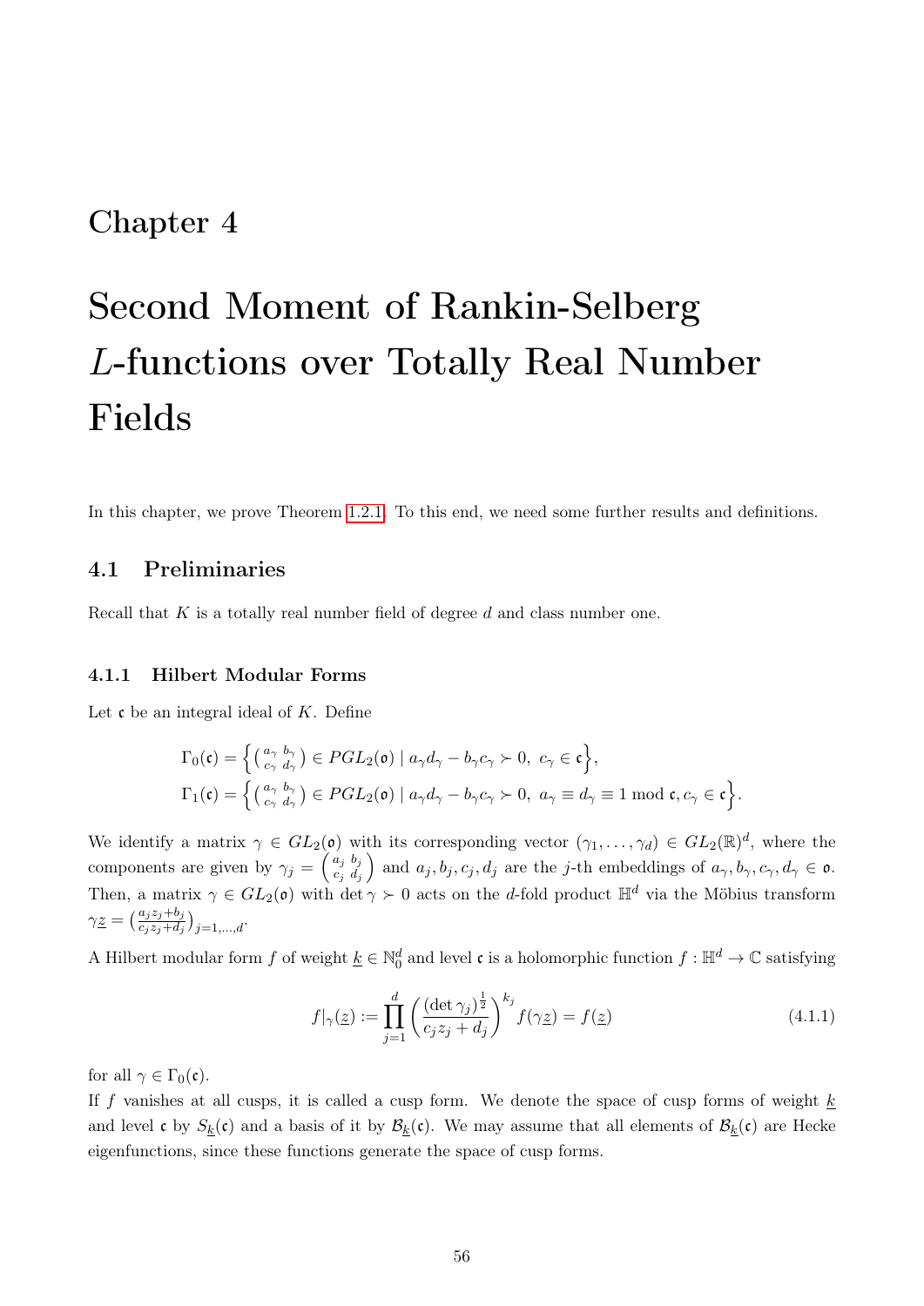# Chapter 4

# Second Moment of Rankin-Selberg $L$-functions over Totally Real Number Fields

In this chapter, we prove Theorem 1.2.1. To this end, we need some further results and definitions.

## 4.1 Preliminaries

Recall that $K$ is a totally real number field of degree $d$ and class number one.

### 4.1.1 Hilbert Modular Forms

Let $\mathfrak{c}$ be an integral ideal of $K$. Define

$$\Gamma_0(\mathfrak{c}) = \Big\{ \left(\begin{smallmatrix} a_\gamma & b_\gamma \\ c_\gamma & d_\gamma \end{smallmatrix}\right) \in PGL_2(\mathfrak{o}) \mid a_\gamma d_\gamma - b_\gamma c_\gamma \succ 0,\ c_\gamma \in \mathfrak{c} \Big\},$$
$$\Gamma_1(\mathfrak{c}) = \Big\{ \left(\begin{smallmatrix} a_\gamma & b_\gamma \\ c_\gamma & d_\gamma \end{smallmatrix}\right) \in PGL_2(\mathfrak{o}) \mid a_\gamma d_\gamma - b_\gamma c_\gamma \succ 0,\ a_\gamma \equiv d_\gamma \equiv 1 \bmod \mathfrak{c}, c_\gamma \in \mathfrak{c} \Big\}.$$

We identify a matrix $\gamma \in GL_2(\mathfrak{o})$ with its corresponding vector $(\gamma_1, \dots, \gamma_d) \in GL_2(\mathbb{R})^d$, where the components are given by $\gamma_j = \left(\begin{smallmatrix} a_j & b_j \\ c_j & d_j \end{smallmatrix}\right)$ and $a_j, b_j, c_j, d_j$ are the $j$-th embeddings of $a_\gamma, b_\gamma, c_\gamma, d_\gamma \in \mathfrak{o}$. Then, a matrix $\gamma \in GL_2(\mathfrak{o})$ with $\det \gamma \succ 0$ acts on the $d$-fold product $\mathbb{H}^d$ via the Möbius transform $\gamma \underline{z} = \left(\frac{a_j z_j + b_j}{c_j z_j + d_j}\right)_{j=1,\dots,d}$.

A Hilbert modular form $f$ of weight $\underline{k} \in \mathbb{N}_0^d$ and level $\mathfrak{c}$ is a holomorphic function $f : \mathbb{H}^d \to \mathbb{C}$ satisfying

$$f|_\gamma(\underline{z}) := \prod_{j=1}^{d} \left( \frac{(\det \gamma_j)^{\frac{1}{2}}}{c_j z_j + d_j} \right)^{k_j} f(\gamma \underline{z}) = f(\underline{z}) \tag{4.1.1}$$

for all $\gamma \in \Gamma_0(\mathfrak{c})$.

If $f$ vanishes at all cusps, it is called a cusp form. We denote the space of cusp forms of weight $\underline{k}$ and level $\mathfrak{c}$ by $S_{\underline{k}}(\mathfrak{c})$ and a basis of it by $\mathcal{B}_{\underline{k}}(\mathfrak{c})$. We may assume that all elements of $\mathcal{B}_{\underline{k}}(\mathfrak{c})$ are Hecke eigenfunctions, since these functions generate the space of cusp forms.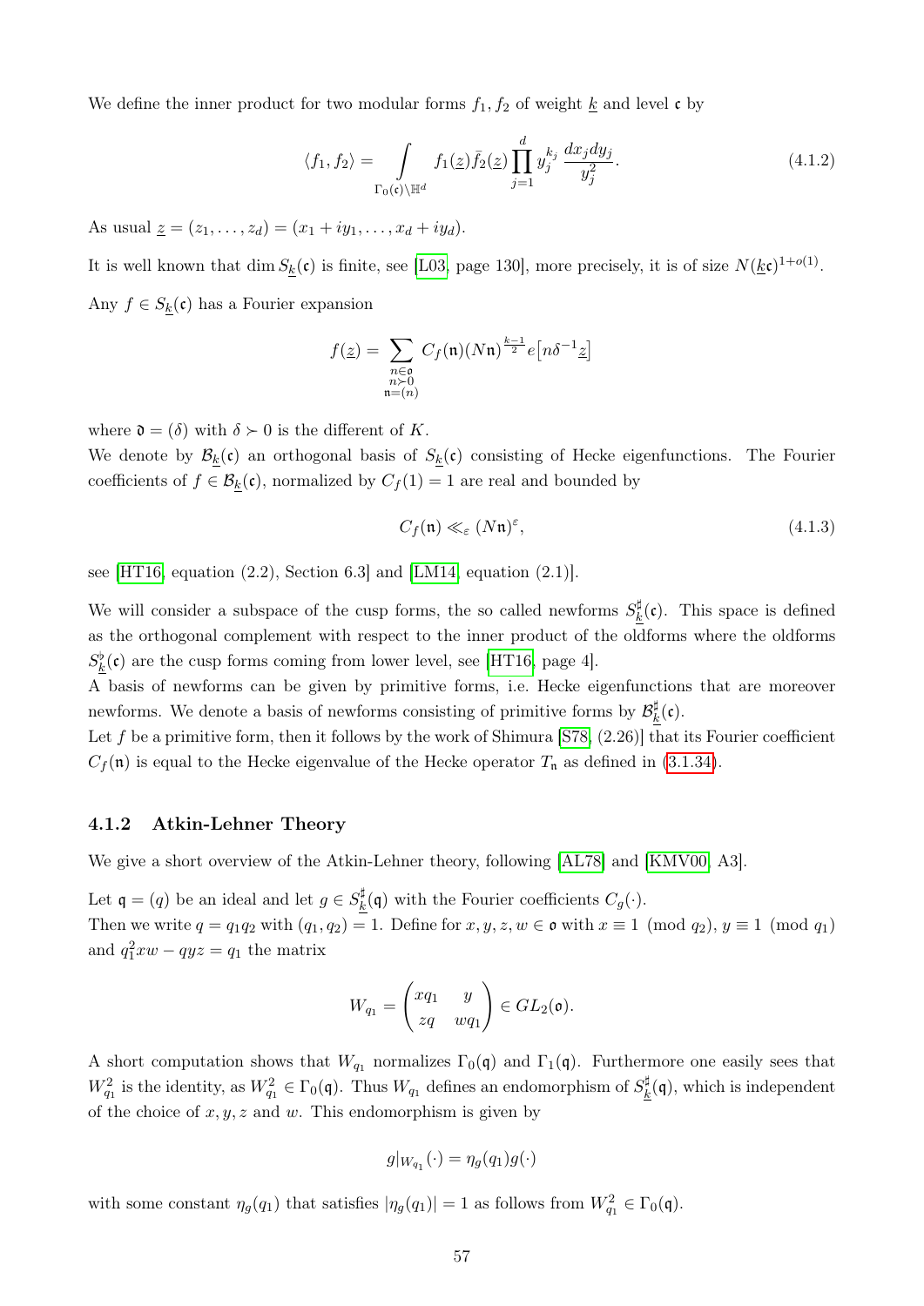We define the inner product for two modular forms $f_1, f_2$ of weight $\underline{k}$ and level $\mathfrak{c}$ by

$$\langle f_1, f_2 \rangle = \int_{\Gamma_0(\mathfrak{c})\backslash \mathbb{H}^d} f_1(\underline{z})\bar{f}_2(\underline{z}) \prod_{j=1}^{d} y_j^{k_j} \frac{dx_j dy_j}{y_j^2}. \tag{4.1.2}$$

As usual $\underline{z} = (z_1, \ldots, z_d) = (x_1 + iy_1, \ldots, x_d + iy_d)$.

It is well known that $\dim S_{\underline{k}}(\mathfrak{c})$ is finite, see [L03, page 130], more precisely, it is of size $N(\underline{k}\mathfrak{c})^{1+o(1)}$.

Any $f \in S_{\underline{k}}(\mathfrak{c})$ has a Fourier expansion

$$f(\underline{z}) = \sum_{\substack{n \in \mathfrak{o} \\ n \succ 0 \\ \mathfrak{n} = (n)}} C_f(\mathfrak{n})(N\mathfrak{n})^{\frac{k-1}{2}} e\big[n\delta^{-1}\underline{z}\big]$$

where $\mathfrak{d} = (\delta)$ with $\delta \succ 0$ is the different of $K$.

We denote by $\mathcal{B}_{\underline{k}}(\mathfrak{c})$ an orthogonal basis of $S_{\underline{k}}(\mathfrak{c})$ consisting of Hecke eigenfunctions. The Fourier coefficients of $f \in \mathcal{B}_{\underline{k}}(\mathfrak{c})$, normalized by $C_f(1) = 1$ are real and bounded by

$$C_f(\mathfrak{n}) \ll_\varepsilon (N\mathfrak{n})^\varepsilon, \tag{4.1.3}$$

see [HT16, equation (2.2), Section 6.3] and [LM14, equation (2.1)].

We will consider a subspace of the cusp forms, the so called newforms $S^\sharp_{\underline{k}}(\mathfrak{c})$. This space is defined as the orthogonal complement with respect to the inner product of the oldforms where the oldforms $S^\flat_{\underline{k}}(\mathfrak{c})$ are the cusp forms coming from lower level, see [HT16, page 4].

A basis of newforms can be given by primitive forms, i.e. Hecke eigenfunctions that are moreover newforms. We denote a basis of newforms consisting of primitive forms by $\mathcal{B}^\sharp_{\underline{k}}(\mathfrak{c})$.

Let $f$ be a primitive form, then it follows by the work of Shimura [S78, (2.26)] that its Fourier coefficient $C_f(\mathfrak{n})$ is equal to the Hecke eigenvalue of the Hecke operator $T_\mathfrak{n}$ as defined in (3.1.34).

### 4.1.2 Atkin-Lehner Theory

We give a short overview of the Atkin-Lehner theory, following [AL78] and [KMV00, A3].

Let $\mathfrak{q} = (q)$ be an ideal and let $g \in S^\sharp_{\underline{k}}(\mathfrak{q})$ with the Fourier coefficients $C_g(\cdot)$.

Then we write $q = q_1 q_2$ with $(q_1, q_2) = 1$. Define for $x, y, z, w \in \mathfrak{o}$ with $x \equiv 1 \pmod{q_2}$, $y \equiv 1 \pmod{q_1}$ and $q_1^2 xw - qyz = q_1$ the matrix

$$W_{q_1} = \begin{pmatrix} xq_1 & y \\ zq & wq_1 \end{pmatrix} \in GL_2(\mathfrak{o}).$$

A short computation shows that $W_{q_1}$ normalizes $\Gamma_0(\mathfrak{q})$ and $\Gamma_1(\mathfrak{q})$. Furthermore one easily sees that $W_{q_1}^2$ is the identity, as $W_{q_1}^2 \in \Gamma_0(\mathfrak{q})$. Thus $W_{q_1}$ defines an endomorphism of $S^\sharp_{\underline{k}}(\mathfrak{q})$, which is independent of the choice of $x, y, z$ and $w$. This endomorphism is given by

$$g|_{W_{q_1}}(\cdot) = \eta_g(q_1)g(\cdot)$$

with some constant $\eta_g(q_1)$ that satisfies $|\eta_g(q_1)| = 1$ as follows from $W_{q_1}^2 \in \Gamma_0(\mathfrak{q})$.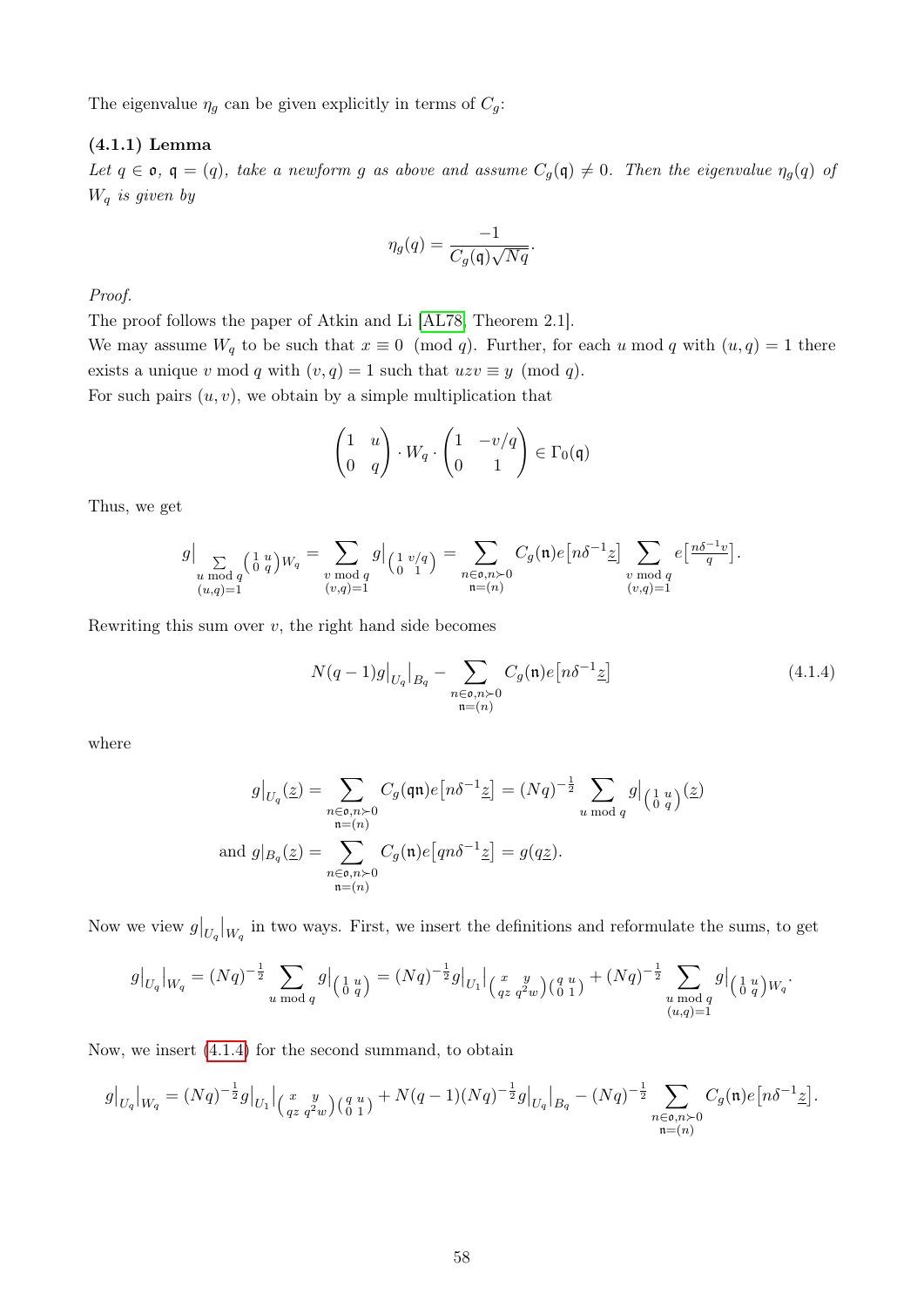The eigenvalue $\eta_g$ can be given explicitly in terms of $C_g$:

**(4.1.1) Lemma**

*Let $q \in \mathfrak{o}$, $\mathfrak{q} = (q)$, take a newform $g$ as above and assume $C_g(\mathfrak{q}) \neq 0$. Then the eigenvalue $\eta_g(q)$ of $W_q$ is given by*

$$\eta_g(q) = \frac{-1}{C_g(\mathfrak{q})\sqrt{Nq}}.$$

*Proof.*

The proof follows the paper of Atkin and Li [AL78, Theorem 2.1].

We may assume $W_q$ to be such that $x \equiv 0 \pmod q$. Further, for each $u \bmod q$ with $(u, q) = 1$ there exists a unique $v \bmod q$ with $(v, q) = 1$ such that $uzv \equiv y \pmod q$.

For such pairs $(u, v)$, we obtain by a simple multiplication that

$$\begin{pmatrix} 1 & u \\ 0 & q \end{pmatrix} \cdot W_q \cdot \begin{pmatrix} 1 & -v/q \\ 0 & 1 \end{pmatrix} \in \Gamma_0(\mathfrak{q})$$

Thus, we get

$$g\big|_{\sum\limits_{\substack{u \bmod q \\ (u,q)=1}} \left(\begin{smallmatrix} 1 & u \\ 0 & q \end{smallmatrix}\right) W_q} = \sum_{\substack{v \bmod q \\ (v,q)=1}} g\big|_{\left(\begin{smallmatrix} 1 & v/q \\ 0 & 1 \end{smallmatrix}\right)} = \sum_{\substack{n \in \mathfrak{o}, n \succ 0 \\ \mathfrak{n}=(n)}} C_g(\mathfrak{n}) e\big[n\delta^{-1}\underline{z}\big] \sum_{\substack{v \bmod q \\ (v,q)=1}} e\big[\tfrac{n\delta^{-1}v}{q}\big].$$

Rewriting this sum over $v$, the right hand side becomes

$$N(q-1)g\big|_{U_q}\big|_{B_q} - \sum_{\substack{n \in \mathfrak{o}, n \succ 0 \\ \mathfrak{n}=(n)}} C_g(\mathfrak{n}) e\big[n\delta^{-1}\underline{z}\big] \tag{4.1.4}$$

where

$$\begin{aligned} g\big|_{U_q}(\underline{z}) &= \sum_{\substack{n \in \mathfrak{o}, n \succ 0 \\ \mathfrak{n}=(n)}} C_g(\mathfrak{q}\mathfrak{n}) e\big[n\delta^{-1}\underline{z}\big] = (Nq)^{-\frac{1}{2}} \sum_{u \bmod q} g\big|_{\left(\begin{smallmatrix} 1 & u \\ 0 & q \end{smallmatrix}\right)}(\underline{z}) \\ \text{and } g|_{B_q}(\underline{z}) &= \sum_{\substack{n \in \mathfrak{o}, n \succ 0 \\ \mathfrak{n}=(n)}} C_g(\mathfrak{n}) e\big[qn\delta^{-1}\underline{z}\big] = g(q\underline{z}). \end{aligned}$$

Now we view $g\big|_{U_q}\big|_{W_q}$ in two ways. First, we insert the definitions and reformulate the sums, to get

$$g\big|_{U_q}\big|_{W_q} = (Nq)^{-\frac{1}{2}} \sum_{u \bmod q} g\big|_{\left(\begin{smallmatrix} 1 & u \\ 0 & q \end{smallmatrix}\right)} = (Nq)^{-\frac{1}{2}} g\big|_{U_1}\big|_{\left(\begin{smallmatrix} x & y \\ qz & q^2w \end{smallmatrix}\right)\left(\begin{smallmatrix} q & u \\ 0 & 1 \end{smallmatrix}\right)} + (Nq)^{-\frac{1}{2}} \sum_{\substack{u \bmod q \\ (u,q)=1}} g\big|_{\left(\begin{smallmatrix} 1 & u \\ 0 & q \end{smallmatrix}\right) W_q}.$$

Now, we insert (4.1.4) for the second summand, to obtain

$$g\big|_{U_q}\big|_{W_q} = (Nq)^{-\frac{1}{2}} g\big|_{U_1}\big|_{\left(\begin{smallmatrix} x & y \\ qz & q^2w \end{smallmatrix}\right)\left(\begin{smallmatrix} q & u \\ 0 & 1 \end{smallmatrix}\right)} + N(q-1)(Nq)^{-\frac{1}{2}} g\big|_{U_q}\big|_{B_q} - (Nq)^{-\frac{1}{2}} \sum_{\substack{n \in \mathfrak{o}, n \succ 0 \\ \mathfrak{n}=(n)}} C_g(\mathfrak{n}) e\big[n\delta^{-1}\underline{z}\big].$$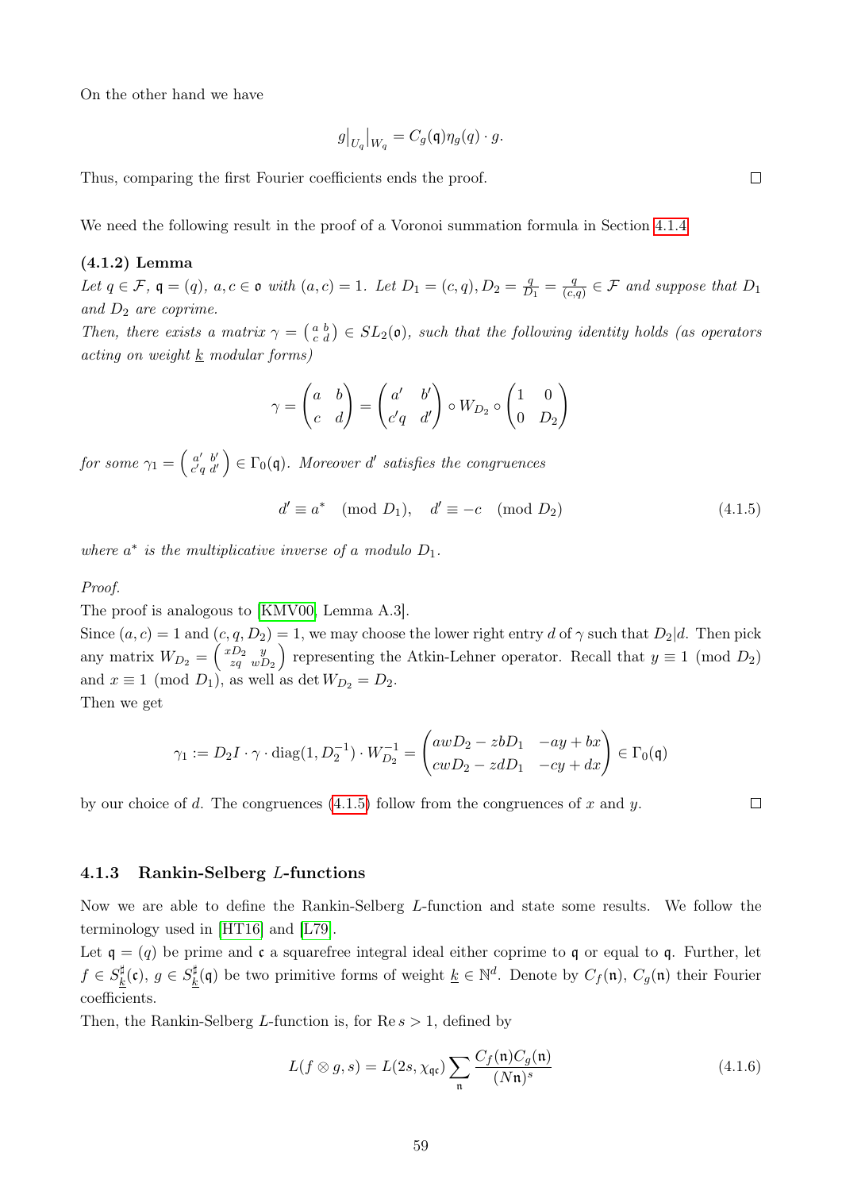On the other hand we have

$$g\big|_{U_q}\big|_{W_q} = C_g(\mathfrak{q})\eta_g(q) \cdot g.$$

Thus, comparing the first Fourier coefficients ends the proof. ∎

We need the following result in the proof of a Voronoi summation formula in Section 4.1.4

**(4.1.2) Lemma**

*Let $q \in \mathcal{F}$, $\mathfrak{q} = (q)$, $a, c \in \mathfrak{o}$ with $(a, c) = 1$. Let $D_1 = (c, q), D_2 = \frac{q}{D_1} = \frac{q}{(c,q)} \in \mathcal{F}$ and suppose that $D_1$ and $D_2$ are coprime.*

*Then, there exists a matrix $\gamma = \left(\begin{smallmatrix} a & b \\ c & d \end{smallmatrix}\right) \in SL_2(\mathfrak{o})$, such that the following identity holds (as operators acting on weight $\underline{k}$ modular forms)*

$$\gamma = \begin{pmatrix} a & b \\ c & d \end{pmatrix} = \begin{pmatrix} a' & b' \\ c'q & d' \end{pmatrix} \circ W_{D_2} \circ \begin{pmatrix} 1 & 0 \\ 0 & D_2 \end{pmatrix}$$

*for some $\gamma_1 = \left(\begin{smallmatrix} a' & b' \\ c'q & d' \end{smallmatrix}\right) \in \Gamma_0(\mathfrak{q})$. Moreover $d'$ satisfies the congruences*

$$d' \equiv a^* \pmod{D_1}, \quad d' \equiv -c \pmod{D_2} \tag{4.1.5}$$

*where $a^*$ is the multiplicative inverse of $a$ modulo $D_1$.*

*Proof.*

The proof is analogous to [KMV00, Lemma A.3].

Since $(a, c) = 1$ and $(c, q, D_2) = 1$, we may choose the lower right entry $d$ of $\gamma$ such that $D_2 | d$. Then pick any matrix $W_{D_2} = \left(\begin{smallmatrix} xD_2 & y \\ zq & wD_2 \end{smallmatrix}\right)$ representing the Atkin-Lehner operator. Recall that $y \equiv 1 \pmod{D_2}$ and $x \equiv 1 \pmod{D_1}$, as well as $\det W_{D_2} = D_2$.

Then we get

$$\gamma_1 := D_2 I \cdot \gamma \cdot \operatorname{diag}(1, D_2^{-1}) \cdot W_{D_2}^{-1} = \begin{pmatrix} awD_2 - zbD_1 & -ay + bx \\ cwD_2 - zdD_1 & -cy + dx \end{pmatrix} \in \Gamma_0(\mathfrak{q})$$

by our choice of $d$. The congruences (4.1.5) follow from the congruences of $x$ and $y$. ∎

### 4.1.3 Rankin-Selberg $L$-functions

Now we are able to define the Rankin-Selberg $L$-function and state some results. We follow the terminology used in [HT16] and [L79].

Let $\mathfrak{q} = (q)$ be prime and $\mathfrak{c}$ a squarefree integral ideal either coprime to $\mathfrak{q}$ or equal to $\mathfrak{q}$. Further, let $f \in S_{\underline{k}}^{\sharp}(\mathfrak{c})$, $g \in S_{\underline{k}}^{\sharp}(\mathfrak{q})$ be two primitive forms of weight $\underline{k} \in \mathbb{N}^d$. Denote by $C_f(\mathfrak{n})$, $C_g(\mathfrak{n})$ their Fourier coefficients.

Then, the Rankin-Selberg $L$-function is, for $\operatorname{Re} s > 1$, defined by

$$L(f \otimes g, s) = L(2s, \chi_{\mathfrak{q}\mathfrak{c}}) \sum_{\mathfrak{n}} \frac{C_f(\mathfrak{n}) C_g(\mathfrak{n})}{(N\mathfrak{n})^s} \tag{4.1.6}$$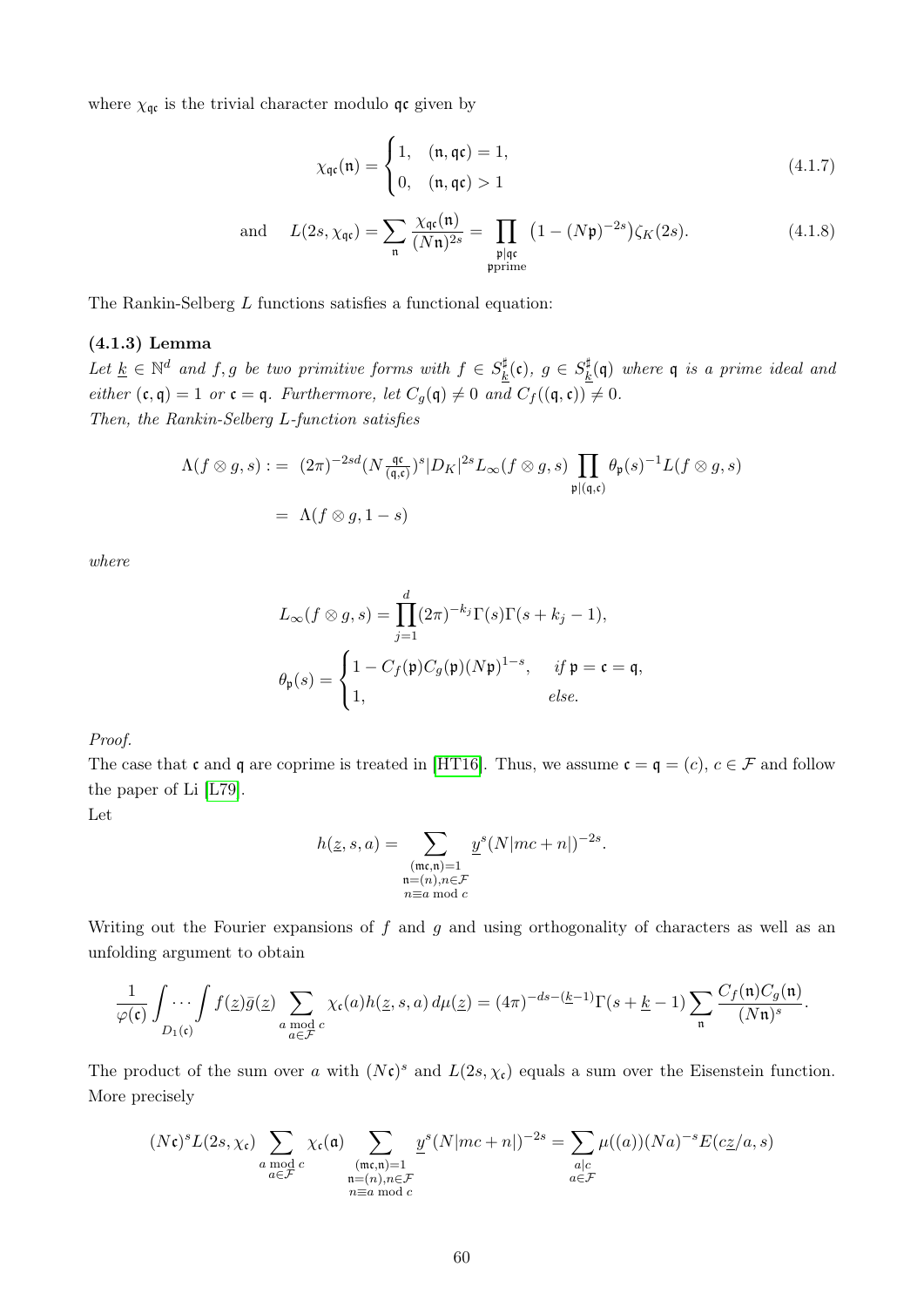where $\chi_{\mathfrak{qc}}$ is the trivial character modulo $\mathfrak{qc}$ given by

$$\chi_{\mathfrak{qc}}(\mathfrak{n}) = \begin{cases} 1, & (\mathfrak{n}, \mathfrak{qc}) = 1, \\ 0, & (\mathfrak{n}, \mathfrak{qc}) > 1 \end{cases} \tag{4.1.7}$$

$$\text{and} \quad L(2s, \chi_{\mathfrak{qc}}) = \sum_{\mathfrak{n}} \frac{\chi_{\mathfrak{qc}}(\mathfrak{n})}{(N\mathfrak{n})^{2s}} = \prod_{\substack{\mathfrak{p}|\mathfrak{qc} \\ \mathfrak{p}\text{prime}}} \left(1 - (N\mathfrak{p})^{-2s}\right)\zeta_K(2s). \tag{4.1.8}$$

The Rankin-Selberg $L$ functions satisfies a functional equation:

**(4.1.3) Lemma**

*Let $\underline{k} \in \mathbb{N}^d$ and $f, g$ be two primitive forms with $f \in S^\sharp_{\underline{k}}(\mathfrak{c})$, $g \in S^\sharp_{\underline{k}}(\mathfrak{q})$ where $\mathfrak{q}$ is a prime ideal and either $(\mathfrak{c}, \mathfrak{q}) = 1$ or $\mathfrak{c} = \mathfrak{q}$. Furthermore, let $C_g(\mathfrak{q}) \neq 0$ and $C_f((\mathfrak{q}, \mathfrak{c})) \neq 0$.*
*Then, the Rankin-Selberg L-function satisfies*

$$\begin{aligned}\Lambda(f \otimes g, s) :=&\ (2\pi)^{-2sd}(N\tfrac{\mathfrak{qc}}{(\mathfrak{q},\mathfrak{c})})^s |D_K|^{2s} L_\infty(f \otimes g, s) \prod_{\mathfrak{p}|(\mathfrak{q},\mathfrak{c})} \theta_\mathfrak{p}(s)^{-1} L(f \otimes g, s) \\ =&\ \Lambda(f \otimes g, 1-s)\end{aligned}$$

*where*

$$L_\infty(f \otimes g, s) = \prod_{j=1}^d (2\pi)^{-k_j}\Gamma(s)\Gamma(s + k_j - 1),$$

$$\theta_\mathfrak{p}(s) = \begin{cases} 1 - C_f(\mathfrak{p})C_g(\mathfrak{p})(N\mathfrak{p})^{1-s}, & \text{if } \mathfrak{p} = \mathfrak{c} = \mathfrak{q}, \\ 1, & \text{else.} \end{cases}$$

*Proof.*
The case that $\mathfrak{c}$ and $\mathfrak{q}$ are coprime is treated in [HT16]. Thus, we assume $\mathfrak{c} = \mathfrak{q} = (c)$, $c \in \mathcal{F}$ and follow the paper of Li [L79].
Let

$$h(\underline{z}, s, a) = \sum_{\substack{(\mathfrak{m}\mathfrak{c}, \mathfrak{n}) = 1 \\ \mathfrak{n} = (n), n \in \mathcal{F} \\ n \equiv a \bmod c}} \underline{y}^s (N|mc + n|)^{-2s}.$$

Writing out the Fourier expansions of $f$ and $g$ and using orthogonality of characters as well as an unfolding argument to obtain

$$\frac{1}{\varphi(\mathfrak{c})} \int \cdots \int_{D_1(\mathfrak{c})} f(\underline{z})\bar{g}(\underline{z}) \sum_{\substack{a \bmod c \\ a \in \mathcal{F}}} \chi_\mathfrak{c}(a) h(\underline{z}, s, a)\, d\mu(\underline{z}) = (4\pi)^{-ds-(\underline{k}-1)}\Gamma(s + \underline{k} - 1) \sum_{\mathfrak{n}} \frac{C_f(\mathfrak{n})C_g(\mathfrak{n})}{(N\mathfrak{n})^s}.$$

The product of the sum over $a$ with $(N\mathfrak{c})^s$ and $L(2s, \chi_\mathfrak{c})$ equals a sum over the Eisenstein function. More precisely

$$(N\mathfrak{c})^s L(2s, \chi_\mathfrak{c}) \sum_{\substack{a \bmod c \\ a \in \mathcal{F}}} \chi_\mathfrak{c}(\mathfrak{a}) \sum_{\substack{(\mathfrak{m}\mathfrak{c}, \mathfrak{n}) = 1 \\ \mathfrak{n} = (n), n \in \mathcal{F} \\ n \equiv a \bmod c}} \underline{y}^s (N|mc + n|)^{-2s} = \sum_{\substack{a|c \\ a \in \mathcal{F}}} \mu((a))(Na)^{-s} E(c\underline{z}/a, s)$$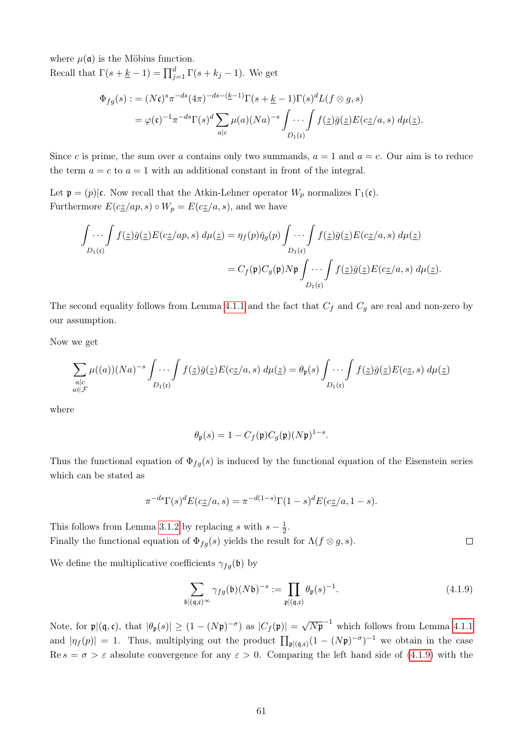where $\mu(\mathfrak{a})$ is the Möbius function.
Recall that $\Gamma(s+\underline{k}-1) = \prod_{j=1}^{d} \Gamma(s+k_j-1)$. We get

$$\begin{aligned}
\Phi_{fg}(s) :&= (N\mathfrak{c})^s \pi^{-ds} (4\pi)^{-ds-(\underline{k}-1)} \Gamma(s+\underline{k}-1)\Gamma(s)^d L(f\otimes g, s) \\
&= \varphi(\mathfrak{c})^{-1} \pi^{-ds} \Gamma(s)^d \sum_{a|c} \mu(a)(Na)^{-s} \int \cdots \int_{D_1(\mathfrak{c})} f(\underline{z}) \bar{g}(\underline{z}) E(c\underline{z}/a, s)\, d\mu(\underline{z}).
\end{aligned}$$

Since $c$ is prime, the sum over $a$ contains only two summands, $a=1$ and $a=c$. Our aim is to reduce the term $a=c$ to $a=1$ with an additional constant in front of the integral.

Let $\mathfrak{p} = (p)|\mathfrak{c}$. Now recall that the Atkin-Lehner operator $W_p$ normalizes $\Gamma_1(\mathfrak{c})$.
Furthermore $E(c\underline{z}/ap, s) \circ W_p = E(c\underline{z}/a, s)$, and we have

$$\begin{aligned}
\int \cdots \int_{D_1(\mathfrak{c})} f(\underline{z}) \bar{g}(\underline{z}) E(c\underline{z}/ap, s)\, d\mu(\underline{z}) &= \eta_f(p) \bar{\eta}_g(p) \int \cdots \int_{D_1(\mathfrak{c})} f(\underline{z}) \bar{g}(\underline{z}) E(c\underline{z}/a, s)\, d\mu(\underline{z}) \\
&= C_f(\mathfrak{p}) C_g(\mathfrak{p}) N\mathfrak{p} \int \cdots \int_{D_1(\mathfrak{c})} f(\underline{z}) \bar{g}(\underline{z}) E(c\underline{z}/a, s)\, d\mu(\underline{z}).
\end{aligned}$$

The second equality follows from Lemma 4.1.1 and the fact that $C_f$ and $C_g$ are real and non-zero by our assumption.

Now we get

$$\sum_{\substack{a|c \\ a\in\mathcal{F}}} \mu((a))(Na)^{-s} \int \cdots \int_{D_1(\mathfrak{c})} f(\underline{z}) \bar{g}(\underline{z}) E(c\underline{z}/a, s)\, d\mu(\underline{z}) = \theta_{\mathfrak{p}}(s) \int \cdots \int_{D_1(\mathfrak{c})} f(\underline{z}) \bar{g}(\underline{z}) E(c\underline{z}, s)\, d\mu(\underline{z})$$

where

$$\theta_{\mathfrak{p}}(s) = 1 - C_f(\mathfrak{p}) C_g(\mathfrak{p}) (N\mathfrak{p})^{1-s}.$$

Thus the functional equation of $\Phi_{fg}(s)$ is induced by the functional equation of the Eisenstein series which can be stated as

$$\pi^{-ds} \Gamma(s)^d E(c\underline{z}/a, s) = \pi^{-d(1-s)} \Gamma(1-s)^d E(c\underline{z}/a, 1-s).$$

This follows from Lemma 3.1.2 by replacing $s$ with $s - \frac{1}{2}$.
Finally the functional equation of $\Phi_{fg}(s)$ yields the result for $\Lambda(f\otimes g, s)$. $\square$

We define the multiplicative coefficients $\gamma_{fg}(\mathfrak{b})$ by

$$\sum_{\mathfrak{b}|(\mathfrak{q},\mathfrak{c})^\infty} \gamma_{fg}(\mathfrak{b})(N\mathfrak{b})^{-s} := \prod_{\mathfrak{p}|(\mathfrak{q},\mathfrak{c})} \theta_{\mathfrak{p}}(s)^{-1}. \tag{4.1.9}$$

Note, for $\mathfrak{p}|(\mathfrak{q},\mathfrak{c})$, that $|\theta_{\mathfrak{p}}(s)| \geq (1-(N\mathfrak{p})^{-\sigma})$ as $|C_f(\mathfrak{p})| = \sqrt{N\mathfrak{p}}^{-1}$ which follows from Lemma 4.1.1 and $|\eta_f(p)| = 1$. Thus, multiplying out the product $\prod_{\mathfrak{p}|(\mathfrak{q},\mathfrak{c})}(1-(N\mathfrak{p})^{-\sigma})^{-1}$ we obtain in the case $\operatorname{Re} s = \sigma > \varepsilon$ absolute convergence for any $\varepsilon > 0$. Comparing the left hand side of (4.1.9) with the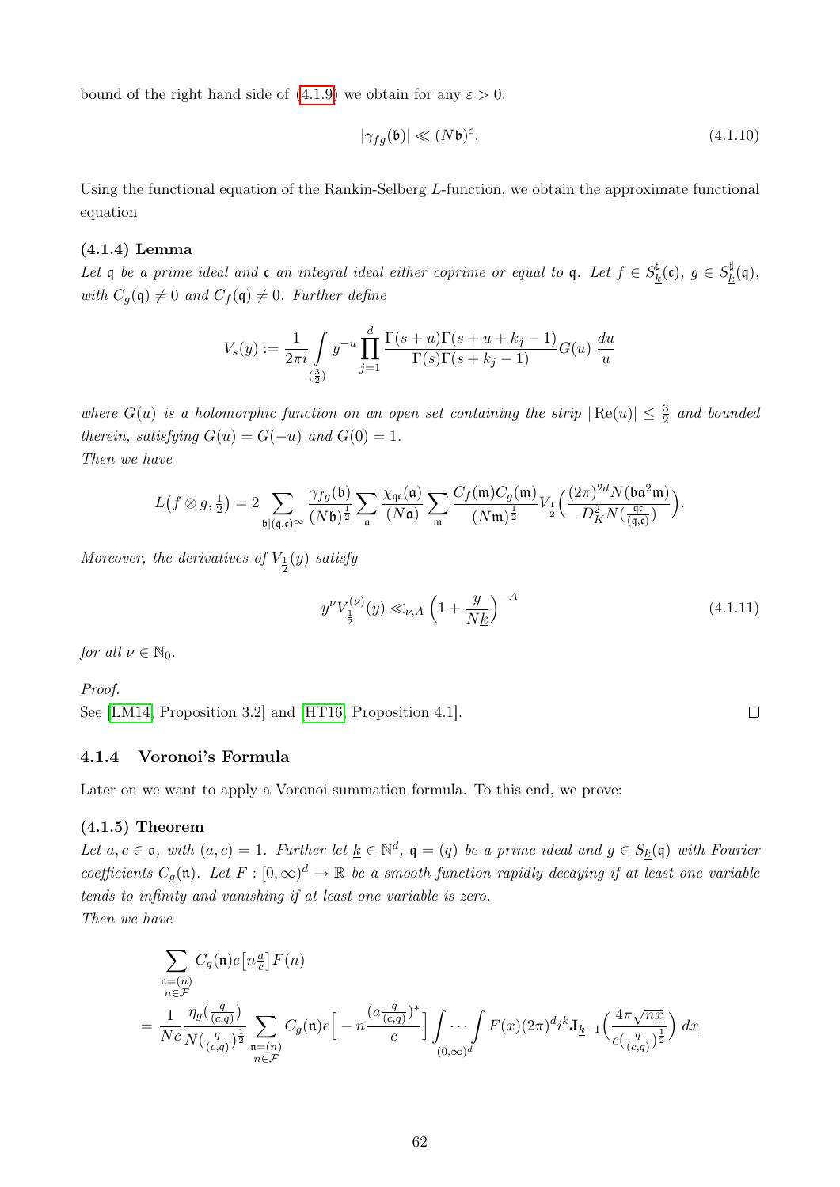bound of the right hand side of (4.1.9) we obtain for any $\varepsilon > 0$:

$$|\gamma_{fg}(\mathfrak{b})| \ll (N\mathfrak{b})^{\varepsilon}. \tag{4.1.10}$$

Using the functional equation of the Rankin-Selberg $L$-function, we obtain the approximate functional equation

**(4.1.4) Lemma**

*Let $\mathfrak{q}$ be a prime ideal and $\mathfrak{c}$ an integral ideal either coprime or equal to $\mathfrak{q}$. Let $f \in S_{\underline{k}}^{\sharp}(\mathfrak{c})$, $g \in S_{\underline{k}}^{\sharp}(\mathfrak{q})$, with $C_g(\mathfrak{q}) \neq 0$ and $C_f(\mathfrak{q}) \neq 0$. Further define*

$$V_s(y) := \frac{1}{2\pi i} \int_{(\frac{3}{2})} y^{-u} \prod_{j=1}^{d} \frac{\Gamma(s+u)\Gamma(s+u+k_j-1)}{\Gamma(s)\Gamma(s+k_j-1)} G(u) \, \frac{du}{u}$$

*where $G(u)$ is a holomorphic function on an open set containing the strip $|\operatorname{Re}(u)| \leq \frac{3}{2}$ and bounded therein, satisfying $G(u) = G(-u)$ and $G(0) = 1$.*
*Then we have*

$$L\big(f \otimes g, \tfrac{1}{2}\big) = 2 \sum_{\mathfrak{b} | (\mathfrak{q},\mathfrak{c})^{\infty}} \frac{\gamma_{fg}(\mathfrak{b})}{(N\mathfrak{b})^{\frac{1}{2}}} \sum_{\mathfrak{a}} \frac{\chi_{\mathfrak{q}\mathfrak{c}}(\mathfrak{a})}{(N\mathfrak{a})} \sum_{\mathfrak{m}} \frac{C_f(\mathfrak{m})C_g(\mathfrak{m})}{(N\mathfrak{m})^{\frac{1}{2}}} V_{\frac{1}{2}}\Big( \frac{(2\pi)^{2d} N(\mathfrak{b}\mathfrak{a}^2\mathfrak{m})}{D_K^2 N(\frac{\mathfrak{q}\mathfrak{c}}{(\mathfrak{q},\mathfrak{c})})} \Big).$$

*Moreover, the derivatives of $V_{\frac{1}{2}}(y)$ satisfy*

$$y^{\nu} V_{\frac{1}{2}}^{(\nu)}(y) \ll_{\nu,A} \Big(1 + \frac{y}{N\underline{k}}\Big)^{-A} \tag{4.1.11}$$

*for all $\nu \in \mathbb{N}_0$.*

*Proof.*
See [LM14, Proposition 3.2] and [HT16, Proposition 4.1]. □

### 4.1.4 Voronoi's Formula

Later on we want to apply a Voronoi summation formula. To this end, we prove:

**(4.1.5) Theorem**

*Let $a, c \in \mathfrak{o}$, with $(a, c) = 1$. Further let $\underline{k} \in \mathbb{N}^d$, $\mathfrak{q} = (q)$ be a prime ideal and $g \in S_{\underline{k}}(\mathfrak{q})$ with Fourier coefficients $C_g(\mathfrak{n})$. Let $F : [0, \infty)^d \to \mathbb{R}$ be a smooth function rapidly decaying if at least one variable tends to infinity and vanishing if at least one variable is zero.*
*Then we have*

$$\begin{aligned}
&\sum_{\substack{\mathfrak{n}=(n) \\ n \in \mathcal{F}}} C_g(\mathfrak{n}) e\big[n \tfrac{a}{c}\big] F(n) \\
&= \frac{1}{Nc} \frac{\eta_g\big(\frac{q}{(c,q)}\big)}{N\big(\frac{q}{(c,q)}\big)^{\frac{1}{2}}} \sum_{\substack{\mathfrak{n}=(n) \\ n \in \mathcal{F}}} C_g(\mathfrak{n}) e\Big[-n \frac{\big(a\frac{q}{(c,q)}\big)^*}{c}\Big] \int \cdots \int_{(0,\infty)^d} F(\underline{x}) (2\pi)^d i^{\underline{k}} \mathbf{J}_{\underline{k}-1}\Big( \frac{4\pi\sqrt{n\underline{x}}}{c\big(\frac{q}{(c,q)}\big)^{\frac{1}{2}}} \Big) \, d\underline{x}
\end{aligned}$$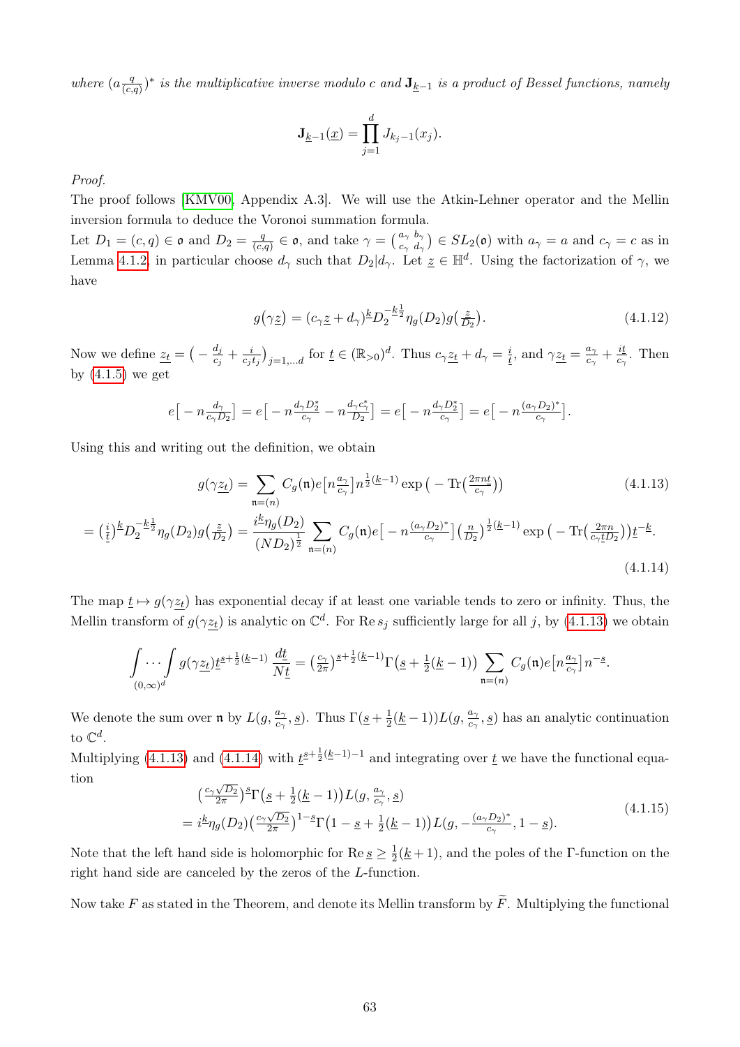*where* $(a\frac{q}{(c,q)})^*$ *is the multiplicative inverse modulo* $c$ *and* $\mathbf{J}_{\underline{k}-1}$ *is a product of Bessel functions, namely*

$$\mathbf{J}_{\underline{k}-1}(\underline{x}) = \prod_{j=1}^{d} J_{k_j-1}(x_j).$$

*Proof.*
The proof follows [KMV00, Appendix A.3]. We will use the Atkin-Lehner operator and the Mellin inversion formula to deduce the Voronoi summation formula.
Let $D_1 = (c,q) \in \mathfrak{o}$ and $D_2 = \frac{q}{(c,q)} \in \mathfrak{o}$, and take $\gamma = \left(\begin{smallmatrix} a_\gamma & b_\gamma \\ c_\gamma & d_\gamma \end{smallmatrix}\right) \in SL_2(\mathfrak{o})$ with $a_\gamma = a$ and $c_\gamma = c$ as in Lemma 4.1.2, in particular choose $d_\gamma$ such that $D_2 | d_\gamma$. Let $\underline{z} \in \mathbb{H}^d$. Using the factorization of $\gamma$, we have

$$g(\gamma \underline{z}) = (c_\gamma \underline{z} + d_\gamma)^{\underline{k}} D_2^{-\underline{k}\frac{1}{2}} \eta_g(D_2) g\big(\tfrac{\underline{z}}{D_2}\big). \tag{4.1.12}$$

Now we define $\underline{z_t} = \big(-\frac{d_j}{c_j} + \frac{i}{c_j t_j}\big)_{j=1,\dots d}$ for $\underline{t} \in (\mathbb{R}_{>0})^d$. Thus $c_\gamma \underline{z_t} + d_\gamma = \frac{i}{\underline{t}}$, and $\gamma \underline{z_t} = \frac{a_\gamma}{c_\gamma} + \frac{i\underline{t}}{c_\gamma}$. Then by (4.1.5) we get

$$e\big[-n\tfrac{d_\gamma}{c_\gamma D_2}\big] = e\big[-n\tfrac{d_\gamma D_2^*}{c_\gamma} - n\tfrac{d_\gamma c_\gamma^*}{D_2}\big] = e\big[-n\tfrac{d_\gamma D_2^*}{c_\gamma}\big] = e\big[-n\tfrac{(a_\gamma D_2)^*}{c_\gamma}\big].$$

Using this and writing out the definition, we obtain

$$g(\gamma \underline{z_t}) = \sum_{\mathfrak{n}=(n)} C_g(\mathfrak{n}) e\big[n\tfrac{a_\gamma}{c_\gamma}\big] n^{\frac{1}{2}(\underline{k}-1)} \exp\big(-\operatorname{Tr}\big(\tfrac{2\pi n \underline{t}}{c_\gamma}\big)\big) \tag{4.1.13}$$

$$= \big(\tfrac{i}{\underline{t}}\big)^{\underline{k}} D_2^{-\underline{k}\frac{1}{2}} \eta_g(D_2) g\big(\tfrac{\underline{z}}{D_2}\big) = \frac{i^{\underline{k}} \eta_g(D_2)}{(ND_2)^{\frac{1}{2}}} \sum_{\mathfrak{n}=(n)} C_g(\mathfrak{n}) e\big[-n\tfrac{(a_\gamma D_2)^*}{c_\gamma}\big] \big(\tfrac{n}{D_2}\big)^{\frac{1}{2}(\underline{k}-1)} \exp\big(-\operatorname{Tr}\big(\tfrac{2\pi n}{c_\gamma \underline{t} D_2}\big)\big) \underline{t}^{-\underline{k}}. \tag{4.1.14}$$

The map $\underline{t} \mapsto g(\gamma \underline{z_t})$ has exponential decay if at least one variable tends to zero or infinity. Thus, the Mellin transform of $g(\gamma \underline{z_t})$ is analytic on $\mathbb{C}^d$. For $\operatorname{Re} s_j$ sufficiently large for all $j$, by (4.1.13) we obtain

$$\int \cdots \int_{(0,\infty)^d} g(\gamma \underline{z_t}) \underline{t}^{\underline{s}+\frac{1}{2}(\underline{k}-1)} \frac{d\underline{t}}{N\underline{t}} = \big(\tfrac{c_\gamma}{2\pi}\big)^{\underline{s}+\frac{1}{2}(\underline{k}-1)} \Gamma\big(\underline{s} + \tfrac{1}{2}(\underline{k}-1)\big) \sum_{\mathfrak{n}=(n)} C_g(\mathfrak{n}) e\big[n\tfrac{a_\gamma}{c_\gamma}\big] n^{-\underline{s}}.$$

We denote the sum over $\mathfrak{n}$ by $L(g, \frac{a_\gamma}{c_\gamma}, \underline{s})$. Thus $\Gamma(\underline{s} + \frac{1}{2}(\underline{k}-1)) L(g, \frac{a_\gamma}{c_\gamma}, \underline{s})$ has an analytic continuation to $\mathbb{C}^d$.
Multiplying (4.1.13) and (4.1.14) with $\underline{t}^{\underline{s}+\frac{1}{2}(\underline{k}-1)-1}$ and integrating over $\underline{t}$ we have the functional equation

$$\begin{aligned} &\big(\tfrac{c_\gamma \sqrt{D_2}}{2\pi}\big)^{\underline{s}} \Gamma\big(\underline{s} + \tfrac{1}{2}(\underline{k}-1)\big) L(g, \tfrac{a_\gamma}{c_\gamma}, \underline{s}) \\ &= i^{\underline{k}} \eta_g(D_2) \big(\tfrac{c_\gamma \sqrt{D_2}}{2\pi}\big)^{1-\underline{s}} \Gamma\big(1 - \underline{s} + \tfrac{1}{2}(\underline{k}-1)\big) L(g, -\tfrac{(a_\gamma D_2)^*}{c_\gamma}, 1-\underline{s}). \end{aligned} \tag{4.1.15}$$

Note that the left hand side is holomorphic for $\operatorname{Re} \underline{s} \geq \frac{1}{2}(\underline{k}+1)$, and the poles of the $\Gamma$-function on the right hand side are canceled by the zeros of the $L$-function.

Now take $F$ as stated in the Theorem, and denote its Mellin transform by $\widetilde{F}$. Multiplying the functional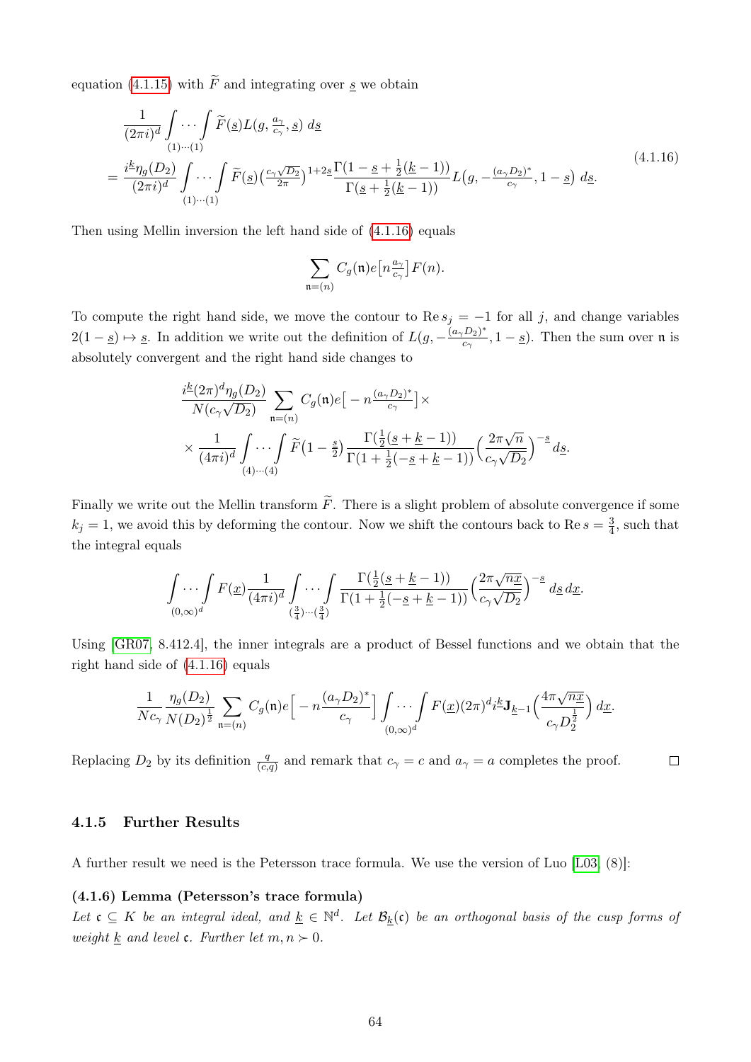equation (4.1.15) with $\widetilde{F}$ and integrating over $\underline{s}$ we obtain

$$
\begin{aligned}
&\frac{1}{(2\pi i)^d} \int_{(1)\cdots(1)} \cdots \int \widetilde{F}(\underline{s}) L(g, \tfrac{a_\gamma}{c_\gamma}, \underline{s})\, d\underline{s} \\
&= \frac{i^{\underline{k}} \eta_g(D_2)}{(2\pi i)^d} \int_{(1)\cdots(1)} \cdots \int \widetilde{F}(\underline{s}) \big(\tfrac{c_\gamma \sqrt{D_2}}{2\pi}\big)^{1+2\underline{s}} \frac{\Gamma(1-\underline{s}+\frac{1}{2}(\underline{k}-1))}{\Gamma(\underline{s}+\frac{1}{2}(\underline{k}-1))} L\big(g, -\tfrac{(a_\gamma D_2)^*}{c_\gamma}, 1-\underline{s}\big)\, d\underline{s}.
\end{aligned}
\tag{4.1.16}
$$

Then using Mellin inversion the left hand side of (4.1.16) equals

$$
\sum_{\mathfrak{n}=(n)} C_g(\mathfrak{n}) e\big[n \tfrac{a_\gamma}{c_\gamma}\big] F(n).
$$

To compute the right hand side, we move the contour to $\operatorname{Re} s_j = -1$ for all $j$, and change variables $2(1-\underline{s}) \mapsto \underline{s}$. In addition we write out the definition of $L(g, -\frac{(a_\gamma D_2)^*}{c_\gamma}, 1-\underline{s})$. Then the sum over $\mathfrak{n}$ is absolutely convergent and the right hand side changes to

$$
\begin{aligned}
&\frac{i^{\underline{k}} (2\pi)^d \eta_g(D_2)}{N(c_\gamma \sqrt{D_2})} \sum_{\mathfrak{n}=(n)} C_g(\mathfrak{n}) e\big[-n \tfrac{(a_\gamma D_2)^*}{c_\gamma}\big] \times \\
&\times \frac{1}{(4\pi i)^d} \int_{(4)\cdots(4)} \cdots \int \widetilde{F}(1-\tfrac{\underline{s}}{2}) \frac{\Gamma(\frac{1}{2}(\underline{s}+\underline{k}-1))}{\Gamma(1+\frac{1}{2}(-\underline{s}+\underline{k}-1))} \Big(\frac{2\pi\sqrt{n}}{c_\gamma \sqrt{D_2}}\Big)^{-\underline{s}} d\underline{s}.
\end{aligned}
$$

Finally we write out the Mellin transform $\widetilde{F}$. There is a slight problem of absolute convergence if some $k_j = 1$, we avoid this by deforming the contour. Now we shift the contours back to $\operatorname{Re} s = \frac{3}{4}$, such that the integral equals

$$
\int_{(0,\infty)^d} \cdots \int F(\underline{x}) \frac{1}{(4\pi i)^d} \int_{(\frac{3}{4})\cdots(\frac{3}{4})} \cdots \int \frac{\Gamma(\frac{1}{2}(\underline{s}+\underline{k}-1))}{\Gamma(1+\frac{1}{2}(-\underline{s}+\underline{k}-1))} \Big(\frac{2\pi\sqrt{n\underline{x}}}{c_\gamma \sqrt{D_2}}\Big)^{-\underline{s}} d\underline{s}\, d\underline{x}.
$$

Using [GR07, 8.412.4], the inner integrals are a product of Bessel functions and we obtain that the right hand side of (4.1.16) equals

$$
\frac{1}{Nc_\gamma} \frac{\eta_g(D_2)}{N(D_2)^{\frac{1}{2}}} \sum_{\mathfrak{n}=(n)} C_g(\mathfrak{n}) e\Big[-n \frac{(a_\gamma D_2)^*}{c_\gamma}\Big] \int_{(0,\infty)^d} \cdots \int F(\underline{x}) (2\pi)^d i^{\underline{k}} \mathbf{J}_{\underline{k}-1}\Big(\frac{4\pi\sqrt{n\underline{x}}}{c_\gamma D_2^{\frac{1}{2}}}\Big)\, d\underline{x}.
$$

Replacing $D_2$ by its definition $\frac{q}{(c,q)}$ and remark that $c_\gamma = c$ and $a_\gamma = a$ completes the proof. $\square$

### 4.1.5 Further Results

A further result we need is the Petersson trace formula. We use the version of Luo [L03] (8)]:

**(4.1.6) Lemma (Petersson's trace formula)**
*Let $\mathfrak{c} \subseteq K$ be an integral ideal, and $\underline{k} \in \mathbb{N}^d$. Let $\mathcal{B}_{\underline{k}}(\mathfrak{c})$ be an orthogonal basis of the cusp forms of weight $\underline{k}$ and level $\mathfrak{c}$. Further let $m, n \succ 0$.*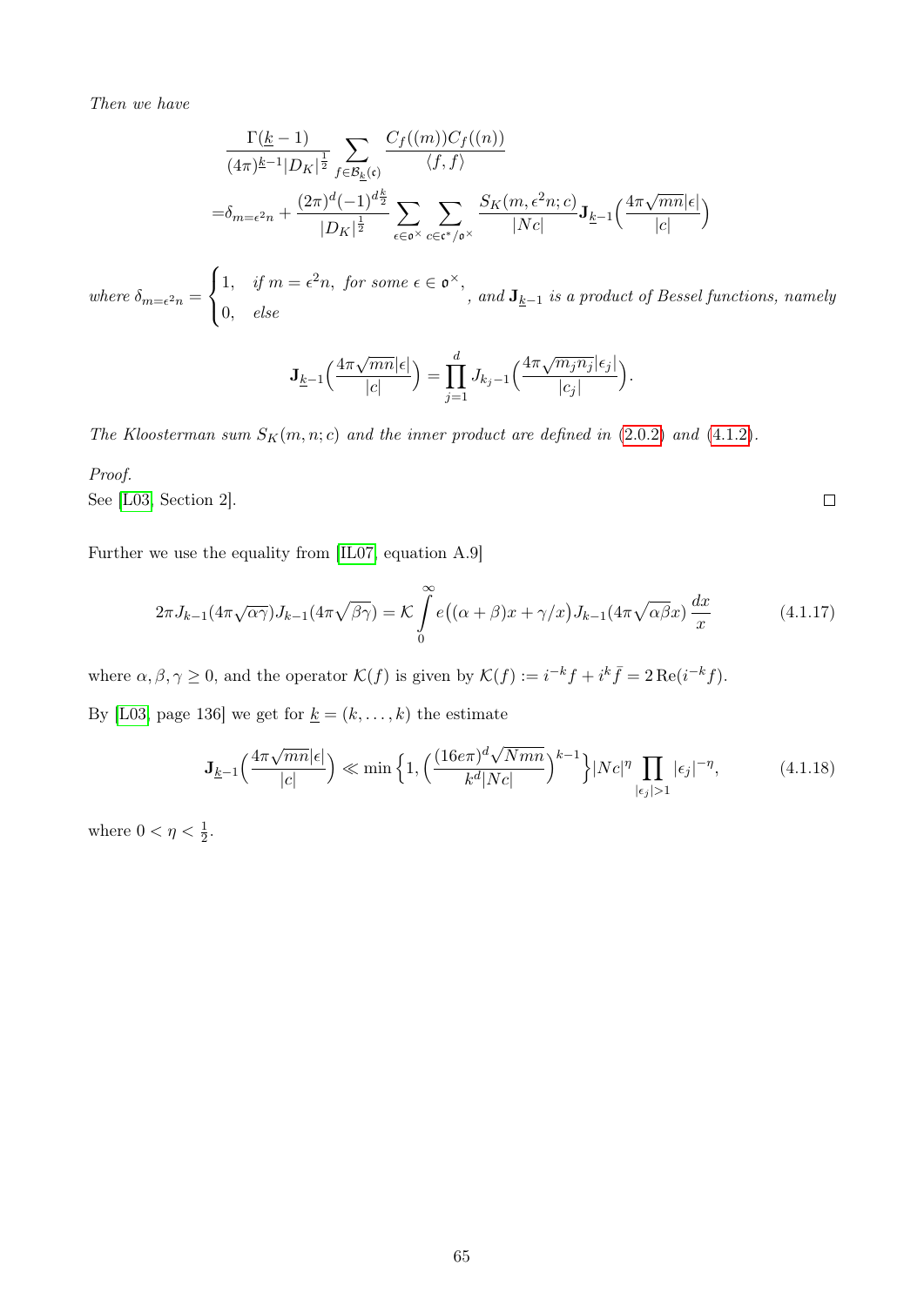*Then we have*

$$
\begin{aligned}
&\frac{\Gamma(\underline{k}-1)}{(4\pi)^{\underline{k}-1}|D_K|^{\frac{1}{2}}} \sum_{f\in\mathcal{B}_{\underline{k}}(\mathfrak{c})} \frac{C_f((m))C_f((n))}{\langle f,f\rangle} \\
=&\delta_{m=\epsilon^2 n} + \frac{(2\pi)^d(-1)^{d\frac{k}{2}}}{|D_K|^{\frac{1}{2}}} \sum_{\epsilon\in\mathfrak{o}^\times} \sum_{c\in\mathfrak{c}^*/\mathfrak{o}^\times} \frac{S_K(m,\epsilon^2 n;c)}{|Nc|} \mathbf{J}_{\underline{k}-1}\Big(\frac{4\pi\sqrt{mn}|\epsilon|}{|c|}\Big)
\end{aligned}
$$

*where* $\delta_{m=\epsilon^2 n} = \begin{cases} 1, & \text{if } m=\epsilon^2 n, \text{ for some } \epsilon\in\mathfrak{o}^\times, \\ 0, & \text{else} \end{cases}$*, and* $\mathbf{J}_{\underline{k}-1}$ *is a product of Bessel functions, namely*

$$
\mathbf{J}_{\underline{k}-1}\Big(\frac{4\pi\sqrt{mn}|\epsilon|}{|c|}\Big) = \prod_{j=1}^{d} J_{k_j-1}\Big(\frac{4\pi\sqrt{m_j n_j}|\epsilon_j|}{|c_j|}\Big).
$$

*The Kloosterman sum* $S_K(m,n;c)$ *and the inner product are defined in* (2.0.2) *and* (4.1.2)*.*

*Proof.*
See [L03, Section 2]. ∎

Further we use the equality from [IL07, equation A.9]

$$
2\pi J_{k-1}(4\pi\sqrt{\alpha\gamma})J_{k-1}(4\pi\sqrt{\beta\gamma}) = \mathcal{K}\int_0^\infty e\big((\alpha+\beta)x+\gamma/x\big)J_{k-1}(4\pi\sqrt{\alpha\beta}x)\,\frac{dx}{x} \tag{4.1.17}
$$

where $\alpha,\beta,\gamma\geq 0$, and the operator $\mathcal{K}(f)$ is given by $\mathcal{K}(f) := i^{-k}f + i^k\bar{f} = 2\operatorname{Re}(i^{-k}f)$.

By [L03, page 136] we get for $\underline{k}=(k,\dots,k)$ the estimate

$$
\mathbf{J}_{\underline{k}-1}\Big(\frac{4\pi\sqrt{mn}|\epsilon|}{|c|}\Big) \ll \min\Big\{1, \Big(\frac{(16e\pi)^d\sqrt{Nmn}}{k^d|Nc|}\Big)^{k-1}\Big\}|Nc|^\eta \prod_{|\epsilon_j|>1}|\epsilon_j|^{-\eta}, \tag{4.1.18}
$$

where $0<\eta<\frac{1}{2}$.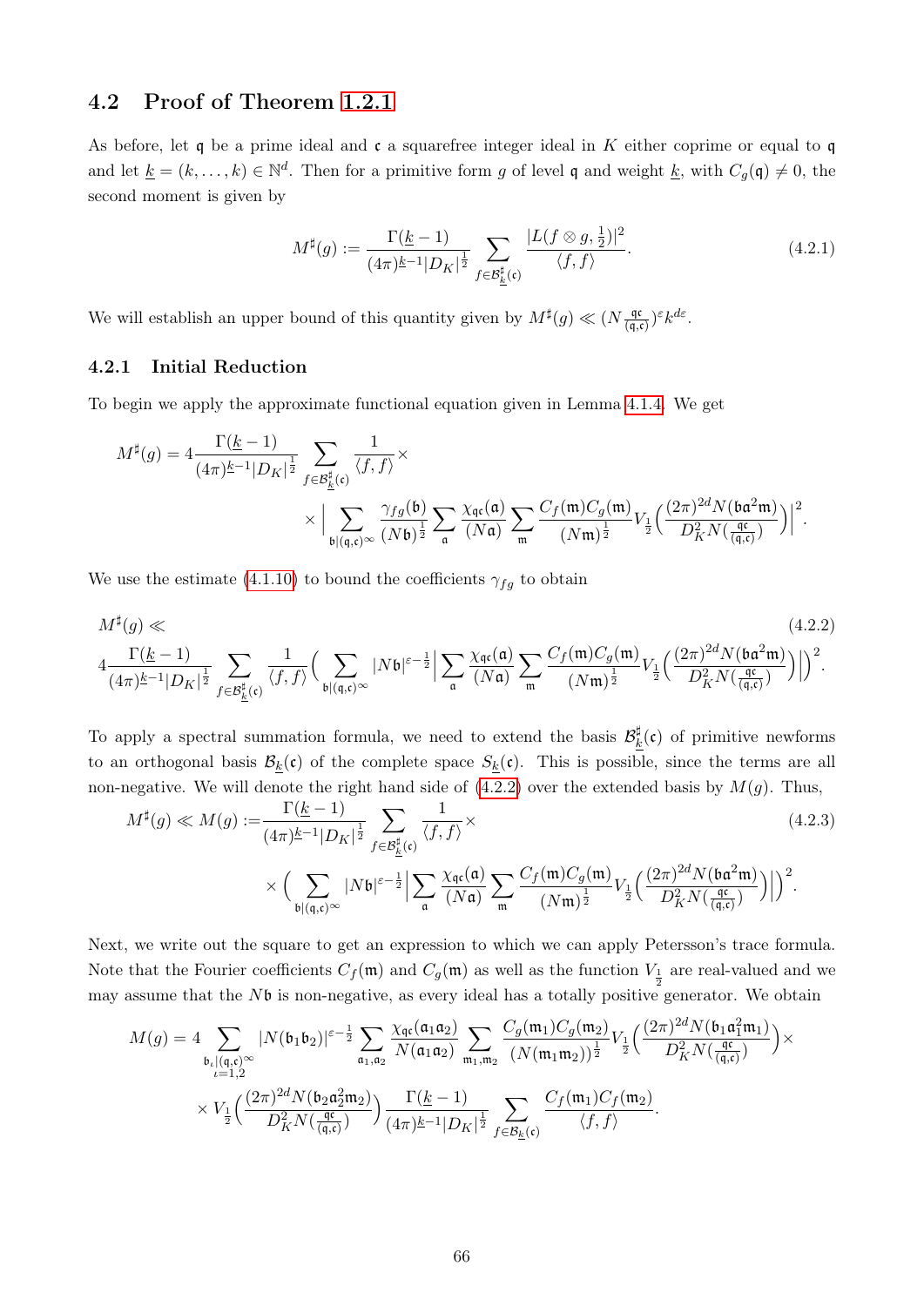## 4.2 Proof of Theorem 1.2.1

As before, let $\mathfrak{q}$ be a prime ideal and $\mathfrak{c}$ a squarefree integer ideal in $K$ either coprime or equal to $\mathfrak{q}$ and let $\underline{k} = (k, \ldots, k) \in \mathbb{N}^d$. Then for a primitive form $g$ of level $\mathfrak{q}$ and weight $\underline{k}$, with $C_g(\mathfrak{q}) \neq 0$, the second moment is given by

$$M^\sharp(g) := \frac{\Gamma(\underline{k}-1)}{(4\pi)^{\underline{k}-1}|D_K|^{\frac{1}{2}}} \sum_{f \in \mathcal{B}^\sharp_{\underline{k}}(\mathfrak{c})} \frac{|L(f \otimes g, \frac{1}{2})|^2}{\langle f, f\rangle}. \tag{4.2.1}$$

We will establish an upper bound of this quantity given by $M^\sharp(g) \ll (N\frac{\mathfrak{q}\mathfrak{c}}{(\mathfrak{q},\mathfrak{c})})^\varepsilon k^{d\varepsilon}$.

### 4.2.1 Initial Reduction

To begin we apply the approximate functional equation given in Lemma 4.1.4. We get

$$M^\sharp(g) = 4\frac{\Gamma(\underline{k}-1)}{(4\pi)^{\underline{k}-1}|D_K|^{\frac{1}{2}}} \sum_{f \in \mathcal{B}^\sharp_{\underline{k}}(\mathfrak{c})} \frac{1}{\langle f, f\rangle} \times$$
$$\times \Big| \sum_{\mathfrak{b}|(\mathfrak{q},\mathfrak{c})^\infty} \frac{\gamma_{fg}(\mathfrak{b})}{(N\mathfrak{b})^{\frac{1}{2}}} \sum_{\mathfrak{a}} \frac{\chi_{\mathfrak{q}\mathfrak{c}}(\mathfrak{a})}{(N\mathfrak{a})} \sum_{\mathfrak{m}} \frac{C_f(\mathfrak{m})C_g(\mathfrak{m})}{(N\mathfrak{m})^{\frac{1}{2}}} V_{\frac{1}{2}}\Big(\frac{(2\pi)^{2d}N(\mathfrak{b}\mathfrak{a}^2\mathfrak{m})}{D_K^2 N(\frac{\mathfrak{q}\mathfrak{c}}{(\mathfrak{q},\mathfrak{c})})}\Big)\Big|^2.$$

We use the estimate (4.1.10) to bound the coefficients $\gamma_{fg}$ to obtain

$$M^\sharp(g) \ll \tag{4.2.2}$$
$$4\frac{\Gamma(\underline{k}-1)}{(4\pi)^{\underline{k}-1}|D_K|^{\frac{1}{2}}} \sum_{f \in \mathcal{B}^\sharp_{\underline{k}}(\mathfrak{c})} \frac{1}{\langle f, f\rangle}\Big( \sum_{\mathfrak{b}|(\mathfrak{q},\mathfrak{c})^\infty} |N\mathfrak{b}|^{\varepsilon-\frac{1}{2}} \Big| \sum_{\mathfrak{a}} \frac{\chi_{\mathfrak{q}\mathfrak{c}}(\mathfrak{a})}{(N\mathfrak{a})} \sum_{\mathfrak{m}} \frac{C_f(\mathfrak{m})C_g(\mathfrak{m})}{(N\mathfrak{m})^{\frac{1}{2}}} V_{\frac{1}{2}}\Big(\frac{(2\pi)^{2d}N(\mathfrak{b}\mathfrak{a}^2\mathfrak{m})}{D_K^2 N(\frac{\mathfrak{q}\mathfrak{c}}{(\mathfrak{q},\mathfrak{c})})}\Big)\Big|\Big)^2.$$

To apply a spectral summation formula, we need to extend the basis $\mathcal{B}^\sharp_{\underline{k}}(\mathfrak{c})$ of primitive newforms to an orthogonal basis $\mathcal{B}_{\underline{k}}(\mathfrak{c})$ of the complete space $S_{\underline{k}}(\mathfrak{c})$. This is possible, since the terms are all non-negative. We will denote the right hand side of (4.2.2) over the extended basis by $M(g)$. Thus,

$$M^\sharp(g) \ll M(g) := \frac{\Gamma(\underline{k}-1)}{(4\pi)^{\underline{k}-1}|D_K|^{\frac{1}{2}}} \sum_{f \in \mathcal{B}^\sharp_{\underline{k}}(\mathfrak{c})} \frac{1}{\langle f, f\rangle} \times \tag{4.2.3}$$
$$\times \Big( \sum_{\mathfrak{b}|(\mathfrak{q},\mathfrak{c})^\infty} |N\mathfrak{b}|^{\varepsilon-\frac{1}{2}} \Big| \sum_{\mathfrak{a}} \frac{\chi_{\mathfrak{q}\mathfrak{c}}(\mathfrak{a})}{(N\mathfrak{a})} \sum_{\mathfrak{m}} \frac{C_f(\mathfrak{m})C_g(\mathfrak{m})}{(N\mathfrak{m})^{\frac{1}{2}}} V_{\frac{1}{2}}\Big(\frac{(2\pi)^{2d}N(\mathfrak{b}\mathfrak{a}^2\mathfrak{m})}{D_K^2 N(\frac{\mathfrak{q}\mathfrak{c}}{(\mathfrak{q},\mathfrak{c})})}\Big)\Big|\Big)^2.$$

Next, we write out the square to get an expression to which we can apply Petersson's trace formula. Note that the Fourier coefficients $C_f(\mathfrak{m})$ and $C_g(\mathfrak{m})$ as well as the function $V_{\frac{1}{2}}$ are real-valued and we may assume that the $N\mathfrak{b}$ is non-negative, as every ideal has a totally positive generator. We obtain

$$M(g) = 4 \sum_{\substack{\mathfrak{b}_\iota|(\mathfrak{q},\mathfrak{c})^\infty \\ \iota=1,2}} |N(\mathfrak{b}_1\mathfrak{b}_2)|^{\varepsilon-\frac{1}{2}} \sum_{\mathfrak{a}_1,\mathfrak{a}_2} \frac{\chi_{\mathfrak{q}\mathfrak{c}}(\mathfrak{a}_1\mathfrak{a}_2)}{N(\mathfrak{a}_1\mathfrak{a}_2)} \sum_{\mathfrak{m}_1,\mathfrak{m}_2} \frac{C_g(\mathfrak{m}_1)C_g(\mathfrak{m}_2)}{(N(\mathfrak{m}_1\mathfrak{m}_2))^{\frac{1}{2}}} V_{\frac{1}{2}}\Big(\frac{(2\pi)^{2d}N(\mathfrak{b}_1\mathfrak{a}_1^2\mathfrak{m}_1)}{D_K^2 N(\frac{\mathfrak{q}\mathfrak{c}}{(\mathfrak{q},\mathfrak{c})})}\Big) \times$$
$$\times V_{\frac{1}{2}}\Big(\frac{(2\pi)^{2d}N(\mathfrak{b}_2\mathfrak{a}_2^2\mathfrak{m}_2)}{D_K^2 N(\frac{\mathfrak{q}\mathfrak{c}}{(\mathfrak{q},\mathfrak{c})})}\Big) \frac{\Gamma(\underline{k}-1)}{(4\pi)^{\underline{k}-1}|D_K|^{\frac{1}{2}}} \sum_{f \in \mathcal{B}_{\underline{k}}(\mathfrak{c})} \frac{C_f(\mathfrak{m}_1)C_f(\mathfrak{m}_2)}{\langle f, f\rangle}.$$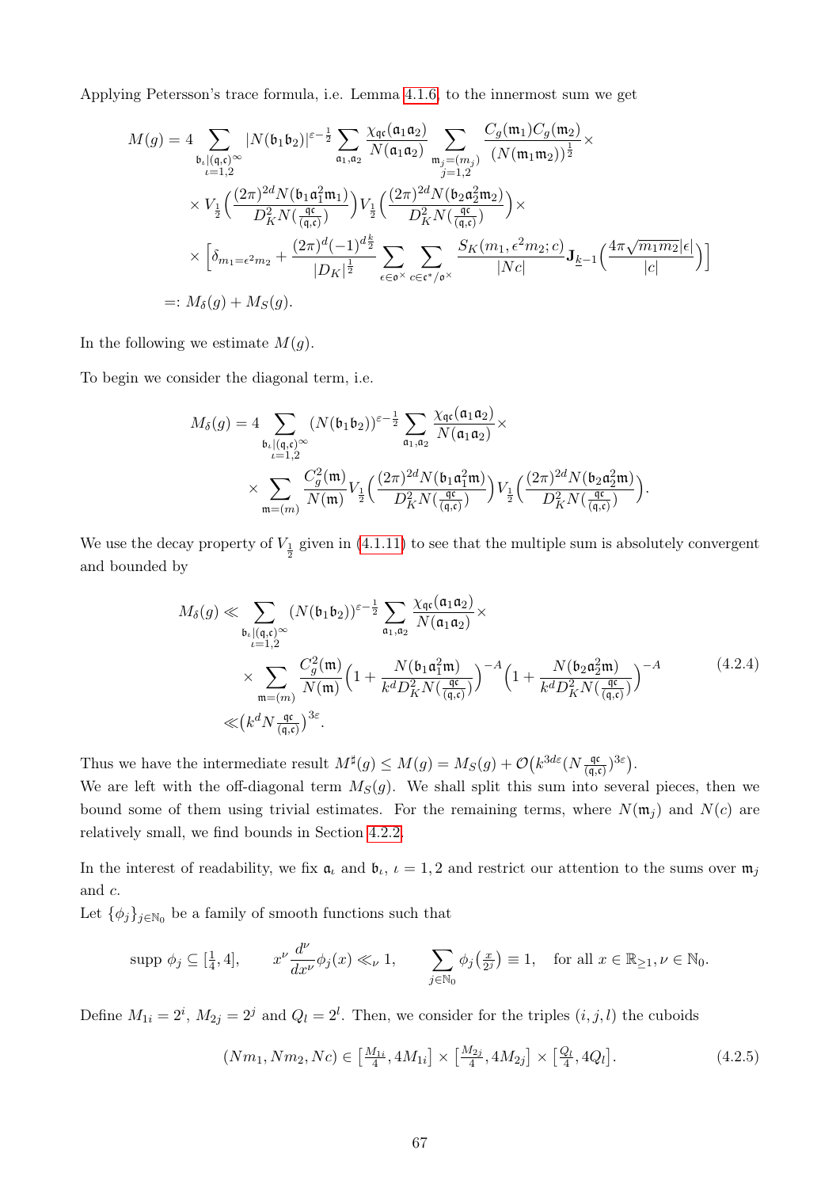Applying Petersson's trace formula, i.e. Lemma 4.1.6, to the innermost sum we get

$$
\begin{aligned}
M(g) = 4 &\sum_{\substack{\mathfrak{b}_\iota | (\mathfrak{q},\mathfrak{c})^\infty \\ \iota=1,2}} |N(\mathfrak{b}_1\mathfrak{b}_2)|^{\varepsilon-\frac{1}{2}} \sum_{\mathfrak{a}_1,\mathfrak{a}_2} \frac{\chi_{\mathfrak{q}\mathfrak{c}}(\mathfrak{a}_1\mathfrak{a}_2)}{N(\mathfrak{a}_1\mathfrak{a}_2)} \sum_{\substack{\mathfrak{m}_j=(m_j) \\ j=1,2}} \frac{C_g(\mathfrak{m}_1)C_g(\mathfrak{m}_2)}{(N(\mathfrak{m}_1\mathfrak{m}_2))^{\frac{1}{2}}} \times \\
&\times V_{\frac{1}{2}}\Big(\frac{(2\pi)^{2d}N(\mathfrak{b}_1\mathfrak{a}_1^2\mathfrak{m}_1)}{D_K^2 N(\frac{\mathfrak{q}\mathfrak{c}}{(\mathfrak{q},\mathfrak{c})})}\Big) V_{\frac{1}{2}}\Big(\frac{(2\pi)^{2d}N(\mathfrak{b}_2\mathfrak{a}_2^2\mathfrak{m}_2)}{D_K^2 N(\frac{\mathfrak{q}\mathfrak{c}}{(\mathfrak{q},\mathfrak{c})})}\Big) \times \\
&\times \Big[\delta_{m_1=\epsilon^2 m_2} + \frac{(2\pi)^d(-1)^{d\frac{k}{2}}}{|D_K|^{\frac{1}{2}}} \sum_{\epsilon\in\mathfrak{o}^\times} \sum_{c\in\mathfrak{c}^*/\mathfrak{o}^\times} \frac{S_K(m_1,\epsilon^2 m_2;c)}{|Nc|} \mathbf{J}_{\underline{k}-1}\Big(\frac{4\pi\sqrt{m_1 m_2}|\epsilon|}{|c|}\Big)\Big] \\
=:&\, M_\delta(g) + M_S(g).
\end{aligned}
$$

In the following we estimate $M(g)$.

To begin we consider the diagonal term, i.e.

$$
\begin{aligned}
M_\delta(g) = 4 &\sum_{\substack{\mathfrak{b}_\iota | (\mathfrak{q},\mathfrak{c})^\infty \\ \iota=1,2}} (N(\mathfrak{b}_1\mathfrak{b}_2))^{\varepsilon-\frac{1}{2}} \sum_{\mathfrak{a}_1,\mathfrak{a}_2} \frac{\chi_{\mathfrak{q}\mathfrak{c}}(\mathfrak{a}_1\mathfrak{a}_2)}{N(\mathfrak{a}_1\mathfrak{a}_2)} \times \\
&\times \sum_{\mathfrak{m}=(m)} \frac{C_g^2(\mathfrak{m})}{N(\mathfrak{m})} V_{\frac{1}{2}}\Big(\frac{(2\pi)^{2d}N(\mathfrak{b}_1\mathfrak{a}_1^2\mathfrak{m})}{D_K^2 N(\frac{\mathfrak{q}\mathfrak{c}}{(\mathfrak{q},\mathfrak{c})})}\Big) V_{\frac{1}{2}}\Big(\frac{(2\pi)^{2d}N(\mathfrak{b}_2\mathfrak{a}_2^2\mathfrak{m})}{D_K^2 N(\frac{\mathfrak{q}\mathfrak{c}}{(\mathfrak{q},\mathfrak{c})})}\Big).
\end{aligned}
$$

We use the decay property of $V_{\frac{1}{2}}$ given in (4.1.11) to see that the multiple sum is absolutely convergent and bounded by

$$
\begin{aligned}
M_\delta(g) \ll &\sum_{\substack{\mathfrak{b}_\iota | (\mathfrak{q},\mathfrak{c})^\infty \\ \iota=1,2}} (N(\mathfrak{b}_1\mathfrak{b}_2))^{\varepsilon-\frac{1}{2}} \sum_{\mathfrak{a}_1,\mathfrak{a}_2} \frac{\chi_{\mathfrak{q}\mathfrak{c}}(\mathfrak{a}_1\mathfrak{a}_2)}{N(\mathfrak{a}_1\mathfrak{a}_2)} \times \\
&\times \sum_{\mathfrak{m}=(m)} \frac{C_g^2(\mathfrak{m})}{N(\mathfrak{m})} \Big(1 + \frac{N(\mathfrak{b}_1\mathfrak{a}_1^2\mathfrak{m})}{k^d D_K^2 N(\frac{\mathfrak{q}\mathfrak{c}}{(\mathfrak{q},\mathfrak{c})})}\Big)^{-A} \Big(1 + \frac{N(\mathfrak{b}_2\mathfrak{a}_2^2\mathfrak{m})}{k^d D_K^2 N(\frac{\mathfrak{q}\mathfrak{c}}{(\mathfrak{q},\mathfrak{c})})}\Big)^{-A} \\
\ll& \big(k^d N\tfrac{\mathfrak{q}\mathfrak{c}}{(\mathfrak{q},\mathfrak{c})}\big)^{3\varepsilon}.
\end{aligned}
\tag{4.2.4}
$$

Thus we have the intermediate result $M^\sharp(g) \le M(g) = M_S(g) + \mathcal{O}\big(k^{3d\varepsilon}(N\frac{\mathfrak{q}\mathfrak{c}}{(\mathfrak{q},\mathfrak{c})})^{3\varepsilon}\big)$.
We are left with the off-diagonal term $M_S(g)$. We shall split this sum into several pieces, then we bound some of them using trivial estimates. For the remaining terms, where $N(\mathfrak{m}_j)$ and $N(c)$ are relatively small, we find bounds in Section 4.2.2.

In the interest of readability, we fix $\mathfrak{a}_\iota$ and $\mathfrak{b}_\iota$, $\iota = 1,2$ and restrict our attention to the sums over $\mathfrak{m}_j$ and $c$.
Let $\{\phi_j\}_{j\in\mathbb{N}_0}$ be a family of smooth functions such that

$$
\text{supp } \phi_j \subseteq [\tfrac{1}{4}, 4], \qquad x^\nu \frac{d^\nu}{dx^\nu}\phi_j(x) \ll_\nu 1, \qquad \sum_{j\in\mathbb{N}_0} \phi_j\big(\tfrac{x}{2^j}\big) \equiv 1, \quad \text{for all } x \in \mathbb{R}_{\ge 1}, \nu \in \mathbb{N}_0.
$$

Define $M_{1i} = 2^i$, $M_{2j} = 2^j$ and $Q_l = 2^l$. Then, we consider for the triples $(i,j,l)$ the cuboids

$$
(Nm_1, Nm_2, Nc) \in \big[\tfrac{M_{1i}}{4}, 4M_{1i}\big] \times \big[\tfrac{M_{2j}}{4}, 4M_{2j}\big] \times \big[\tfrac{Q_l}{4}, 4Q_l\big]. \tag{4.2.5}
$$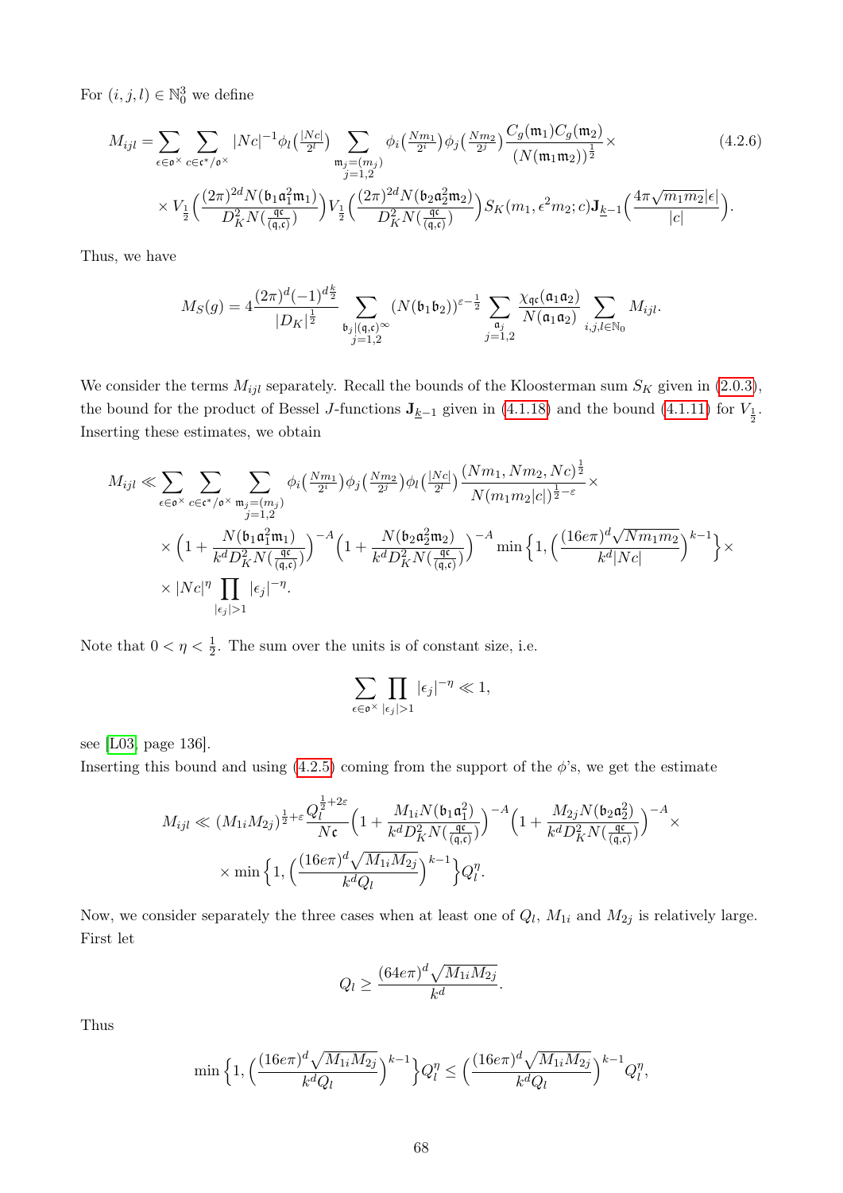For $(i,j,l) \in \mathbb{N}_0^3$ we define

$$M_{ijl} = \sum_{\epsilon \in \mathfrak{o}^\times} \sum_{c \in \mathfrak{c}^*/\mathfrak{o}^\times} |Nc|^{-1} \phi_l\big(\tfrac{|Nc|}{2^l}\big) \sum_{\substack{\mathfrak{m}_j=(m_j)\\ j=1,2}} \phi_i\big(\tfrac{Nm_1}{2^i}\big)\phi_j\big(\tfrac{Nm_2}{2^j}\big) \frac{C_g(\mathfrak{m}_1)C_g(\mathfrak{m}_2)}{(N(\mathfrak{m}_1\mathfrak{m}_2))^{\frac{1}{2}}} \times \tag{4.2.6}$$

$$\times V_{\frac{1}{2}}\Big(\frac{(2\pi)^{2d} N(\mathfrak{b}_1\mathfrak{a}_1^2\mathfrak{m}_1)}{D_K^2 N(\frac{\mathfrak{q}\mathfrak{c}}{(\mathfrak{q},\mathfrak{c})})}\Big) V_{\frac{1}{2}}\Big(\frac{(2\pi)^{2d} N(\mathfrak{b}_2\mathfrak{a}_2^2\mathfrak{m}_2)}{D_K^2 N(\frac{\mathfrak{q}\mathfrak{c}}{(\mathfrak{q},\mathfrak{c})})}\Big) S_K(m_1, \epsilon^2 m_2; c) \mathbf{J}_{\underline{k}-1}\Big(\frac{4\pi\sqrt{m_1m_2}|\epsilon|}{|c|}\Big).$$

Thus, we have

$$M_S(g) = 4\frac{(2\pi)^d(-1)^{d\frac{k}{2}}}{|D_K|^{\frac{1}{2}}} \sum_{\substack{\mathfrak{b}_j|(\mathfrak{q},\mathfrak{c})^\infty\\ j=1,2}} (N(\mathfrak{b}_1\mathfrak{b}_2))^{\varepsilon-\frac{1}{2}} \sum_{\substack{\mathfrak{a}_j\\ j=1,2}} \frac{\chi_{\mathfrak{q}\mathfrak{c}}(\mathfrak{a}_1\mathfrak{a}_2)}{N(\mathfrak{a}_1\mathfrak{a}_2)} \sum_{i,j,l\in\mathbb{N}_0} M_{ijl}.$$

We consider the terms $M_{ijl}$ separately. Recall the bounds of the Kloosterman sum $S_K$ given in (2.0.3), the bound for the product of Bessel $J$-functions $\mathbf{J}_{\underline{k}-1}$ given in (4.1.18) and the bound (4.1.11) for $V_{\frac{1}{2}}$. Inserting these estimates, we obtain

$$M_{ijl} \ll \sum_{\epsilon \in \mathfrak{o}^\times} \sum_{c \in \mathfrak{c}^*/\mathfrak{o}^\times} \sum_{\substack{\mathfrak{m}_j=(m_j)\\ j=1,2}} \phi_i\big(\tfrac{Nm_1}{2^i}\big)\phi_j\big(\tfrac{Nm_2}{2^j}\big)\phi_l\big(\tfrac{|Nc|}{2^l}\big) \frac{(Nm_1, Nm_2, Nc)^{\frac{1}{2}}}{N(m_1m_2|c|)^{\frac{1}{2}-\varepsilon}} \times$$

$$\times \Big(1 + \frac{N(\mathfrak{b}_1\mathfrak{a}_1^2\mathfrak{m}_1)}{k^d D_K^2 N(\frac{\mathfrak{q}\mathfrak{c}}{(\mathfrak{q},\mathfrak{c})})}\Big)^{-A}\Big(1 + \frac{N(\mathfrak{b}_2\mathfrak{a}_2^2\mathfrak{m}_2)}{k^d D_K^2 N(\frac{\mathfrak{q}\mathfrak{c}}{(\mathfrak{q},\mathfrak{c})})}\Big)^{-A} \min\Big\{1, \Big(\frac{(16e\pi)^d\sqrt{Nm_1m_2}}{k^d|Nc|}\Big)^{k-1}\Big\} \times$$

$$\times |Nc|^\eta \prod_{|\epsilon_j|>1} |\epsilon_j|^{-\eta}.$$

Note that $0 < \eta < \frac{1}{2}$. The sum over the units is of constant size, i.e.

$$\sum_{\epsilon\in\mathfrak{o}^\times} \prod_{|\epsilon_j|>1} |\epsilon_j|^{-\eta} \ll 1,$$

see [L03, page 136].
Inserting this bound and using (4.2.5) coming from the support of the $\phi$'s, we get the estimate

$$M_{ijl} \ll (M_{1i}M_{2j})^{\frac{1}{2}+\varepsilon} \frac{Q_l^{\frac{1}{2}+2\varepsilon}}{N\mathfrak{c}} \Big(1 + \frac{M_{1i}N(\mathfrak{b}_1\mathfrak{a}_1^2)}{k^d D_K^2 N(\frac{\mathfrak{q}\mathfrak{c}}{(\mathfrak{q},\mathfrak{c})})}\Big)^{-A}\Big(1 + \frac{M_{2j}N(\mathfrak{b}_2\mathfrak{a}_2^2)}{k^d D_K^2 N(\frac{\mathfrak{q}\mathfrak{c}}{(\mathfrak{q},\mathfrak{c})})}\Big)^{-A} \times$$

$$\times \min\Big\{1, \Big(\frac{(16e\pi)^d\sqrt{M_{1i}M_{2j}}}{k^d Q_l}\Big)^{k-1}\Big\} Q_l^\eta.$$

Now, we consider separately the three cases when at least one of $Q_l$, $M_{1i}$ and $M_{2j}$ is relatively large. First let

$$Q_l \geq \frac{(64e\pi)^d\sqrt{M_{1i}M_{2j}}}{k^d}.$$

Thus

$$\min\Big\{1, \Big(\frac{(16e\pi)^d\sqrt{M_{1i}M_{2j}}}{k^d Q_l}\Big)^{k-1}\Big\} Q_l^\eta \leq \Big(\frac{(16e\pi)^d\sqrt{M_{1i}M_{2j}}}{k^d Q_l}\Big)^{k-1} Q_l^\eta,$$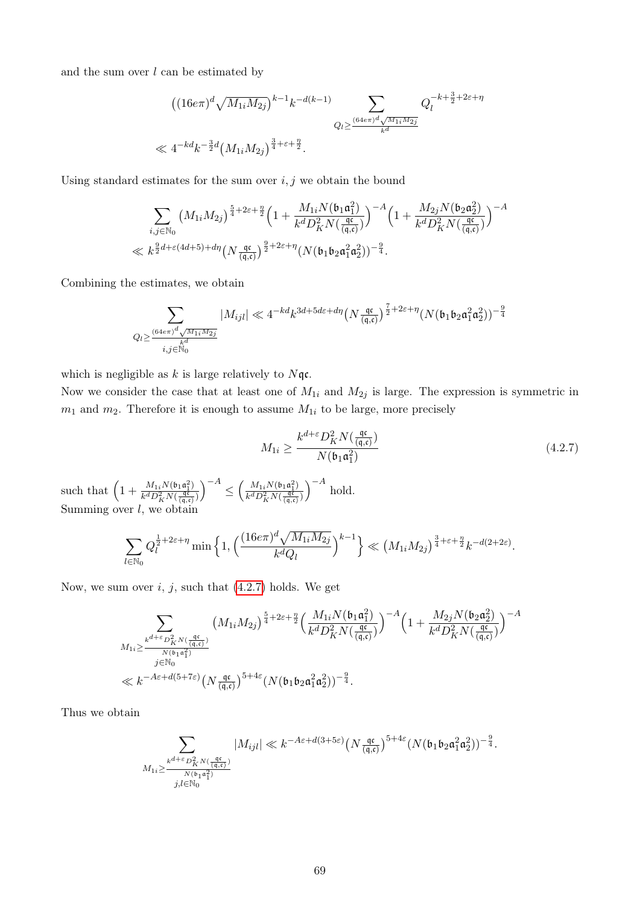and the sum over $l$ can be estimated by

$$\left((16e\pi)^d\sqrt{M_{1i}M_{2j}}\right)^{k-1}k^{-d(k-1)}\sum_{Q_l\geq\frac{(64e\pi)^d\sqrt{M_{1i}M_{2j}}}{k^d}}Q_l^{-k+\frac{3}{2}+2\varepsilon+\eta}$$
$$\ll 4^{-kd}k^{-\frac{3}{2}d}\left(M_{1i}M_{2j}\right)^{\frac{3}{4}+\varepsilon+\frac{\eta}{2}}.$$

Using standard estimates for the sum over $i,j$ we obtain the bound

$$\sum_{i,j\in\mathbb{N}_0}\left(M_{1i}M_{2j}\right)^{\frac{5}{4}+2\varepsilon+\frac{\eta}{2}}\Big(1+\frac{M_{1i}N(\mathfrak{b}_1\mathfrak{a}_1^2)}{k^dD_K^2N(\frac{\mathfrak{qc}}{(\mathfrak{q},\mathfrak{c})})}\Big)^{-A}\Big(1+\frac{M_{2j}N(\mathfrak{b}_2\mathfrak{a}_2^2)}{k^dD_K^2N(\frac{\mathfrak{qc}}{(\mathfrak{q},\mathfrak{c})})}\Big)^{-A}$$
$$\ll k^{\frac{9}{2}d+\varepsilon(4d+5)+d\eta}\left(N\tfrac{\mathfrak{qc}}{(\mathfrak{q},\mathfrak{c})}\right)^{\frac{9}{2}+2\varepsilon+\eta}(N(\mathfrak{b}_1\mathfrak{b}_2\mathfrak{a}_1^2\mathfrak{a}_2^2))^{-\frac{9}{4}}.$$

Combining the estimates, we obtain

$$\sum_{\substack{Q_l\geq\frac{(64e\pi)^d\sqrt{M_{1i}M_{2j}}}{k^d}\\ i,j\in\mathbb{N}_0}}|M_{ijl}|\ll 4^{-kd}k^{3d+5d\varepsilon+d\eta}\left(N\tfrac{\mathfrak{qc}}{(\mathfrak{q},\mathfrak{c})}\right)^{\frac{7}{2}+2\varepsilon+\eta}(N(\mathfrak{b}_1\mathfrak{b}_2\mathfrak{a}_1^2\mathfrak{a}_2^2))^{-\frac{9}{4}}$$

which is negligible as $k$ is large relatively to $N\mathfrak{qc}$.

Now we consider the case that at least one of $M_{1i}$ and $M_{2j}$ is large. The expression is symmetric in $m_1$ and $m_2$. Therefore it is enough to assume $M_{1i}$ to be large, more precisely

$$M_{1i}\geq\frac{k^{d+\varepsilon}D_K^2N(\frac{\mathfrak{qc}}{(\mathfrak{q},\mathfrak{c})})}{N(\mathfrak{b}_1\mathfrak{a}_1^2)}\tag{4.2.7}$$

such that $\Big(1+\frac{M_{1i}N(\mathfrak{b}_1\mathfrak{a}_1^2)}{k^dD_K^2N(\frac{\mathfrak{qc}}{(\mathfrak{q},\mathfrak{c})})}\Big)^{-A}\leq\Big(\frac{M_{1i}N(\mathfrak{b}_1\mathfrak{a}_1^2)}{k^dD_K^2N(\frac{\mathfrak{qc}}{(\mathfrak{q},\mathfrak{c})})}\Big)^{-A}$ hold.

Summing over $l$, we obtain

$$\sum_{l\in\mathbb{N}_0}Q_l^{\frac{1}{2}+2\varepsilon+\eta}\min\Big\{1,\Big(\frac{(16e\pi)^d\sqrt{M_{1i}M_{2j}}}{k^dQ_l}\Big)^{k-1}\Big\}\ll\left(M_{1i}M_{2j}\right)^{\frac{3}{4}+\varepsilon+\frac{\eta}{2}}k^{-d(2+2\varepsilon)}.$$

Now, we sum over $i$, $j$, such that (4.2.7) holds. We get

$$\sum_{\substack{M_{1i}\geq\frac{k^{d+\varepsilon}D_K^2N(\frac{\mathfrak{qc}}{(\mathfrak{q},\mathfrak{c})})}{N(\mathfrak{b}_1\mathfrak{a}_1^2)}\\ j\in\mathbb{N}_0}}\left(M_{1i}M_{2j}\right)^{\frac{5}{4}+2\varepsilon+\frac{\eta}{2}}\Big(\frac{M_{1i}N(\mathfrak{b}_1\mathfrak{a}_1^2)}{k^dD_K^2N(\frac{\mathfrak{qc}}{(\mathfrak{q},\mathfrak{c})})}\Big)^{-A}\Big(1+\frac{M_{2j}N(\mathfrak{b}_2\mathfrak{a}_2^2)}{k^dD_K^2N(\frac{\mathfrak{qc}}{(\mathfrak{q},\mathfrak{c})})}\Big)^{-A}$$
$$\ll k^{-A\varepsilon+d(5+7\varepsilon)}\left(N\tfrac{\mathfrak{qc}}{(\mathfrak{q},\mathfrak{c})}\right)^{5+4\varepsilon}(N(\mathfrak{b}_1\mathfrak{b}_2\mathfrak{a}_1^2\mathfrak{a}_2^2))^{-\frac{9}{4}}.$$

Thus we obtain

$$\sum_{\substack{M_{1i}\geq\frac{k^{d+\varepsilon}D_K^2N(\frac{\mathfrak{qc}}{(\mathfrak{q},\mathfrak{c})})}{N(\mathfrak{b}_1\mathfrak{a}_1^2)}\\ j,l\in\mathbb{N}_0}}|M_{ijl}|\ll k^{-A\varepsilon+d(3+5\varepsilon)}\left(N\tfrac{\mathfrak{qc}}{(\mathfrak{q},\mathfrak{c})}\right)^{5+4\varepsilon}(N(\mathfrak{b}_1\mathfrak{b}_2\mathfrak{a}_1^2\mathfrak{a}_2^2))^{-\frac{9}{4}}.$$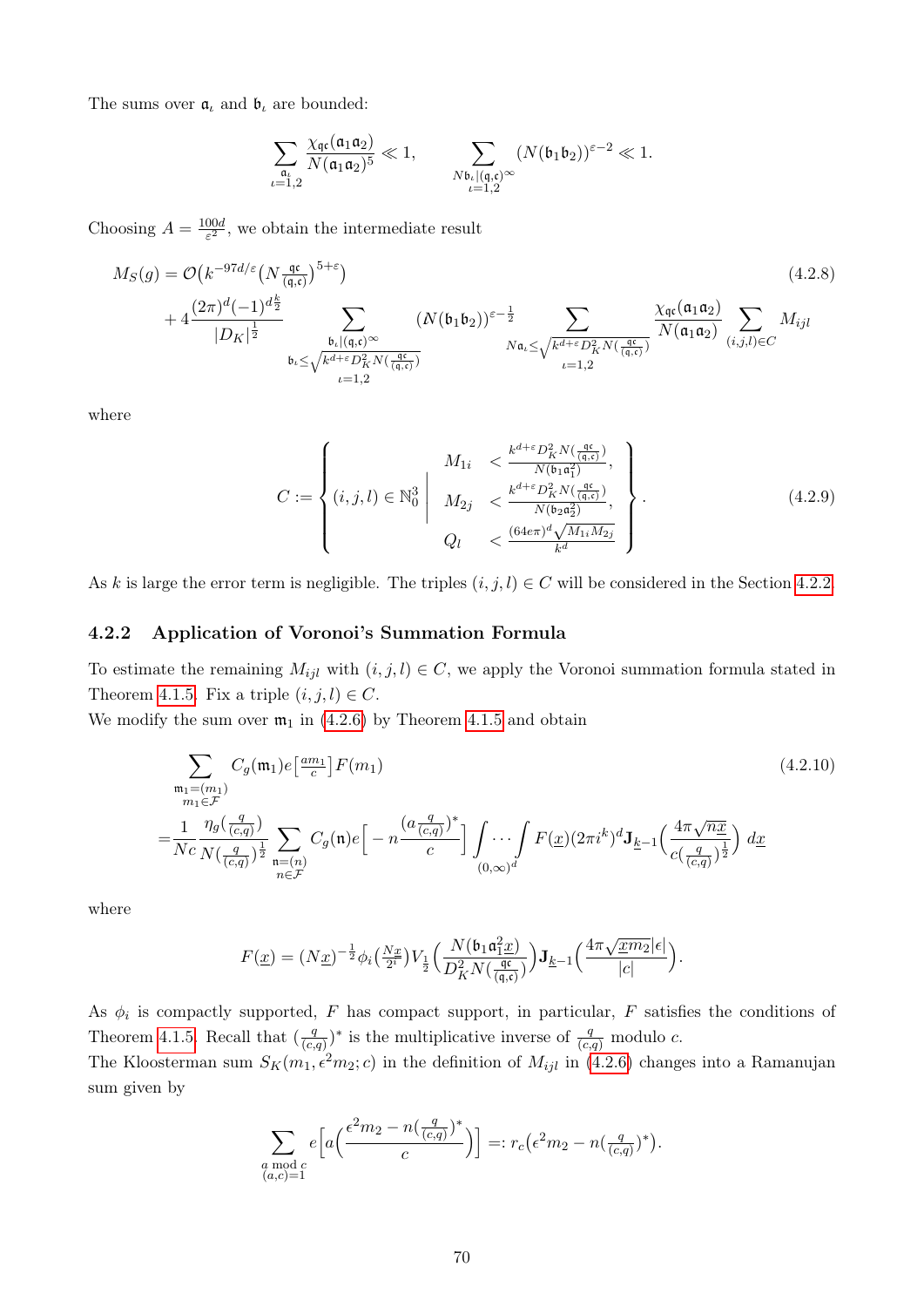The sums over $\mathfrak{a}_\iota$ and $\mathfrak{b}_\iota$ are bounded:

$$\sum_{\substack{\mathfrak{a}_\iota \\ \iota=1,2}} \frac{\chi_{\mathfrak{q}\mathfrak{c}}(\mathfrak{a}_1\mathfrak{a}_2)}{N(\mathfrak{a}_1\mathfrak{a}_2)^5} \ll 1, \qquad \sum_{\substack{N\mathfrak{b}_\iota|(\mathfrak{q},\mathfrak{c})^\infty \\ \iota=1,2}} (N(\mathfrak{b}_1\mathfrak{b}_2))^{\varepsilon-2} \ll 1.$$

Choosing $A = \frac{100d}{\varepsilon^2}$, we obtain the intermediate result

$$\begin{aligned} M_S(g) &= \mathcal{O}\big(k^{-97d/\varepsilon}\big(N\tfrac{\mathfrak{q}\mathfrak{c}}{(\mathfrak{q},\mathfrak{c})}\big)^{5+\varepsilon}\big) \\ &+ 4\frac{(2\pi)^d(-1)^{d\frac{k}{2}}}{|D_K|^{\frac{1}{2}}} \sum_{\substack{\mathfrak{b}_\iota|(\mathfrak{q},\mathfrak{c})^\infty \\ \mathfrak{b}_\iota \leq \sqrt{k^{d+\varepsilon}D_K^2 N(\frac{\mathfrak{q}\mathfrak{c}}{(\mathfrak{q},\mathfrak{c})})} \\ \iota=1,2}} (N(\mathfrak{b}_1\mathfrak{b}_2))^{\varepsilon-\frac{1}{2}} \sum_{\substack{N\mathfrak{a}_\iota \leq \sqrt{k^{d+\varepsilon}D_K^2 N(\frac{\mathfrak{q}\mathfrak{c}}{(\mathfrak{q},\mathfrak{c})})} \\ \iota=1,2}} \frac{\chi_{\mathfrak{q}\mathfrak{c}}(\mathfrak{a}_1\mathfrak{a}_2)}{N(\mathfrak{a}_1\mathfrak{a}_2)} \sum_{(i,j,l)\in C} M_{ijl} \end{aligned} \tag{4.2.8}$$

where

$$C := \left\{ (i,j,l) \in \mathbb{N}_0^3 \;\middle|\; \begin{array}{rl} M_{1i} & < \frac{k^{d+\varepsilon}D_K^2 N(\frac{\mathfrak{q}\mathfrak{c}}{(\mathfrak{q},\mathfrak{c})})}{N(\mathfrak{b}_1\mathfrak{a}_1^2)}, \\ M_{2j} & < \frac{k^{d+\varepsilon}D_K^2 N(\frac{\mathfrak{q}\mathfrak{c}}{(\mathfrak{q},\mathfrak{c})})}{N(\mathfrak{b}_2\mathfrak{a}_2^2)}, \\ Q_l & < \frac{(64e\pi)^d\sqrt{M_{1i}M_{2j}}}{k^d} \end{array} \right\}. \tag{4.2.9}$$

As $k$ is large the error term is negligible. The triples $(i,j,l) \in C$ will be considered in the Section 4.2.2.

### 4.2.2 Application of Voronoi's Summation Formula

To estimate the remaining $M_{ijl}$ with $(i,j,l) \in C$, we apply the Voronoi summation formula stated in Theorem 4.1.5. Fix a triple $(i,j,l) \in C$.

We modify the sum over $\mathfrak{m}_1$ in (4.2.6) by Theorem 4.1.5 and obtain

$$\begin{aligned} &\sum_{\substack{\mathfrak{m}_1=(m_1) \\ m_1\in\mathcal{F}}} C_g(\mathfrak{m}_1)e\big[\tfrac{am_1}{c}\big]F(m_1) \\ =&\frac{1}{Nc}\frac{\eta_g(\frac{q}{(c,q)})}{N(\frac{q}{(c,q)})^{\frac{1}{2}}} \sum_{\substack{\mathfrak{n}=(n) \\ n\in\mathcal{F}}} C_g(\mathfrak{n})e\Big[-n\frac{(a\frac{q}{(c,q)})^*}{c}\Big] \int\cdots\int_{(0,\infty)^d} F(\underline{x})(2\pi i^k)^d \mathbf{J}_{\underline{k}-1}\Big(\frac{4\pi\sqrt{n\underline{x}}}{c(\frac{q}{(c,q)})^{\frac{1}{2}}}\Big)\, d\underline{x} \end{aligned} \tag{4.2.10}$$

where

$$F(\underline{x}) = (N\underline{x})^{-\frac{1}{2}}\phi_i\big(\tfrac{N\underline{x}}{2^i}\big)V_{\frac{1}{2}}\Big(\frac{N(\mathfrak{b}_1\mathfrak{a}_1^2\underline{x})}{D_K^2 N(\frac{\mathfrak{q}\mathfrak{c}}{(\mathfrak{q},\mathfrak{c})})}\Big)\mathbf{J}_{\underline{k}-1}\Big(\frac{4\pi\sqrt{\underline{x}m_2}|\epsilon|}{|c|}\Big).$$

As $\phi_i$ is compactly supported, $F$ has compact support, in particular, $F$ satisfies the conditions of Theorem 4.1.5. Recall that $(\frac{q}{(c,q)})^*$ is the multiplicative inverse of $\frac{q}{(c,q)}$ modulo $c$.

The Kloosterman sum $S_K(m_1, \epsilon^2 m_2; c)$ in the definition of $M_{ijl}$ in (4.2.6) changes into a Ramanujan sum given by

$$\sum_{\substack{a \bmod c \\ (a,c)=1}} e\Big[a\Big(\frac{\epsilon^2 m_2 - n(\frac{q}{(c,q)})^*}{c}\Big)\Big] =: r_c\big(\epsilon^2 m_2 - n(\tfrac{q}{(c,q)})^*\big).$$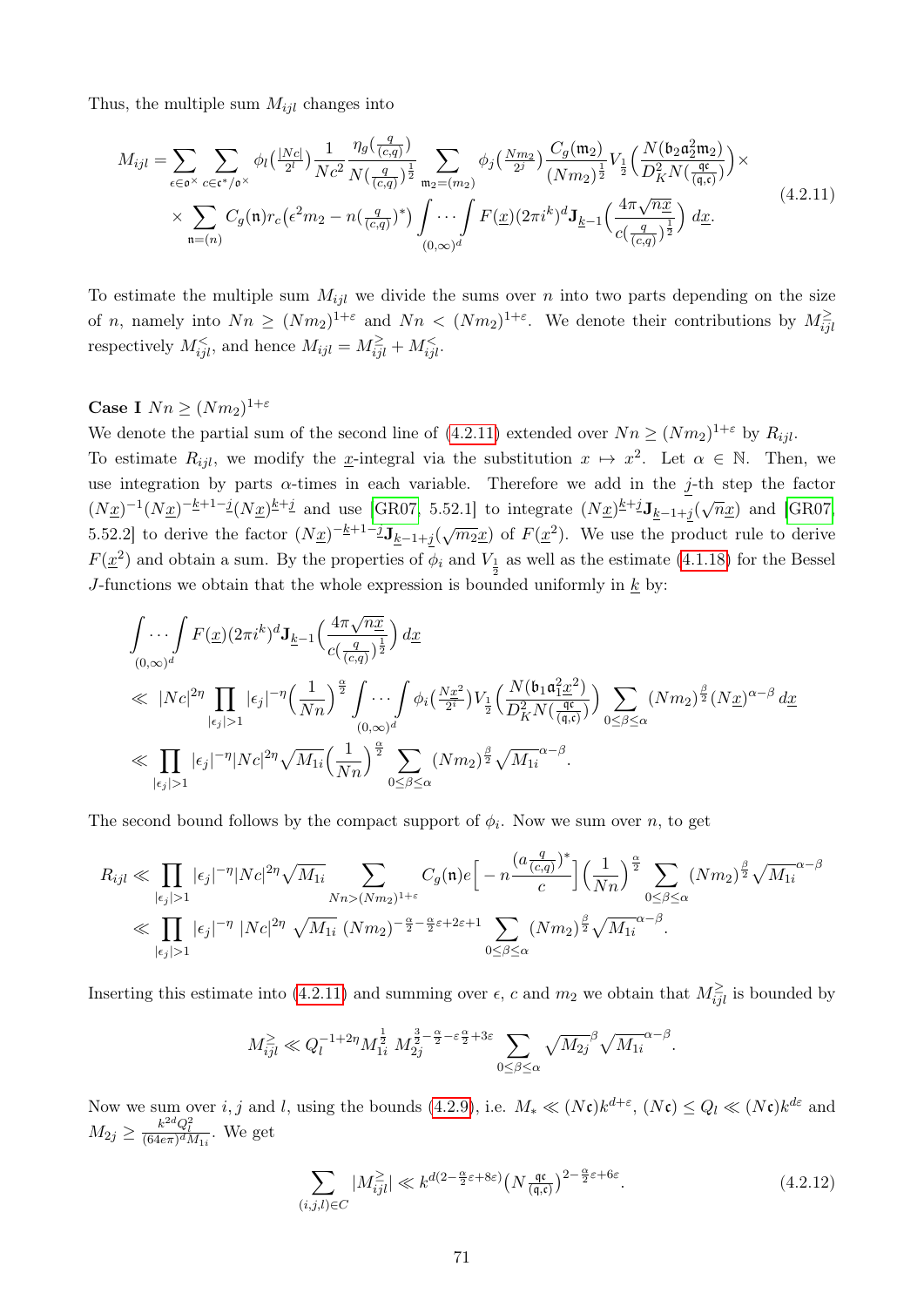Thus, the multiple sum $M_{ijl}$ changes into

$$
\begin{aligned}
M_{ijl} = &\sum_{\epsilon\in\mathfrak{o}^\times}\sum_{c\in\mathfrak{c}^*/\mathfrak{o}^\times} \phi_l\big(\tfrac{|Nc|}{2^l}\big)\frac{1}{Nc^2}\frac{\eta_g\big(\frac{q}{(c,q)}\big)}{N\big(\frac{q}{(c,q)}\big)^{\frac12}} \sum_{\mathfrak{m}_2=(m_2)} \phi_j\big(\tfrac{Nm_2}{2^j}\big)\frac{C_g(\mathfrak{m}_2)}{(Nm_2)^{\frac12}} V_{\frac12}\Big(\frac{N(\mathfrak{b}_2\mathfrak{a}_2^2\mathfrak{m}_2)}{D_K^2 N\big(\frac{q\mathfrak{c}}{(\mathfrak{q},\mathfrak{c})}\big)}\Big)\times\\
&\times\sum_{\mathfrak{n}=(n)} C_g(\mathfrak{n}) r_c\big(\epsilon^2 m_2 - n\big(\tfrac{q}{(c,q)}\big)^*\big)\int\cdots\int_{(0,\infty)^d} F(\underline{x})(2\pi i^k)^d \mathbf{J}_{\underline{k}-1}\Big(\frac{4\pi\sqrt{n\underline{x}}}{c\big(\frac{q}{(c,q)}\big)^{\frac12}}\Big)\,d\underline{x}.
\end{aligned}
\tag{4.2.11}
$$

To estimate the multiple sum $M_{ijl}$ we divide the sums over $n$ into two parts depending on the size of $n$, namely into $Nn \geq (Nm_2)^{1+\varepsilon}$ and $Nn < (Nm_2)^{1+\varepsilon}$. We denote their contributions by $M_{ijl}^{\geq}$ respectively $M_{ijl}^{<}$, and hence $M_{ijl} = M_{ijl}^{\geq} + M_{ijl}^{<}$.

**Case I** $Nn \geq (Nm_2)^{1+\varepsilon}$

We denote the partial sum of the second line of (4.2.11) extended over $Nn \geq (Nm_2)^{1+\varepsilon}$ by $R_{ijl}$.

To estimate $R_{ijl}$, we modify the $\underline{x}$-integral via the substitution $x \mapsto x^2$. Let $\alpha \in \mathbb{N}$. Then, we use integration by parts $\alpha$-times in each variable. Therefore we add in the $\underline{j}$-th step the factor $(N\underline{x})^{-1}(N\underline{x})^{-\underline{k}+1-\underline{j}}(N\underline{x})^{\underline{k}+\underline{j}}$ and use [GR07, 5.52.1] to integrate $(N\underline{x})^{\underline{k}+\underline{j}}\mathbf{J}_{\underline{k}-1+\underline{j}}(\sqrt{n}\underline{x})$ and [GR07, 5.52.2] to derive the factor $(N\underline{x})^{-\underline{k}+1-\underline{j}}\mathbf{J}_{\underline{k}-1+\underline{j}}(\sqrt{m_2}\underline{x})$ of $F(\underline{x}^2)$. We use the product rule to derive $F(\underline{x}^2)$ and obtain a sum. By the properties of $\phi_i$ and $V_{\frac12}$ as well as the estimate (4.1.18) for the Bessel $J$-functions we obtain that the whole expression is bounded uniformly in $\underline{k}$ by:

$$
\begin{aligned}
&\int\cdots\int_{(0,\infty)^d} F(\underline{x})(2\pi i^k)^d\mathbf{J}_{\underline{k}-1}\Big(\frac{4\pi\sqrt{n\underline{x}}}{c\big(\frac{q}{(c,q)}\big)^{\frac12}}\Big)\,d\underline{x}\\
&\ll |Nc|^{2\eta}\prod_{|\epsilon_j|>1}|\epsilon_j|^{-\eta}\Big(\frac{1}{Nn}\Big)^{\frac{\alpha}{2}}\int\cdots\int_{(0,\infty)^d}\phi_i\big(\tfrac{N\underline{x}^2}{2^i}\big)V_{\frac12}\Big(\frac{N(\mathfrak{b}_1\mathfrak{a}_1^2\underline{x}^2)}{D_K^2N\big(\frac{q\mathfrak{c}}{(\mathfrak{q},\mathfrak{c})}\big)}\Big)\sum_{0\leq\beta\leq\alpha}(Nm_2)^{\frac{\beta}{2}}(N\underline{x})^{\alpha-\beta}\,d\underline{x}\\
&\ll \prod_{|\epsilon_j|>1}|\epsilon_j|^{-\eta}|Nc|^{2\eta}\sqrt{M_{1i}}\Big(\frac{1}{Nn}\Big)^{\frac{\alpha}{2}}\sum_{0\leq\beta\leq\alpha}(Nm_2)^{\frac{\beta}{2}}\sqrt{M_{1i}}^{\alpha-\beta}.
\end{aligned}
$$

The second bound follows by the compact support of $\phi_i$. Now we sum over $n$, to get

$$
\begin{aligned}
R_{ijl} &\ll \prod_{|\epsilon_j|>1}|\epsilon_j|^{-\eta}|Nc|^{2\eta}\sqrt{M_{1i}}\sum_{Nn>(Nm_2)^{1+\varepsilon}} C_g(\mathfrak{n})e\Big[-n\frac{\big(a\frac{q}{(c,q)}\big)^*}{c}\Big]\Big(\frac{1}{Nn}\Big)^{\frac{\alpha}{2}}\sum_{0\leq\beta\leq\alpha}(Nm_2)^{\frac{\beta}{2}}\sqrt{M_{1i}}^{\alpha-\beta}\\
&\ll \prod_{|\epsilon_j|>1}|\epsilon_j|^{-\eta}\,|Nc|^{2\eta}\,\sqrt{M_{1i}}\,(Nm_2)^{-\frac{\alpha}{2}-\frac{\alpha}{2}\varepsilon+2\varepsilon+1}\sum_{0\leq\beta\leq\alpha}(Nm_2)^{\frac{\beta}{2}}\sqrt{M_{1i}}^{\alpha-\beta}.
\end{aligned}
$$

Inserting this estimate into (4.2.11) and summing over $\epsilon$, $c$ and $m_2$ we obtain that $M_{ijl}^{\geq}$ is bounded by

$$
M_{ijl}^{\geq} \ll Q_l^{-1+2\eta}M_{1i}^{\frac12}\,M_{2j}^{\frac32-\frac{\alpha}{2}-\varepsilon\frac{\alpha}{2}+3\varepsilon}\sum_{0\leq\beta\leq\alpha}\sqrt{M_{2j}}^{\beta}\sqrt{M_{1i}}^{\alpha-\beta}.
$$

Now we sum over $i$, $j$ and $l$, using the bounds (4.2.9), i.e. $M_* \ll (N\mathfrak{c})k^{d+\varepsilon}$, $(N\mathfrak{c}) \leq Q_l \ll (N\mathfrak{c})k^{d\varepsilon}$ and $M_{2j} \geq \frac{k^{2d}Q_l^2}{(64e\pi)^dM_{1i}}$. We get

$$
\sum_{(i,j,l)\in C}|M_{ijl}^{\geq}| \ll k^{d(2-\frac{\alpha}{2}\varepsilon+8\varepsilon)}\big(N\tfrac{q\mathfrak{c}}{(\mathfrak{q},\mathfrak{c})}\big)^{2-\frac{\alpha}{2}\varepsilon+6\varepsilon}. \tag{4.2.12}
$$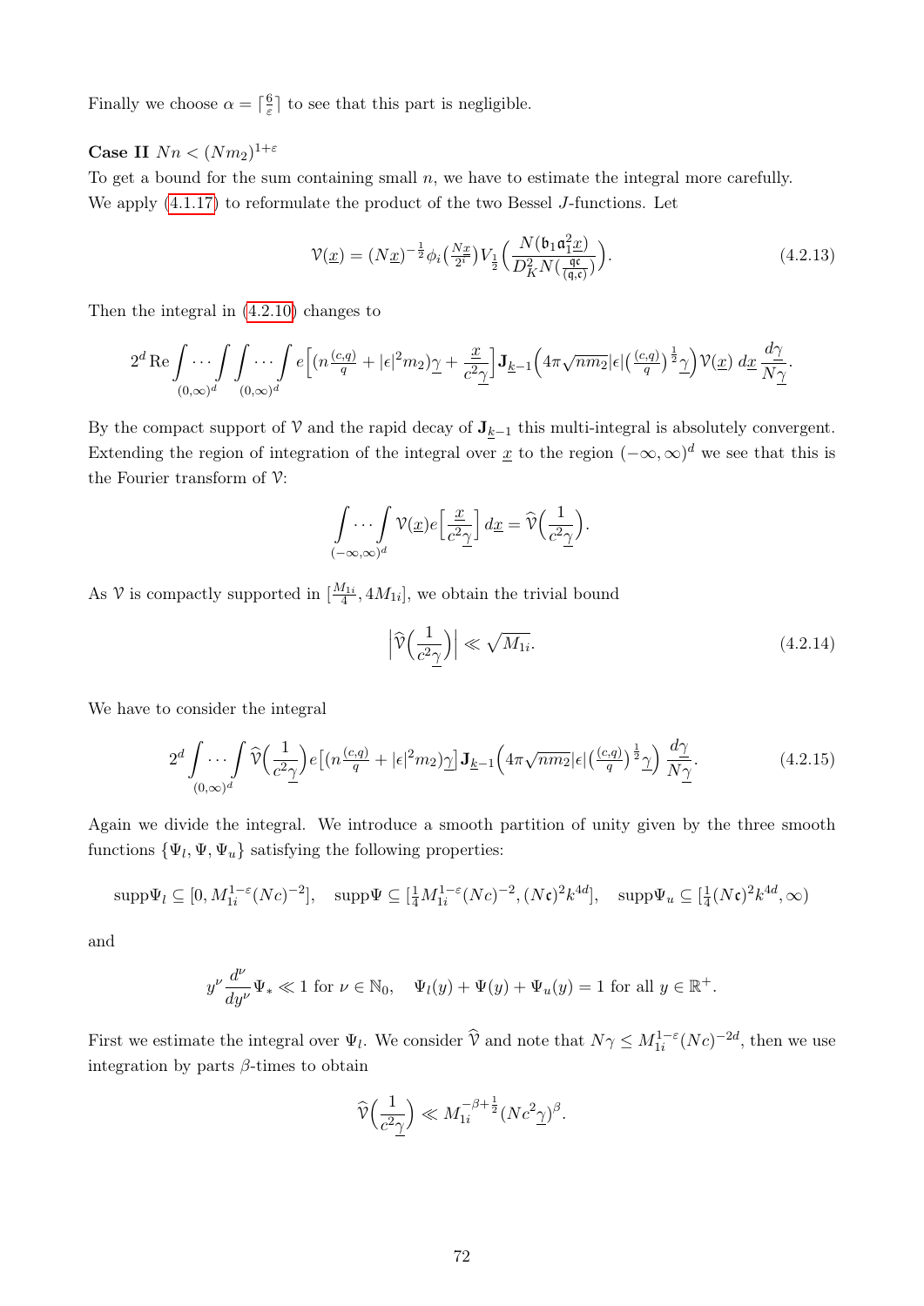Finally we choose $\alpha = \lceil \frac{6}{\varepsilon} \rceil$ to see that this part is negligible.

**Case II** $Nn < (Nm_2)^{1+\varepsilon}$

To get a bound for the sum containing small $n$, we have to estimate the integral more carefully. We apply (4.1.17) to reformulate the product of the two Bessel $J$-functions. Let

$$\mathcal{V}(\underline{x}) = (N\underline{x})^{-\frac{1}{2}} \phi_i\big(\tfrac{N\underline{x}}{2^i}\big) V_{\frac{1}{2}}\Big(\frac{N(\mathfrak{b}_1 \mathfrak{a}_1^2 \underline{x})}{D_K^2 N(\frac{\mathfrak{q}\mathfrak{c}}{(\mathfrak{q},\mathfrak{c})})}\Big). \tag{4.2.13}$$

Then the integral in (4.2.10) changes to

$$2^d \operatorname{Re} \int\limits_{(0,\infty)^d} \cdots \int \int\limits_{(0,\infty)^d} \cdots \int e\Big[(n\tfrac{(c,q)}{q} + |\epsilon|^2 m_2)\underline{\gamma} + \frac{\underline{x}}{c^2\underline{\gamma}}\Big] \mathbf{J}_{\underline{k}-1}\Big(4\pi\sqrt{nm_2}|\epsilon|\big(\tfrac{(c,q)}{q}\big)^{\frac{1}{2}}\underline{\gamma}\Big)\mathcal{V}(\underline{x})\, d\underline{x}\, \frac{d\underline{\gamma}}{N\underline{\gamma}}.$$

By the compact support of $\mathcal{V}$ and the rapid decay of $\mathbf{J}_{\underline{k}-1}$ this multi-integral is absolutely convergent. Extending the region of integration of the integral over $\underline{x}$ to the region $(-\infty,\infty)^d$ we see that this is the Fourier transform of $\mathcal{V}$:

$$\int\limits_{(-\infty,\infty)^d} \cdots \int \mathcal{V}(\underline{x}) e\Big[\frac{\underline{x}}{c^2\underline{\gamma}}\Big]\, d\underline{x} = \widehat{\mathcal{V}}\Big(\frac{1}{c^2\underline{\gamma}}\Big).$$

As $\mathcal{V}$ is compactly supported in $[\frac{M_{1i}}{4}, 4M_{1i}]$, we obtain the trivial bound

$$\Big|\widehat{\mathcal{V}}\Big(\frac{1}{c^2\underline{\gamma}}\Big)\Big| \ll \sqrt{M_{1i}}. \tag{4.2.14}$$

We have to consider the integral

$$2^d \int\limits_{(0,\infty)^d} \cdots \int \widehat{\mathcal{V}}\Big(\frac{1}{c^2\underline{\gamma}}\Big) e\big[(n\tfrac{(c,q)}{q} + |\epsilon|^2 m_2)\underline{\gamma}\big] \mathbf{J}_{\underline{k}-1}\Big(4\pi\sqrt{nm_2}|\epsilon|\big(\tfrac{(c,q)}{q}\big)^{\frac{1}{2}}\underline{\gamma}\Big) \frac{d\underline{\gamma}}{N\underline{\gamma}}. \tag{4.2.15}$$

Again we divide the integral. We introduce a smooth partition of unity given by the three smooth functions $\{\Psi_l, \Psi, \Psi_u\}$ satisfying the following properties:

$$\operatorname{supp}\Psi_l \subseteq [0, M_{1i}^{1-\varepsilon}(Nc)^{-2}], \quad \operatorname{supp}\Psi \subseteq [\tfrac{1}{4}M_{1i}^{1-\varepsilon}(Nc)^{-2}, (N\mathfrak{c})^2 k^{4d}], \quad \operatorname{supp}\Psi_u \subseteq [\tfrac{1}{4}(N\mathfrak{c})^2 k^{4d}, \infty)$$

and

$$y^\nu \frac{d^\nu}{dy^\nu}\Psi_* \ll 1 \text{ for } \nu \in \mathbb{N}_0, \quad \Psi_l(y) + \Psi(y) + \Psi_u(y) = 1 \text{ for all } y \in \mathbb{R}^+.$$

First we estimate the integral over $\Psi_l$. We consider $\widehat{\mathcal{V}}$ and note that $N\gamma \leq M_{1i}^{1-\varepsilon}(Nc)^{-2d}$, then we use integration by parts $\beta$-times to obtain

$$\widehat{\mathcal{V}}\Big(\frac{1}{c^2\underline{\gamma}}\Big) \ll M_{1i}^{-\beta+\frac{1}{2}}(Nc^2\underline{\gamma})^\beta.$$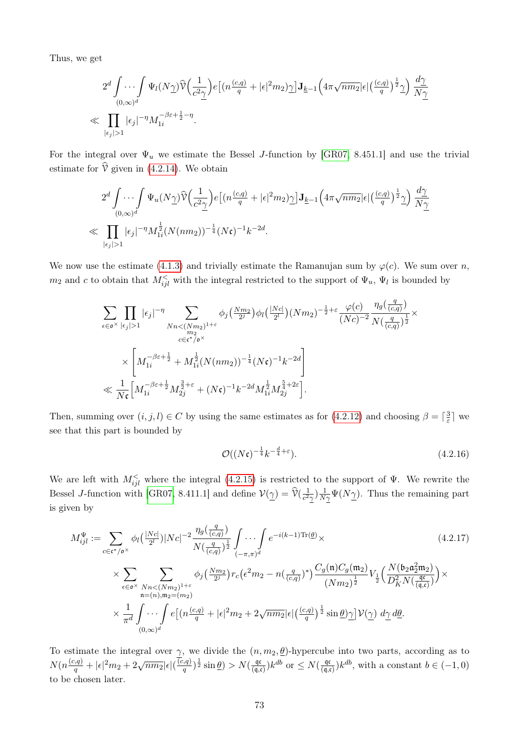Thus, we get

$$2^d \int \cdots \int_{(0,\infty)^d} \Psi_l(N\underline{\gamma}) \widehat{\mathcal{V}}\Big(\frac{1}{c^2 \underline{\gamma}}\Big) e\big[(n\tfrac{(c,q)}{q} + |\epsilon|^2 m_2)\underline{\gamma}\big] \mathbf{J}_{\underline{k}-1}\Big(4\pi\sqrt{nm_2}|\epsilon|\big(\tfrac{(c,q)}{q}\big)^{\frac{1}{2}}\underline{\gamma}\Big) \frac{d\underline{\gamma}}{N\underline{\gamma}}$$
$$\ll \prod_{|\epsilon_j|>1} |\epsilon_j|^{-\eta} M_{1i}^{-\beta\varepsilon+\frac{1}{2}-\eta}.$$

For the integral over $\Psi_u$ we estimate the Bessel $J$-function by [GR07, 8.451.1] and use the trivial estimate for $\widehat{\mathcal{V}}$ given in (4.2.14). We obtain

$$2^d \int \cdots \int_{(0,\infty)^d} \Psi_u(N\underline{\gamma}) \widehat{\mathcal{V}}\Big(\frac{1}{c^2 \underline{\gamma}}\Big) e\big[(n\tfrac{(c,q)}{q} + |\epsilon|^2 m_2)\underline{\gamma}\big] \mathbf{J}_{\underline{k}-1}\Big(4\pi\sqrt{nm_2}|\epsilon|\big(\tfrac{(c,q)}{q}\big)^{\frac{1}{2}}\underline{\gamma}\Big) \frac{d\underline{\gamma}}{N\underline{\gamma}}$$
$$\ll \prod_{|\epsilon_j|>1} |\epsilon_j|^{-\eta} M_{1i}^{\frac{1}{2}} (N(nm_2))^{-\frac{1}{4}} (N\mathfrak{c})^{-1} k^{-2d}.$$

We now use the estimate (4.1.3) and trivially estimate the Ramanujan sum by $\varphi(c)$. We sum over $n$, $m_2$ and $c$ to obtain that $M_{ijl}^{<}$ with the integral restricted to the support of $\Psi_u$, $\Psi_l$ is bounded by

$$\sum_{\epsilon\in\mathfrak{o}^\times} \prod_{|\epsilon_j|>1} |\epsilon_j|^{-\eta} \sum_{\substack{Nn<(Nm_2)^{1+\varepsilon} \\ m_2 \\ c\in\mathfrak{c}^*/\mathfrak{o}^\times}} \phi_j\big(\tfrac{Nm_2}{2^j}\big)\phi_l\big(\tfrac{|Nc|}{2^l}\big)(Nm_2)^{-\frac{1}{2}+\varepsilon} \frac{\varphi(c)}{(Nc)^{-2}} \frac{\eta_g\big(\frac{q}{(c,q)}\big)}{N\big(\frac{q}{(c,q)}\big)^{\frac{1}{2}}} \times$$
$$\times \Bigg[ M_{1i}^{-\beta\varepsilon+\frac{1}{2}} + M_{1i}^{\frac{1}{2}} (N(nm_2))^{-\frac{1}{4}} (N\mathfrak{c})^{-1} k^{-2d} \Bigg]$$
$$\ll \frac{1}{N\mathfrak{c}} \Big[ M_{1i}^{-\beta\varepsilon+\frac{1}{2}} M_{2j}^{\frac{3}{2}+\varepsilon} + (N\mathfrak{c})^{-1} k^{-2d} M_{1i}^{\frac{1}{2}} M_{2j}^{\frac{5}{4}+2\varepsilon} \Big].$$

Then, summing over $(i,j,l)\in C$ by using the same estimates as for (4.2.12) and choosing $\beta = \lceil \frac{3}{\varepsilon} \rceil$ we see that this part is bounded by

$$\mathcal{O}((N\mathfrak{c})^{-\frac{1}{4}} k^{-\frac{d}{4}+\varepsilon}). \tag{4.2.16}$$

We are left with $M_{ijl}^{<}$ where the integral (4.2.15) is restricted to the support of $\Psi$. We rewrite the Bessel $J$-function with [GR07, 8.411.1] and define $\mathcal{V}(\underline{\gamma}) = \widehat{\mathcal{V}}(\frac{1}{c^2\underline{\gamma}})\frac{1}{N\underline{\gamma}}\Psi(N\underline{\gamma})$. Thus the remaining part is given by

$$M_{ijl}^{\Psi} := \sum_{c\in\mathfrak{c}^*/\mathfrak{o}^\times} \phi_l\big(\tfrac{|Nc|}{2^l}\big)|Nc|^{-2} \frac{\eta_g\big(\frac{q}{(c,q)}\big)}{N\big(\frac{q}{(c,q)}\big)^{\frac{1}{2}}} \int \cdots \int_{(-\pi,\pi)^d} e^{-i(k-1)\mathrm{Tr}(\underline{\theta})} \times \tag{4.2.17}$$
$$\times \sum_{\epsilon\in\mathfrak{o}^\times} \sum_{\substack{Nn<(Nm_2)^{1+\varepsilon} \\ \mathfrak{n}=(n),\mathfrak{m}_2=(m_2)}} \phi_j\big(\tfrac{Nm_2}{2^j}\big) r_c\big(\epsilon^2 m_2 - n(\tfrac{q}{(c,q)})^*\big) \frac{C_g(\mathfrak{n})C_g(\mathfrak{m}_2)}{(Nm_2)^{\frac{1}{2}}} V_{\frac{1}{2}}\Big(\frac{N(\mathfrak{b}_2\mathfrak{a}_2^2\mathfrak{m}_2)}{D_K^2 N(\frac{\mathfrak{q}\mathfrak{c}}{(\mathfrak{q},\mathfrak{c})})}\Big) \times$$
$$\times \frac{1}{\pi^d} \int \cdots \int_{(0,\infty)^d} e\big[(n\tfrac{(c,q)}{q} + |\epsilon|^2 m_2 + 2\sqrt{nm_2}|\epsilon|\big(\tfrac{(c,q)}{q}\big)^{\frac{1}{2}} \sin\underline{\theta})\underline{\gamma}\big] \mathcal{V}(\underline{\gamma})\ d\underline{\gamma}\, d\underline{\theta}.$$

To estimate the integral over $\underline{\gamma}$, we divide the $(n, m_2, \underline{\theta})$-hypercube into two parts, according as to $N(n\frac{(c,q)}{q} + |\epsilon|^2 m_2 + 2\sqrt{nm_2}|\epsilon|(\frac{(c,q)}{q})^{\frac{1}{2}} \sin\underline{\theta}) > N(\frac{\mathfrak{q}\mathfrak{c}}{(\mathfrak{q},\mathfrak{c})})k^{db}$ or $\le N(\frac{\mathfrak{q}\mathfrak{c}}{(\mathfrak{q},\mathfrak{c})})k^{db}$, with a constant $b\in(-1,0)$ to be chosen later.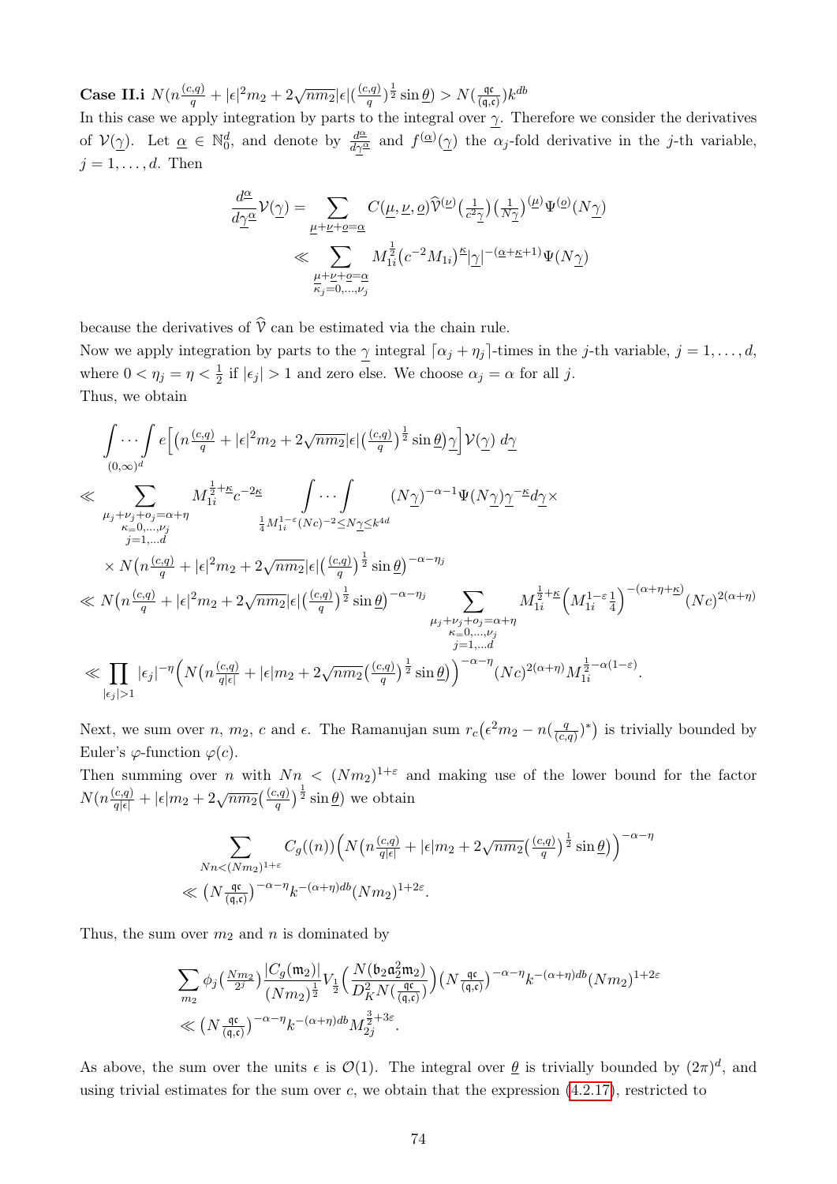**Case II.i** $N(n\frac{(c,q)}{q}+|\epsilon|^2 m_2+2\sqrt{nm_2}|\epsilon|(\frac{(c,q)}{q})^{\frac{1}{2}}\sin\underline{\theta}) > N(\frac{\mathfrak{q}\mathfrak{c}}{(\mathfrak{q},\mathfrak{c})})k^{db}$

In this case we apply integration by parts to the integral over $\underline{\gamma}$. Therefore we consider the derivatives of $\mathcal{V}(\underline{\gamma})$. Let $\underline{\alpha}\in\mathbb{N}_0^d$, and denote by $\frac{d\underline{\alpha}}{d\underline{\gamma}^{\underline{\alpha}}}$ and $f^{(\underline{\alpha})}(\underline{\gamma})$ the $\alpha_j$-fold derivative in the $j$-th variable, $j=1,\ldots,d$. Then

$$\frac{d^{\underline{\alpha}}}{d\underline{\gamma}^{\underline{\alpha}}}\mathcal{V}(\underline{\gamma}) = \sum_{\underline{\mu}+\underline{\nu}+\underline{o}=\underline{\alpha}} C(\underline{\mu},\underline{\nu},\underline{o})\widehat{\mathcal{V}}^{(\underline{\nu})}\big(\tfrac{1}{c^2}\underline{\gamma}\big)\big(\tfrac{1}{N\underline{\gamma}}\big)^{(\underline{\mu})}\Psi^{(\underline{o})}(N\underline{\gamma})$$
$$\ll \sum_{\substack{\underline{\mu}+\underline{\nu}+\underline{o}=\underline{\alpha}\\ \kappa_j=0,\ldots,\nu_j}} M_{1i}^{\frac{1}{2}}\big(c^{-2}M_{1i}\big)^{\underline{\kappa}}|\underline{\gamma}|^{-(\underline{\alpha}+\underline{\kappa}+1)}\Psi(N\underline{\gamma})$$

because the derivatives of $\widehat{\mathcal{V}}$ can be estimated via the chain rule.

Now we apply integration by parts to the $\underline{\gamma}$ integral $\lceil\alpha_j+\eta_j\rceil$-times in the $j$-th variable, $j=1,\ldots,d$, where $0<\eta_j=\eta<\frac{1}{2}$ if $|\epsilon_j|>1$ and zero else. We choose $\alpha_j=\alpha$ for all $j$.

Thus, we obtain

$$\int\cdots\int_{(0,\infty)^d} e\Big[\big(n\tfrac{(c,q)}{q}+|\epsilon|^2m_2+2\sqrt{nm_2}|\epsilon|\big(\tfrac{(c,q)}{q}\big)^{\frac{1}{2}}\sin\underline{\theta}\big)\underline{\gamma}\Big]\mathcal{V}(\underline{\gamma})\ d\underline{\gamma}$$
$$\ll \sum_{\substack{\mu_j+\nu_j+o_j=\alpha+\eta\\ \underline{\kappa}=0,\ldots,\nu_j\\ j=1,\ldots d}} M_{1i}^{\frac{1}{2}+\underline{\kappa}}c^{-2\underline{\kappa}} \int\cdots\int_{\frac{1}{4}M_{1i}^{1-\varepsilon}(Nc)^{-2}\leq N\underline{\gamma}\leq k^{4d}} (N\underline{\gamma})^{-\alpha-1}\Psi(N\underline{\gamma})\underline{\gamma}^{-\underline{\kappa}}d\underline{\gamma}\times$$
$$\times N\big(n\tfrac{(c,q)}{q}+|\epsilon|^2m_2+2\sqrt{nm_2}|\epsilon|\big(\tfrac{(c,q)}{q}\big)^{\frac{1}{2}}\sin\underline{\theta}\big)^{-\alpha-\eta_j}$$
$$\ll N\big(n\tfrac{(c,q)}{q}+|\epsilon|^2m_2+2\sqrt{nm_2}|\epsilon|\big(\tfrac{(c,q)}{q}\big)^{\frac{1}{2}}\sin\underline{\theta}\big)^{-\alpha-\eta_j}\sum_{\substack{\mu_j+\nu_j+o_j=\alpha+\eta\\ \kappa=0,\ldots,\nu_j\\ j=1,\ldots d}} M_{1i}^{\frac{1}{2}+\underline{\kappa}}\Big(M_{1i}^{1-\varepsilon}\tfrac{1}{4}\Big)^{-(\alpha+\eta+\underline{\kappa})}(Nc)^{2(\alpha+\eta)}$$
$$\ll \prod_{|\epsilon_j|>1}|\epsilon_j|^{-\eta}\Big(N\big(n\tfrac{(c,q)}{q|\epsilon|}+|\epsilon|m_2+2\sqrt{nm_2}\big(\tfrac{(c,q)}{q}\big)^{\frac{1}{2}}\sin\underline{\theta}\big)\Big)^{-\alpha-\eta}(Nc)^{2(\alpha+\eta)}M_{1i}^{\frac{1}{2}-\alpha(1-\varepsilon)}.$$

Next, we sum over $n$, $m_2$, $c$ and $\epsilon$. The Ramanujan sum $r_c\big(\epsilon^2m_2-n(\frac{q}{(c,q)})^*\big)$ is trivially bounded by Euler's $\varphi$-function $\varphi(c)$.

Then summing over $n$ with $Nn<(Nm_2)^{1+\varepsilon}$ and making use of the lower bound for the factor $N(n\frac{(c,q)}{q|\epsilon|}+|\epsilon|m_2+2\sqrt{nm_2}(\frac{(c,q)}{q})^{\frac{1}{2}}\sin\underline{\theta})$ we obtain

$$\sum_{Nn<(Nm_2)^{1+\varepsilon}} C_g((n))\Big(N\big(n\tfrac{(c,q)}{q|\epsilon|}+|\epsilon|m_2+2\sqrt{nm_2}\big(\tfrac{(c,q)}{q}\big)^{\frac{1}{2}}\sin\underline{\theta}\big)\Big)^{-\alpha-\eta}$$
$$\ll \big(N\tfrac{\mathfrak{q}\mathfrak{c}}{(\mathfrak{q},\mathfrak{c})}\big)^{-\alpha-\eta}k^{-(\alpha+\eta)db}(Nm_2)^{1+2\varepsilon}.$$

Thus, the sum over $m_2$ and $n$ is dominated by

$$\sum_{m_2}\phi_j\big(\tfrac{Nm_2}{2^j}\big)\frac{|C_g(\mathfrak{m}_2)|}{(Nm_2)^{\frac{1}{2}}}V_{\frac{1}{2}}\Big(\frac{N(\mathfrak{b}_2\mathfrak{a}_2^2\mathfrak{m}_2)}{D_K^2N(\frac{\mathfrak{q}\mathfrak{c}}{(\mathfrak{q},\mathfrak{c})})}\Big)\big(N\tfrac{\mathfrak{q}\mathfrak{c}}{(\mathfrak{q},\mathfrak{c})}\big)^{-\alpha-\eta}k^{-(\alpha+\eta)db}(Nm_2)^{1+2\varepsilon}$$
$$\ll \big(N\tfrac{\mathfrak{q}\mathfrak{c}}{(\mathfrak{q},\mathfrak{c})}\big)^{-\alpha-\eta}k^{-(\alpha+\eta)db}M_{2j}^{\frac{3}{2}+3\varepsilon}.$$

As above, the sum over the units $\epsilon$ is $\mathcal{O}(1)$. The integral over $\underline{\theta}$ is trivially bounded by $(2\pi)^d$, and using trivial estimates for the sum over $c$, we obtain that the expression (4.2.17), restricted to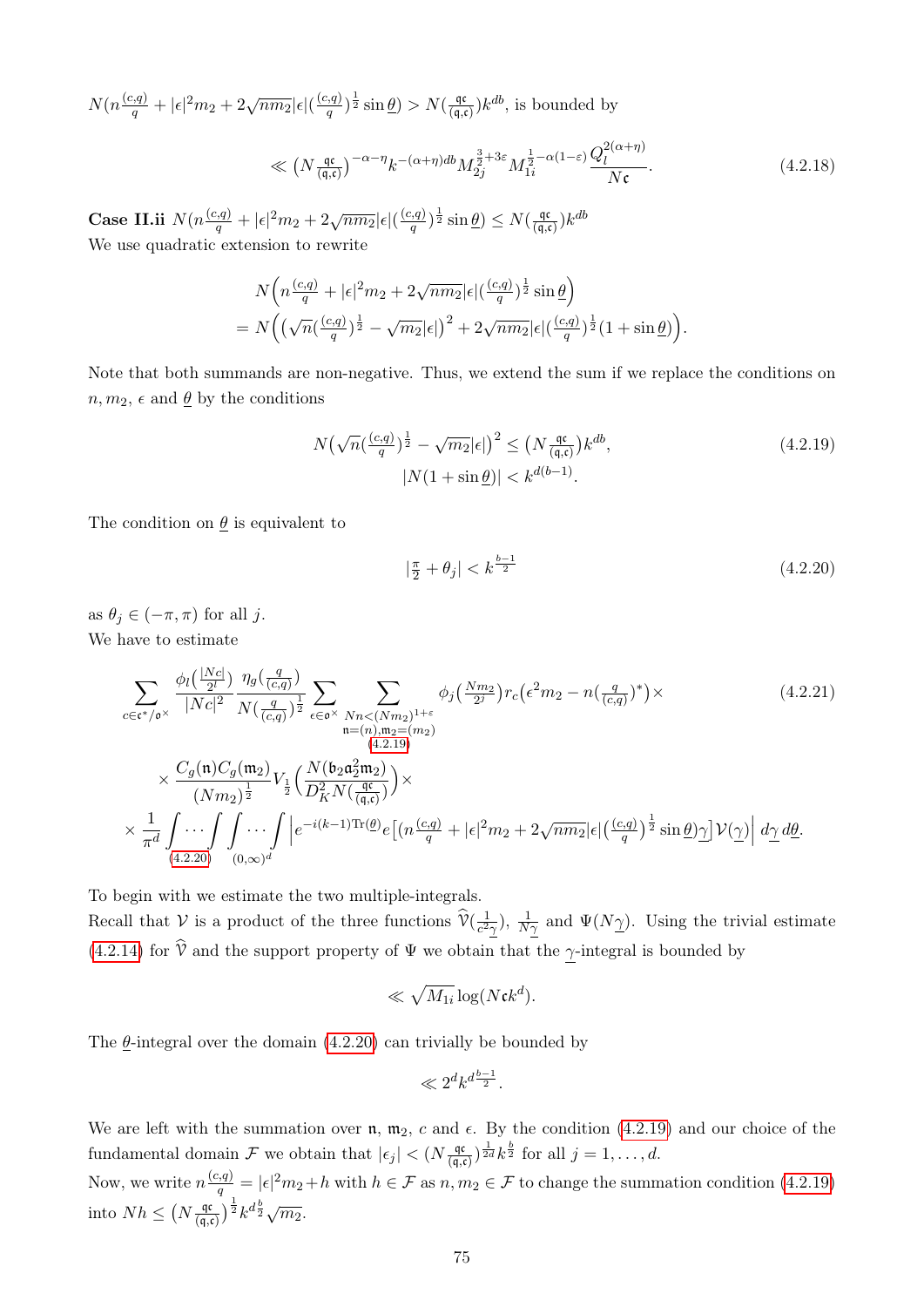$N(n\frac{(c,q)}{q} + |\epsilon|^2 m_2 + 2\sqrt{nm_2}|\epsilon|(\frac{(c,q)}{q})^{\frac{1}{2}}\sin\underline{\theta}) > N(\frac{\mathfrak{q}\mathfrak{c}}{(\mathfrak{q},\mathfrak{c})})k^{db}$, is bounded by

$$\ll \big(N\tfrac{\mathfrak{q}\mathfrak{c}}{(\mathfrak{q},\mathfrak{c})}\big)^{-\alpha-\eta} k^{-(\alpha+\eta)db} M_{2j}^{\frac{3}{2}+3\varepsilon} M_{1i}^{\frac{1}{2}-\alpha(1-\varepsilon)} \frac{Q_l^{2(\alpha+\eta)}}{N\mathfrak{c}}. \tag{4.2.18}$$

**Case II.ii** $N(n\frac{(c,q)}{q} + |\epsilon|^2 m_2 + 2\sqrt{nm_2}|\epsilon|(\frac{(c,q)}{q})^{\frac{1}{2}}\sin\underline{\theta}) \leq N(\frac{\mathfrak{q}\mathfrak{c}}{(\mathfrak{q},\mathfrak{c})})k^{db}$

We use quadratic extension to rewrite

$$\begin{aligned}
&N\Big(n\tfrac{(c,q)}{q} + |\epsilon|^2 m_2 + 2\sqrt{nm_2}|\epsilon|(\tfrac{(c,q)}{q})^{\frac{1}{2}}\sin\underline{\theta}\Big)\\
&= N\Big(\big(\sqrt{n}(\tfrac{(c,q)}{q})^{\frac{1}{2}} - \sqrt{m_2}|\epsilon|\big)^2 + 2\sqrt{nm_2}|\epsilon|(\tfrac{(c,q)}{q})^{\frac{1}{2}}(1+\sin\underline{\theta})\Big).
\end{aligned}$$

Note that both summands are non-negative. Thus, we extend the sum if we replace the conditions on $n, m_2$, $\epsilon$ and $\underline{\theta}$ by the conditions

$$\begin{gathered}
N\big(\sqrt{n}(\tfrac{(c,q)}{q})^{\frac{1}{2}} - \sqrt{m_2}|\epsilon|\big)^2 \leq \big(N\tfrac{\mathfrak{q}\mathfrak{c}}{(\mathfrak{q},\mathfrak{c})}\big)k^{db},\\
|N(1+\sin\underline{\theta})| < k^{d(b-1)}.
\end{gathered} \tag{4.2.19}$$

The condition on $\underline{\theta}$ is equivalent to

$$|\tfrac{\pi}{2} + \theta_j| < k^{\frac{b-1}{2}} \tag{4.2.20}$$

as $\theta_j \in (-\pi, \pi)$ for all $j$.

We have to estimate

$$\begin{aligned}
\sum_{c\in\mathfrak{c}^*/\mathfrak{o}^\times} &\frac{\phi_l\big(\frac{|Nc|}{2^l}\big)}{|Nc|^2}\frac{\eta_g\big(\frac{q}{(c,q)}\big)}{N(\frac{q}{(c,q)})^{\frac{1}{2}}}\sum_{\epsilon\in\mathfrak{o}^\times}\sum_{\substack{Nn<(Nm_2)^{1+\varepsilon}\\ \mathfrak{n}=(n),\mathfrak{m}_2=(m_2)\\ (4.2.19)}}\phi_j\big(\tfrac{Nm_2}{2^j}\big)r_c\big(\epsilon^2 m_2 - n(\tfrac{q}{(c,q)})^*\big)\times\\
&\times\frac{C_g(\mathfrak{n})C_g(\mathfrak{m}_2)}{(Nm_2)^{\frac{1}{2}}}V_{\frac{1}{2}}\Big(\frac{N(\mathfrak{b}_2\mathfrak{a}_2^2\mathfrak{m}_2)}{D_K^2 N(\frac{\mathfrak{q}\mathfrak{c}}{(\mathfrak{q},\mathfrak{c})})}\Big)\times\\
\times\frac{1}{\pi^d}&\underset{(4.2.20)}{\int\cdots\int}\underset{(0,\infty)^d}{\int\cdots\int}\Big|e^{-i(k-1)\mathrm{Tr}(\underline{\theta})}e\big[(n\tfrac{(c,q)}{q} + |\epsilon|^2 m_2 + 2\sqrt{nm_2}|\epsilon|(\tfrac{(c,q)}{q})^{\frac{1}{2}}\sin\underline{\theta})\underline{\gamma}\big]\mathcal{V}(\underline{\gamma})\Big|\,d\underline{\gamma}\,d\underline{\theta}.
\end{aligned} \tag{4.2.21}$$

To begin with we estimate the two multiple-integrals.

Recall that $\mathcal{V}$ is a product of the three functions $\widehat{\mathcal{V}}(\frac{1}{c^2\underline{\gamma}})$, $\frac{1}{N\underline{\gamma}}$ and $\Psi(N\underline{\gamma})$. Using the trivial estimate (4.2.14) for $\widehat{\mathcal{V}}$ and the support property of $\Psi$ we obtain that the $\underline{\gamma}$-integral is bounded by

$$\ll \sqrt{M_{1i}}\log(N\mathfrak{c}k^d).$$

The $\underline{\theta}$-integral over the domain (4.2.20) can trivially be bounded by

$$\ll 2^d k^{d\frac{b-1}{2}}.$$

We are left with the summation over $\mathfrak{n}$, $\mathfrak{m}_2$, $c$ and $\epsilon$. By the condition (4.2.19) and our choice of the fundamental domain $\mathcal{F}$ we obtain that $|\epsilon_j| < (N\frac{\mathfrak{q}\mathfrak{c}}{(\mathfrak{q},\mathfrak{c})})^{\frac{1}{2d}}k^{\frac{b}{2}}$ for all $j = 1,\ldots,d$.

Now, we write $n\frac{(c,q)}{q} = |\epsilon|^2 m_2 + h$ with $h \in \mathcal{F}$ as $n, m_2 \in \mathcal{F}$ to change the summation condition (4.2.19) into $Nh \leq \big(N\frac{\mathfrak{q}\mathfrak{c}}{(\mathfrak{q},\mathfrak{c})}\big)^{\frac{1}{2}}k^{d\frac{b}{2}}\sqrt{m_2}$.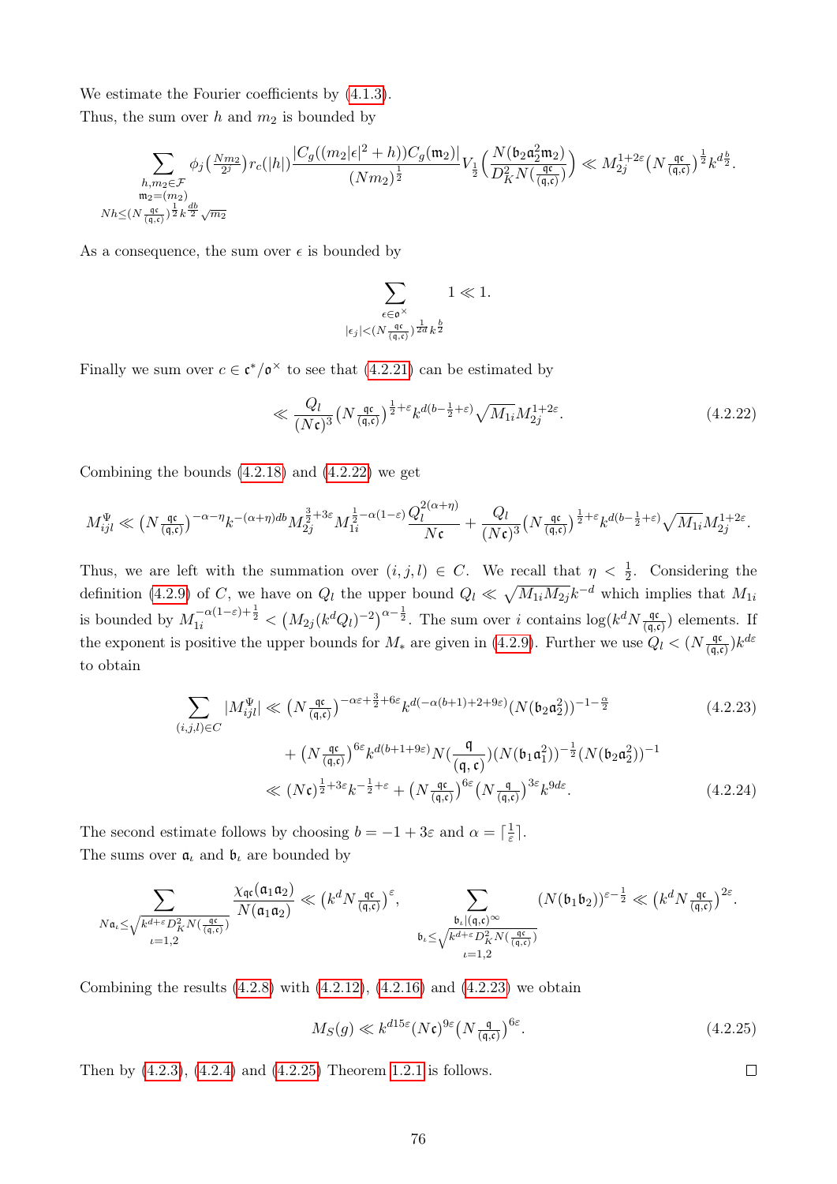We estimate the Fourier coefficients by (4.1.3).

Thus, the sum over $h$ and $m_2$ is bounded by

$$\sum_{\substack{h,m_2\in\mathcal{F}\\ \mathfrak{m}_2=(m_2)\\ Nh\leq (N\frac{\mathfrak{q}\mathfrak{c}}{(\mathfrak{q},\mathfrak{c})})^{\frac{1}{2}}k^{\frac{db}{2}}\sqrt{m_2}}} \phi_j\big(\tfrac{Nm_2}{2^j}\big) r_c(|h|)\frac{|C_g((m_2|\epsilon|^2+h))C_g(\mathfrak{m}_2)|}{(Nm_2)^{\frac{1}{2}}} V_{\frac{1}{2}}\Big(\frac{N(\mathfrak{b}_2\mathfrak{a}_2^2\mathfrak{m}_2)}{D_K^2 N(\frac{\mathfrak{q}\mathfrak{c}}{(\mathfrak{q},\mathfrak{c})})}\Big) \ll M_{2j}^{1+2\varepsilon}\big(N\tfrac{\mathfrak{q}\mathfrak{c}}{(\mathfrak{q},\mathfrak{c})}\big)^{\frac{1}{2}} k^{d\frac{b}{2}}.$$

As a consequence, the sum over $\epsilon$ is bounded by

$$\sum_{\substack{\epsilon\in\mathfrak{o}^\times\\ |\epsilon_j|<(N\frac{\mathfrak{q}\mathfrak{c}}{(\mathfrak{q},\mathfrak{c})})^{\frac{1}{2d}}k^{\frac{b}{2}}}} 1 \ll 1.$$

Finally we sum over $c\in\mathfrak{c}^*/\mathfrak{o}^\times$ to see that (4.2.21) can be estimated by

$$\ll \frac{Q_l}{(N\mathfrak{c})^3}\big(N\tfrac{\mathfrak{q}\mathfrak{c}}{(\mathfrak{q},\mathfrak{c})}\big)^{\frac{1}{2}+\varepsilon} k^{d(b-\frac{1}{2}+\varepsilon)}\sqrt{M_{1i}}M_{2j}^{1+2\varepsilon}. \tag{4.2.22}$$

Combining the bounds (4.2.18) and (4.2.22) we get

$$M_{ijl}^{\Psi} \ll \big(N\tfrac{\mathfrak{q}\mathfrak{c}}{(\mathfrak{q},\mathfrak{c})}\big)^{-\alpha-\eta} k^{-(\alpha+\eta)db} M_{2j}^{\frac{3}{2}+3\varepsilon} M_{1i}^{\frac{1}{2}-\alpha(1-\varepsilon)}\frac{Q_l^{2(\alpha+\eta)}}{N\mathfrak{c}} + \frac{Q_l}{(N\mathfrak{c})^3}\big(N\tfrac{\mathfrak{q}\mathfrak{c}}{(\mathfrak{q},\mathfrak{c})}\big)^{\frac{1}{2}+\varepsilon}k^{d(b-\frac{1}{2}+\varepsilon)}\sqrt{M_{1i}}M_{2j}^{1+2\varepsilon}.$$

Thus, we are left with the summation over $(i,j,l)\in C$. We recall that $\eta<\frac{1}{2}$. Considering the definition (4.2.9) of $C$, we have on $Q_l$ the upper bound $Q_l \ll \sqrt{M_{1i}M_{2j}}k^{-d}$ which implies that $M_{1i}$ is bounded by $M_{1i}^{-\alpha(1-\varepsilon)+\frac{1}{2}} < \big(M_{2j}(k^dQ_l)^{-2}\big)^{\alpha-\frac{1}{2}}$. The sum over $i$ contains $\log(k^dN\frac{\mathfrak{q}\mathfrak{c}}{(\mathfrak{q},\mathfrak{c})})$ elements. If the exponent is positive the upper bounds for $M_*$ are given in (4.2.9). Further we use $Q_l<(N\frac{\mathfrak{q}\mathfrak{c}}{(\mathfrak{q},\mathfrak{c})})k^{d\varepsilon}$ to obtain

$$\begin{aligned}
\sum_{(i,j,l)\in C}|M_{ijl}^{\Psi}| &\ll \big(N\tfrac{\mathfrak{q}\mathfrak{c}}{(\mathfrak{q},\mathfrak{c})}\big)^{-\alpha\varepsilon+\frac{3}{2}+6\varepsilon}k^{d(-\alpha(b+1)+2+9\varepsilon)}(N(\mathfrak{b}_2\mathfrak{a}_2^2))^{-1-\frac{\alpha}{2}} &(4.2.23)\\
&\quad + \big(N\tfrac{\mathfrak{q}\mathfrak{c}}{(\mathfrak{q},\mathfrak{c})}\big)^{6\varepsilon}k^{d(b+1+9\varepsilon)}N(\tfrac{\mathfrak{q}}{(\mathfrak{q},\mathfrak{c})})(N(\mathfrak{b}_1\mathfrak{a}_1^2))^{-\frac{1}{2}}(N(\mathfrak{b}_2\mathfrak{a}_2^2))^{-1}\\
&\ll (N\mathfrak{c})^{\frac{1}{2}+3\varepsilon}k^{-\frac{1}{2}+\varepsilon} + \big(N\tfrac{\mathfrak{q}\mathfrak{c}}{(\mathfrak{q},\mathfrak{c})}\big)^{6\varepsilon}\big(N\tfrac{\mathfrak{q}}{(\mathfrak{q},\mathfrak{c})}\big)^{3\varepsilon}k^{9d\varepsilon}. &(4.2.24)
\end{aligned}$$

The second estimate follows by choosing $b=-1+3\varepsilon$ and $\alpha=\lceil\frac{1}{\varepsilon}\rceil$.

The sums over $\mathfrak{a}_\iota$ and $\mathfrak{b}_\iota$ are bounded by

$$\sum_{\substack{N\mathfrak{a}_\iota\leq\sqrt{k^{d+\varepsilon}D_K^2N(\frac{\mathfrak{q}\mathfrak{c}}{(\mathfrak{q},\mathfrak{c})})}\\ \iota=1,2}} \frac{\chi_{\mathfrak{q}\mathfrak{c}}(\mathfrak{a}_1\mathfrak{a}_2)}{N(\mathfrak{a}_1\mathfrak{a}_2)} \ll \big(k^dN\tfrac{\mathfrak{q}\mathfrak{c}}{(\mathfrak{q},\mathfrak{c})}\big)^{\varepsilon}, \qquad \sum_{\substack{\mathfrak{b}_\iota|(\mathfrak{q},\mathfrak{c})^\infty\\ \mathfrak{b}_\iota\leq\sqrt{k^{d+\varepsilon}D_K^2N(\frac{\mathfrak{q}\mathfrak{c}}{(\mathfrak{q},\mathfrak{c})})}\\ \iota=1,2}} (N(\mathfrak{b}_1\mathfrak{b}_2))^{\varepsilon-\frac{1}{2}} \ll \big(k^dN\tfrac{\mathfrak{q}\mathfrak{c}}{(\mathfrak{q},\mathfrak{c})}\big)^{2\varepsilon}.$$

Combining the results (4.2.8) with (4.2.12), (4.2.16) and (4.2.23) we obtain

$$M_S(g) \ll k^{d15\varepsilon}(N\mathfrak{c})^{9\varepsilon}\big(N\tfrac{\mathfrak{q}}{(\mathfrak{q},\mathfrak{c})}\big)^{6\varepsilon}. \tag{4.2.25}$$

Then by (4.2.3), (4.2.4) and (4.2.25) Theorem 1.2.1 is follows. □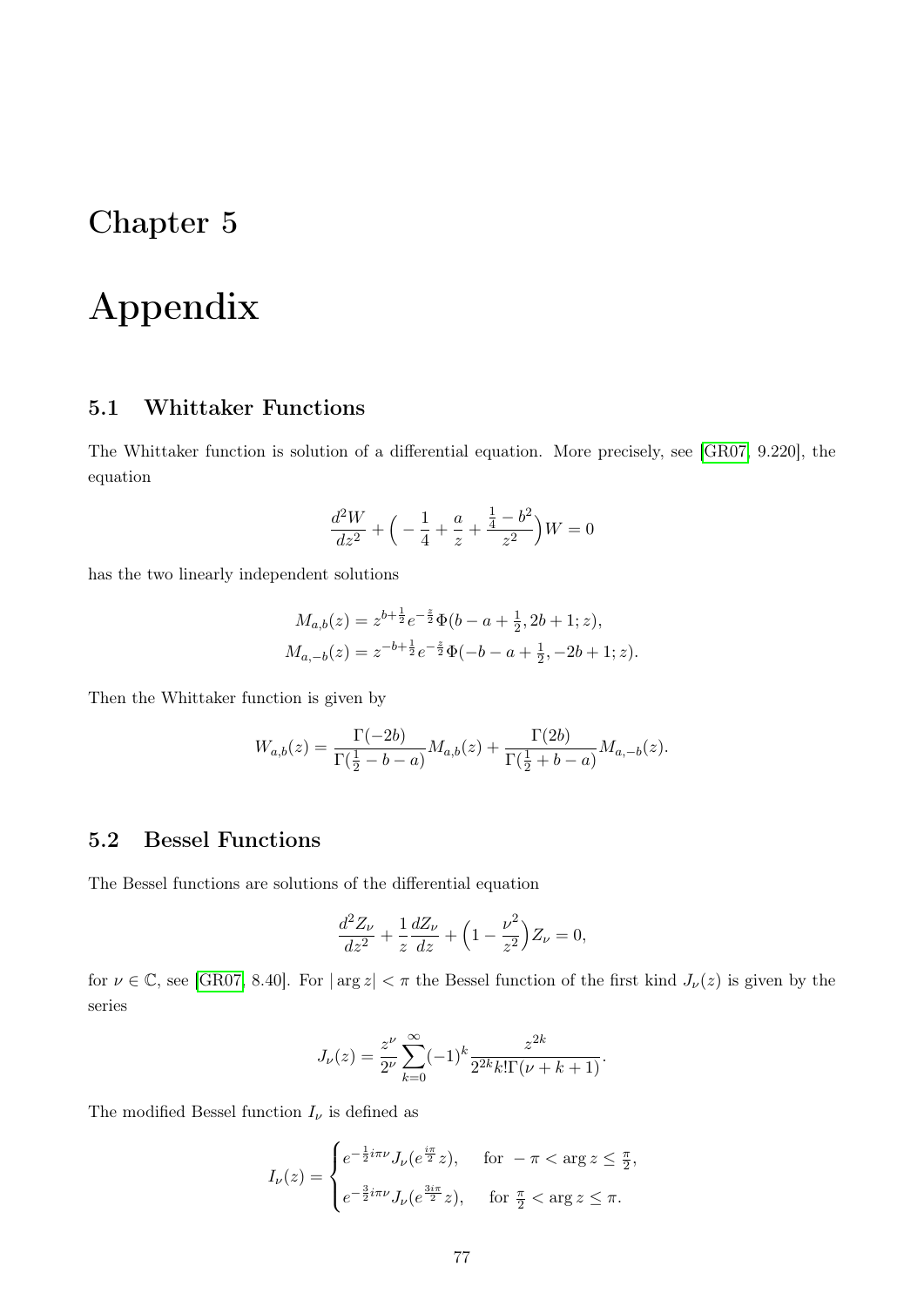# Chapter 5

# Appendix

## 5.1 Whittaker Functions

The Whittaker function is solution of a differential equation. More precisely, see [GR07, 9.220], the equation

$$\frac{d^2W}{dz^2} + \Big( -\frac{1}{4} + \frac{a}{z} + \frac{\frac{1}{4} - b^2}{z^2} \Big) W = 0$$

has the two linearly independent solutions

$$\begin{aligned} M_{a,b}(z) &= z^{b+\frac{1}{2}} e^{-\frac{z}{2}} \Phi(b - a + \tfrac{1}{2}, 2b + 1; z), \\ M_{a,-b}(z) &= z^{-b+\frac{1}{2}} e^{-\frac{z}{2}} \Phi(-b - a + \tfrac{1}{2}, -2b + 1; z). \end{aligned}$$

Then the Whittaker function is given by

$$W_{a,b}(z) = \frac{\Gamma(-2b)}{\Gamma(\frac{1}{2} - b - a)} M_{a,b}(z) + \frac{\Gamma(2b)}{\Gamma(\frac{1}{2} + b - a)} M_{a,-b}(z).$$

## 5.2 Bessel Functions

The Bessel functions are solutions of the differential equation

$$\frac{d^2 Z_\nu}{dz^2} + \frac{1}{z}\frac{dZ_\nu}{dz} + \Big(1 - \frac{\nu^2}{z^2}\Big) Z_\nu = 0,$$

for $\nu \in \mathbb{C}$, see [GR07, 8.40]. For $|\arg z| < \pi$ the Bessel function of the first kind $J_\nu(z)$ is given by the series

$$J_\nu(z) = \frac{z^\nu}{2^\nu} \sum_{k=0}^{\infty} (-1)^k \frac{z^{2k}}{2^{2k} k! \Gamma(\nu + k + 1)}.$$

The modified Bessel function $I_\nu$ is defined as

$$I_\nu(z) = \begin{cases} e^{-\frac{1}{2} i\pi\nu} J_\nu(e^{\frac{i\pi}{2}} z), & \text{for } -\pi < \arg z \le \frac{\pi}{2}, \\ e^{-\frac{3}{2} i\pi\nu} J_\nu(e^{\frac{3i\pi}{2}} z), & \text{for } \frac{\pi}{2} < \arg z \le \pi. \end{cases}$$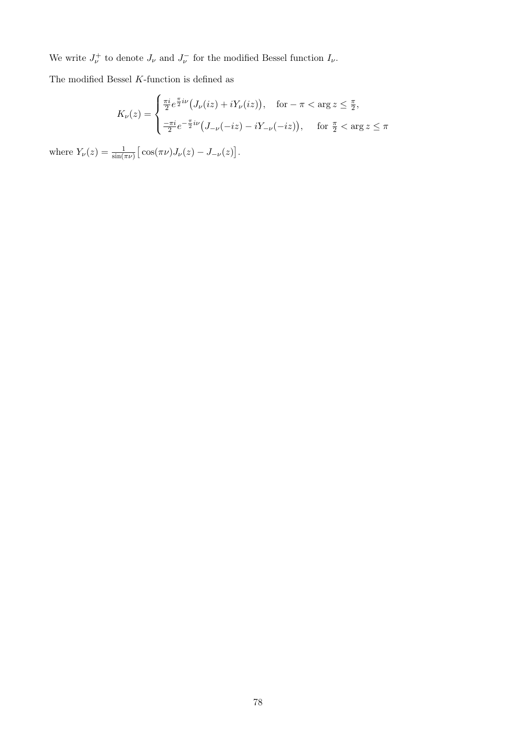We write $J_\nu^+$ to denote $J_\nu$ and $J_\nu^-$ for the modified Bessel function $I_\nu$.

The modified Bessel $K$-function is defined as

$$K_\nu(z) = \begin{cases} \frac{\pi i}{2} e^{\frac{\pi}{2} i\nu} \big( J_\nu(iz) + iY_\nu(iz) \big), & \text{for } -\pi < \arg z \leq \frac{\pi}{2}, \\ \frac{-\pi i}{2} e^{-\frac{\pi}{2} i\nu} \big( J_{-\nu}(-iz) - iY_{-\nu}(-iz) \big), & \text{for } \frac{\pi}{2} < \arg z \leq \pi \end{cases}$$

where $Y_\nu(z) = \frac{1}{\sin(\pi\nu)} \big[ \cos(\pi\nu) J_\nu(z) - J_{-\nu}(z) \big]$.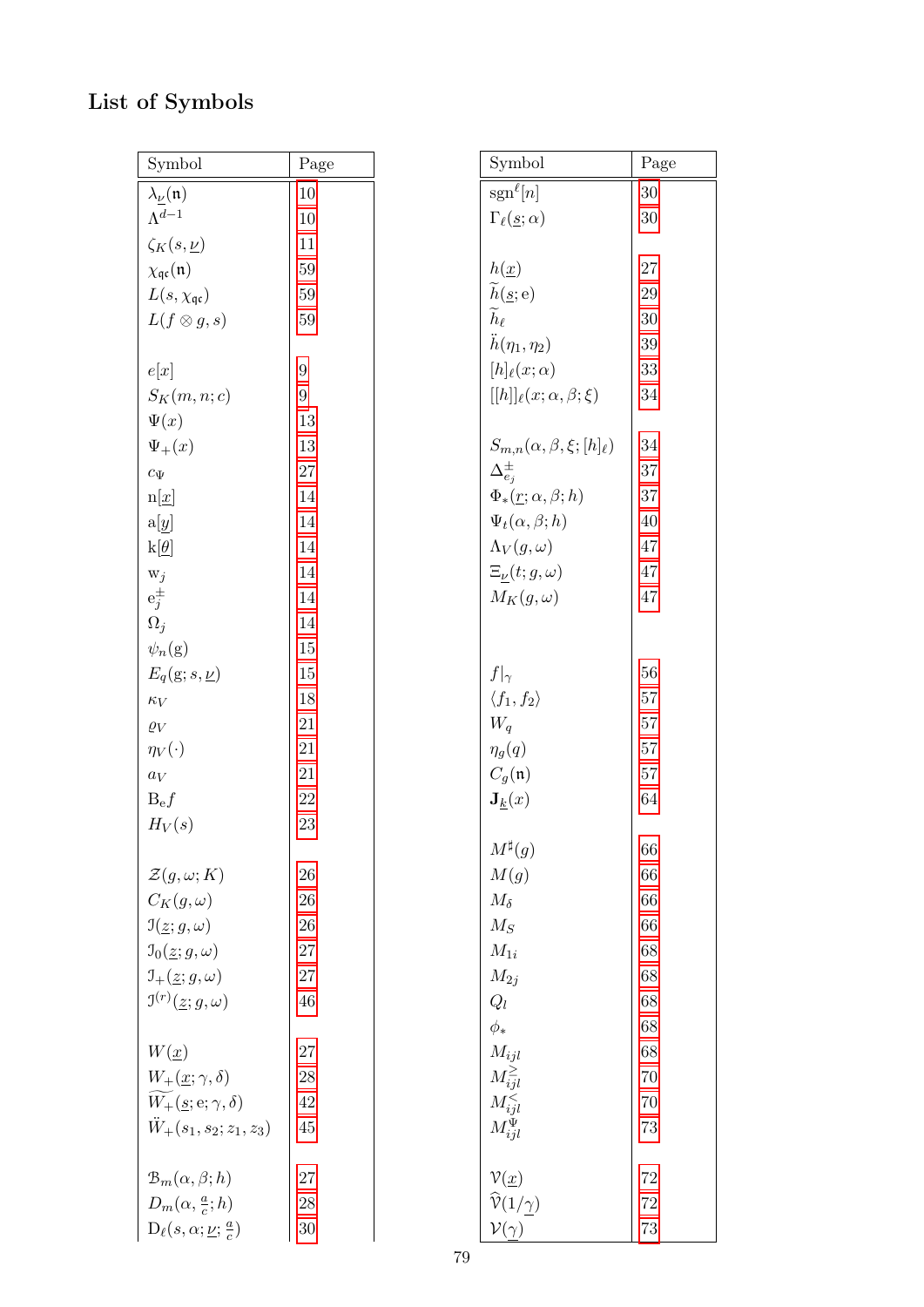## List of Symbols

| Symbol | Page |
|---|---|
| $\lambda_{\underline{\nu}}(\mathfrak{n})$ | 10 |
| $\Lambda^{d-1}$ | 10 |
| $\zeta_K(s, \underline{\nu})$ | 11 |
| $\chi_{\mathfrak{qc}}(\mathfrak{n})$ | 59 |
| $L(s, \chi_{\mathfrak{qc}})$ | 59 |
| $L(f \otimes g, s)$ | 59 |
| | |
| $e[x]$ | 9 |
| $S_K(m, n; c)$ | 9 |
| $\Psi(x)$ | 13 |
| $\Psi_+(x)$ | 13 |
| $c_\Psi$ | 27 |
| $\mathrm{n}[\underline{x}]$ | 14 |
| $\mathrm{a}[\underline{y}]$ | 14 |
| $\mathrm{k}[\underline{\theta}]$ | 14 |
| $\mathrm{w}_j$ | 14 |
| $\mathrm{e}_j^{\pm}$ | 14 |
| $\Omega_j$ | 14 |
| $\psi_n(\mathrm{g})$ | 15 |
| $E_q(\mathrm{g}; s, \underline{\nu})$ | 15 |
| $\kappa_V$ | 18 |
| $\varrho_V$ | 21 |
| $\eta_V(\cdot)$ | 21 |
| $a_V$ | 21 |
| $\mathrm{B}_e f$ | 22 |
| $H_V(s)$ | 23 |
| | |
| $\mathcal{Z}(g, \omega; K)$ | 26 |
| $C_K(g, \omega)$ | 26 |
| $\mathcal{I}(\underline{z}; g, \omega)$ | 26 |
| $\mathcal{I}_0(\underline{z}; g, \omega)$ | 27 |
| $\mathcal{I}_+(\underline{z}; g, \omega)$ | 27 |
| $\mathcal{I}^{(r)}(\underline{z}; g, \omega)$ | 46 |
| | |
| $W(\underline{x})$ | 27 |
| $W_+(\underline{x}; \gamma, \delta)$ | 28 |
| $\widetilde{W_+}(\underline{s}; \mathrm{e}; \gamma, \delta)$ | 42 |
| $\ddot{W}_+(s_1, s_2; z_1, z_3)$ | 45 |
| | |
| $\mathcal{B}_m(\alpha, \beta; h)$ | 27 |
| $D_m(\alpha, \frac{a}{c}; h)$ | 28 |
| $\mathrm{D}_\ell(s, \alpha; \underline{\nu}; \frac{a}{c})$ | 30 |
| $\mathrm{sgn}^\ell[n]$ | 30 |
| $\Gamma_\ell(\underline{s}; \alpha)$ | 30 |
| | |
| $h(\underline{x})$ | 27 |
| $\widetilde{h}(\underline{s}; \mathrm{e})$ | 29 |
| $\widetilde{h}_\ell$ | 30 |
| $\ddot{h}(\eta_1, \eta_2)$ | 39 |
| $[h]_\ell(x; \alpha)$ | 33 |
| $[[h]]_\ell(x; \alpha, \beta; \xi)$ | 34 |
| | |
| $S_{m,n}(\alpha, \beta, \xi; [h]_\ell)$ | 34 |
| $\Delta_{e_j}^{\pm}$ | 37 |
| $\Phi_*(\underline{r}; \alpha, \beta; h)$ | 37 |
| $\Psi_t(\alpha, \beta; h)$ | 40 |
| $\Lambda_V(g, \omega)$ | 47 |
| $\Xi_{\underline{\nu}}(t; g, \omega)$ | 47 |
| $M_K(g, \omega)$ | 47 |
| | |
| $f\vert_\gamma$ | 56 |
| $\langle f_1, f_2 \rangle$ | 57 |
| $W_q$ | 57 |
| $\eta_g(q)$ | 57 |
| $C_g(\mathfrak{n})$ | 57 |
| $\mathbf{J}_{\underline{k}}(x)$ | 64 |
| | |
| $M^\sharp(g)$ | 66 |
| $M(g)$ | 66 |
| $M_\delta$ | 66 |
| $M_S$ | 66 |
| $M_{1i}$ | 68 |
| $M_{2j}$ | 68 |
| $Q_l$ | 68 |
| $\phi_*$ | 68 |
| $M_{ijl}$ | 68 |
| $M_{ijl}^{\geq}$ | 70 |
| $M_{ijl}^{<}$ | 70 |
| $M_{ijl}^{\Psi}$ | 73 |
| | |
| $\mathcal{V}(\underline{x})$ | 72 |
| $\widehat{\mathcal{V}}(1/\underline{\gamma})$ | 72 |
| $\mathcal{V}(\underline{\gamma})$ | 73 |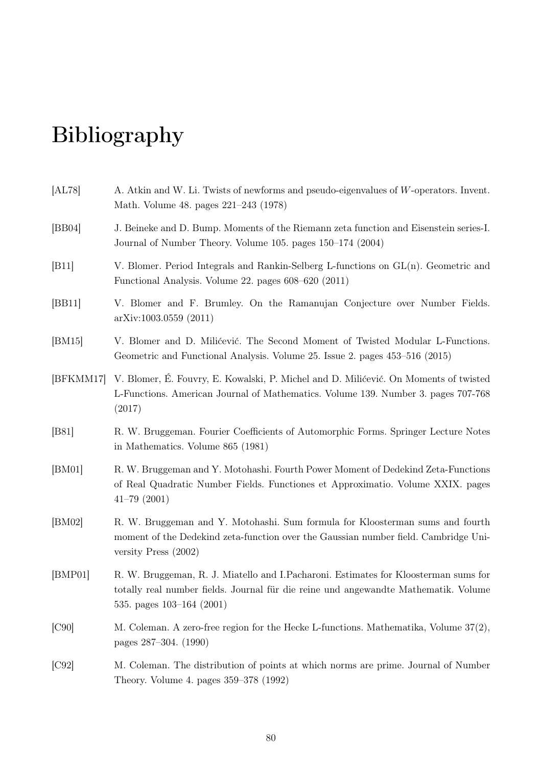# Bibliography

[AL78] A. Atkin and W. Li. Twists of newforms and pseudo-eigenvalues of $W$-operators. Invent. Math. Volume 48. pages 221–243 (1978)

[BB04] J. Beineke and D. Bump. Moments of the Riemann zeta function and Eisenstein series-I. Journal of Number Theory. Volume 105. pages 150–174 (2004)

[B11] V. Blomer. Period Integrals and Rankin-Selberg L-functions on GL(n). Geometric and Functional Analysis. Volume 22. pages 608–620 (2011)

[BB11] V. Blomer and F. Brumley. On the Ramanujan Conjecture over Number Fields. arXiv:1003.0559 (2011)

[BM15] V. Blomer and D. Milićević. The Second Moment of Twisted Modular L-Functions. Geometric and Functional Analysis. Volume 25. Issue 2. pages 453–516 (2015)

[BFKMM17] V. Blomer, É. Fouvry, E. Kowalski, P. Michel and D. Milićević. On Moments of twisted L-Functions. American Journal of Mathematics. Volume 139. Number 3. pages 707-768 (2017)

[B81] R. W. Bruggeman. Fourier Coefficients of Automorphic Forms. Springer Lecture Notes in Mathematics. Volume 865 (1981)

[BM01] R. W. Bruggeman and Y. Motohashi. Fourth Power Moment of Dedekind Zeta-Functions of Real Quadratic Number Fields. Functiones et Approximatio. Volume XXIX. pages 41–79 (2001)

[BM02] R. W. Bruggeman and Y. Motohashi. Sum formula for Kloosterman sums and fourth moment of the Dedekind zeta-function over the Gaussian number field. Cambridge University Press (2002)

[BMP01] R. W. Bruggeman, R. J. Miatello and I.Pacharoni. Estimates for Kloosterman sums for totally real number fields. Journal für die reine und angewandte Mathematik. Volume 535. pages 103–164 (2001)

[C90] M. Coleman. A zero-free region for the Hecke L-functions. Mathematika, Volume 37(2), pages 287–304. (1990)

[C92] M. Coleman. The distribution of points at which norms are prime. Journal of Number Theory. Volume 4. pages 359–378 (1992)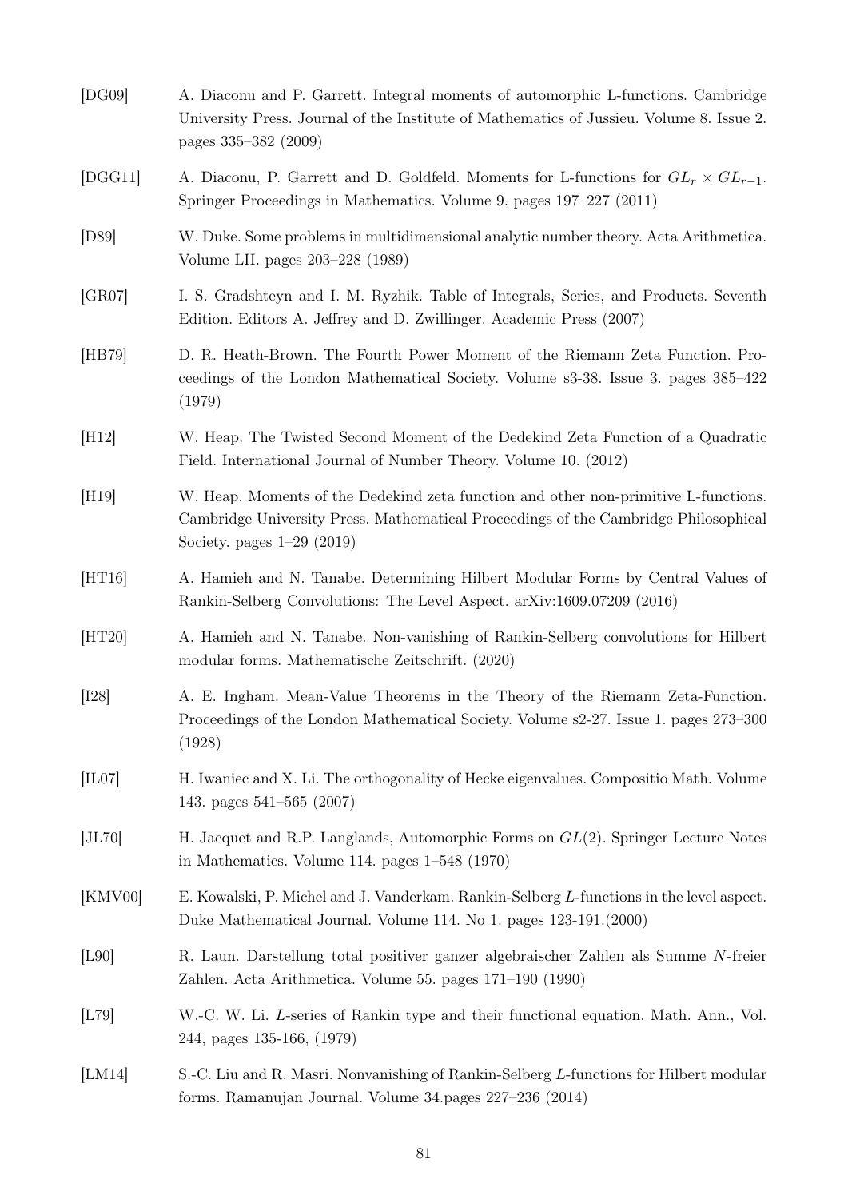[DG09] A. Diaconu and P. Garrett. Integral moments of automorphic L-functions. Cambridge University Press. Journal of the Institute of Mathematics of Jussieu. Volume 8. Issue 2. pages 335–382 (2009)

[DGG11] A. Diaconu, P. Garrett and D. Goldfeld. Moments for L-functions for $GL_r \times GL_{r-1}$. Springer Proceedings in Mathematics. Volume 9. pages 197–227 (2011)

[D89] W. Duke. Some problems in multidimensional analytic number theory. Acta Arithmetica. Volume LII. pages 203–228 (1989)

[GR07] I. S. Gradshteyn and I. M. Ryzhik. Table of Integrals, Series, and Products. Seventh Edition. Editors A. Jeffrey and D. Zwillinger. Academic Press (2007)

[HB79] D. R. Heath-Brown. The Fourth Power Moment of the Riemann Zeta Function. Proceedings of the London Mathematical Society. Volume s3-38. Issue 3. pages 385–422 (1979)

[H12] W. Heap. The Twisted Second Moment of the Dedekind Zeta Function of a Quadratic Field. International Journal of Number Theory. Volume 10. (2012)

[H19] W. Heap. Moments of the Dedekind zeta function and other non-primitive L-functions. Cambridge University Press. Mathematical Proceedings of the Cambridge Philosophical Society. pages 1–29 (2019)

[HT16] A. Hamieh and N. Tanabe. Determining Hilbert Modular Forms by Central Values of Rankin-Selberg Convolutions: The Level Aspect. arXiv:1609.07209 (2016)

[HT20] A. Hamieh and N. Tanabe. Non-vanishing of Rankin-Selberg convolutions for Hilbert modular forms. Mathematische Zeitschrift. (2020)

[I28] A. E. Ingham. Mean-Value Theorems in the Theory of the Riemann Zeta-Function. Proceedings of the London Mathematical Society. Volume s2-27. Issue 1. pages 273–300 (1928)

[IL07] H. Iwaniec and X. Li. The orthogonality of Hecke eigenvalues. Compositio Math. Volume 143. pages 541–565 (2007)

[JL70] H. Jacquet and R.P. Langlands, Automorphic Forms on $GL(2)$. Springer Lecture Notes in Mathematics. Volume 114. pages 1–548 (1970)

[KMV00] E. Kowalski, P. Michel and J. Vanderkam. Rankin-Selberg $L$-functions in the level aspect. Duke Mathematical Journal. Volume 114. No 1. pages 123-191.(2000)

[L90] R. Laun. Darstellung total positiver ganzer algebraischer Zahlen als Summe $N$-freier Zahlen. Acta Arithmetica. Volume 55. pages 171–190 (1990)

[L79] W.-C. W. Li. $L$-series of Rankin type and their functional equation. Math. Ann., Vol. 244, pages 135-166, (1979)

[LM14] S.-C. Liu and R. Masri. Nonvanishing of Rankin-Selberg $L$-functions for Hilbert modular forms. Ramanujan Journal. Volume 34.pages 227–236 (2014)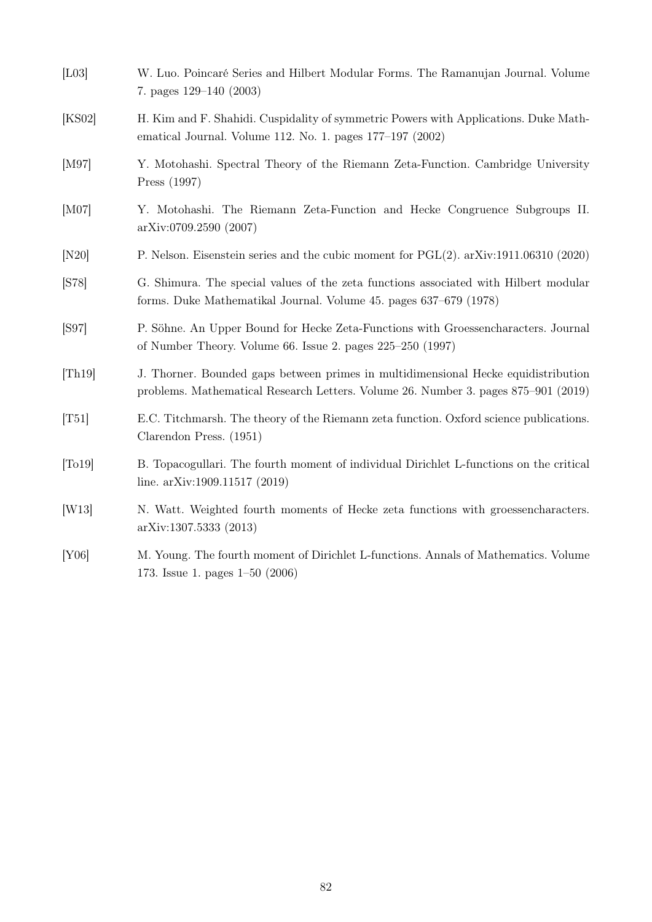[L03] W. Luo. Poincaré Series and Hilbert Modular Forms. The Ramanujan Journal. Volume 7. pages 129–140 (2003)

[KS02] H. Kim and F. Shahidi. Cuspidality of symmetric Powers with Applications. Duke Mathematical Journal. Volume 112. No. 1. pages 177–197 (2002)

[M97] Y. Motohashi. Spectral Theory of the Riemann Zeta-Function. Cambridge University Press (1997)

[M07] Y. Motohashi. The Riemann Zeta-Function and Hecke Congruence Subgroups II. arXiv:0709.2590 (2007)

[N20] P. Nelson. Eisenstein series and the cubic moment for PGL(2). arXiv:1911.06310 (2020)

[S78] G. Shimura. The special values of the zeta functions associated with Hilbert modular forms. Duke Mathematikal Journal. Volume 45. pages 637–679 (1978)

[S97] P. Söhne. An Upper Bound for Hecke Zeta-Functions with Groessencharacters. Journal of Number Theory. Volume 66. Issue 2. pages 225–250 (1997)

[Th19] J. Thorner. Bounded gaps between primes in multidimensional Hecke equidistribution problems. Mathematical Research Letters. Volume 26. Number 3. pages 875–901 (2019)

[T51] E.C. Titchmarsh. The theory of the Riemann zeta function. Oxford science publications. Clarendon Press. (1951)

[To19] B. Topacogullari. The fourth moment of individual Dirichlet L-functions on the critical line. arXiv:1909.11517 (2019)

[W13] N. Watt. Weighted fourth moments of Hecke zeta functions with groessencharacters. arXiv:1307.5333 (2013)

[Y06] M. Young. The fourth moment of Dirichlet L-functions. Annals of Mathematics. Volume 173. Issue 1. pages 1–50 (2006)